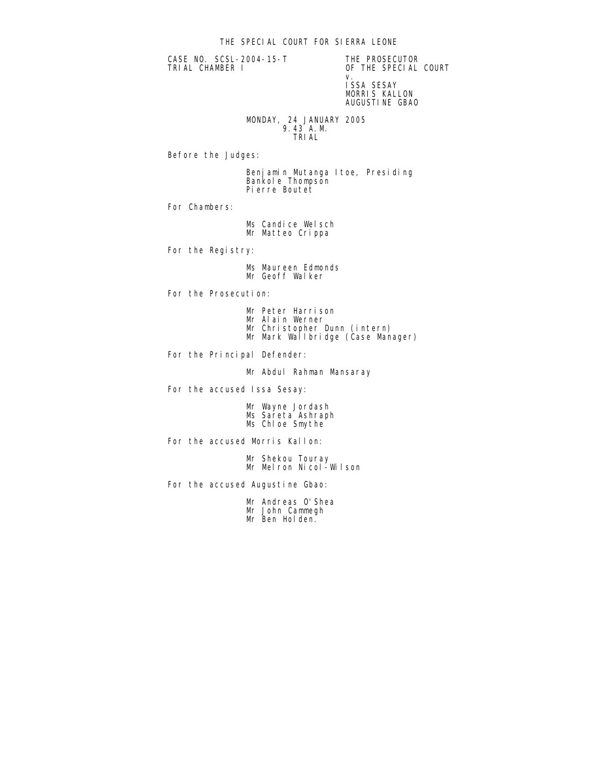# THE SPECIAL COURT FOR SIERRA LEONE

CASE NO. SCSL-2004-15-T
TRIAL CHAMBER I

THE PROSECUTOR
OF THE SPECIAL COURT
v.
ISSA SESAY
MORRIS KALLON
AUGUSTINE GBAO

MONDAY, 24 JANUARY 2005
9.43 A.M.
TRIAL

Before the Judges:

Benjamin Mutanga Itoe, Presiding
Bankole Thompson
Pierre Boutet

For Chambers:

Ms Candice Welsch
Mr Matteo Crippa

For the Registry:

Ms Maureen Edmonds
Mr Geoff Walker

For the Prosecution:

Mr Peter Harrison
Mr Alain Werner
Mr Christopher Dunn (intern)
Mr Mark Wallbridge (Case Manager)

For the Principal Defender:

Mr Abdul Rahman Mansaray

For the accused Issa Sesay:

Mr Wayne Jordash
Ms Sareta Ashraph
Ms Chloe Smythe

For the accused Morris Kallon:

Mr Shekou Touray
Mr Melron Nicol-Wilson

For the accused Augustine Gbao:

Mr Andreas O'Shea
Mr John Cammegh
Mr Ben Holden.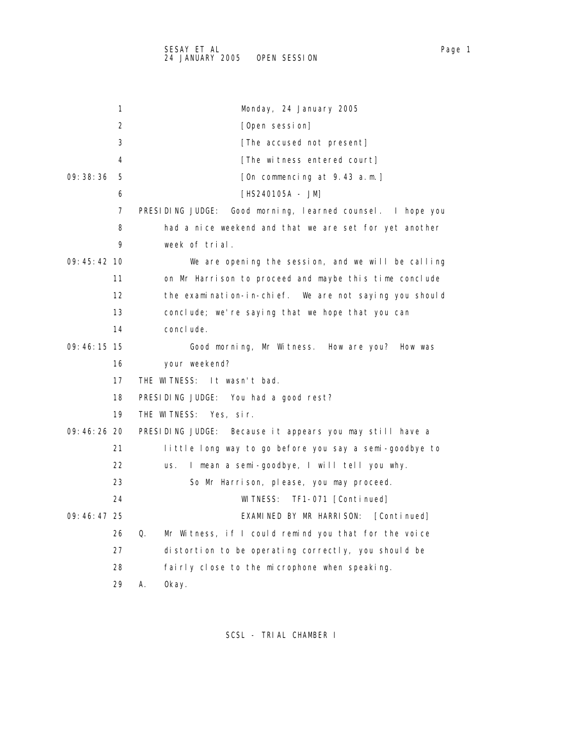Monday, 24 January 2005

[Open session]

[The accused not present]

[The witness entered court]

[On commencing at 9.43 a.m.]

[HS240105A - JM]

PRESIDING JUDGE: Good morning, learned counsel. I hope you had a nice weekend and that we are set for yet another week of trial.

We are opening the session, and we will be calling on Mr Harrison to proceed and maybe this time conclude the examination-in-chief. We are not saying you should conclude; we're saying that we hope that you can conclude.

Good morning, Mr Witness. How are you? How was your weekend?

THE WITNESS: It wasn't bad.

PRESIDING JUDGE: You had a good rest?

THE WITNESS: Yes, sir.

PRESIDING JUDGE: Because it appears you may still have a little long way to go before you say a semi-goodbye to us. I mean a semi-goodbye, I will tell you why.

So Mr Harrison, please, you may proceed.

WITNESS: TF1-071 [Continued]

EXAMINED BY MR HARRISON: [Continued]

Q. Mr Witness, if I could remind you that for the voice distortion to be operating correctly, you should be fairly close to the microphone when speaking.

A. Okay.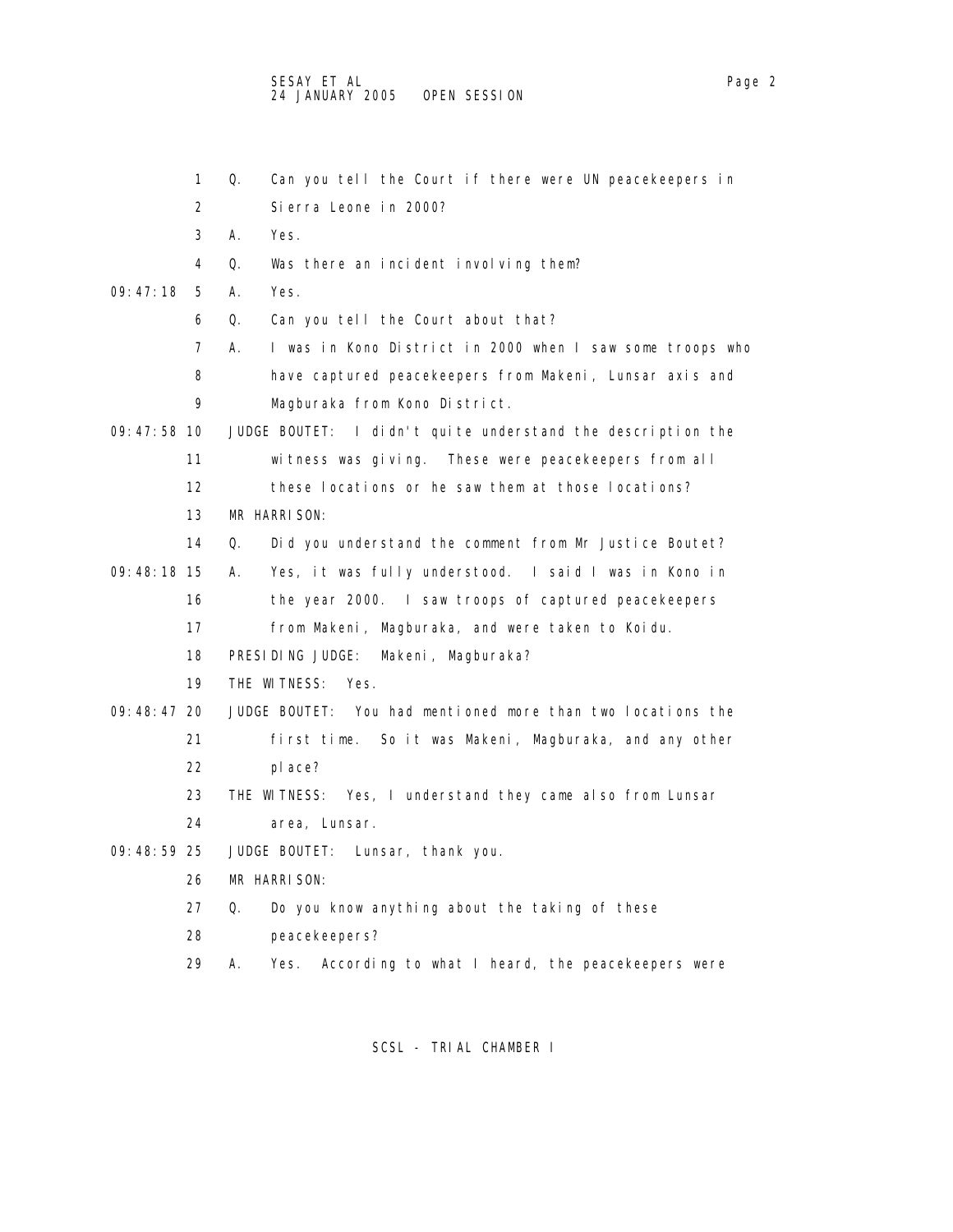Q. Can you tell the Court if there were UN peacekeepers in Sierra Leone in 2000?

A. Yes.

Q. Was there an incident involving them?

A. Yes.

Q. Can you tell the Court about that?

A. I was in Kono District in 2000 when I saw some troops who have captured peacekeepers from Makeni, Lunsar axis and Magburaka from Kono District.

JUDGE BOUTET: I didn't quite understand the description the witness was giving. These were peacekeepers from all these locations or he saw them at those locations?

MR HARRISON:

Q. Did you understand the comment from Mr Justice Boutet?

A. Yes, it was fully understood. I said I was in Kono in the year 2000. I saw troops of captured peacekeepers from Makeni, Magburaka, and were taken to Koidu.

PRESIDING JUDGE: Makeni, Magburaka?

THE WITNESS: Yes.

JUDGE BOUTET: You had mentioned more than two locations the first time. So it was Makeni, Magburaka, and any other place?

THE WITNESS: Yes, I understand they came also from Lunsar area, Lunsar.

JUDGE BOUTET: Lunsar, thank you.

MR HARRISON:

Q. Do you know anything about the taking of these peacekeepers?

A. Yes. According to what I heard, the peacekeepers were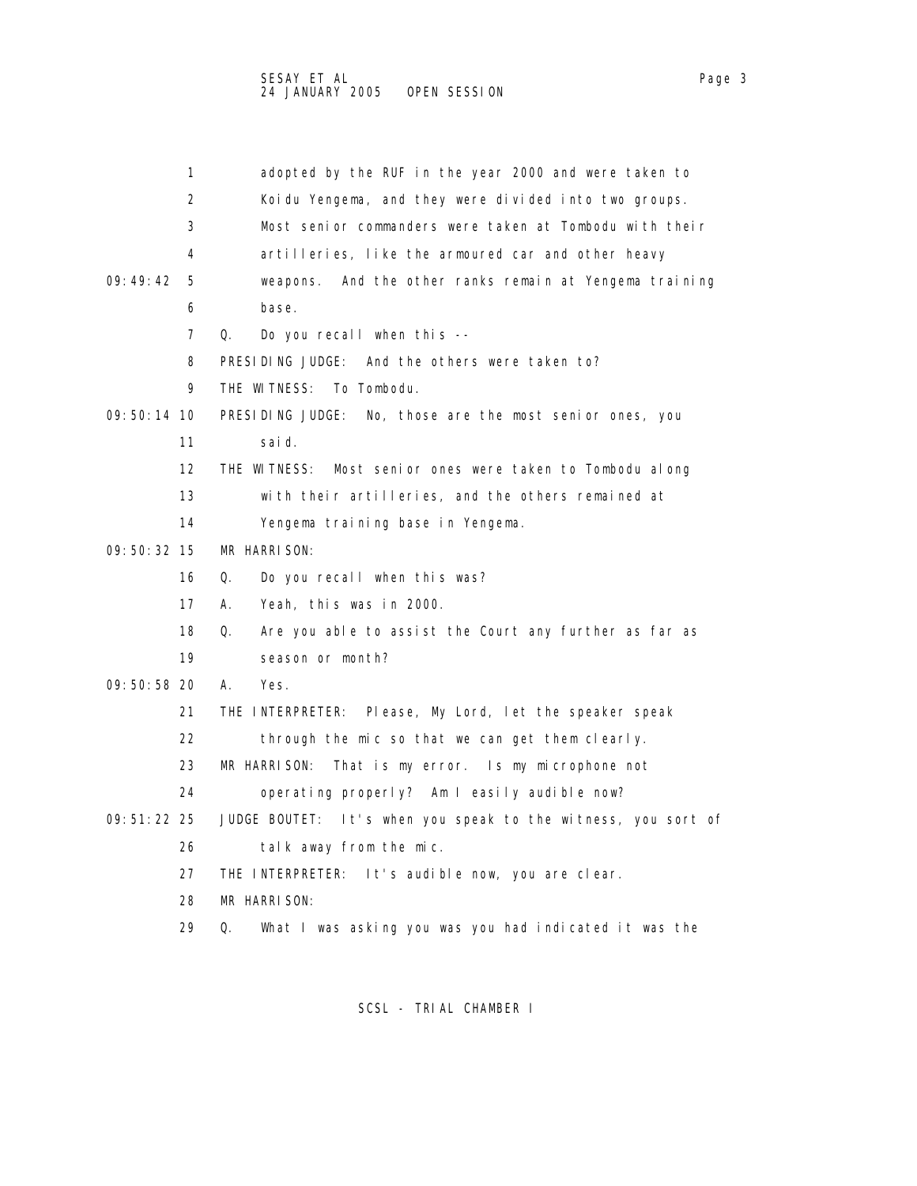1 adopted by the RUF in the year 2000 and were taken to
2 Koidu Yengema, and they were divided into two groups.
3 Most senior commanders were taken at Tombodu with their
4 artilleries, like the armoured car and other heavy
09:49:42 5 weapons. And the other ranks remain at Yengema training
6 base.
7 Q. Do you recall when this --
8 PRESIDING JUDGE: And the others were taken to?
9 THE WITNESS: To Tombodu.
09:50:14 10 PRESIDING JUDGE: No, those are the most senior ones, you
11 said.
12 THE WITNESS: Most senior ones were taken to Tombodu along
13 with their artilleries, and the others remained at
14 Yengema training base in Yengema.
09:50:32 15 MR HARRISON:
16 Q. Do you recall when this was?
17 A. Yeah, this was in 2000.
18 Q. Are you able to assist the Court any further as far as
19 season or month?
09:50:58 20 A. Yes.
21 THE INTERPRETER: Please, My Lord, let the speaker speak
22 through the mic so that we can get them clearly.
23 MR HARRISON: That is my error. Is my microphone not
24 operating properly? Am I easily audible now?
09:51:22 25 JUDGE BOUTET: It's when you speak to the witness, you sort of
26 talk away from the mic.
27 THE INTERPRETER: It's audible now, you are clear.
28 MR HARRISON:
29 Q. What I was asking you was you had indicated it was the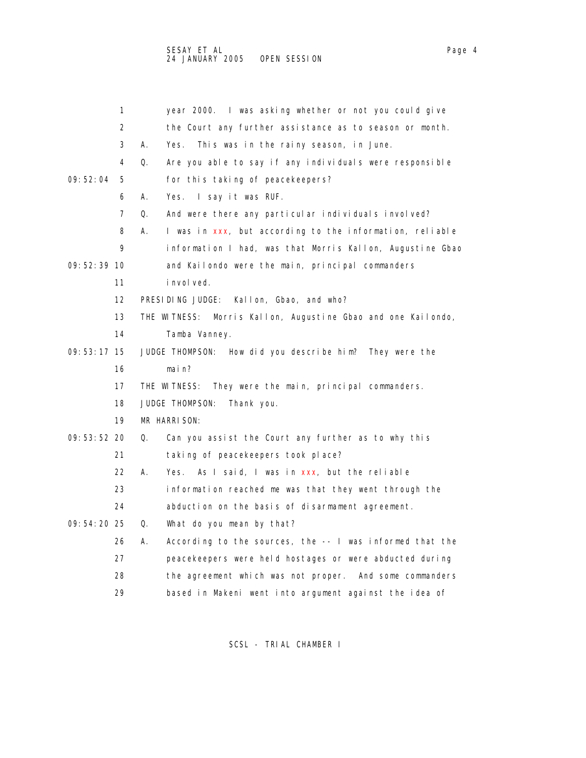year 2000. I was asking whether or not you could give the Court any further assistance as to season or month.

A. Yes. This was in the rainy season, in June.

Q. Are you able to say if any individuals were responsible for this taking of peacekeepers?

A. Yes. I say it was RUF.

Q. And were there any particular individuals involved?

A. I was in xxx, but according to the information, reliable information I had, was that Morris Kallon, Augustine Gbao and Kailondo were the main, principal commanders involved.

PRESIDING JUDGE: Kallon, Gbao, and who?

THE WITNESS: Morris Kallon, Augustine Gbao and one Kailondo, Tamba Vanney.

JUDGE THOMPSON: How did you describe him? They were the main?

THE WITNESS: They were the main, principal commanders.

JUDGE THOMPSON: Thank you.

MR HARRISON:

Q. Can you assist the Court any further as to why this taking of peacekeepers took place?

A. Yes. As I said, I was in xxx, but the reliable information reached me was that they went through the abduction on the basis of disarmament agreement.

Q. What do you mean by that?

A. According to the sources, the -- I was informed that the peacekeepers were held hostages or were abducted during the agreement which was not proper. And some commanders based in Makeni went into argument against the idea of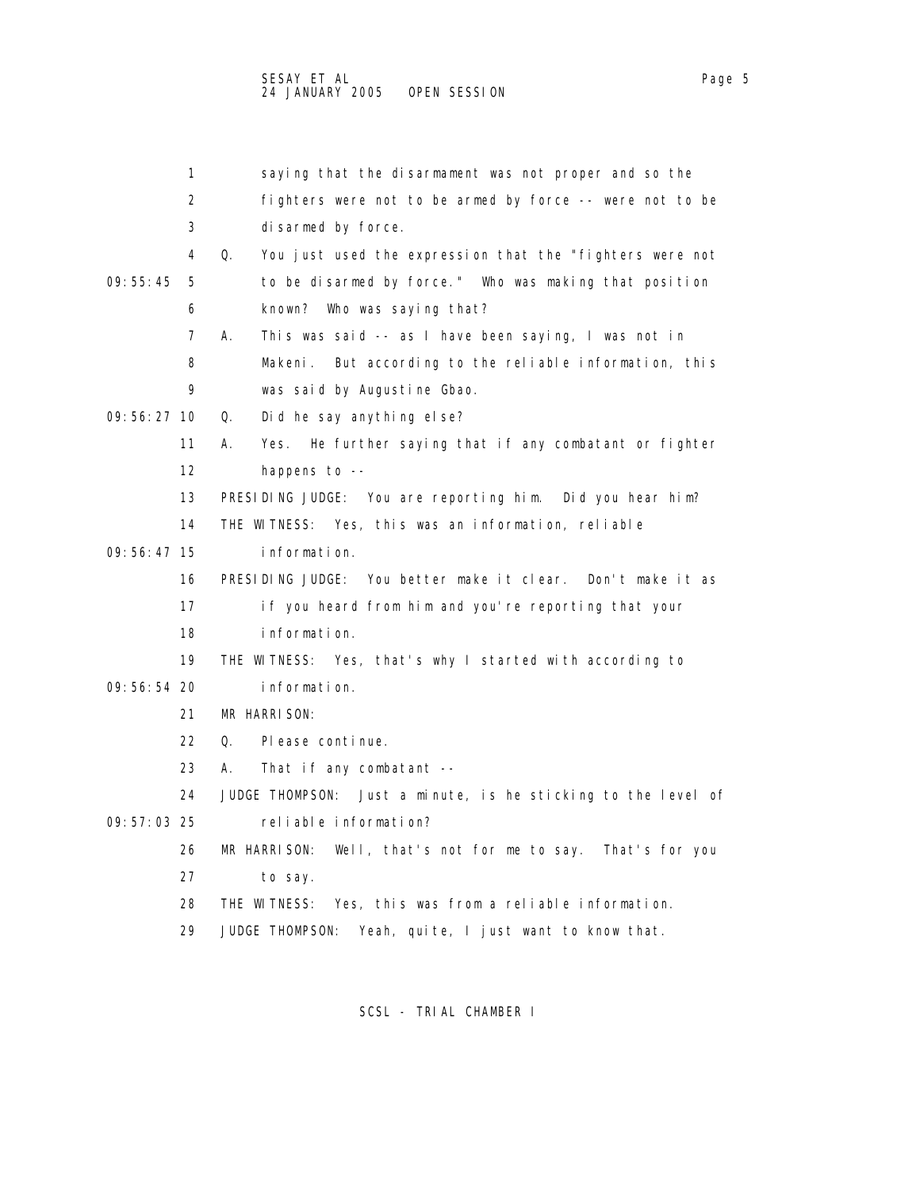saying that the disarmament was not proper and so the fighters were not to be armed by force -- were not to be disarmed by force.

Q. You just used the expression that the "fighters were not to be disarmed by force." Who was making that position known? Who was saying that?

A. This was said -- as I have been saying, I was not in Makeni. But according to the reliable information, this was said by Augustine Gbao.

Q. Did he say anything else?

A. Yes. He further saying that if any combatant or fighter happens to --

PRESIDING JUDGE: You are reporting him. Did you hear him?

THE WITNESS: Yes, this was an information, reliable information.

PRESIDING JUDGE: You better make it clear. Don't make it as if you heard from him and you're reporting that your information.

THE WITNESS: Yes, that's why I started with according to information.

MR HARRISON:

Q. Please continue.

A. That if any combatant --

JUDGE THOMPSON: Just a minute, is he sticking to the level of reliable information?

MR HARRISON: Well, that's not for me to say. That's for you to say.

THE WITNESS: Yes, this was from a reliable information.

JUDGE THOMPSON: Yeah, quite, I just want to know that.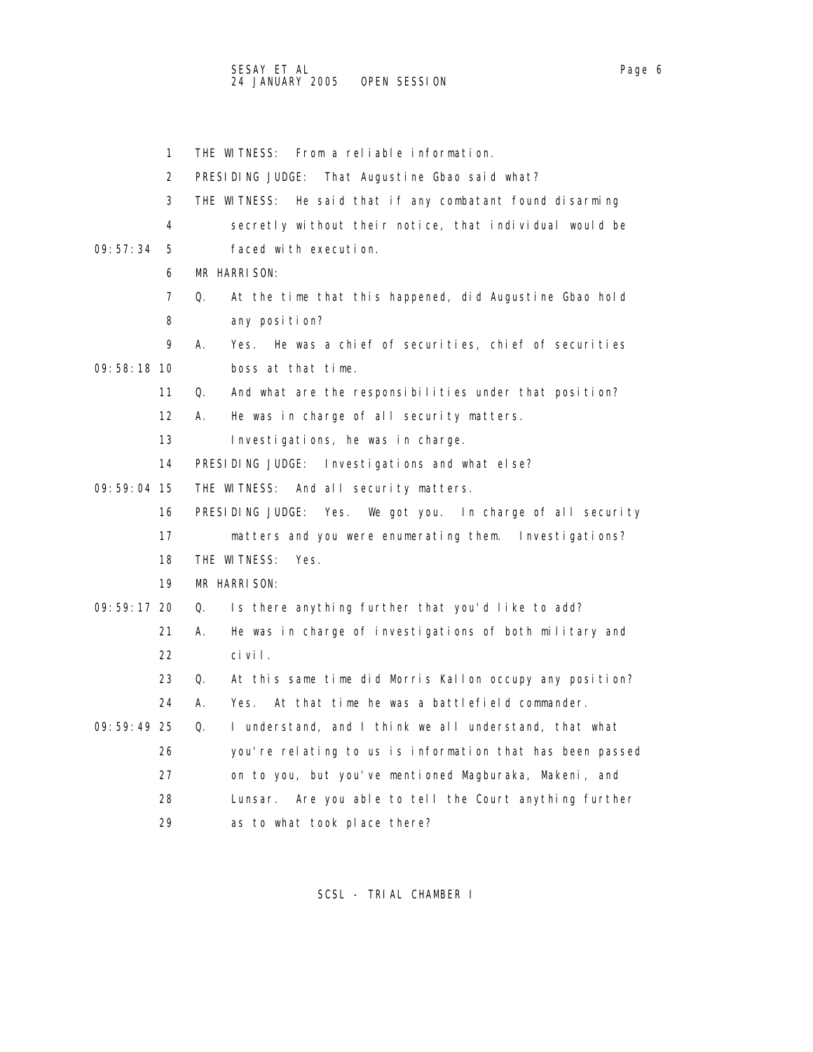THE WITNESS: From a reliable information.

PRESIDING JUDGE: That Augustine Gbao said what?

THE WITNESS: He said that if any combatant found disarming secretly without their notice, that individual would be faced with execution.

MR HARRISON:

Q. At the time that this happened, did Augustine Gbao hold any position?

A. Yes. He was a chief of securities, chief of securities boss at that time.

Q. And what are the responsibilities under that position?

A. He was in charge of all security matters. Investigations, he was in charge.

PRESIDING JUDGE: Investigations and what else?

THE WITNESS: And all security matters.

PRESIDING JUDGE: Yes. We got you. In charge of all security matters and you were enumerating them. Investigations?

THE WITNESS: Yes.

MR HARRISON:

Q. Is there anything further that you'd like to add?

A. He was in charge of investigations of both military and civil.

Q. At this same time did Morris Kallon occupy any position?

A. Yes. At that time he was a battlefield commander.

Q. I understand, and I think we all understand, that what you're relating to us is information that has been passed on to you, but you've mentioned Magburaka, Makeni, and Lunsar. Are you able to tell the Court anything further as to what took place there?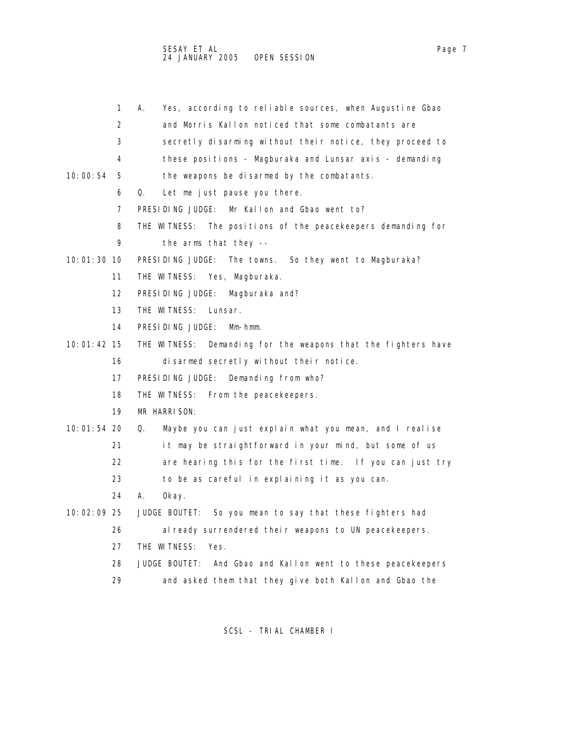1 A. Yes, according to reliable sources, when Augustine Gbao
2 and Morris Kallon noticed that some combatants are
3 secretly disarming without their notice, they proceed to
4 these positions - Magburaka and Lunsar axis - demanding
10:00:54 5 the weapons be disarmed by the combatants.
6 Q. Let me just pause you there.
7 PRESIDING JUDGE: Mr Kallon and Gbao went to?
8 THE WITNESS: The positions of the peacekeepers demanding for
9 the arms that they --
10:01:30 10 PRESIDING JUDGE: The towns. So they went to Magburaka?
11 THE WITNESS: Yes, Magburaka.
12 PRESIDING JUDGE: Magburaka and?
13 THE WITNESS: Lunsar.
14 PRESIDING JUDGE: Mm-hmm.
10:01:42 15 THE WITNESS: Demanding for the weapons that the fighters have
16 disarmed secretly without their notice.
17 PRESIDING JUDGE: Demanding from who?
18 THE WITNESS: From the peacekeepers.
19 MR HARRISON:
10:01:54 20 Q. Maybe you can just explain what you mean, and I realise
21 it may be straightforward in your mind, but some of us
22 are hearing this for the first time. If you can just try
23 to be as careful in explaining it as you can.
24 A. Okay.
10:02:09 25 JUDGE BOUTET: So you mean to say that these fighters had
26 already surrendered their weapons to UN peacekeepers.
27 THE WITNESS: Yes.
28 JUDGE BOUTET: And Gbao and Kallon went to these peacekeepers
29 and asked them that they give both Kallon and Gbao the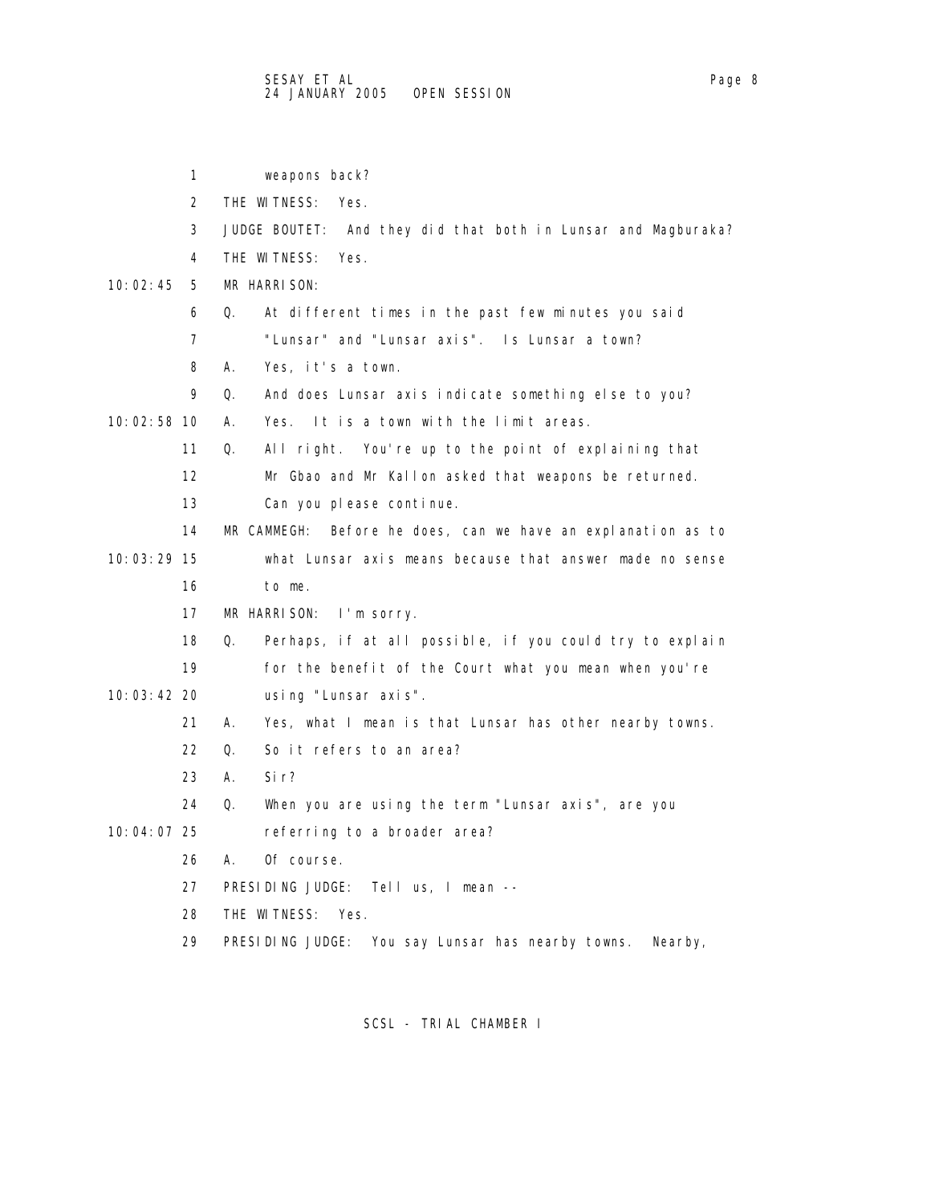1 weapons back?

2 THE WITNESS: Yes.

3 JUDGE BOUTET: And they did that both in Lunsar and Magburaka?

4 THE WITNESS: Yes.

10:02:45 5 MR HARRISON:

6 Q. At different times in the past few minutes you said

7 "Lunsar" and "Lunsar axis". Is Lunsar a town?

8 A. Yes, it's a town.

9 Q. And does Lunsar axis indicate something else to you?

10:02:58 10 A. Yes. It is a town with the limit areas.

11 Q. All right. You're up to the point of explaining that

12 Mr Gbao and Mr Kallon asked that weapons be returned.

13 Can you please continue.

14 MR CAMMEGH: Before he does, can we have an explanation as to

10:03:29 15 what Lunsar axis means because that answer made no sense

16 to me.

17 MR HARRISON: I'm sorry.

18 Q. Perhaps, if at all possible, if you could try to explain

19 for the benefit of the Court what you mean when you're

10:03:42 20 using "Lunsar axis".

21 A. Yes, what I mean is that Lunsar has other nearby towns.

22 Q. So it refers to an area?

23 A. Sir?

24 Q. When you are using the term "Lunsar axis", are you

10:04:07 25 referring to a broader area?

26 A. Of course.

27 PRESIDING JUDGE: Tell us, I mean --

28 THE WITNESS: Yes.

29 PRESIDING JUDGE: You say Lunsar has nearby towns. Nearby,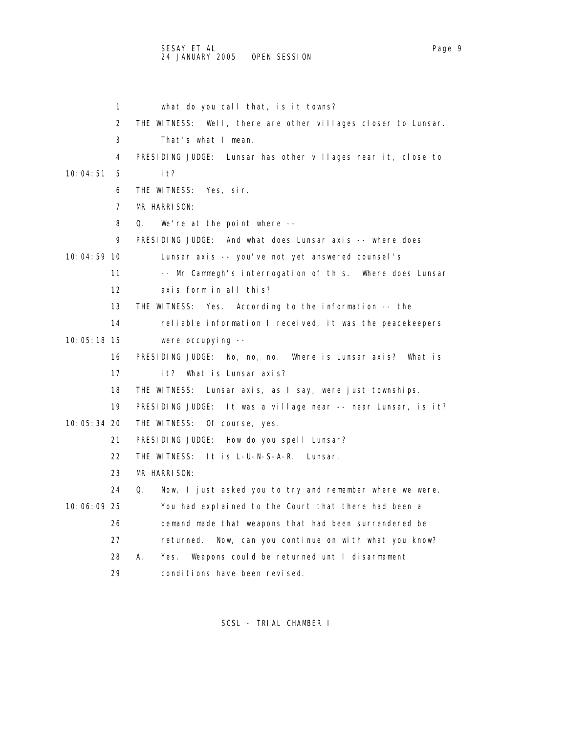what do you call that, is it towns?

THE WITNESS: Well, there are other villages closer to Lunsar. That's what I mean.

PRESIDING JUDGE: Lunsar has other villages near it, close to it?

THE WITNESS: Yes, sir.

MR HARRISON:

Q. We're at the point where --

PRESIDING JUDGE: And what does Lunsar axis -- where does Lunsar axis -- you've not yet answered counsel's -- Mr Cammegh's interrogation of this. Where does Lunsar axis form in all this?

THE WITNESS: Yes. According to the information -- the reliable information I received, it was the peacekeepers were occupying --

PRESIDING JUDGE: No, no, no. Where is Lunsar axis? What is it? What is Lunsar axis?

THE WITNESS: Lunsar axis, as I say, were just townships.

PRESIDING JUDGE: It was a village near -- near Lunsar, is it?

THE WITNESS: Of course, yes.

PRESIDING JUDGE: How do you spell Lunsar?

THE WITNESS: It is L-U-N-S-A-R. Lunsar.

MR HARRISON:

Q. Now, I just asked you to try and remember where we were. You had explained to the Court that there had been a demand made that weapons that had been surrendered be returned. Now, can you continue on with what you know?

A. Yes. Weapons could be returned until disarmament conditions have been revised.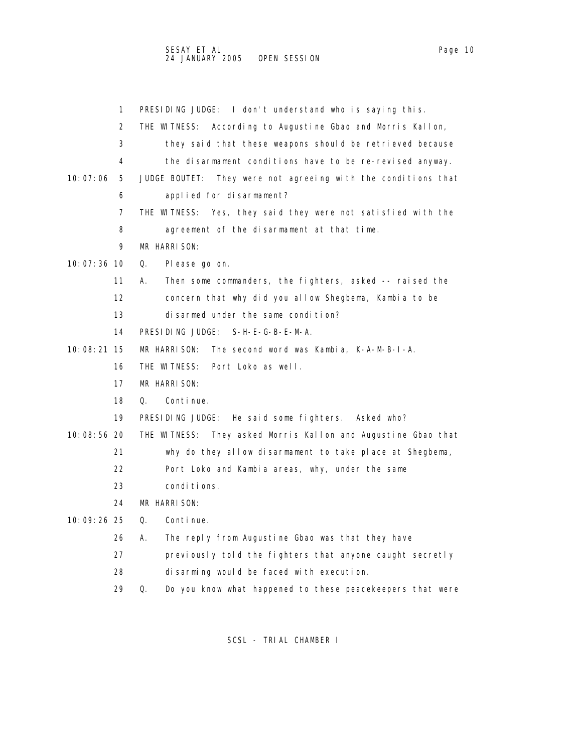1 PRESIDING JUDGE: I don't understand who is saying this.

2 THE WITNESS: According to Augustine Gbao and Morris Kallon,

3 they said that these weapons should be retrieved because

4 the disarmament conditions have to be re-revised anyway.

10:07:06 5 JUDGE BOUTET: They were not agreeing with the conditions that

6 applied for disarmament?

7 THE WITNESS: Yes, they said they were not satisfied with the

8 agreement of the disarmament at that time.

9 MR HARRISON:

10:07:36 10 Q. Please go on.

11 A. Then some commanders, the fighters, asked -- raised the

12 concern that why did you allow Shegbema, Kambia to be

13 disarmed under the same condition?

14 PRESIDING JUDGE: S-H-E-G-B-E-M-A.

10:08:21 15 MR HARRISON: The second word was Kambia, K-A-M-B-I-A.

16 THE WITNESS: Port Loko as well.

17 MR HARRISON:

18 Q. Continue.

19 PRESIDING JUDGE: He said some fighters. Asked who?

10:08:56 20 THE WITNESS: They asked Morris Kallon and Augustine Gbao that

21 why do they allow disarmament to take place at Shegbema,

22 Port Loko and Kambia areas, why, under the same

23 conditions.

24 MR HARRISON:

10:09:26 25 Q. Continue.

26 A. The reply from Augustine Gbao was that they have

27 previously told the fighters that anyone caught secretly

28 disarming would be faced with execution.

29 Q. Do you know what happened to these peacekeepers that were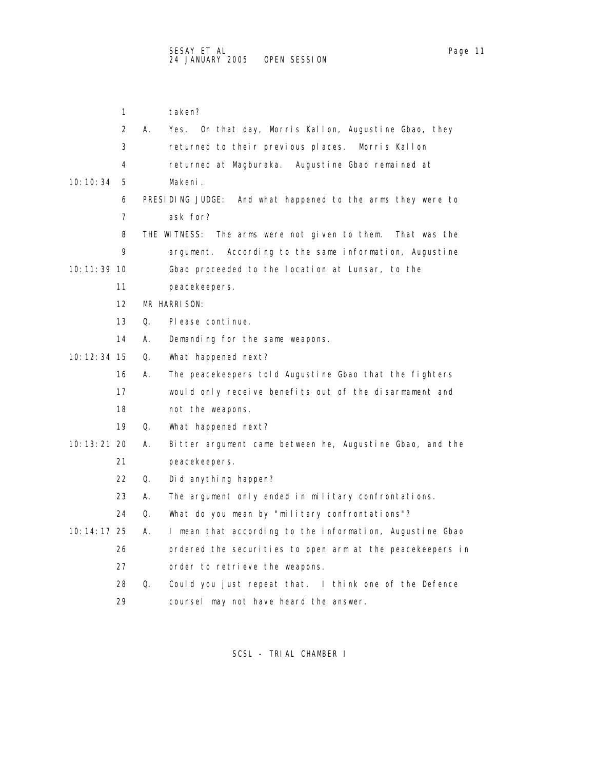taken?

A. Yes. On that day, Morris Kallon, Augustine Gbao, they returned to their previous places. Morris Kallon returned at Magburaka. Augustine Gbao remained at Makeni.

PRESIDING JUDGE: And what happened to the arms they were to ask for?

THE WITNESS: The arms were not given to them. That was the argument. According to the same information, Augustine Gbao proceeded to the location at Lunsar, to the peacekeepers.

MR HARRISON:

Q. Please continue.

A. Demanding for the same weapons.

Q. What happened next?

A. The peacekeepers told Augustine Gbao that the fighters would only receive benefits out of the disarmament and not the weapons.

Q. What happened next?

A. Bitter argument came between he, Augustine Gbao, and the peacekeepers.

Q. Did anything happen?

A. The argument only ended in military confrontations.

Q. What do you mean by "military confrontations"?

A. I mean that according to the information, Augustine Gbao ordered the securities to open arm at the peacekeepers in order to retrieve the weapons.

Q. Could you just repeat that. I think one of the Defence counsel may not have heard the answer.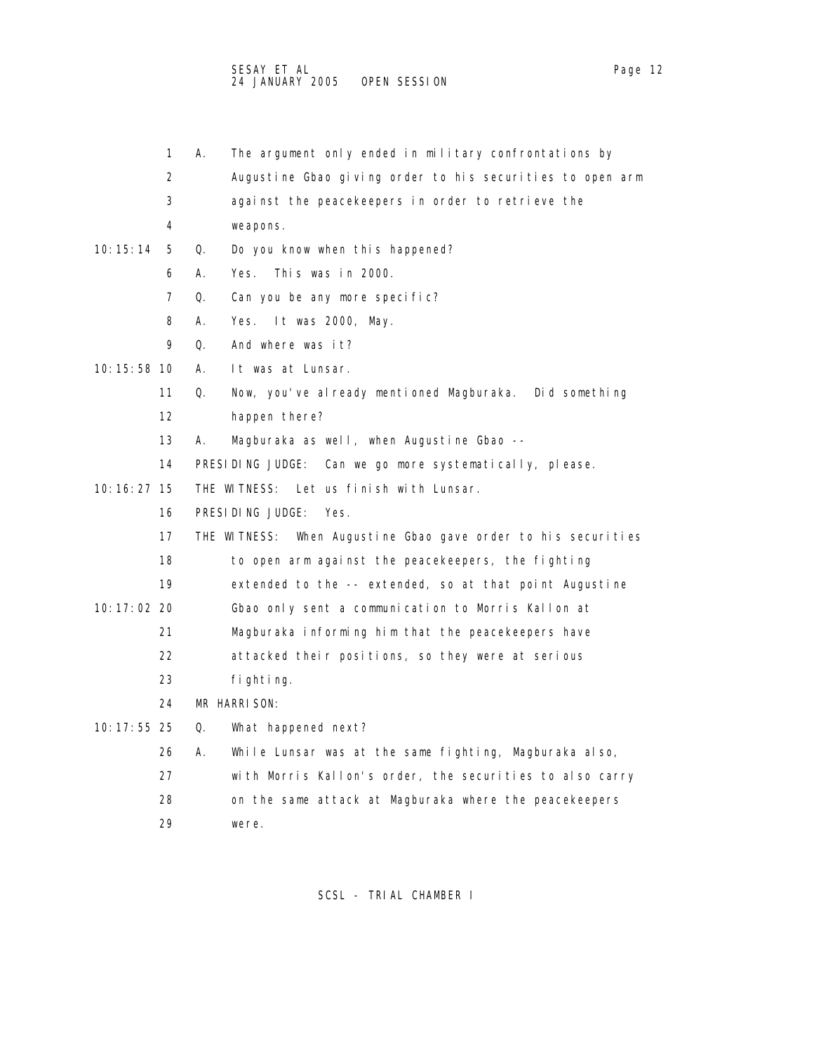A. The argument only ended in military confrontations by Augustine Gbao giving order to his securities to open arm against the peacekeepers in order to retrieve the weapons.

Q. Do you know when this happened?

A. Yes. This was in 2000.

Q. Can you be any more specific?

A. Yes. It was 2000, May.

Q. And where was it?

A. It was at Lunsar.

Q. Now, you've already mentioned Magburaka. Did something happen there?

A. Magburaka as well, when Augustine Gbao --

PRESIDING JUDGE: Can we go more systematically, please.

THE WITNESS: Let us finish with Lunsar.

PRESIDING JUDGE: Yes.

THE WITNESS: When Augustine Gbao gave order to his securities to open arm against the peacekeepers, the fighting extended to the -- extended, so at that point Augustine Gbao only sent a communication to Morris Kallon at Magburaka informing him that the peacekeepers have attacked their positions, so they were at serious fighting.

MR HARRISON:

Q. What happened next?

A. While Lunsar was at the same fighting, Magburaka also, with Morris Kallon's order, the securities to also carry on the same attack at Magburaka where the peacekeepers were.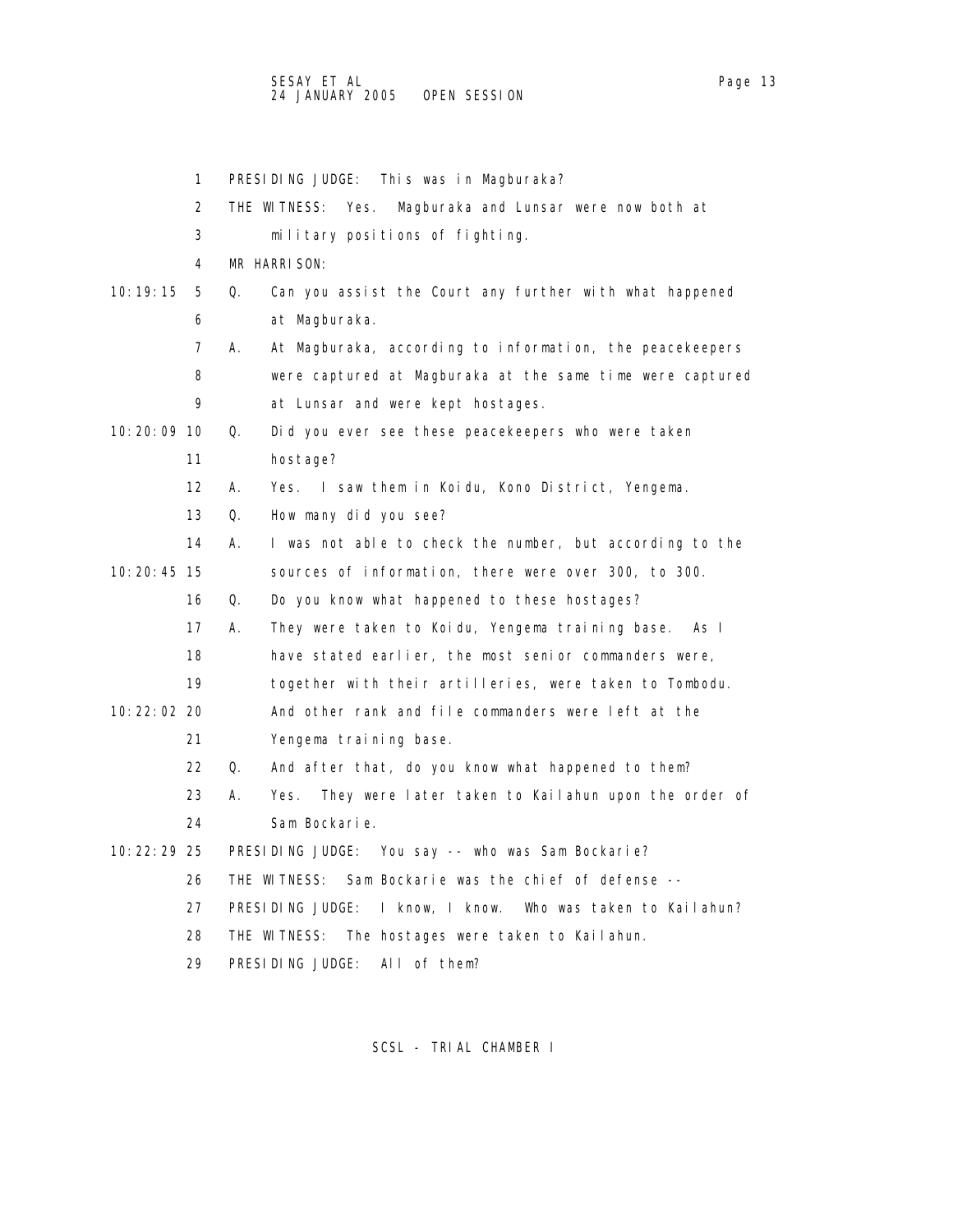PRESIDING JUDGE: This was in Magburaka?

THE WITNESS: Yes. Magburaka and Lunsar were now both at military positions of fighting.

MR HARRISON:

Q. Can you assist the Court any further with what happened at Magburaka.

A. At Magburaka, according to information, the peacekeepers were captured at Magburaka at the same time were captured at Lunsar and were kept hostages.

Q. Did you ever see these peacekeepers who were taken hostage?

A. Yes. I saw them in Koidu, Kono District, Yengema.

Q. How many did you see?

A. I was not able to check the number, but according to the sources of information, there were over 300, to 300.

Q. Do you know what happened to these hostages?

A. They were taken to Koidu, Yengema training base. As I have stated earlier, the most senior commanders were, together with their artilleries, were taken to Tombodu. And other rank and file commanders were left at the Yengema training base.

Q. And after that, do you know what happened to them?

A. Yes. They were later taken to Kailahun upon the order of Sam Bockarie.

PRESIDING JUDGE: You say -- who was Sam Bockarie?

THE WITNESS: Sam Bockarie was the chief of defense --

PRESIDING JUDGE: I know, I know. Who was taken to Kailahun?

THE WITNESS: The hostages were taken to Kailahun.

PRESIDING JUDGE: All of them?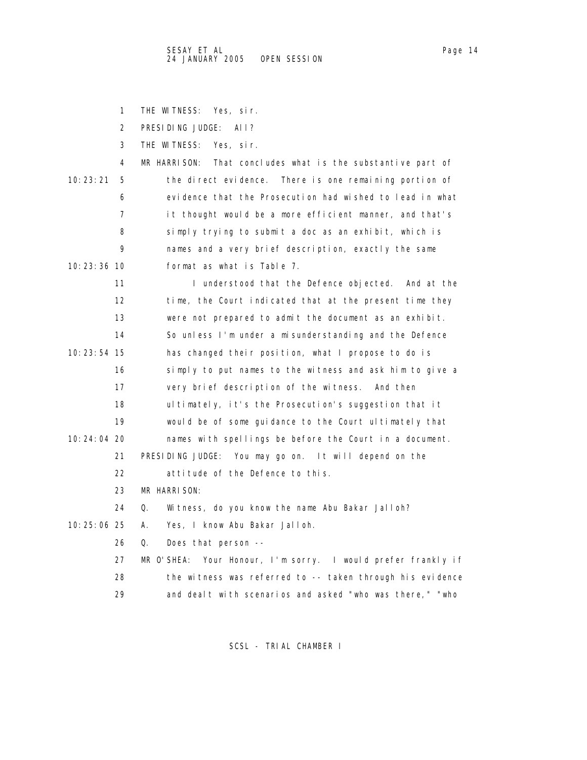THE WITNESS: Yes, sir.

PRESIDING JUDGE: All?

THE WITNESS: Yes, sir.

MR HARRISON: That concludes what is the substantive part of the direct evidence. There is one remaining portion of evidence that the Prosecution had wished to lead in what it thought would be a more efficient manner, and that's simply trying to submit a doc as an exhibit, which is names and a very brief description, exactly the same format as what is Table 7.

I understood that the Defence objected. And at the time, the Court indicated that at the present time they were not prepared to admit the document as an exhibit. So unless I'm under a misunderstanding and the Defence has changed their position, what I propose to do is simply to put names to the witness and ask him to give a very brief description of the witness. And then ultimately, it's the Prosecution's suggestion that it would be of some guidance to the Court ultimately that names with spellings be before the Court in a document.

PRESIDING JUDGE: You may go on. It will depend on the attitude of the Defence to this.

MR HARRISON:

Q. Witness, do you know the name Abu Bakar Jalloh?

A. Yes, I know Abu Bakar Jalloh.

Q. Does that person --

MR O'SHEA: Your Honour, I'm sorry. I would prefer frankly if the witness was referred to -- taken through his evidence and dealt with scenarios and asked "who was there," "who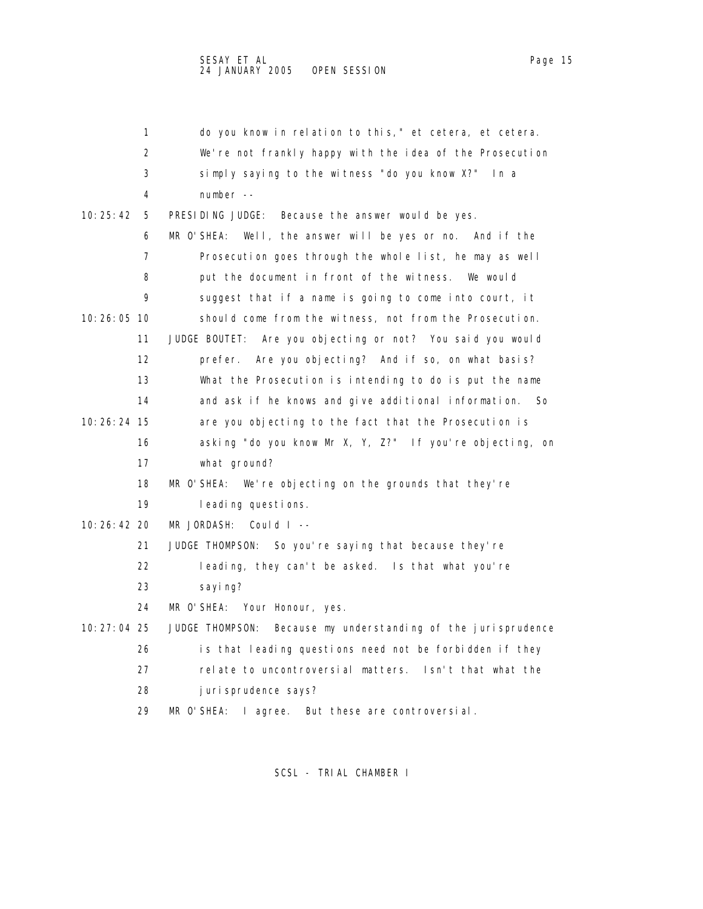do you know in relation to this," et cetera, et cetera. We're not frankly happy with the idea of the Prosecution simply saying to the witness "do you know X?" In a number --

PRESIDING JUDGE: Because the answer would be yes.

MR O'SHEA: Well, the answer will be yes or no. And if the Prosecution goes through the whole list, he may as well put the document in front of the witness. We would suggest that if a name is going to come into court, it should come from the witness, not from the Prosecution.

JUDGE BOUTET: Are you objecting or not? You said you would prefer. Are you objecting? And if so, on what basis? What the Prosecution is intending to do is put the name and ask if he knows and give additional information. So are you objecting to the fact that the Prosecution is asking "do you know Mr X, Y, Z?" If you're objecting, on what ground?

MR O'SHEA: We're objecting on the grounds that they're leading questions.

MR JORDASH: Could I --

JUDGE THOMPSON: So you're saying that because they're leading, they can't be asked. Is that what you're saying?

MR O'SHEA: Your Honour, yes.

JUDGE THOMPSON: Because my understanding of the jurisprudence is that leading questions need not be forbidden if they relate to uncontroversial matters. Isn't that what the jurisprudence says?

MR O'SHEA: I agree. But these are controversial.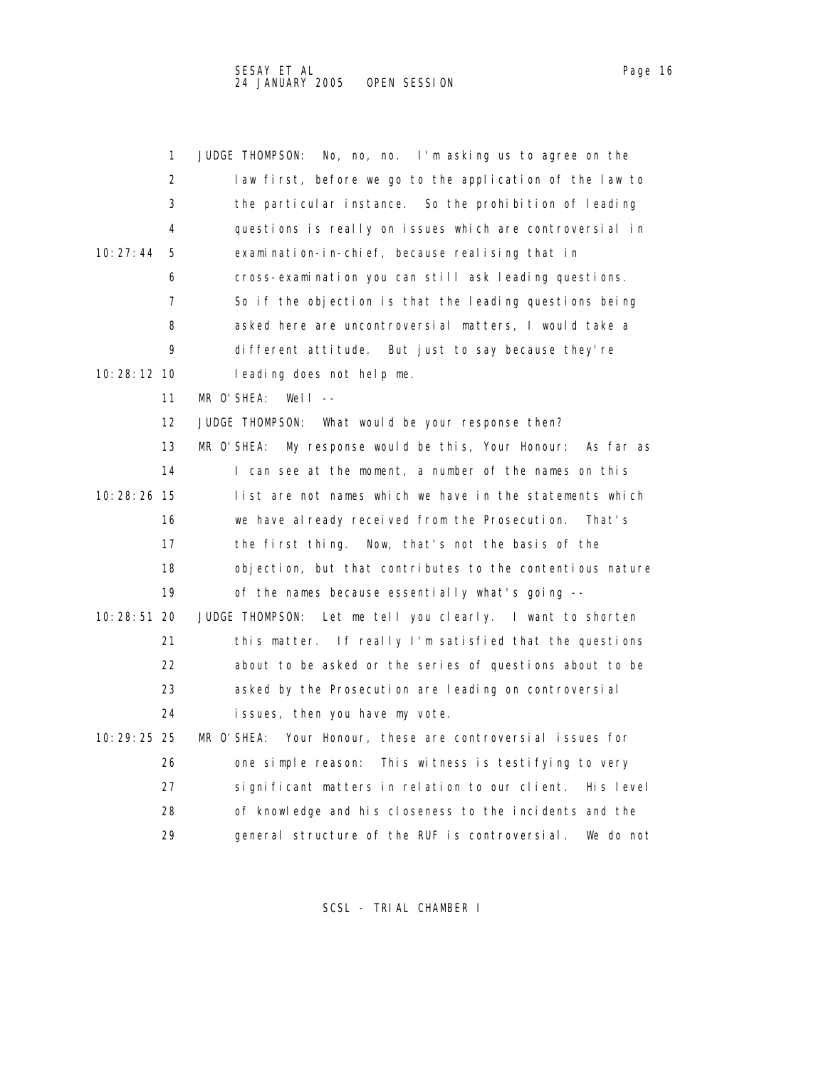JUDGE THOMPSON: No, no, no. I'm asking us to agree on the law first, before we go to the application of the law to the particular instance. So the prohibition of leading questions is really on issues which are controversial in examination-in-chief, because realising that in cross-examination you can still ask leading questions. So if the objection is that the leading questions being asked here are uncontroversial matters, I would take a different attitude. But just to say because they're leading does not help me.

MR O'SHEA: Well --

JUDGE THOMPSON: What would be your response then?

MR O'SHEA: My response would be this, Your Honour: As far as I can see at the moment, a number of the names on this list are not names which we have in the statements which we have already received from the Prosecution. That's the first thing. Now, that's not the basis of the objection, but that contributes to the contentious nature of the names because essentially what's going --

JUDGE THOMPSON: Let me tell you clearly. I want to shorten this matter. If really I'm satisfied that the questions about to be asked or the series of questions about to be asked by the Prosecution are leading on controversial issues, then you have my vote.

MR O'SHEA: Your Honour, these are controversial issues for one simple reason: This witness is testifying to very significant matters in relation to our client. His level of knowledge and his closeness to the incidents and the general structure of the RUF is controversial. We do not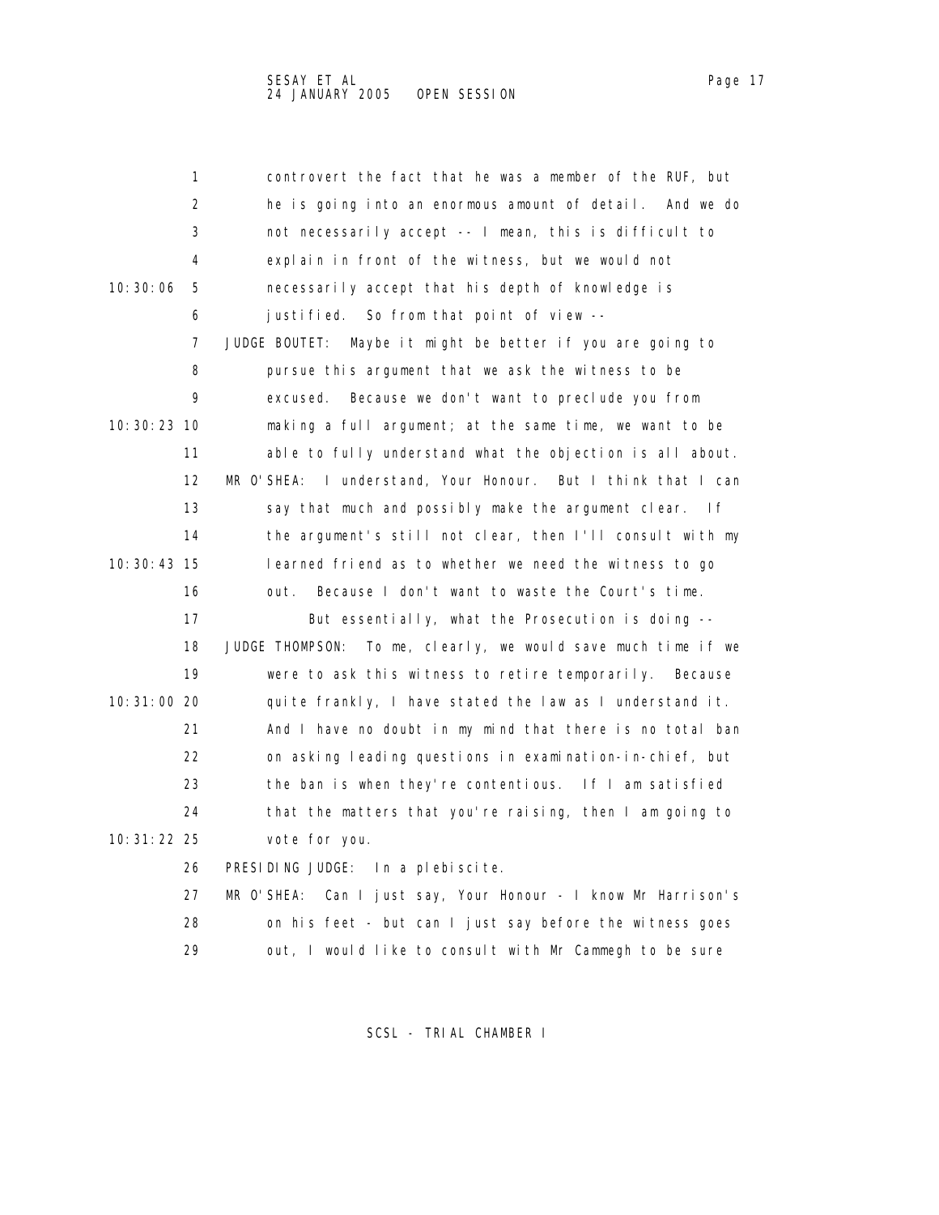controvert the fact that he was a member of the RUF, but he is going into an enormous amount of detail. And we do not necessarily accept -- I mean, this is difficult to explain in front of the witness, but we would not necessarily accept that his depth of knowledge is justified. So from that point of view --

JUDGE BOUTET: Maybe it might be better if you are going to pursue this argument that we ask the witness to be excused. Because we don't want to preclude you from making a full argument; at the same time, we want to be able to fully understand what the objection is all about.

MR O'SHEA: I understand, Your Honour. But I think that I can say that much and possibly make the argument clear. If the argument's still not clear, then I'll consult with my learned friend as to whether we need the witness to go out. Because I don't want to waste the Court's time.

But essentially, what the Prosecution is doing --

JUDGE THOMPSON: To me, clearly, we would save much time if we were to ask this witness to retire temporarily. Because quite frankly, I have stated the law as I understand it. And I have no doubt in my mind that there is no total ban on asking leading questions in examination-in-chief, but the ban is when they're contentious. If I am satisfied that the matters that you're raising, then I am going to vote for you.

PRESIDING JUDGE: In a plebiscite.

MR O'SHEA: Can I just say, Your Honour - I know Mr Harrison's on his feet - but can I just say before the witness goes out, I would like to consult with Mr Cammegh to be sure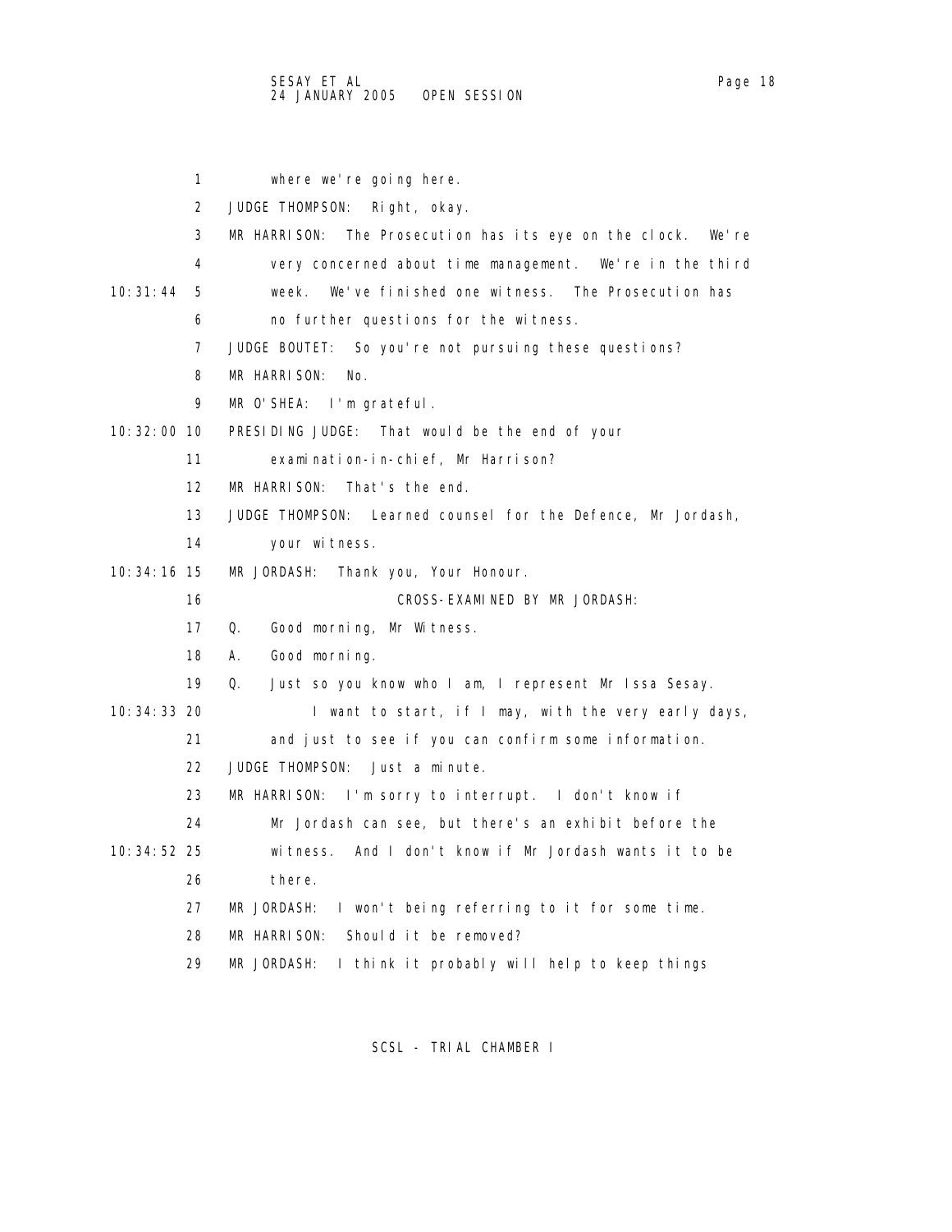1 where we're going here.

2 JUDGE THOMPSON: Right, okay.

3 MR HARRISON: The Prosecution has its eye on the clock. We're

4 very concerned about time management. We're in the third

10:31:44 5 week. We've finished one witness. The Prosecution has

6 no further questions for the witness.

7 JUDGE BOUTET: So you're not pursuing these questions?

8 MR HARRISON: No.

9 MR O'SHEA: I'm grateful.

10:32:00 10 PRESIDING JUDGE: That would be the end of your

11 examination-in-chief, Mr Harrison?

12 MR HARRISON: That's the end.

13 JUDGE THOMPSON: Learned counsel for the Defence, Mr Jordash,

14 your witness.

10:34:16 15 MR JORDASH: Thank you, Your Honour.

16 CROSS-EXAMINED BY MR JORDASH:

17 Q. Good morning, Mr Witness.

18 A. Good morning.

19 Q. Just so you know who I am, I represent Mr Issa Sesay.

10:34:33 20 I want to start, if I may, with the very early days,

21 and just to see if you can confirm some information.

22 JUDGE THOMPSON: Just a minute.

23 MR HARRISON: I'm sorry to interrupt. I don't know if

24 Mr Jordash can see, but there's an exhibit before the

10:34:52 25 witness. And I don't know if Mr Jordash wants it to be

26 there.

27 MR JORDASH: I won't being referring to it for some time.

28 MR HARRISON: Should it be removed?

29 MR JORDASH: I think it probably will help to keep things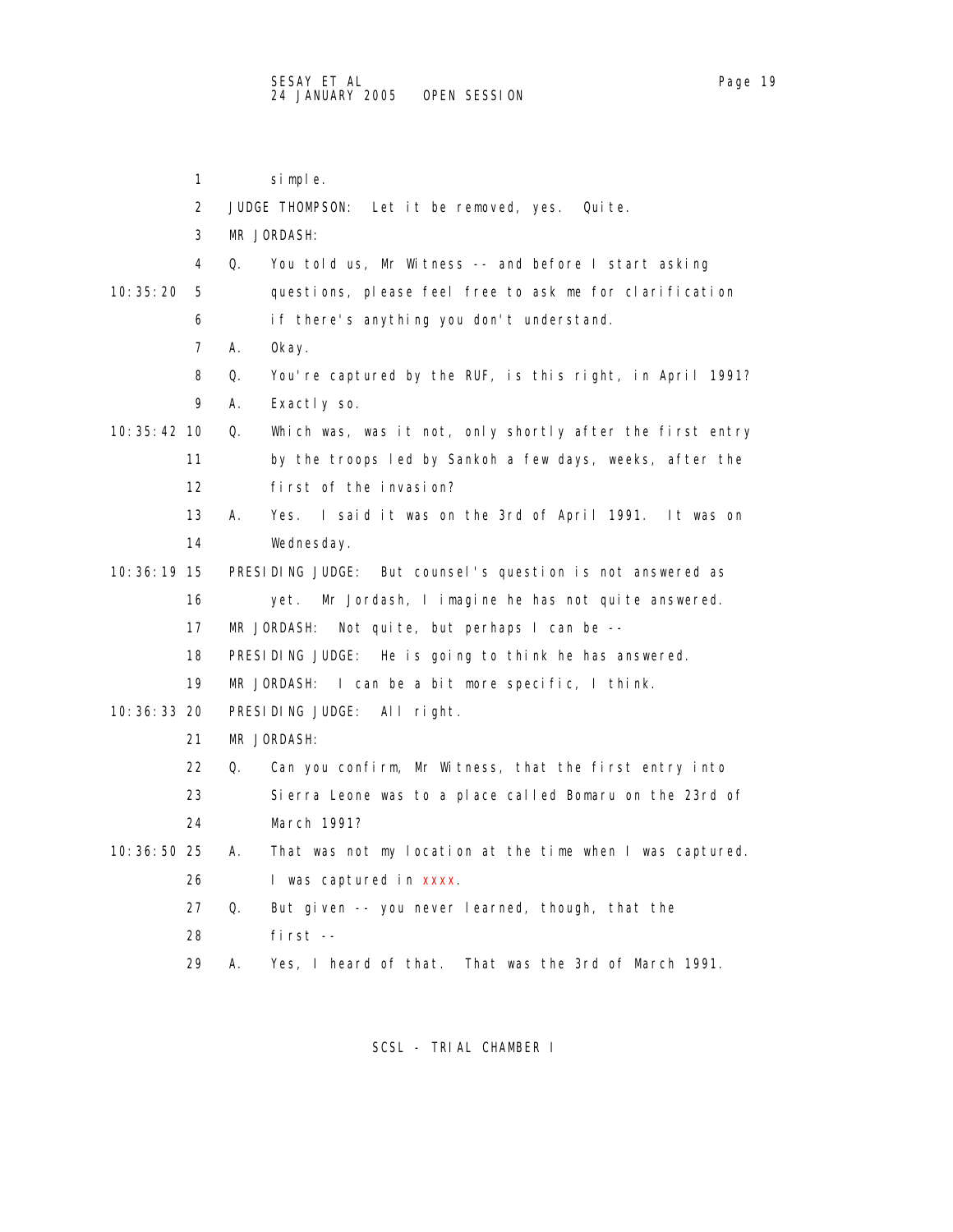simple.

JUDGE THOMPSON: Let it be removed, yes. Quite.

MR JORDASH:

Q. You told us, Mr Witness -- and before I start asking questions, please feel free to ask me for clarification if there's anything you don't understand.

A. Okay.

Q. You're captured by the RUF, is this right, in April 1991?

A. Exactly so.

Q. Which was, was it not, only shortly after the first entry by the troops led by Sankoh a few days, weeks, after the first of the invasion?

A. Yes. I said it was on the 3rd of April 1991. It was on Wednesday.

PRESIDING JUDGE: But counsel's question is not answered as yet. Mr Jordash, I imagine he has not quite answered.

MR JORDASH: Not quite, but perhaps I can be --

PRESIDING JUDGE: He is going to think he has answered.

MR JORDASH: I can be a bit more specific, I think.

PRESIDING JUDGE: All right.

MR JORDASH:

Q. Can you confirm, Mr Witness, that the first entry into Sierra Leone was to a place called Bomaru on the 23rd of March 1991?

A. That was not my location at the time when I was captured. I was captured in xxxx.

Q. But given -- you never learned, though, that the first --

A. Yes, I heard of that. That was the 3rd of March 1991.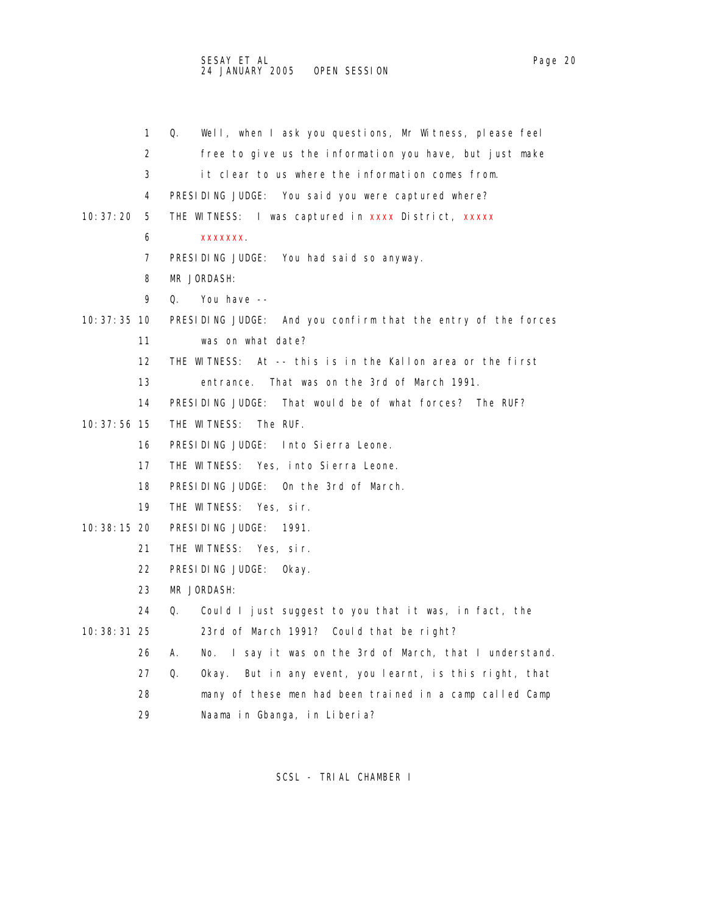1 Q. Well, when I ask you questions, Mr Witness, please feel
2 free to give us the information you have, but just make
3 it clear to us where the information comes from.
4 PRESIDING JUDGE: You said you were captured where?
10:37:20 5 THE WITNESS: I was captured in xxxx District, xxxxx
6 xxxxxxx.
7 PRESIDING JUDGE: You had said so anyway.
8 MR JORDASH:
9 Q. You have --
10:37:35 10 PRESIDING JUDGE: And you confirm that the entry of the forces
11 was on what date?
12 THE WITNESS: At -- this is in the Kallon area or the first
13 entrance. That was on the 3rd of March 1991.
14 PRESIDING JUDGE: That would be of what forces? The RUF?
10:37:56 15 THE WITNESS: The RUF.
16 PRESIDING JUDGE: Into Sierra Leone.
17 THE WITNESS: Yes, into Sierra Leone.
18 PRESIDING JUDGE: On the 3rd of March.
19 THE WITNESS: Yes, sir.
10:38:15 20 PRESIDING JUDGE: 1991.
21 THE WITNESS: Yes, sir.
22 PRESIDING JUDGE: Okay.
23 MR JORDASH:
24 Q. Could I just suggest to you that it was, in fact, the
10:38:31 25 23rd of March 1991? Could that be right?
26 A. No. I say it was on the 3rd of March, that I understand.
27 Q. Okay. But in any event, you learnt, is this right, that
28 many of these men had been trained in a camp called Camp
29 Naama in Gbanga, in Liberia?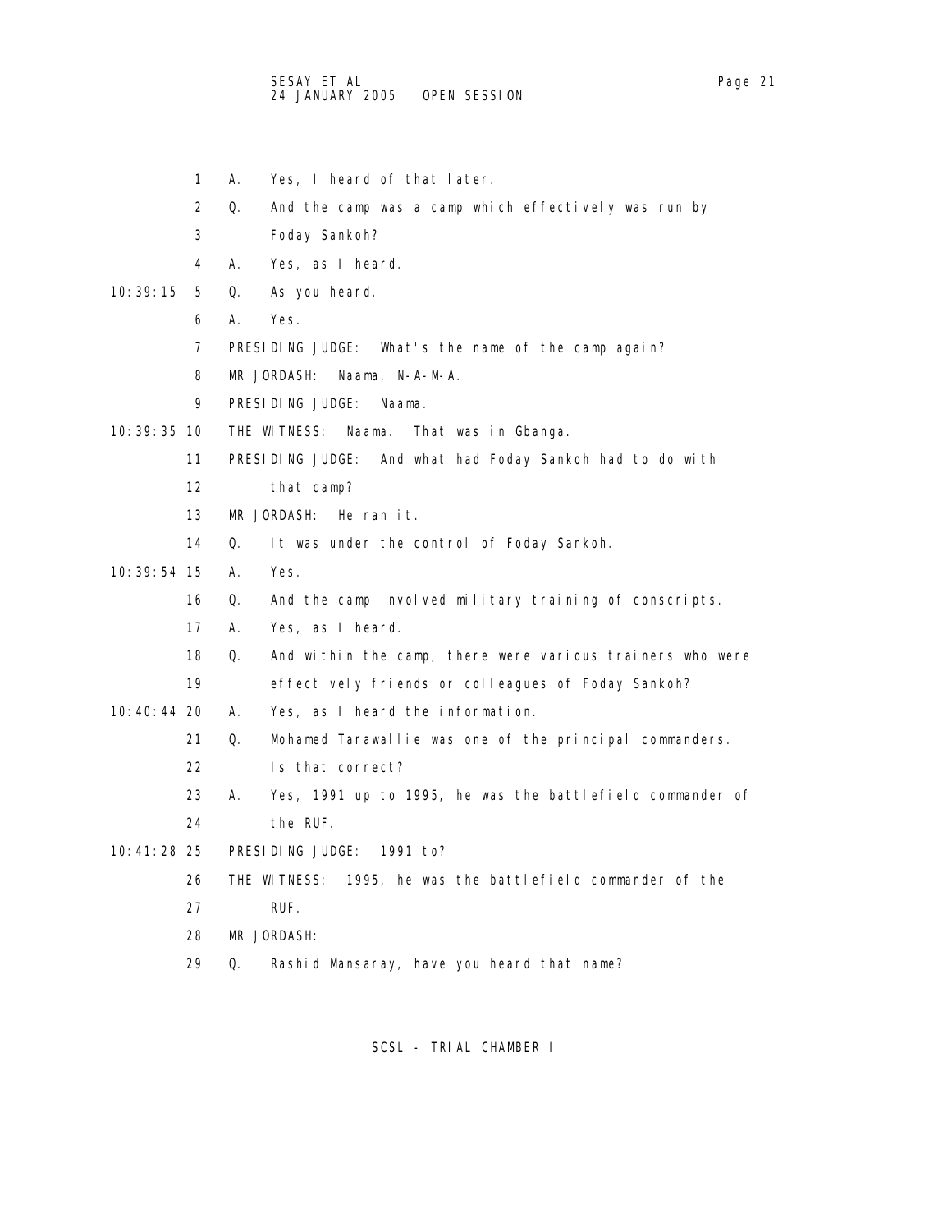A. Yes, I heard of that later.

Q. And the camp was a camp which effectively was run by Foday Sankoh?

A. Yes, as I heard.

Q. As you heard.

A. Yes.

PRESIDING JUDGE: What's the name of the camp again?

MR JORDASH: Naama, N-A-M-A.

PRESIDING JUDGE: Naama.

THE WITNESS: Naama. That was in Gbanga.

PRESIDING JUDGE: And what had Foday Sankoh had to do with that camp?

MR JORDASH: He ran it.

Q. It was under the control of Foday Sankoh.

A. Yes.

Q. And the camp involved military training of conscripts.

A. Yes, as I heard.

Q. And within the camp, there were various trainers who were effectively friends or colleagues of Foday Sankoh?

A. Yes, as I heard the information.

Q. Mohamed Tarawallie was one of the principal commanders. Is that correct?

A. Yes, 1991 up to 1995, he was the battlefield commander of the RUF.

PRESIDING JUDGE: 1991 to?

THE WITNESS: 1995, he was the battlefield commander of the RUF.

MR JORDASH:

Q. Rashid Mansaray, have you heard that name?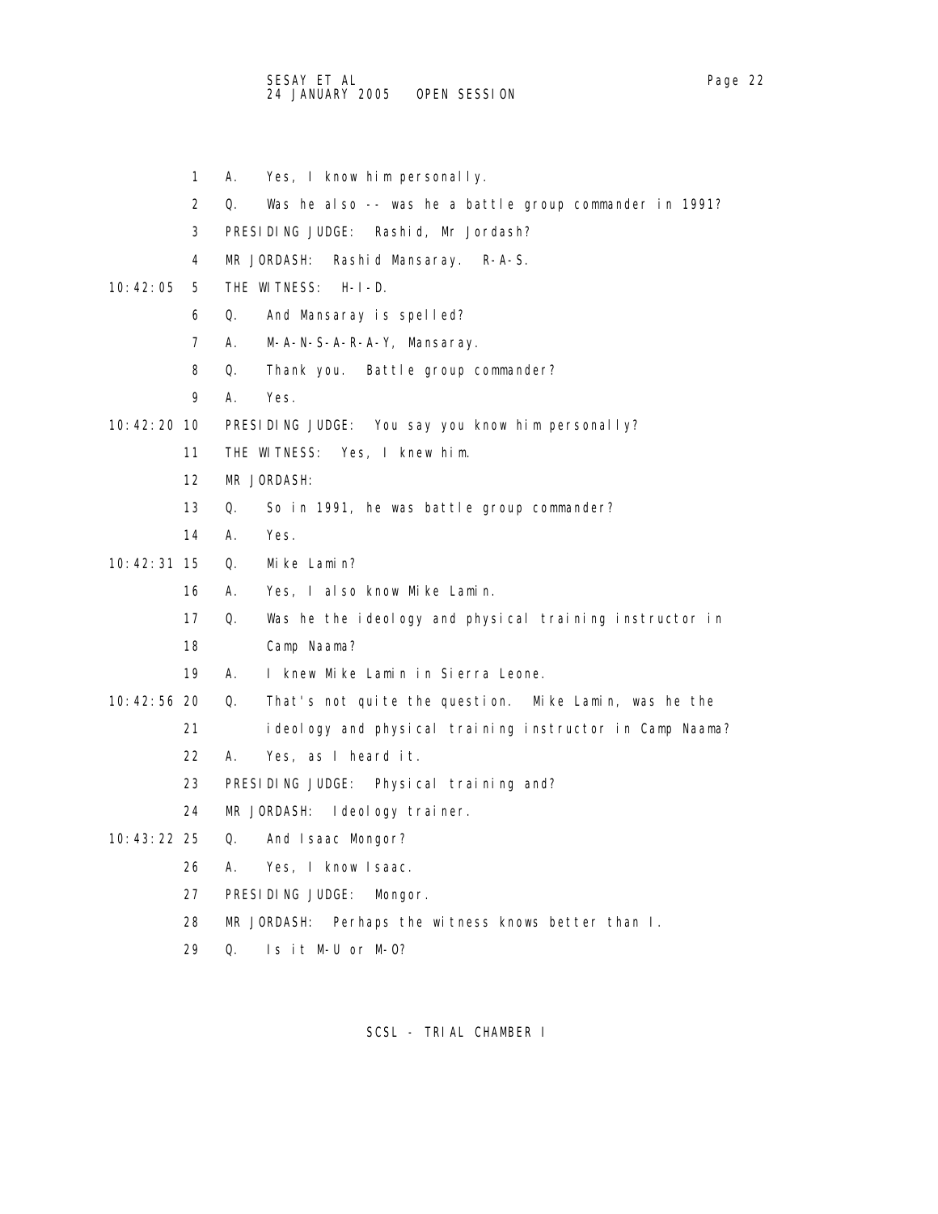1 A. Yes, I know him personally.

2 Q. Was he also -- was he a battle group commander in 1991?

3 PRESIDING JUDGE: Rashid, Mr Jordash?

4 MR JORDASH: Rashid Mansaray. R-A-S.

10:42:05 5 THE WITNESS: H-I-D.

6 Q. And Mansaray is spelled?

7 A. M-A-N-S-A-R-A-Y, Mansaray.

8 Q. Thank you. Battle group commander?

9 A. Yes.

10:42:20 10 PRESIDING JUDGE: You say you know him personally?

11 THE WITNESS: Yes, I knew him.

12 MR JORDASH:

13 Q. So in 1991, he was battle group commander?

14 A. Yes.

10:42:31 15 Q. Mike Lamin?

16 A. Yes, I also know Mike Lamin.

17 Q. Was he the ideology and physical training instructor in

18 Camp Naama?

19 A. I knew Mike Lamin in Sierra Leone.

10:42:56 20 Q. That's not quite the question. Mike Lamin, was he the

21 ideology and physical training instructor in Camp Naama?

22 A. Yes, as I heard it.

23 PRESIDING JUDGE: Physical training and?

24 MR JORDASH: Ideology trainer.

10:43:22 25 Q. And Isaac Mongor?

26 A. Yes, I know Isaac.

27 PRESIDING JUDGE: Mongor.

28 MR JORDASH: Perhaps the witness knows better than I.

29 Q. Is it M-U or M-O?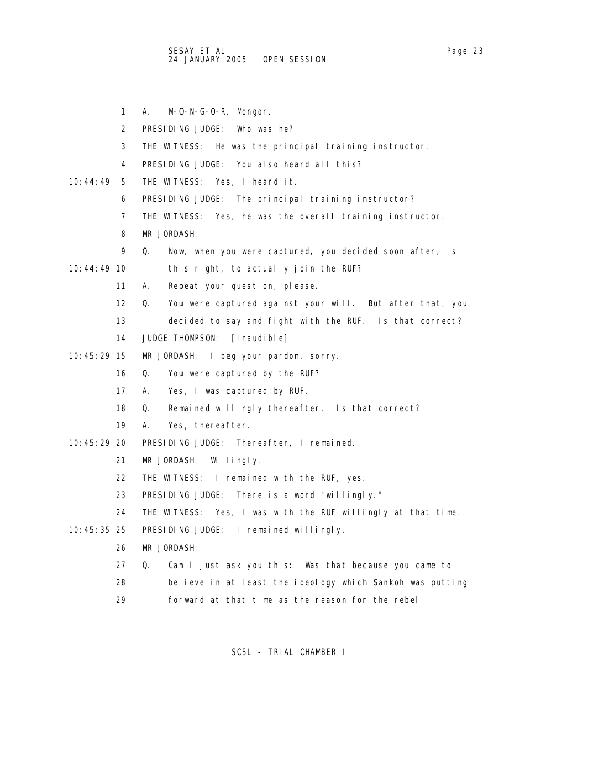A. M-O-N-G-O-R, Mongor.

PRESIDING JUDGE: Who was he?

THE WITNESS: He was the principal training instructor.

PRESIDING JUDGE: You also heard all this?

THE WITNESS: Yes, I heard it.

PRESIDING JUDGE: The principal training instructor?

THE WITNESS: Yes, he was the overall training instructor.

MR JORDASH:

Q. Now, when you were captured, you decided soon after, is this right, to actually join the RUF?

A. Repeat your question, please.

Q. You were captured against your will. But after that, you decided to say and fight with the RUF. Is that correct?

JUDGE THOMPSON: [Inaudible]

MR JORDASH: I beg your pardon, sorry.

Q. You were captured by the RUF?

A. Yes, I was captured by RUF.

Q. Remained willingly thereafter. Is that correct?

A. Yes, thereafter.

PRESIDING JUDGE: Thereafter, I remained.

MR JORDASH: Willingly.

THE WITNESS: I remained with the RUF, yes.

PRESIDING JUDGE: There is a word "willingly."

THE WITNESS: Yes, I was with the RUF willingly at that time.

PRESIDING JUDGE: I remained willingly.

MR JORDASH:

Q. Can I just ask you this: Was that because you came to believe in at least the ideology which Sankoh was putting forward at that time as the reason for the rebel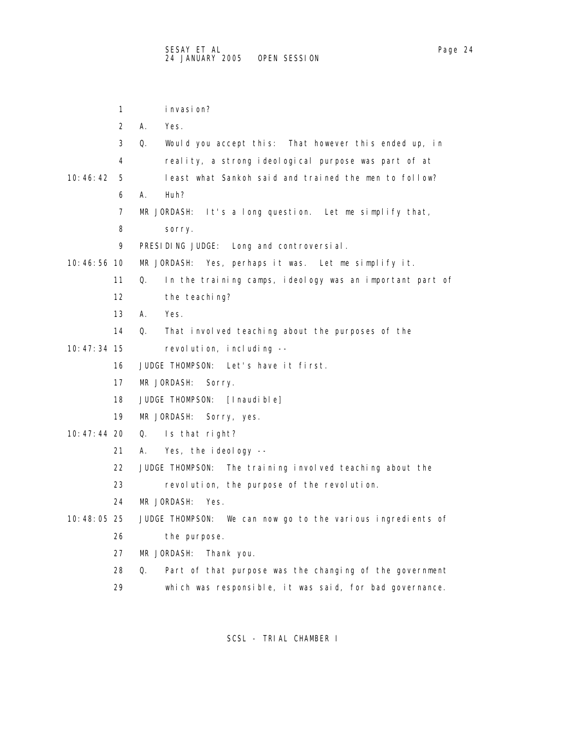invasion?

A. Yes.

Q. Would you accept this: That however this ended up, in reality, a strong ideological purpose was part of at least what Sankoh said and trained the men to follow?

A. Huh?

MR JORDASH: It's a long question. Let me simplify that, sorry.

PRESIDING JUDGE: Long and controversial.

MR JORDASH: Yes, perhaps it was. Let me simplify it.

Q. In the training camps, ideology was an important part of the teaching?

A. Yes.

Q. That involved teaching about the purposes of the revolution, including --

JUDGE THOMPSON: Let's have it first.

MR JORDASH: Sorry.

JUDGE THOMPSON: [Inaudible]

MR JORDASH: Sorry, yes.

Q. Is that right?

A. Yes, the ideology --

JUDGE THOMPSON: The training involved teaching about the revolution, the purpose of the revolution.

MR JORDASH: Yes.

JUDGE THOMPSON: We can now go to the various ingredients of the purpose.

MR JORDASH: Thank you.

Q. Part of that purpose was the changing of the government which was responsible, it was said, for bad governance.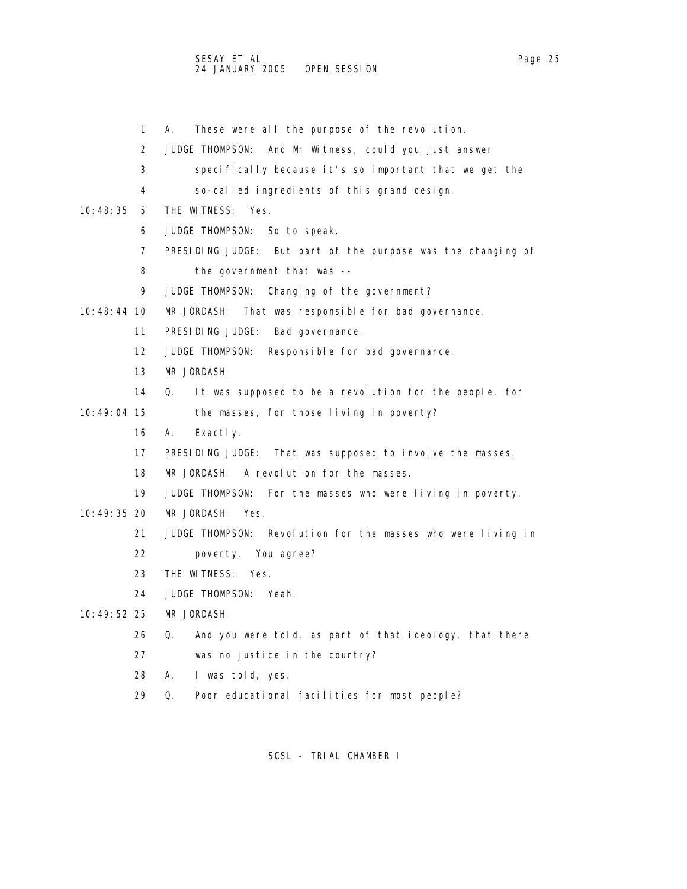1 A. These were all the purpose of the revolution.

2 JUDGE THOMPSON: And Mr Witness, could you just answer

3 specifically because it's so important that we get the

4 so-called ingredients of this grand design.

10:48:35 5 THE WITNESS: Yes.

6 JUDGE THOMPSON: So to speak.

7 PRESIDING JUDGE: But part of the purpose was the changing of

8 the government that was --

9 JUDGE THOMPSON: Changing of the government?

10:48:44 10 MR JORDASH: That was responsible for bad governance.

11 PRESIDING JUDGE: Bad governance.

12 JUDGE THOMPSON: Responsible for bad governance.

13 MR JORDASH:

14 Q. It was supposed to be a revolution for the people, for

10:49:04 15 the masses, for those living in poverty?

16 A. Exactly.

17 PRESIDING JUDGE: That was supposed to involve the masses.

18 MR JORDASH: A revolution for the masses.

19 JUDGE THOMPSON: For the masses who were living in poverty.

10:49:35 20 MR JORDASH: Yes.

21 JUDGE THOMPSON: Revolution for the masses who were living in

22 poverty. You agree?

23 THE WITNESS: Yes.

24 JUDGE THOMPSON: Yeah.

10:49:52 25 MR JORDASH:

26 Q. And you were told, as part of that ideology, that there

27 was no justice in the country?

28 A. I was told, yes.

29 Q. Poor educational facilities for most people?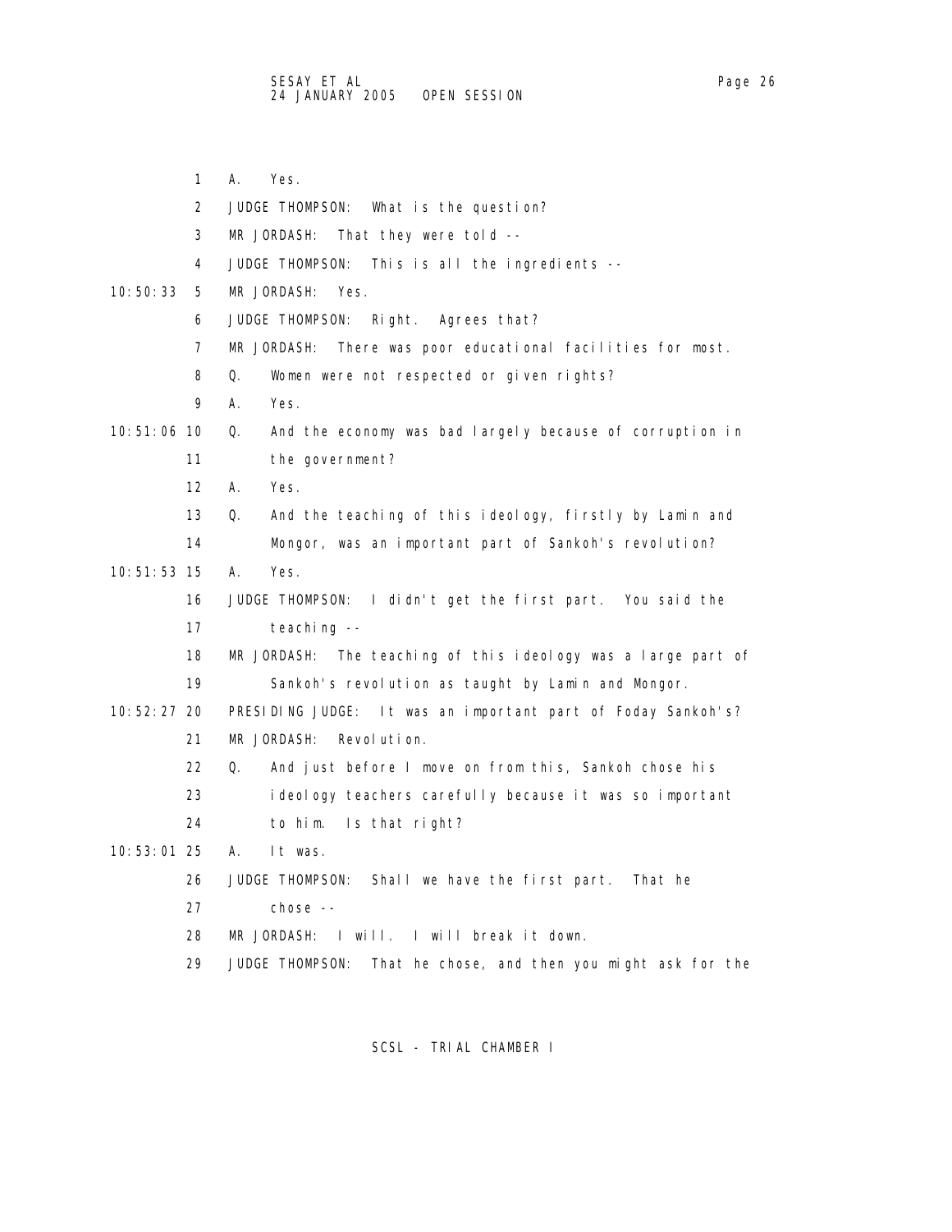1 A. Yes.

2 JUDGE THOMPSON: What is the question?

3 MR JORDASH: That they were told --

4 JUDGE THOMPSON: This is all the ingredients --

10:50:33 5 MR JORDASH: Yes.

6 JUDGE THOMPSON: Right. Agrees that?

7 MR JORDASH: There was poor educational facilities for most.

8 Q. Women were not respected or given rights?

9 A. Yes.

10:51:06 10 Q. And the economy was bad largely because of corruption in

11 the government?

12 A. Yes.

13 Q. And the teaching of this ideology, firstly by Lamin and

14 Mongor, was an important part of Sankoh's revolution?

10:51:53 15 A. Yes.

16 JUDGE THOMPSON: I didn't get the first part. You said the

17 teaching --

18 MR JORDASH: The teaching of this ideology was a large part of

19 Sankoh's revolution as taught by Lamin and Mongor.

10:52:27 20 PRESIDING JUDGE: It was an important part of Foday Sankoh's?

21 MR JORDASH: Revolution.

22 Q. And just before I move on from this, Sankoh chose his

23 ideology teachers carefully because it was so important

24 to him. Is that right?

10:53:01 25 A. It was.

26 JUDGE THOMPSON: Shall we have the first part. That he

27 chose --

28 MR JORDASH: I will. I will break it down.

29 JUDGE THOMPSON: That he chose, and then you might ask for the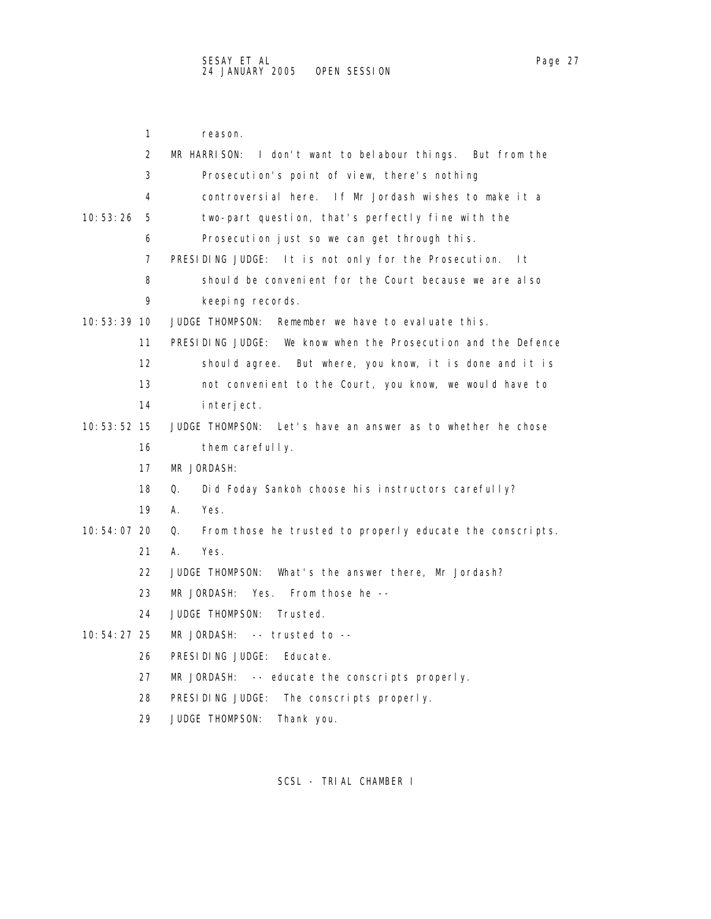reason.

MR HARRISON: I don't want to belabour things. But from the Prosecution's point of view, there's nothing controversial here. If Mr Jordash wishes to make it a two-part question, that's perfectly fine with the Prosecution just so we can get through this.

PRESIDING JUDGE: It is not only for the Prosecution. It should be convenient for the Court because we are also keeping records.

JUDGE THOMPSON: Remember we have to evaluate this.

PRESIDING JUDGE: We know when the Prosecution and the Defence should agree. But where, you know, it is done and it is not convenient to the Court, you know, we would have to interject.

JUDGE THOMPSON: Let's have an answer as to whether he chose them carefully.

MR JORDASH:

Q. Did Foday Sankoh choose his instructors carefully?

A. Yes.

Q. From those he trusted to properly educate the conscripts.

A. Yes.

JUDGE THOMPSON: What's the answer there, Mr Jordash?

MR JORDASH: Yes. From those he --

JUDGE THOMPSON: Trusted.

MR JORDASH: -- trusted to --

PRESIDING JUDGE: Educate.

MR JORDASH: -- educate the conscripts properly.

PRESIDING JUDGE: The conscripts properly.

JUDGE THOMPSON: Thank you.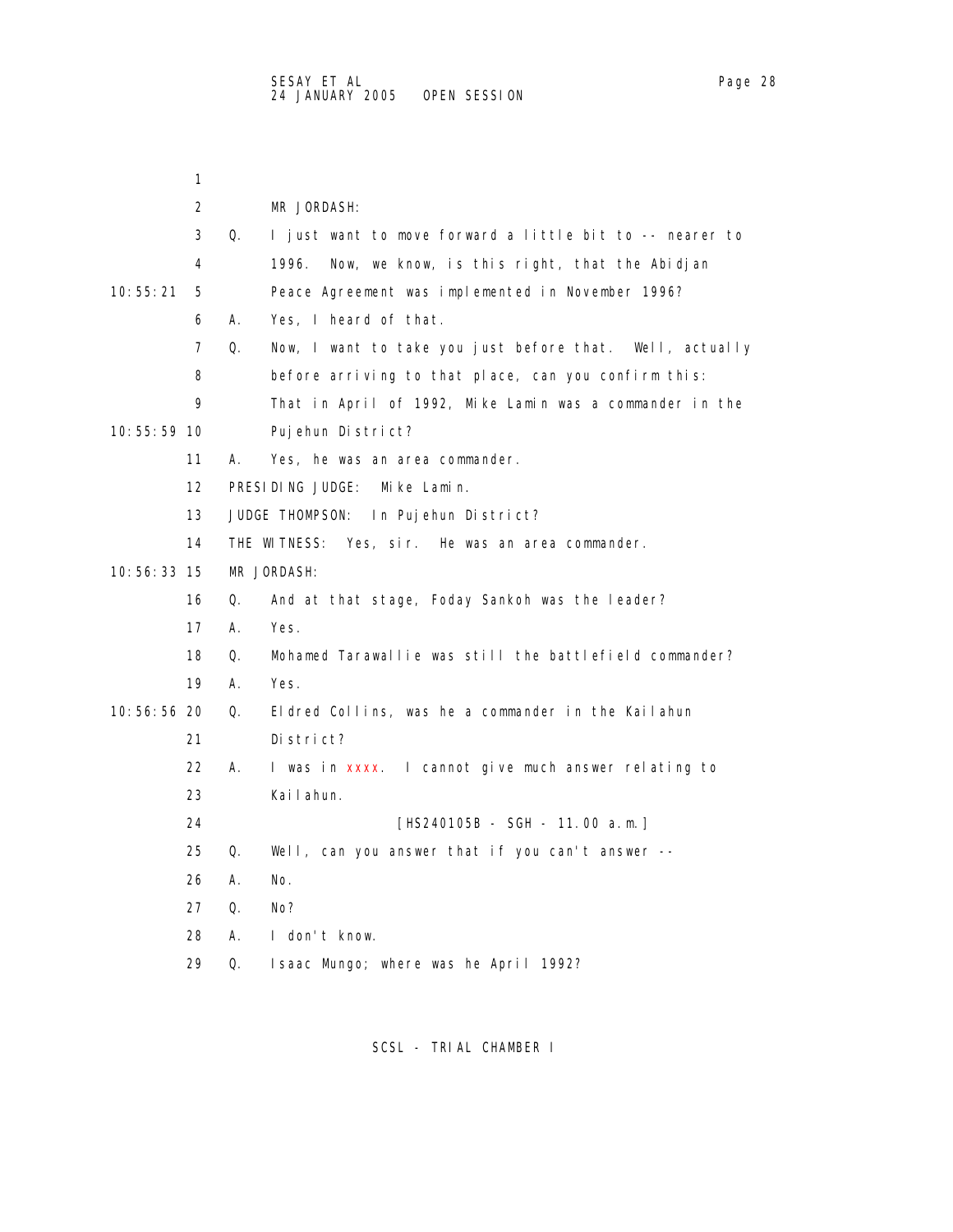MR JORDASH:

Q. I just want to move forward a little bit to -- nearer to 1996. Now, we know, is this right, that the Abidjan Peace Agreement was implemented in November 1996?

A. Yes, I heard of that.

Q. Now, I want to take you just before that. Well, actually before arriving to that place, can you confirm this: That in April of 1992, Mike Lamin was a commander in the Pujehun District?

A. Yes, he was an area commander.

PRESIDING JUDGE: Mike Lamin.

JUDGE THOMPSON: In Pujehun District?

THE WITNESS: Yes, sir. He was an area commander.

MR JORDASH:

Q. And at that stage, Foday Sankoh was the leader?

A. Yes.

Q. Mohamed Tarawallie was still the battlefield commander?

A. Yes.

Q. Eldred Collins, was he a commander in the Kailahun District?

A. I was in xxxx. I cannot give much answer relating to Kailahun.

[HS240105B - SGH - 11.00 a.m.]

Q. Well, can you answer that if you can't answer --

A. No.

Q. No?

A. I don't know.

Q. Isaac Mungo; where was he April 1992?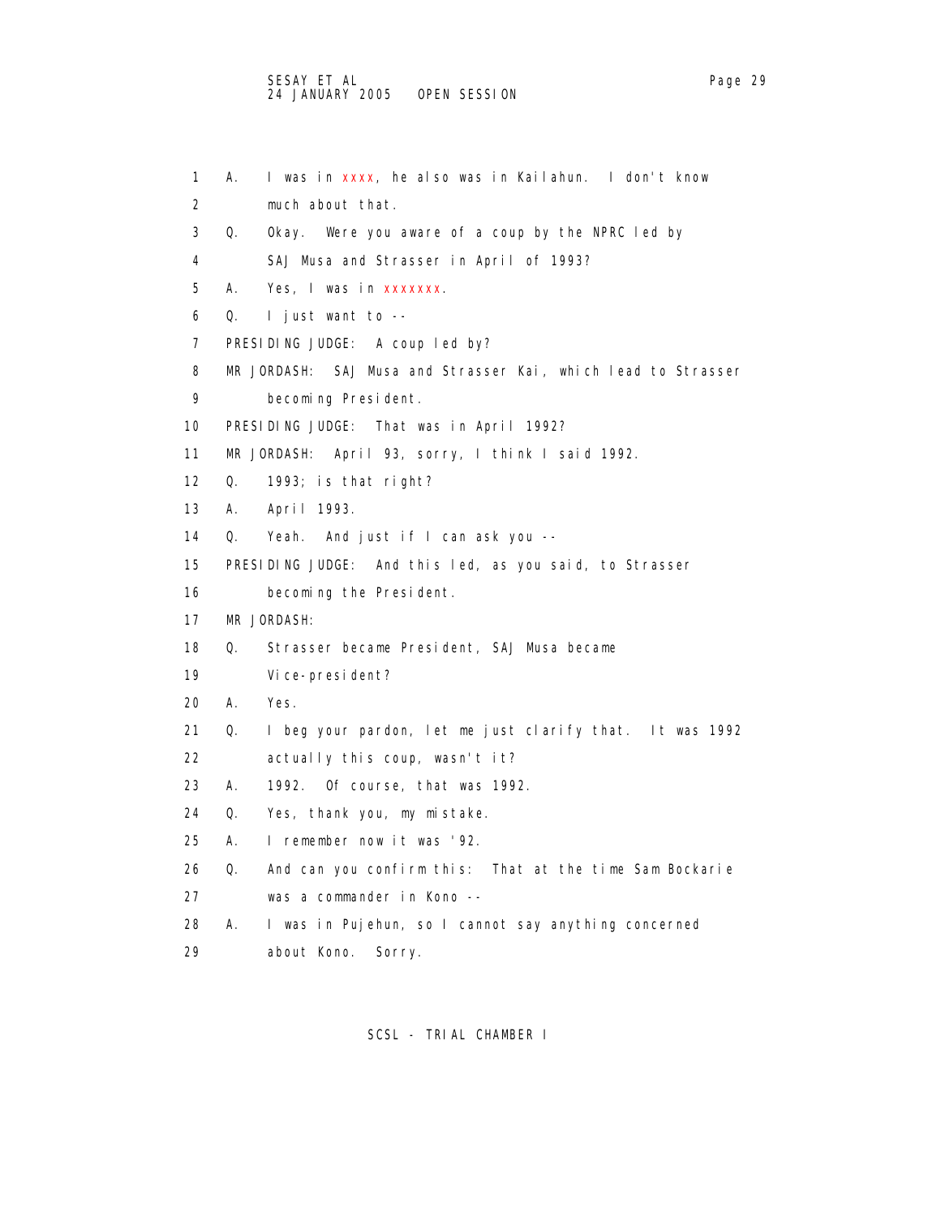1 A. I was in xxxx, he also was in Kailahun. I don't know
2 much about that.
3 Q. Okay. Were you aware of a coup by the NPRC led by
4 SAJ Musa and Strasser in April of 1993?
5 A. Yes, I was in xxxxxxx.
6 Q. I just want to --
7 PRESIDING JUDGE: A coup led by?
8 MR JORDASH: SAJ Musa and Strasser Kai, which lead to Strasser
9 becoming President.
10 PRESIDING JUDGE: That was in April 1992?
11 MR JORDASH: April 93, sorry, I think I said 1992.
12 Q. 1993; is that right?
13 A. April 1993.
14 Q. Yeah. And just if I can ask you --
15 PRESIDING JUDGE: And this led, as you said, to Strasser
16 becoming the President.
17 MR JORDASH:
18 Q. Strasser became President, SAJ Musa became
19 Vice-president?
20 A. Yes.
21 Q. I beg your pardon, let me just clarify that. It was 1992
22 actually this coup, wasn't it?
23 A. 1992. Of course, that was 1992.
24 Q. Yes, thank you, my mistake.
25 A. I remember now it was '92.
26 Q. And can you confirm this: That at the time Sam Bockarie
27 was a commander in Kono --
28 A. I was in Pujehun, so I cannot say anything concerned
29 about Kono. Sorry.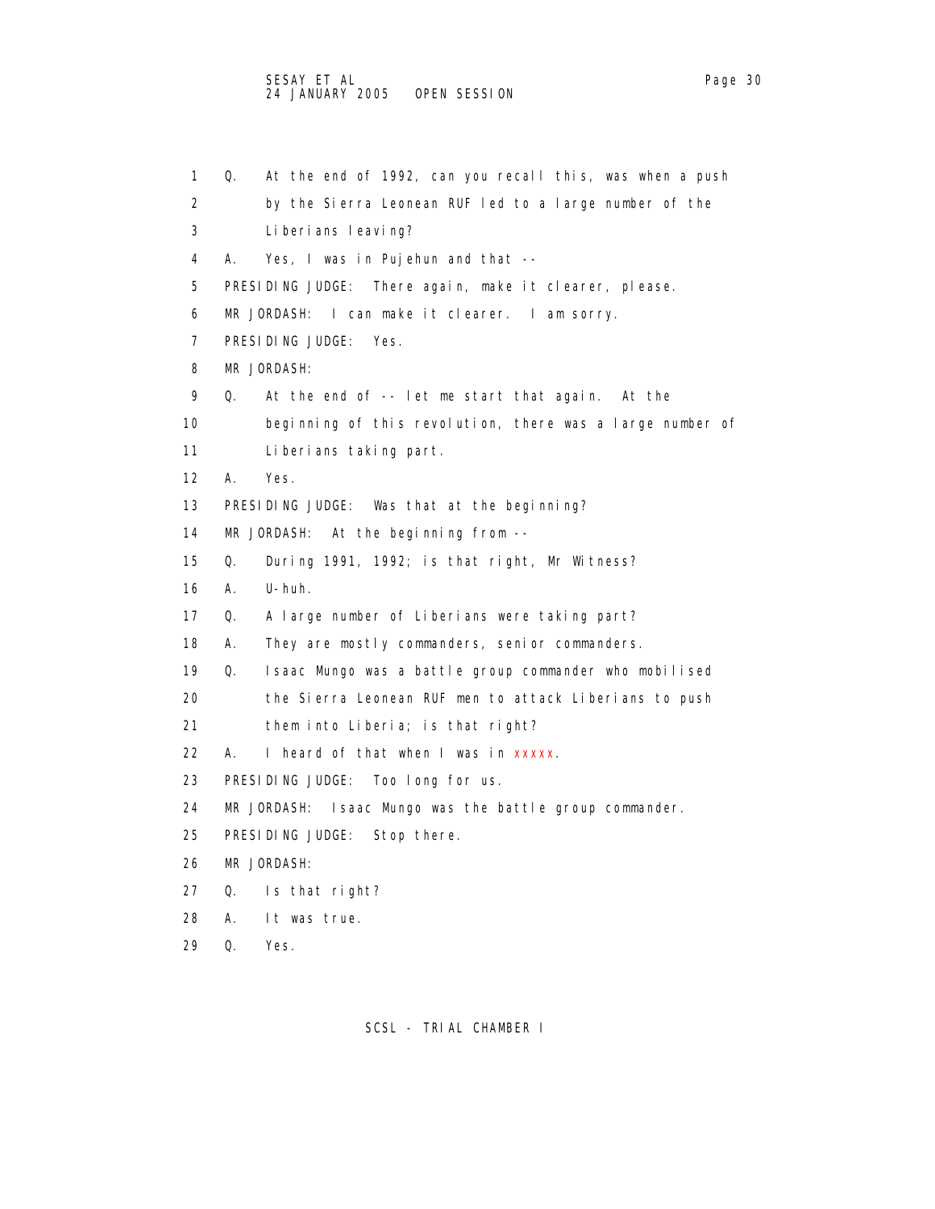1 Q. At the end of 1992, can you recall this, was when a push
2 by the Sierra Leonean RUF led to a large number of the
3 Liberians leaving?
4 A. Yes, I was in Pujehun and that --
5 PRESIDING JUDGE: There again, make it clearer, please.
6 MR JORDASH: I can make it clearer. I am sorry.
7 PRESIDING JUDGE: Yes.
8 MR JORDASH:
9 Q. At the end of -- let me start that again. At the
10 beginning of this revolution, there was a large number of
11 Liberians taking part.
12 A. Yes.
13 PRESIDING JUDGE: Was that at the beginning?
14 MR JORDASH: At the beginning from --
15 Q. During 1991, 1992; is that right, Mr Witness?
16 A. U-huh.
17 Q. A large number of Liberians were taking part?
18 A. They are mostly commanders, senior commanders.
19 Q. Isaac Mungo was a battle group commander who mobilised
20 the Sierra Leonean RUF men to attack Liberians to push
21 them into Liberia; is that right?
22 A. I heard of that when I was in xxxxx.
23 PRESIDING JUDGE: Too long for us.
24 MR JORDASH: Isaac Mungo was the battle group commander.
25 PRESIDING JUDGE: Stop there.
26 MR JORDASH:
27 Q. Is that right?
28 A. It was true.
29 Q. Yes.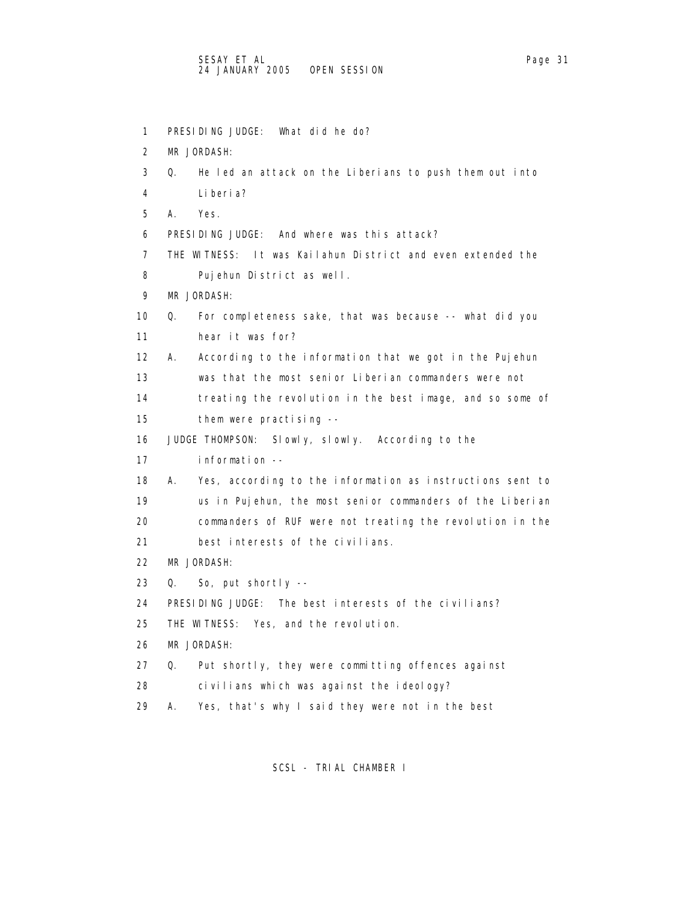1 PRESIDING JUDGE: What did he do?

2 MR JORDASH:

3 Q. He led an attack on the Liberians to push them out into

4 Liberia?

5 A. Yes.

6 PRESIDING JUDGE: And where was this attack?

7 THE WITNESS: It was Kailahun District and even extended the

8 Pujehun District as well.

9 MR JORDASH:

10 Q. For completeness sake, that was because -- what did you

11 hear it was for?

12 A. According to the information that we got in the Pujehun

13 was that the most senior Liberian commanders were not

14 treating the revolution in the best image, and so some of

15 them were practising --

16 JUDGE THOMPSON: Slowly, slowly. According to the

17 information --

18 A. Yes, according to the information as instructions sent to

19 us in Pujehun, the most senior commanders of the Liberian

20 commanders of RUF were not treating the revolution in the

21 best interests of the civilians.

22 MR JORDASH:

23 Q. So, put shortly --

24 PRESIDING JUDGE: The best interests of the civilians?

25 THE WITNESS: Yes, and the revolution.

26 MR JORDASH:

27 Q. Put shortly, they were committing offences against

28 civilians which was against the ideology?

29 A. Yes, that's why I said they were not in the best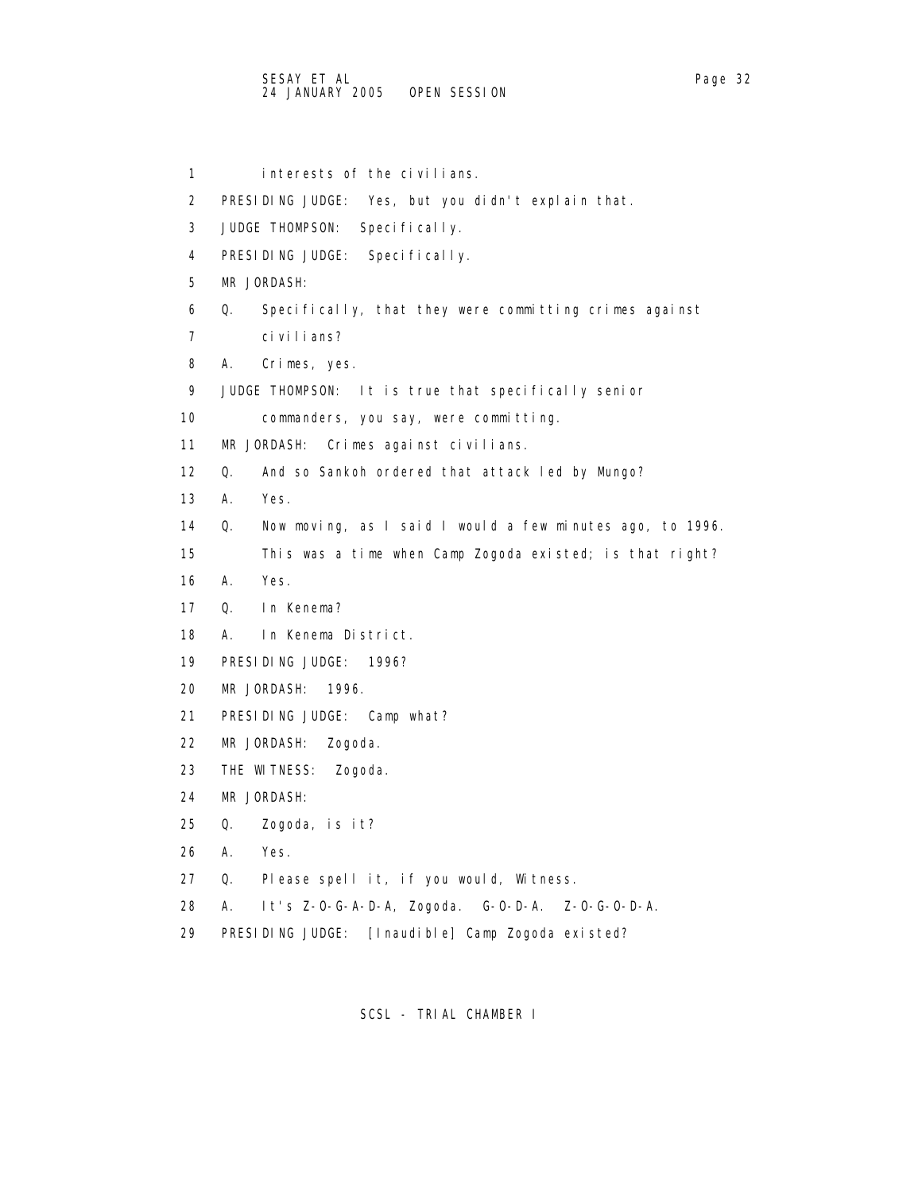1 interests of the civilians.

2 PRESIDING JUDGE: Yes, but you didn't explain that.

3 JUDGE THOMPSON: Specifically.

4 PRESIDING JUDGE: Specifically.

5 MR JORDASH:

6 Q. Specifically, that they were committing crimes against

7 civilians?

8 A. Crimes, yes.

9 JUDGE THOMPSON: It is true that specifically senior

10 commanders, you say, were committing.

11 MR JORDASH: Crimes against civilians.

12 Q. And so Sankoh ordered that attack led by Mungo?

13 A. Yes.

14 Q. Now moving, as I said I would a few minutes ago, to 1996.

15 This was a time when Camp Zogoda existed; is that right?

16 A. Yes.

17 Q. In Kenema?

18 A. In Kenema District.

19 PRESIDING JUDGE: 1996?

20 MR JORDASH: 1996.

21 PRESIDING JUDGE: Camp what?

22 MR JORDASH: Zogoda.

23 THE WITNESS: Zogoda.

24 MR JORDASH:

25 Q. Zogoda, is it?

26 A. Yes.

27 Q. Please spell it, if you would, Witness.

28 A. It's Z-O-G-A-D-A, Zogoda. G-O-D-A. Z-O-G-O-D-A.

29 PRESIDING JUDGE: [Inaudible] Camp Zogoda existed?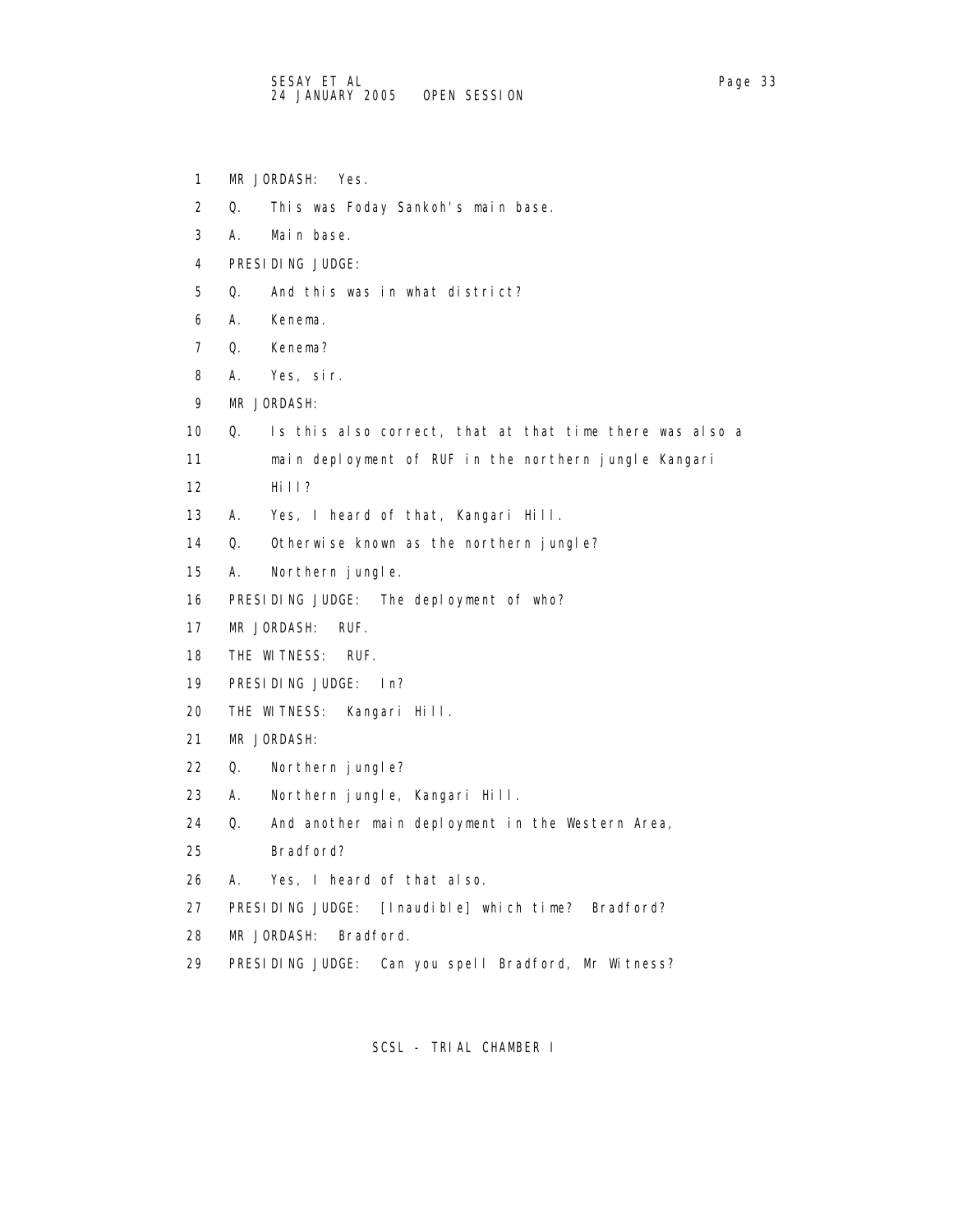1 MR JORDASH: Yes.

2 Q. This was Foday Sankoh's main base.

3 A. Main base.

4 PRESIDING JUDGE:

5 Q. And this was in what district?

6 A. Kenema.

7 Q. Kenema?

8 A. Yes, sir.

9 MR JORDASH:

10 Q. Is this also correct, that at that time there was also a

11 main deployment of RUF in the northern jungle Kangari

12 Hill?

13 A. Yes, I heard of that, Kangari Hill.

14 Q. Otherwise known as the northern jungle?

15 A. Northern jungle.

16 PRESIDING JUDGE: The deployment of who?

17 MR JORDASH: RUF.

18 THE WITNESS: RUF.

19 PRESIDING JUDGE: In?

20 THE WITNESS: Kangari Hill.

21 MR JORDASH:

22 Q. Northern jungle?

23 A. Northern jungle, Kangari Hill.

24 Q. And another main deployment in the Western Area,

25 Bradford?

26 A. Yes, I heard of that also.

27 PRESIDING JUDGE: [Inaudible] which time? Bradford?

28 MR JORDASH: Bradford.

29 PRESIDING JUDGE: Can you spell Bradford, Mr Witness?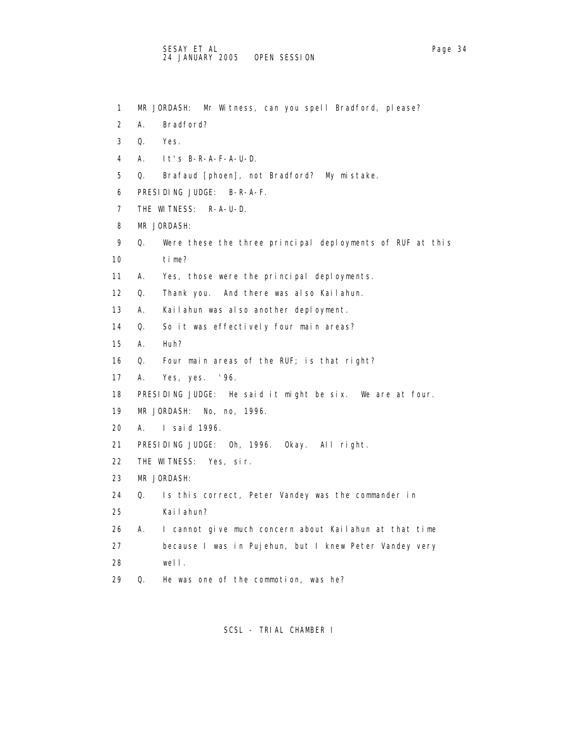1 MR JORDASH: Mr Witness, can you spell Bradford, please?

2 A. Bradford?

3 Q. Yes.

4 A. It's B-R-A-F-A-U-D.

5 Q. Brafaud [phoen], not Bradford? My mistake.

6 PRESIDING JUDGE: B-R-A-F.

7 THE WITNESS: R-A-U-D.

8 MR JORDASH:

9 Q. Were these the three principal deployments of RUF at this

10 time?

11 A. Yes, those were the principal deployments.

12 Q. Thank you. And there was also Kailahun.

13 A. Kailahun was also another deployment.

14 Q. So it was effectively four main areas?

15 A. Huh?

16 Q. Four main areas of the RUF; is that right?

17 A. Yes, yes. '96.

18 PRESIDING JUDGE: He said it might be six. We are at four.

19 MR JORDASH: No, no, 1996.

20 A. I said 1996.

21 PRESIDING JUDGE: Oh, 1996. Okay. All right.

22 THE WITNESS: Yes, sir.

23 MR JORDASH:

24 Q. Is this correct, Peter Vandey was the commander in

25 Kailahun?

26 A. I cannot give much concern about Kailahun at that time

27 because I was in Pujehun, but I knew Peter Vandey very

28 well.

29 Q. He was one of the commotion, was he?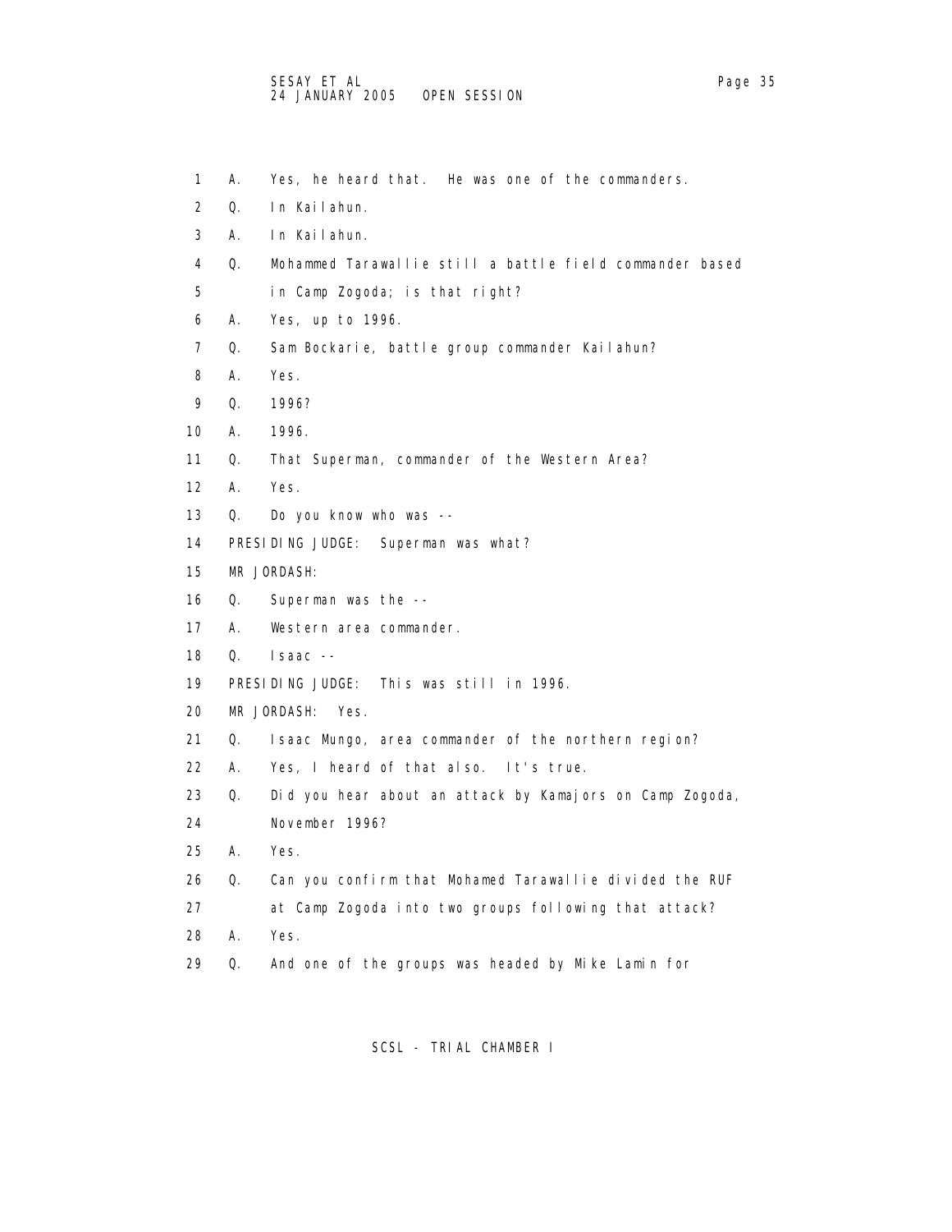1 A. Yes, he heard that. He was one of the commanders.

2 Q. In Kailahun.

3 A. In Kailahun.

4 Q. Mohammed Tarawallie still a battle field commander based

5 in Camp Zogoda; is that right?

6 A. Yes, up to 1996.

7 Q. Sam Bockarie, battle group commander Kailahun?

8 A. Yes.

9 Q. 1996?

10 A. 1996.

11 Q. That Superman, commander of the Western Area?

12 A. Yes.

13 Q. Do you know who was --

14 PRESIDING JUDGE: Superman was what?

15 MR JORDASH:

16 Q. Superman was the --

17 A. Western area commander.

18 Q. Isaac --

19 PRESIDING JUDGE: This was still in 1996.

20 MR JORDASH: Yes.

21 Q. Isaac Mungo, area commander of the northern region?

22 A. Yes, I heard of that also. It's true.

23 Q. Did you hear about an attack by Kamajors on Camp Zogoda,

24 November 1996?

25 A. Yes.

26 Q. Can you confirm that Mohamed Tarawallie divided the RUF

27 at Camp Zogoda into two groups following that attack?

28 A. Yes.

29 Q. And one of the groups was headed by Mike Lamin for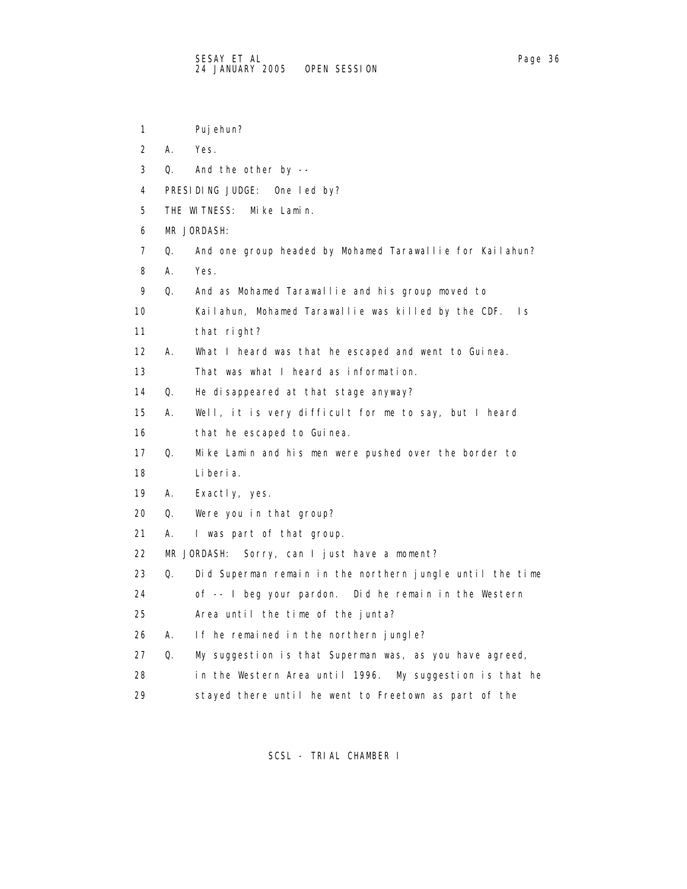1 Pujehun?

2 A. Yes.

3 Q. And the other by --

4 PRESIDING JUDGE: One led by?

5 THE WITNESS: Mike Lamin.

6 MR JORDASH:

7 Q. And one group headed by Mohamed Tarawallie for Kailahun?

8 A. Yes.

9 Q. And as Mohamed Tarawallie and his group moved to

10 Kailahun, Mohamed Tarawallie was killed by the CDF. Is

11 that right?

12 A. What I heard was that he escaped and went to Guinea.

13 That was what I heard as information.

14 Q. He disappeared at that stage anyway?

15 A. Well, it is very difficult for me to say, but I heard

16 that he escaped to Guinea.

17 Q. Mike Lamin and his men were pushed over the border to

18 Liberia.

19 A. Exactly, yes.

20 Q. Were you in that group?

21 A. I was part of that group.

22 MR JORDASH: Sorry, can I just have a moment?

23 Q. Did Superman remain in the northern jungle until the time

24 of -- I beg your pardon. Did he remain in the Western

25 Area until the time of the junta?

26 A. If he remained in the northern jungle?

27 Q. My suggestion is that Superman was, as you have agreed,

28 in the Western Area until 1996. My suggestion is that he

29 stayed there until he went to Freetown as part of the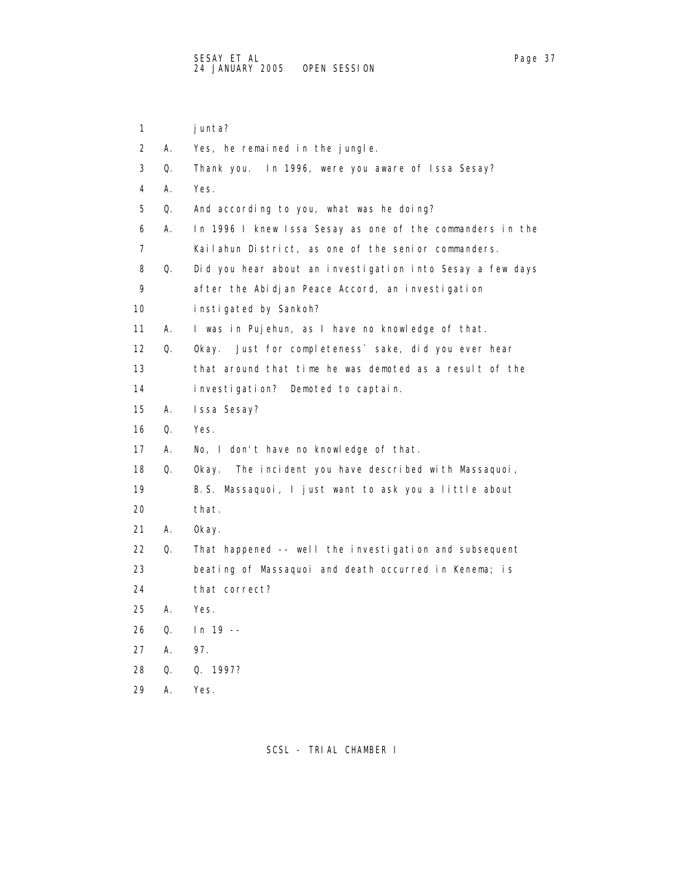1 junta?

2 A. Yes, he remained in the jungle.

3 Q. Thank you. In 1996, were you aware of Issa Sesay?

4 A. Yes.

5 Q. And according to you, what was he doing?

6 A. In 1996 I knew Issa Sesay as one of the commanders in the

7 Kailahun District, as one of the senior commanders.

8 Q. Did you hear about an investigation into Sesay a few days

9 after the Abidjan Peace Accord, an investigation

10 instigated by Sankoh?

11 A. I was in Pujehun, as I have no knowledge of that.

12 Q. Okay. Just for completeness` sake, did you ever hear

13 that around that time he was demoted as a result of the

14 investigation? Demoted to captain.

15 A. Issa Sesay?

16 Q. Yes.

17 A. No, I don't have no knowledge of that.

18 Q. Okay. The incident you have described with Massaquoi,

19 B.S. Massaquoi, I just want to ask you a little about

20 that.

21 A. Okay.

22 Q. That happened -- well the investigation and subsequent

23 beating of Massaquoi and death occurred in Kenema; is

24 that correct?

25 A. Yes.

26 Q. In 19 --

27 A. 97.

28 Q. Q. 1997?

29 A. Yes.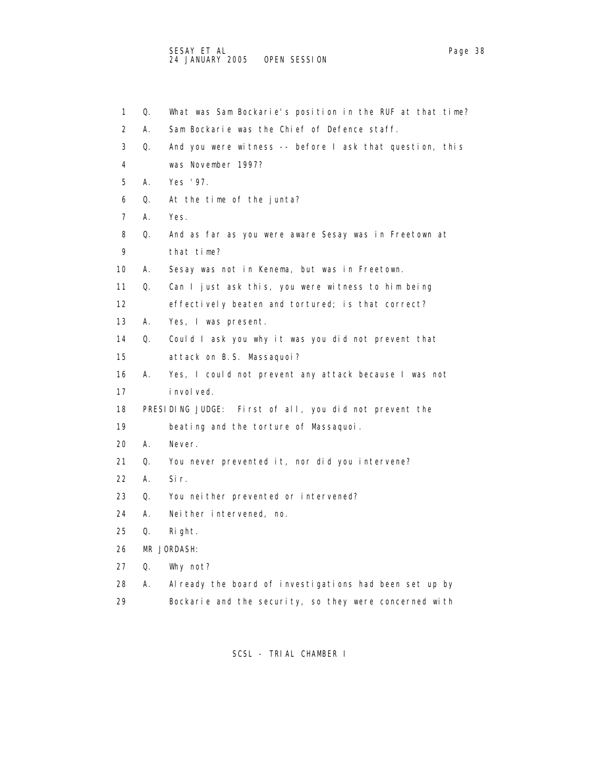1 Q. What was Sam Bockarie's position in the RUF at that time?

2 A. Sam Bockarie was the Chief of Defence staff.

3 Q. And you were witness -- before I ask that question, this

4 was November 1997?

5 A. Yes '97.

6 Q. At the time of the junta?

7 A. Yes.

8 Q. And as far as you were aware Sesay was in Freetown at

9 that time?

10 A. Sesay was not in Kenema, but was in Freetown.

11 Q. Can I just ask this, you were witness to him being

12 effectively beaten and tortured; is that correct?

13 A. Yes, I was present.

14 Q. Could I ask you why it was you did not prevent that

15 attack on B.S. Massaquoi?

16 A. Yes, I could not prevent any attack because I was not

17 involved.

18 PRESIDING JUDGE: First of all, you did not prevent the

19 beating and the torture of Massaquoi.

20 A. Never.

21 Q. You never prevented it, nor did you intervene?

22 A. Sir.

23 Q. You neither prevented or intervened?

24 A. Neither intervened, no.

25 Q. Right.

26 MR JORDASH:

27 Q. Why not?

28 A. Already the board of investigations had been set up by

29 Bockarie and the security, so they were concerned with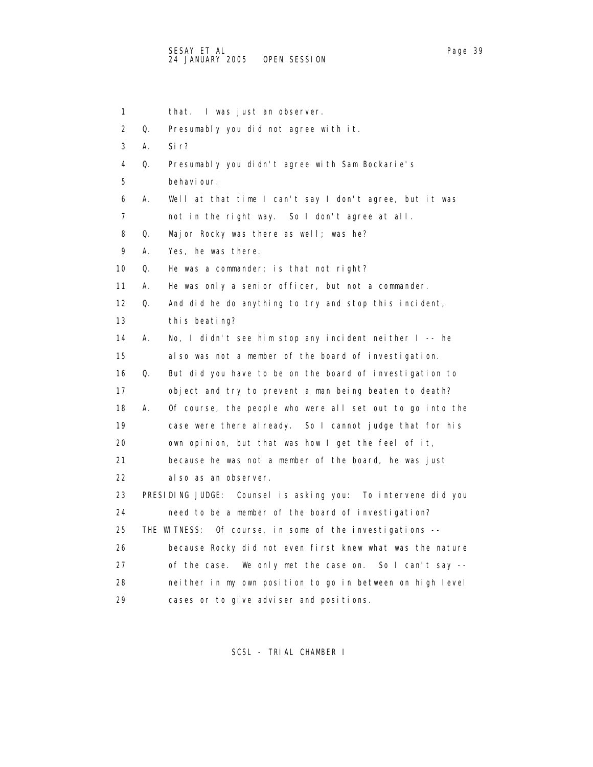that. I was just an observer.

Q. Presumably you did not agree with it.

A. Sir?

Q. Presumably you didn't agree with Sam Bockarie's behaviour.

A. Well at that time I can't say I don't agree, but it was not in the right way. So I don't agree at all.

Q. Major Rocky was there as well; was he?

A. Yes, he was there.

Q. He was a commander; is that not right?

A. He was only a senior officer, but not a commander.

Q. And did he do anything to try and stop this incident, this beating?

A. No, I didn't see him stop any incident neither I -- he also was not a member of the board of investigation.

Q. But did you have to be on the board of investigation to object and try to prevent a man being beaten to death?

A. Of course, the people who were all set out to go into the case were there already. So I cannot judge that for his own opinion, but that was how I get the feel of it, because he was not a member of the board, he was just also as an observer.

PRESIDING JUDGE: Counsel is asking you: To intervene did you need to be a member of the board of investigation?

THE WITNESS: Of course, in some of the investigations -- because Rocky did not even first knew what was the nature of the case. We only met the case on. So I can't say -- neither in my own position to go in between on high level cases or to give adviser and positions.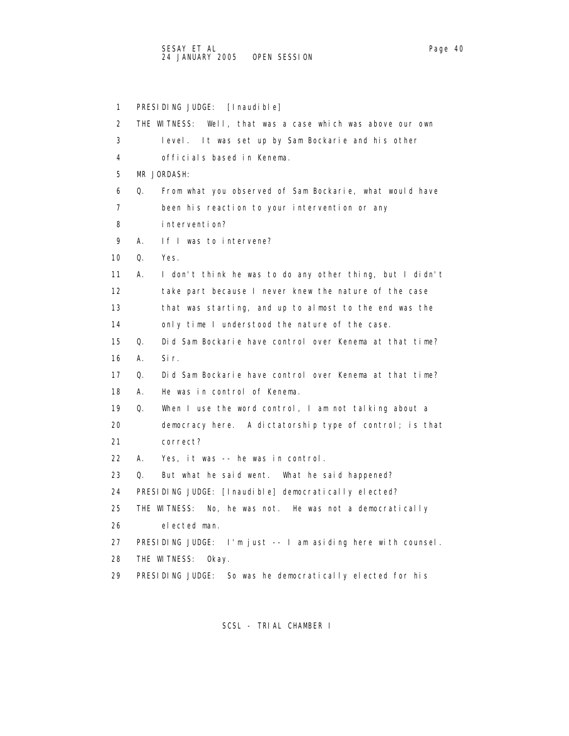1 PRESIDING JUDGE: [Inaudible]

2 THE WITNESS: Well, that was a case which was above our own

3 level. It was set up by Sam Bockarie and his other

4 officials based in Kenema.

5 MR JORDASH:

6 Q. From what you observed of Sam Bockarie, what would have

7 been his reaction to your intervention or any

8 intervention?

9 A. If I was to intervene?

10 Q. Yes.

11 A. I don't think he was to do any other thing, but I didn't

12 take part because I never knew the nature of the case

13 that was starting, and up to almost to the end was the

14 only time I understood the nature of the case.

15 Q. Did Sam Bockarie have control over Kenema at that time?

16 A. Sir.

17 Q. Did Sam Bockarie have control over Kenema at that time?

18 A. He was in control of Kenema.

19 Q. When I use the word control, I am not talking about a

20 democracy here. A dictatorship type of control; is that

21 correct?

22 A. Yes, it was -- he was in control.

23 Q. But what he said went. What he said happened?

24 PRESIDING JUDGE: [Inaudible] democratically elected?

25 THE WITNESS: No, he was not. He was not a democratically

26 elected man.

27 PRESIDING JUDGE: I'm just -- I am asiding here with counsel.

28 THE WITNESS: Okay.

29 PRESIDING JUDGE: So was he democratically elected for his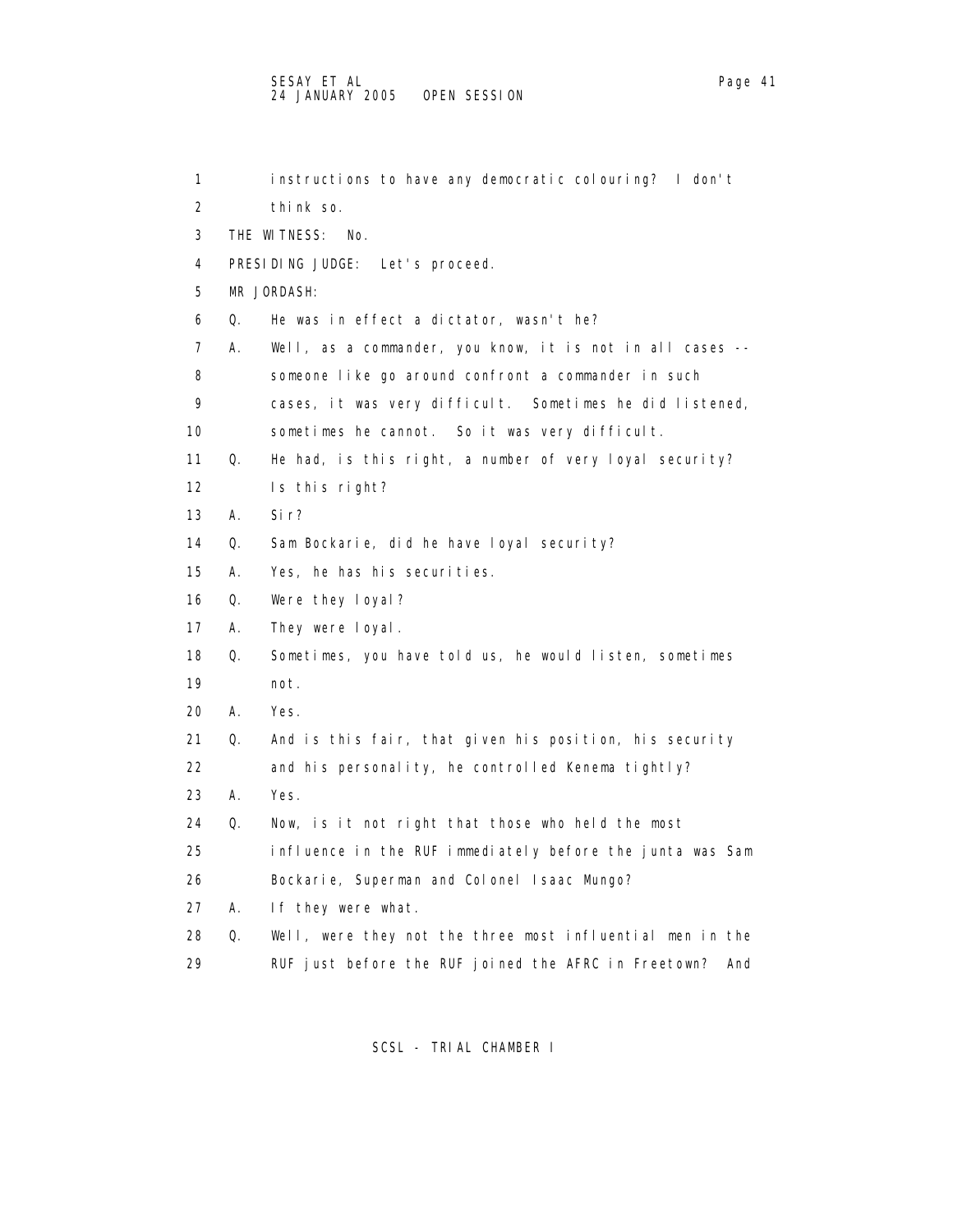1 instructions to have any democratic colouring? I don't
2 think so.
3 THE WITNESS: No.
4 PRESIDING JUDGE: Let's proceed.
5 MR JORDASH:
6 Q. He was in effect a dictator, wasn't he?
7 A. Well, as a commander, you know, it is not in all cases --
8 someone like go around confront a commander in such
9 cases, it was very difficult. Sometimes he did listened,
10 sometimes he cannot. So it was very difficult.
11 Q. He had, is this right, a number of very loyal security?
12 Is this right?
13 A. Sir?
14 Q. Sam Bockarie, did he have loyal security?
15 A. Yes, he has his securities.
16 Q. Were they loyal?
17 A. They were loyal.
18 Q. Sometimes, you have told us, he would listen, sometimes
19 not.
20 A. Yes.
21 Q. And is this fair, that given his position, his security
22 and his personality, he controlled Kenema tightly?
23 A. Yes.
24 Q. Now, is it not right that those who held the most
25 influence in the RUF immediately before the junta was Sam
26 Bockarie, Superman and Colonel Isaac Mungo?
27 A. If they were what.
28 Q. Well, were they not the three most influential men in the
29 RUF just before the RUF joined the AFRC in Freetown? And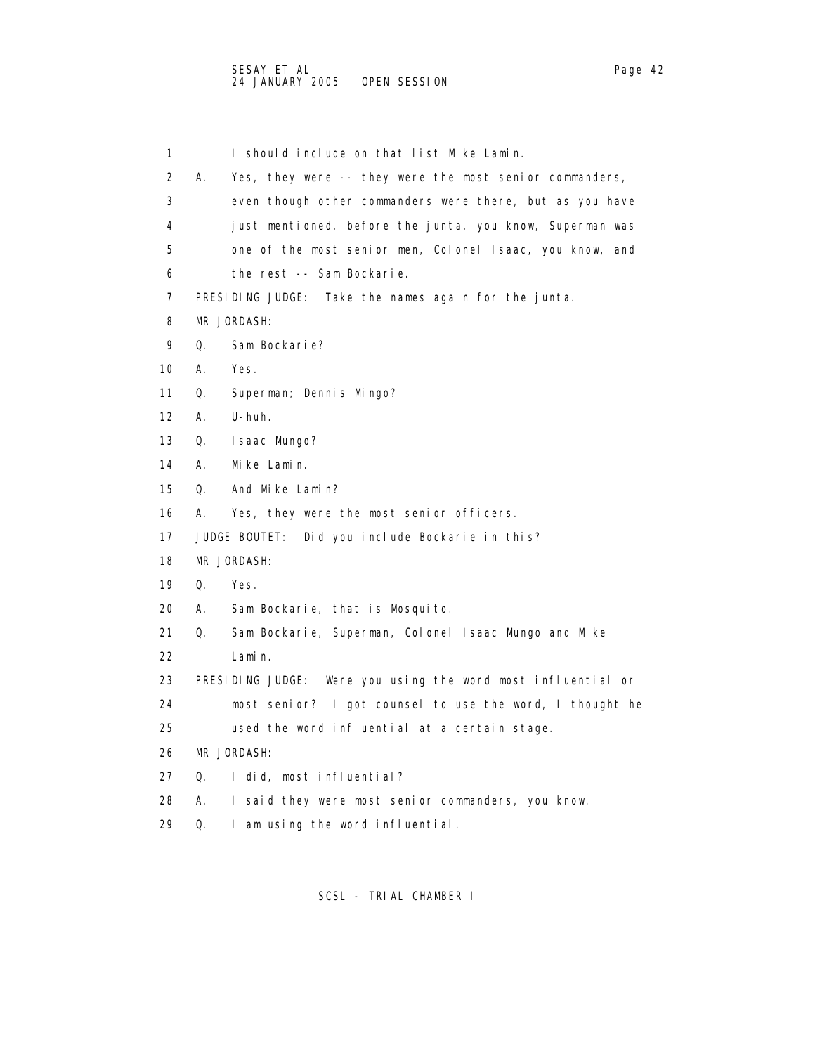1 I should include on that list Mike Lamin.

2 A. Yes, they were -- they were the most senior commanders,

3 even though other commanders were there, but as you have

4 just mentioned, before the junta, you know, Superman was

5 one of the most senior men, Colonel Isaac, you know, and

6 the rest -- Sam Bockarie.

7 PRESIDING JUDGE: Take the names again for the junta.

8 MR JORDASH:

9 Q. Sam Bockarie?

10 A. Yes.

11 Q. Superman; Dennis Mingo?

12 A. U-huh.

13 Q. Isaac Mungo?

14 A. Mike Lamin.

15 Q. And Mike Lamin?

16 A. Yes, they were the most senior officers.

17 JUDGE BOUTET: Did you include Bockarie in this?

18 MR JORDASH:

19 Q. Yes.

20 A. Sam Bockarie, that is Mosquito.

21 Q. Sam Bockarie, Superman, Colonel Isaac Mungo and Mike

22 Lamin.

23 PRESIDING JUDGE: Were you using the word most influential or

24 most senior? I got counsel to use the word, I thought he

25 used the word influential at a certain stage.

26 MR JORDASH:

27 Q. I did, most influential?

28 A. I said they were most senior commanders, you know.

29 Q. I am using the word influential.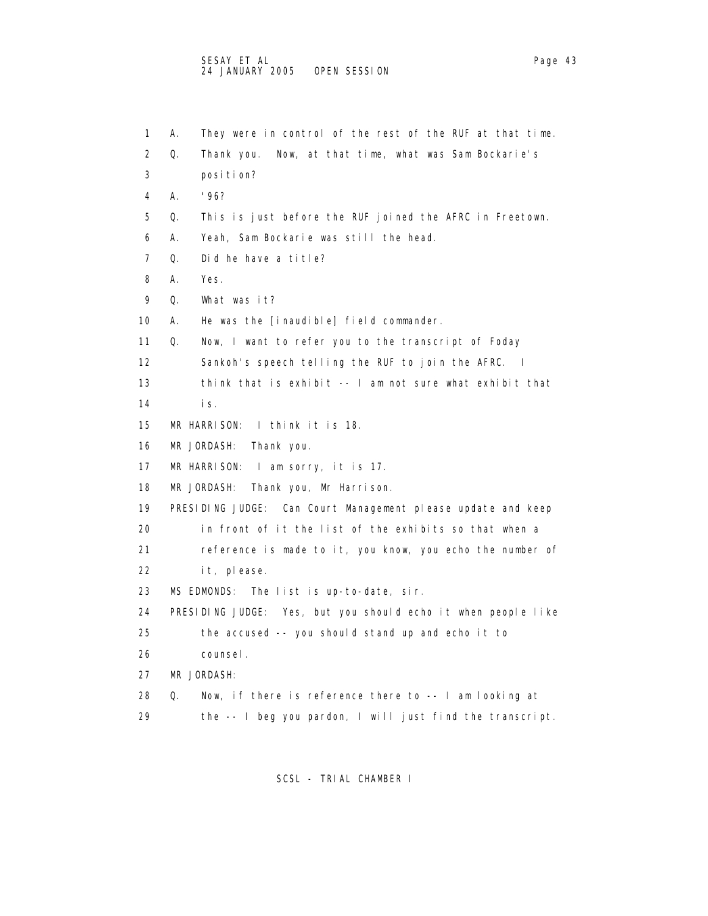1 A. They were in control of the rest of the RUF at that time.
2 Q. Thank you. Now, at that time, what was Sam Bockarie's
3 position?
4 A. '96?
5 Q. This is just before the RUF joined the AFRC in Freetown.
6 A. Yeah, Sam Bockarie was still the head.
7 Q. Did he have a title?
8 A. Yes.
9 Q. What was it?
10 A. He was the [inaudible] field commander.
11 Q. Now, I want to refer you to the transcript of Foday
12 Sankoh's speech telling the RUF to join the AFRC. I
13 think that is exhibit -- I am not sure what exhibit that
14 is.
15 MR HARRISON: I think it is 18.
16 MR JORDASH: Thank you.
17 MR HARRISON: I am sorry, it is 17.
18 MR JORDASH: Thank you, Mr Harrison.
19 PRESIDING JUDGE: Can Court Management please update and keep
20 in front of it the list of the exhibits so that when a
21 reference is made to it, you know, you echo the number of
22 it, please.
23 MS EDMONDS: The list is up-to-date, sir.
24 PRESIDING JUDGE: Yes, but you should echo it when people like
25 the accused -- you should stand up and echo it to
26 counsel.
27 MR JORDASH:
28 Q. Now, if there is reference there to -- I am looking at
29 the -- I beg you pardon, I will just find the transcript.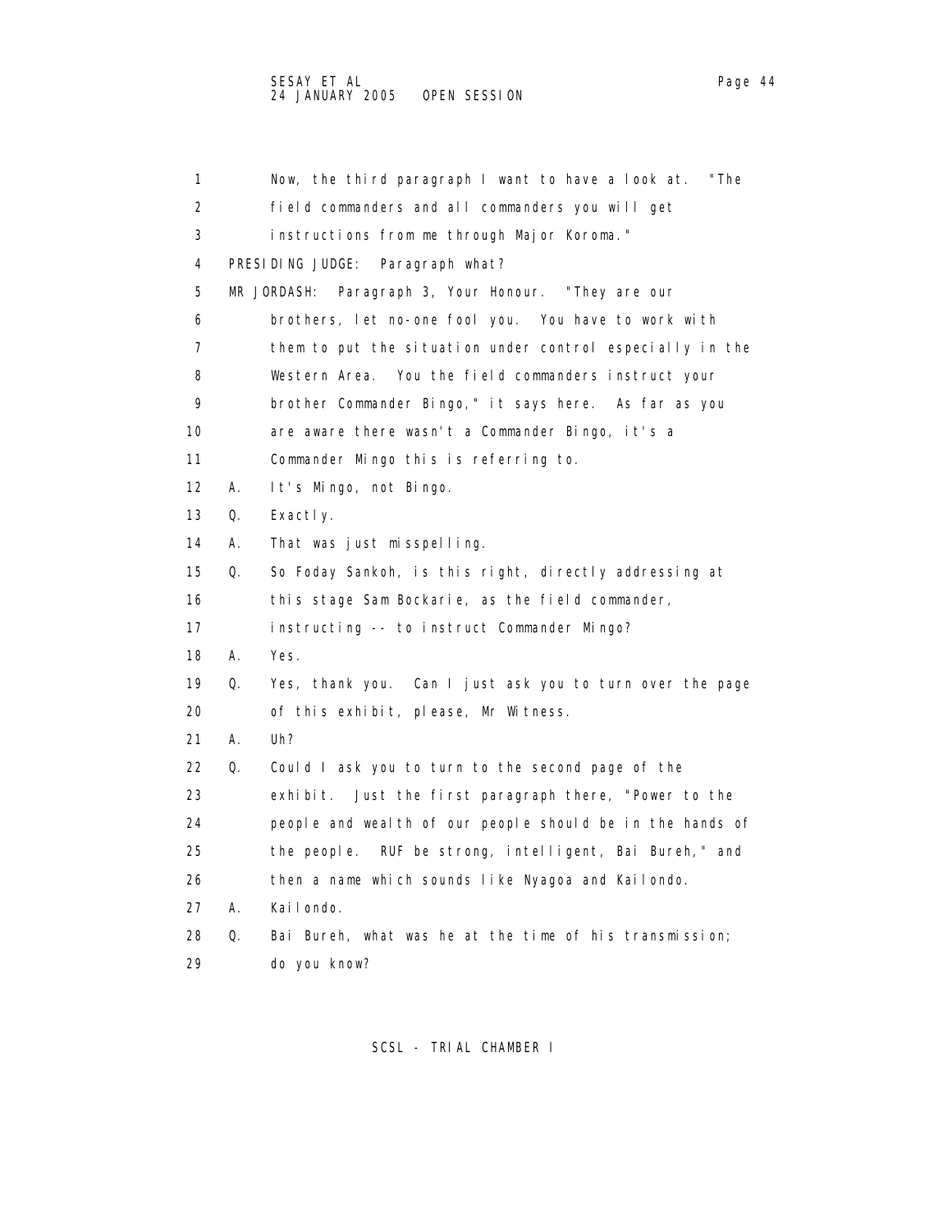1 Now, the third paragraph I want to have a look at. "The
2 field commanders and all commanders you will get
3 instructions from me through Major Koroma."
4 PRESIDING JUDGE: Paragraph what?
5 MR JORDASH: Paragraph 3, Your Honour. "They are our
6 brothers, let no-one fool you. You have to work with
7 them to put the situation under control especially in the
8 Western Area. You the field commanders instruct your
9 brother Commander Bingo," it says here. As far as you
10 are aware there wasn't a Commander Bingo, it's a
11 Commander Mingo this is referring to.
12 A. It's Mingo, not Bingo.
13 Q. Exactly.
14 A. That was just misspelling.
15 Q. So Foday Sankoh, is this right, directly addressing at
16 this stage Sam Bockarie, as the field commander,
17 instructing -- to instruct Commander Mingo?
18 A. Yes.
19 Q. Yes, thank you. Can I just ask you to turn over the page
20 of this exhibit, please, Mr Witness.
21 A. Uh?
22 Q. Could I ask you to turn to the second page of the
23 exhibit. Just the first paragraph there, "Power to the
24 people and wealth of our people should be in the hands of
25 the people. RUF be strong, intelligent, Bai Bureh," and
26 then a name which sounds like Nyagoa and Kailondo.
27 A. Kailondo.
28 Q. Bai Bureh, what was he at the time of his transmission;
29 do you know?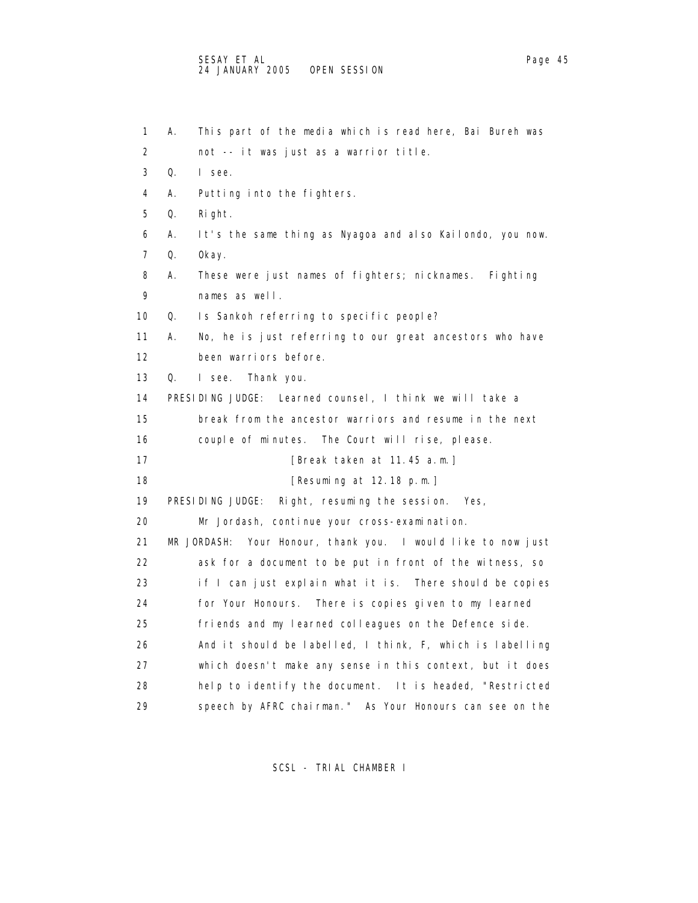1 A. This part of the media which is read here, Bai Bureh was
2 not -- it was just as a warrior title.
3 Q. I see.
4 A. Putting into the fighters.
5 Q. Right.
6 A. It's the same thing as Nyagoa and also Kailondo, you now.
7 Q. Okay.
8 A. These were just names of fighters; nicknames. Fighting
9 names as well.
10 Q. Is Sankoh referring to specific people?
11 A. No, he is just referring to our great ancestors who have
12 been warriors before.
13 Q. I see. Thank you.
14 PRESIDING JUDGE: Learned counsel, I think we will take a
15 break from the ancestor warriors and resume in the next
16 couple of minutes. The Court will rise, please.
17 [Break taken at 11.45 a.m.]
18 [Resuming at 12.18 p.m.]
19 PRESIDING JUDGE: Right, resuming the session. Yes,
20 Mr Jordash, continue your cross-examination.
21 MR JORDASH: Your Honour, thank you. I would like to now just
22 ask for a document to be put in front of the witness, so
23 if I can just explain what it is. There should be copies
24 for Your Honours. There is copies given to my learned
25 friends and my learned colleagues on the Defence side.
26 And it should be labelled, I think, F, which is labelling
27 which doesn't make any sense in this context, but it does
28 help to identify the document. It is headed, "Restricted
29 speech by AFRC chairman." As Your Honours can see on the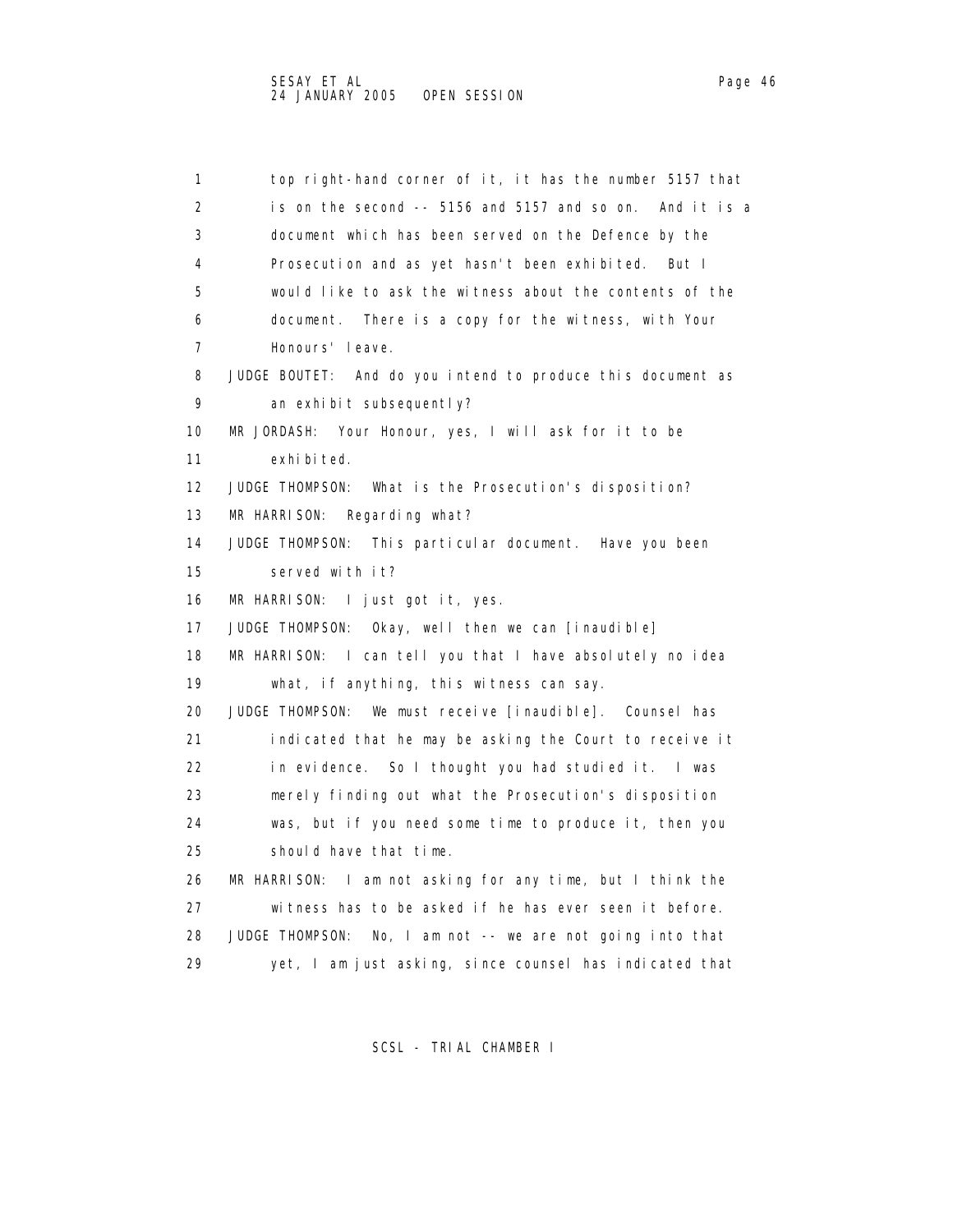1 top right-hand corner of it, it has the number 5157 that
2 is on the second -- 5156 and 5157 and so on. And it is a
3 document which has been served on the Defence by the
4 Prosecution and as yet hasn't been exhibited. But I
5 would like to ask the witness about the contents of the
6 document. There is a copy for the witness, with Your
7 Honours' leave.
8 JUDGE BOUTET: And do you intend to produce this document as
9 an exhibit subsequently?
10 MR JORDASH: Your Honour, yes, I will ask for it to be
11 exhibited.
12 JUDGE THOMPSON: What is the Prosecution's disposition?
13 MR HARRISON: Regarding what?
14 JUDGE THOMPSON: This particular document. Have you been
15 served with it?
16 MR HARRISON: I just got it, yes.
17 JUDGE THOMPSON: Okay, well then we can [inaudible]
18 MR HARRISON: I can tell you that I have absolutely no idea
19 what, if anything, this witness can say.
20 JUDGE THOMPSON: We must receive [inaudible]. Counsel has
21 indicated that he may be asking the Court to receive it
22 in evidence. So I thought you had studied it. I was
23 merely finding out what the Prosecution's disposition
24 was, but if you need some time to produce it, then you
25 should have that time.
26 MR HARRISON: I am not asking for any time, but I think the
27 witness has to be asked if he has ever seen it before.
28 JUDGE THOMPSON: No, I am not -- we are not going into that
29 yet, I am just asking, since counsel has indicated that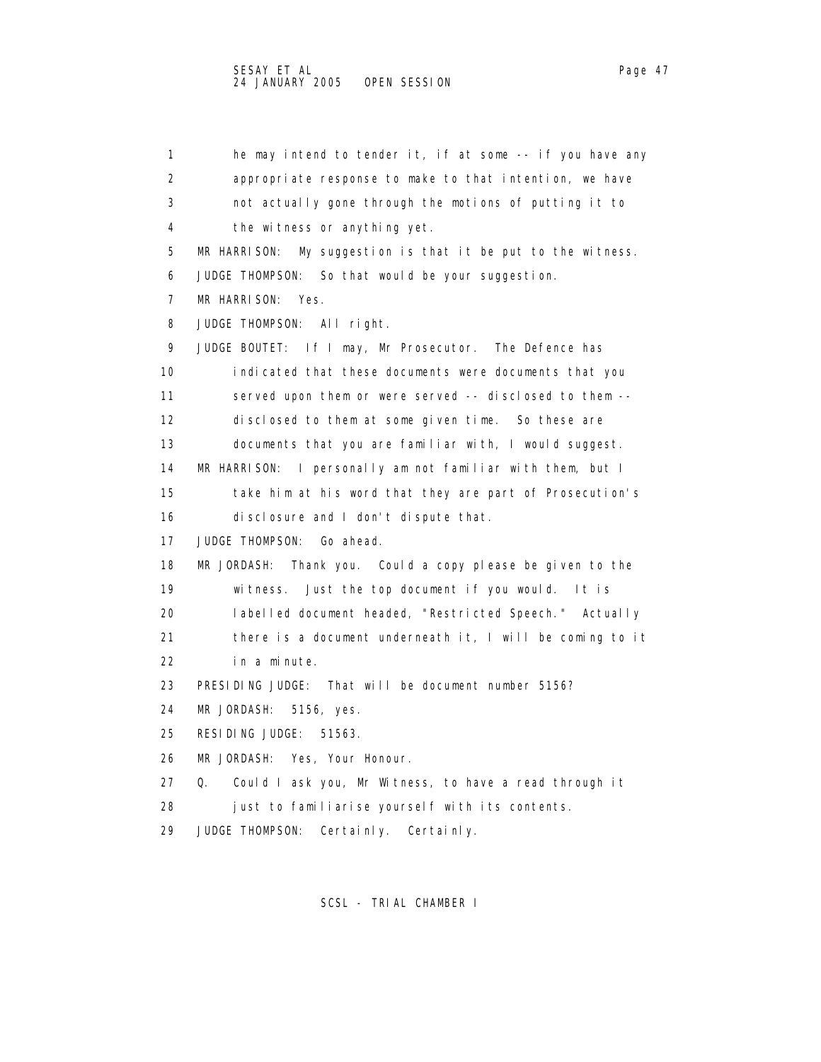1 he may intend to tender it, if at some -- if you have any
2 appropriate response to make to that intention, we have
3 not actually gone through the motions of putting it to
4 the witness or anything yet.
5 MR HARRISON: My suggestion is that it be put to the witness.
6 JUDGE THOMPSON: So that would be your suggestion.
7 MR HARRISON: Yes.
8 JUDGE THOMPSON: All right.
9 JUDGE BOUTET: If I may, Mr Prosecutor. The Defence has
10 indicated that these documents were documents that you
11 served upon them or were served -- disclosed to them --
12 disclosed to them at some given time. So these are
13 documents that you are familiar with, I would suggest.
14 MR HARRISON: I personally am not familiar with them, but I
15 take him at his word that they are part of Prosecution's
16 disclosure and I don't dispute that.
17 JUDGE THOMPSON: Go ahead.
18 MR JORDASH: Thank you. Could a copy please be given to the
19 witness. Just the top document if you would. It is
20 labelled document headed, "Restricted Speech." Actually
21 there is a document underneath it, I will be coming to it
22 in a minute.
23 PRESIDING JUDGE: That will be document number 5156?
24 MR JORDASH: 5156, yes.
25 RESIDING JUDGE: 51563.
26 MR JORDASH: Yes, Your Honour.
27 Q. Could I ask you, Mr Witness, to have a read through it
28 just to familiarise yourself with its contents.
29 JUDGE THOMPSON: Certainly. Certainly.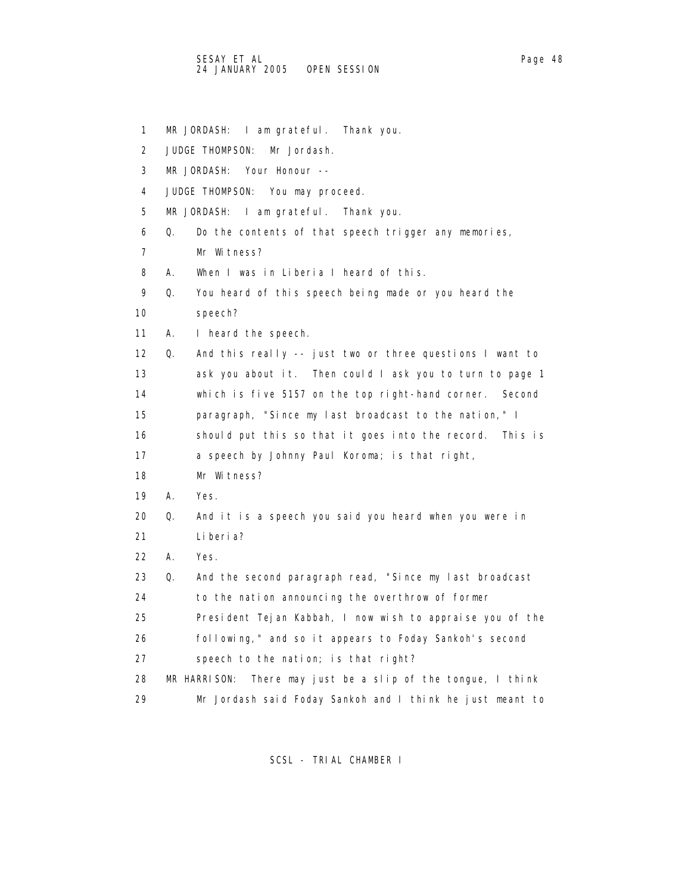1 MR JORDASH: I am grateful. Thank you.
2 JUDGE THOMPSON: Mr Jordash.
3 MR JORDASH: Your Honour --
4 JUDGE THOMPSON: You may proceed.
5 MR JORDASH: I am grateful. Thank you.
6 Q. Do the contents of that speech trigger any memories,
7 Mr Witness?
8 A. When I was in Liberia I heard of this.
9 Q. You heard of this speech being made or you heard the
10 speech?
11 A. I heard the speech.
12 Q. And this really -- just two or three questions I want to
13 ask you about it. Then could I ask you to turn to page 1
14 which is five 5157 on the top right-hand corner. Second
15 paragraph, "Since my last broadcast to the nation," I
16 should put this so that it goes into the record. This is
17 a speech by Johnny Paul Koroma; is that right,
18 Mr Witness?
19 A. Yes.
20 Q. And it is a speech you said you heard when you were in
21 Liberia?
22 A. Yes.
23 Q. And the second paragraph read, "Since my last broadcast
24 to the nation announcing the overthrow of former
25 President Tejan Kabbah, I now wish to appraise you of the
26 following," and so it appears to Foday Sankoh's second
27 speech to the nation; is that right?
28 MR HARRISON: There may just be a slip of the tongue, I think
29 Mr Jordash said Foday Sankoh and I think he just meant to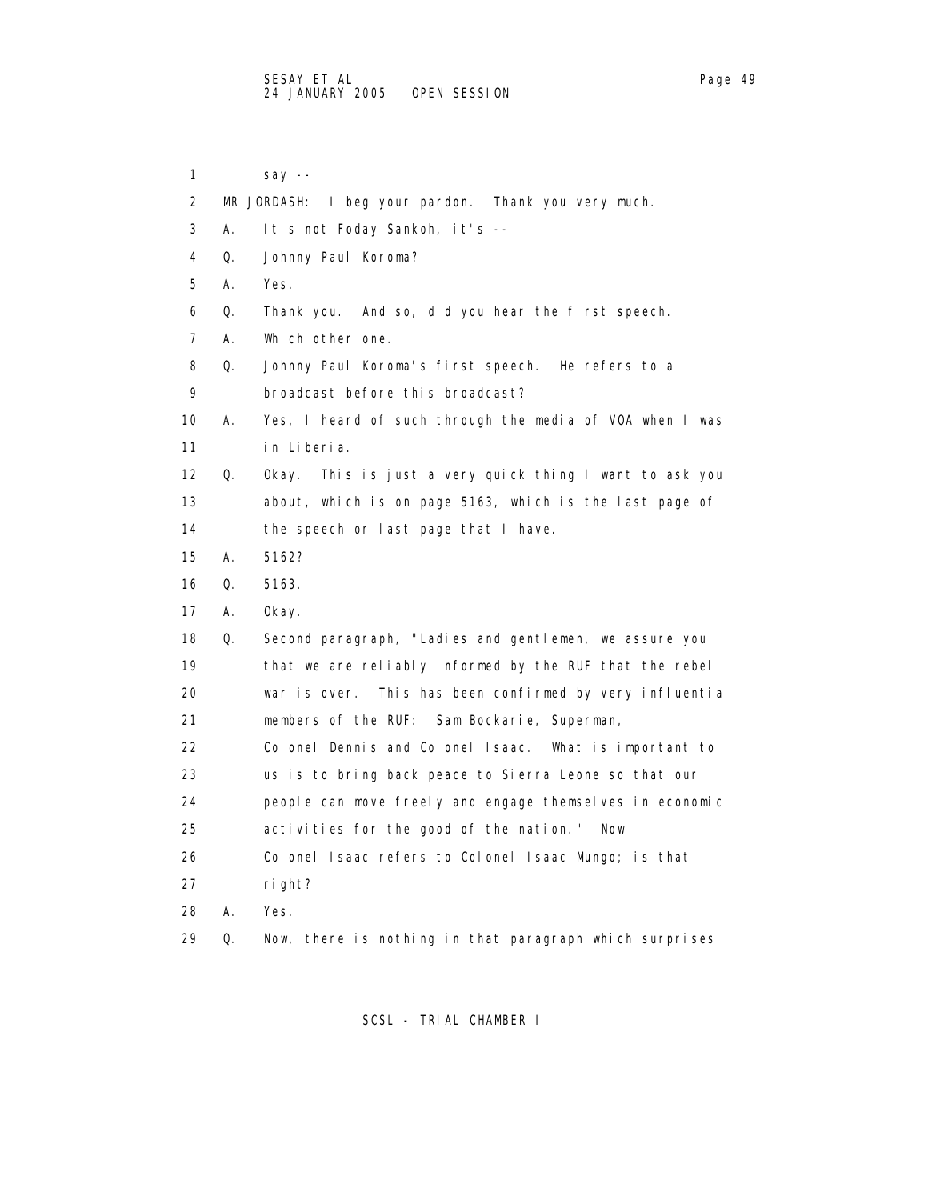1 say --

2 MR JORDASH: I beg your pardon. Thank you very much.

3 A. It's not Foday Sankoh, it's --

4 Q. Johnny Paul Koroma?

5 A. Yes.

6 Q. Thank you. And so, did you hear the first speech.

7 A. Which other one.

8 Q. Johnny Paul Koroma's first speech. He refers to a

9 broadcast before this broadcast?

10 A. Yes, I heard of such through the media of VOA when I was

11 in Liberia.

12 Q. Okay. This is just a very quick thing I want to ask you

13 about, which is on page 5163, which is the last page of

14 the speech or last page that I have.

15 A. 5162?

16 Q. 5163.

17 A. Okay.

18 Q. Second paragraph, "Ladies and gentlemen, we assure you

19 that we are reliably informed by the RUF that the rebel

20 war is over. This has been confirmed by very influential

21 members of the RUF: Sam Bockarie, Superman,

22 Colonel Dennis and Colonel Isaac. What is important to

23 us is to bring back peace to Sierra Leone so that our

24 people can move freely and engage themselves in economic

25 activities for the good of the nation." Now

26 Colonel Isaac refers to Colonel Isaac Mungo; is that

27 right?

28 A. Yes.

29 Q. Now, there is nothing in that paragraph which surprises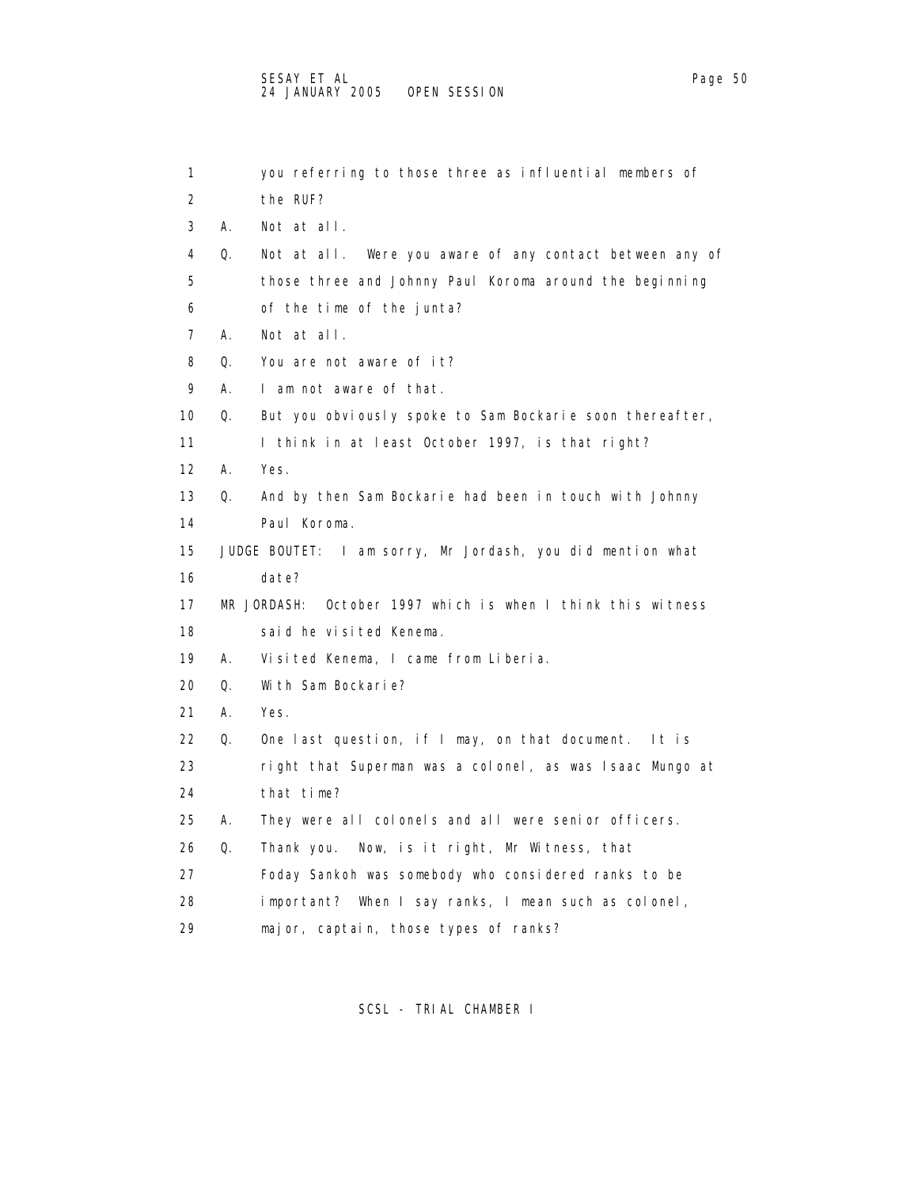1 you referring to those three as influential members of
2 the RUF?
3 A. Not at all.
4 Q. Not at all. Were you aware of any contact between any of
5 those three and Johnny Paul Koroma around the beginning
6 of the time of the junta?
7 A. Not at all.
8 Q. You are not aware of it?
9 A. I am not aware of that.
10 Q. But you obviously spoke to Sam Bockarie soon thereafter,
11 I think in at least October 1997, is that right?
12 A. Yes.
13 Q. And by then Sam Bockarie had been in touch with Johnny
14 Paul Koroma.
15 JUDGE BOUTET: I am sorry, Mr Jordash, you did mention what
16 date?
17 MR JORDASH: October 1997 which is when I think this witness
18 said he visited Kenema.
19 A. Visited Kenema, I came from Liberia.
20 Q. With Sam Bockarie?
21 A. Yes.
22 Q. One last question, if I may, on that document. It is
23 right that Superman was a colonel, as was Isaac Mungo at
24 that time?
25 A. They were all colonels and all were senior officers.
26 Q. Thank you. Now, is it right, Mr Witness, that
27 Foday Sankoh was somebody who considered ranks to be
28 important? When I say ranks, I mean such as colonel,
29 major, captain, those types of ranks?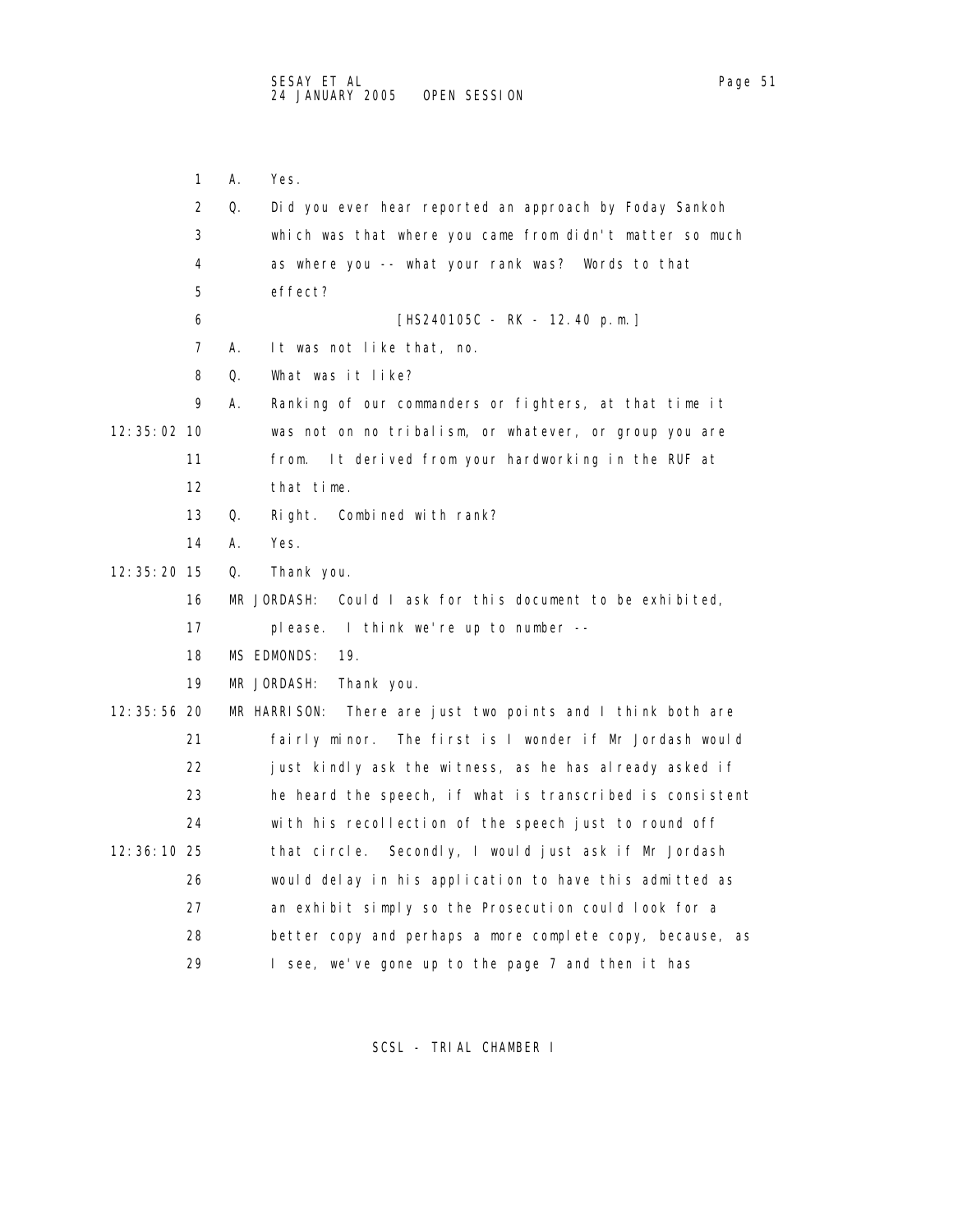1 A. Yes.

2 Q. Did you ever hear reported an approach by Foday Sankoh

3 which was that where you came from didn't matter so much

4 as where you -- what your rank was? Words to that

5 effect?

6 [HS240105C - RK - 12.40 p.m.]

7 A. It was not like that, no.

8 Q. What was it like?

9 A. Ranking of our commanders or fighters, at that time it

12:35:02 10 was not on no tribalism, or whatever, or group you are

11 from. It derived from your hardworking in the RUF at

12 that time.

13 Q. Right. Combined with rank?

14 A. Yes.

12:35:20 15 Q. Thank you.

16 MR JORDASH: Could I ask for this document to be exhibited,

17 please. I think we're up to number --

18 MS EDMONDS: 19.

19 MR JORDASH: Thank you.

12:35:56 20 MR HARRISON: There are just two points and I think both are

21 fairly minor. The first is I wonder if Mr Jordash would

22 just kindly ask the witness, as he has already asked if

23 he heard the speech, if what is transcribed is consistent

24 with his recollection of the speech just to round off

12:36:10 25 that circle. Secondly, I would just ask if Mr Jordash

26 would delay in his application to have this admitted as

27 an exhibit simply so the Prosecution could look for a

28 better copy and perhaps a more complete copy, because, as

29 I see, we've gone up to the page 7 and then it has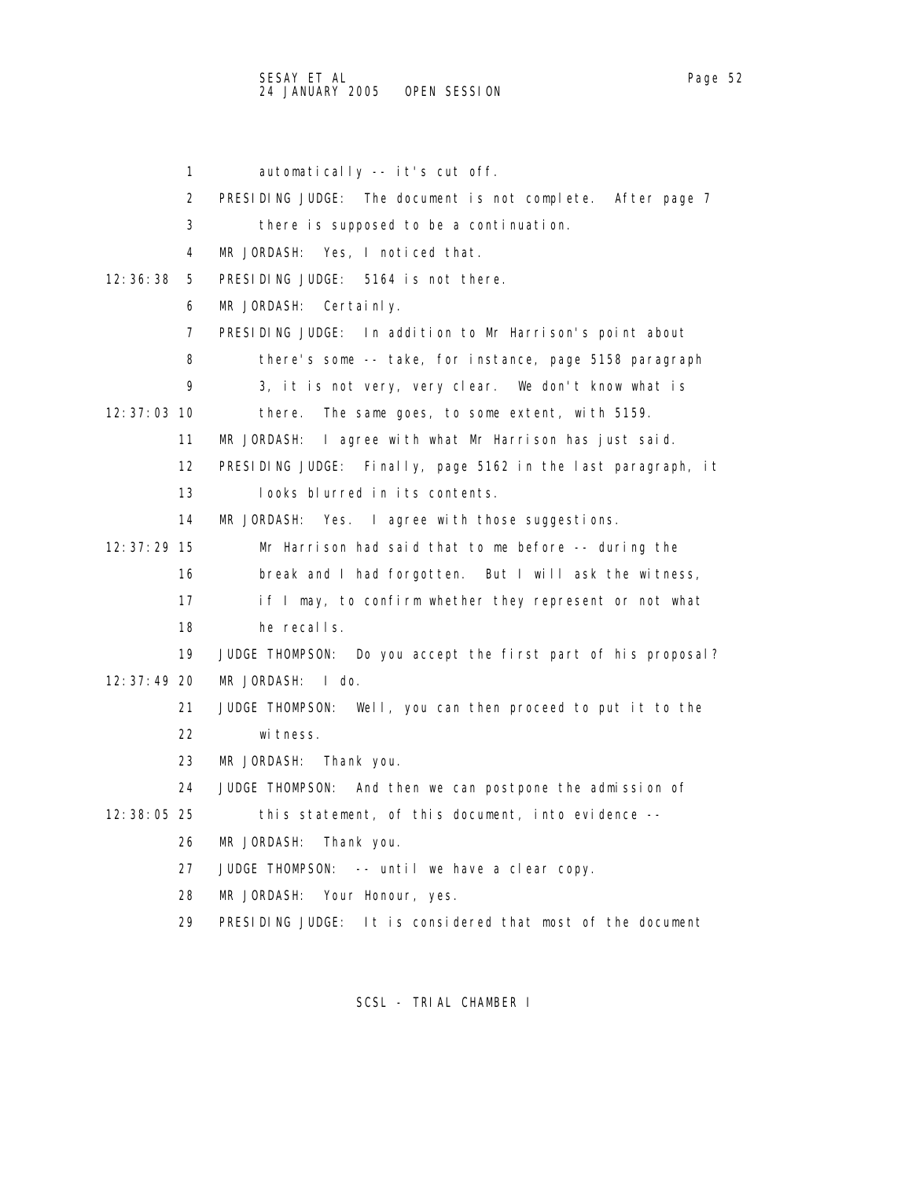automatically -- it's cut off.

PRESIDING JUDGE: The document is not complete. After page 7 there is supposed to be a continuation.

MR JORDASH: Yes, I noticed that.

PRESIDING JUDGE: 5164 is not there.

MR JORDASH: Certainly.

PRESIDING JUDGE: In addition to Mr Harrison's point about there's some -- take, for instance, page 5158 paragraph 3, it is not very, very clear. We don't know what is there. The same goes, to some extent, with 5159.

MR JORDASH: I agree with what Mr Harrison has just said.

PRESIDING JUDGE: Finally, page 5162 in the last paragraph, it looks blurred in its contents.

MR JORDASH: Yes. I agree with those suggestions. Mr Harrison had said that to me before -- during the break and I had forgotten. But I will ask the witness, if I may, to confirm whether they represent or not what he recalls.

JUDGE THOMPSON: Do you accept the first part of his proposal?

MR JORDASH: I do.

JUDGE THOMPSON: Well, you can then proceed to put it to the witness.

MR JORDASH: Thank you.

JUDGE THOMPSON: And then we can postpone the admission of this statement, of this document, into evidence --

MR JORDASH: Thank you.

JUDGE THOMPSON: -- until we have a clear copy.

MR JORDASH: Your Honour, yes.

PRESIDING JUDGE: It is considered that most of the document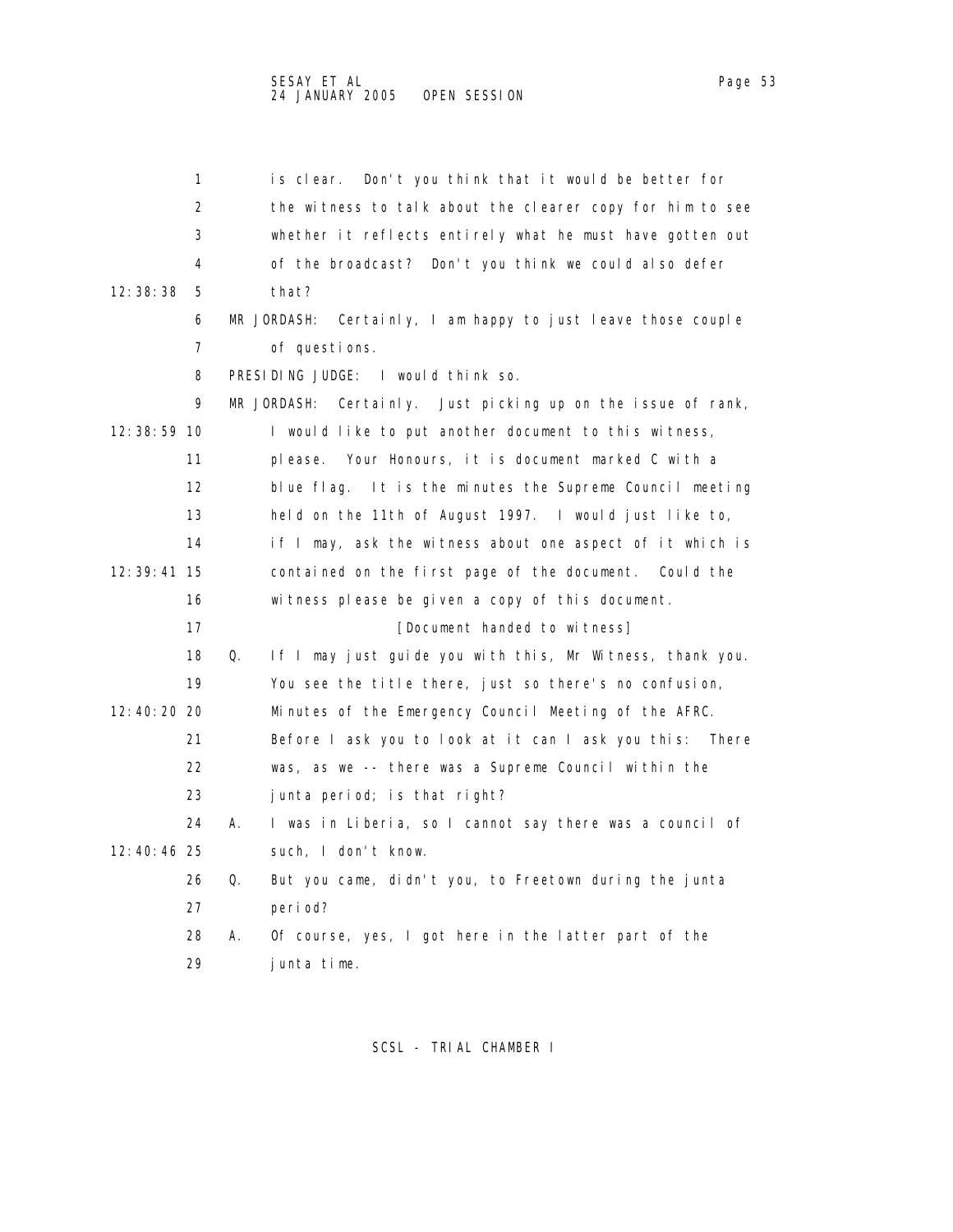is clear. Don't you think that it would be better for the witness to talk about the clearer copy for him to see whether it reflects entirely what he must have gotten out of the broadcast? Don't you think we could also defer that?

MR JORDASH: Certainly, I am happy to just leave those couple of questions.

PRESIDING JUDGE: I would think so.

MR JORDASH: Certainly. Just picking up on the issue of rank, I would like to put another document to this witness, please. Your Honours, it is document marked C with a blue flag. It is the minutes the Supreme Council meeting held on the 11th of August 1997. I would just like to, if I may, ask the witness about one aspect of it which is contained on the first page of the document. Could the witness please be given a copy of this document.

[Document handed to witness]

Q. If I may just guide you with this, Mr Witness, thank you. You see the title there, just so there's no confusion, Minutes of the Emergency Council Meeting of the AFRC. Before I ask you to look at it can I ask you this: There was, as we -- there was a Supreme Council within the junta period; is that right?

A. I was in Liberia, so I cannot say there was a council of such, I don't know.

Q. But you came, didn't you, to Freetown during the junta period?

A. Of course, yes, I got here in the latter part of the junta time.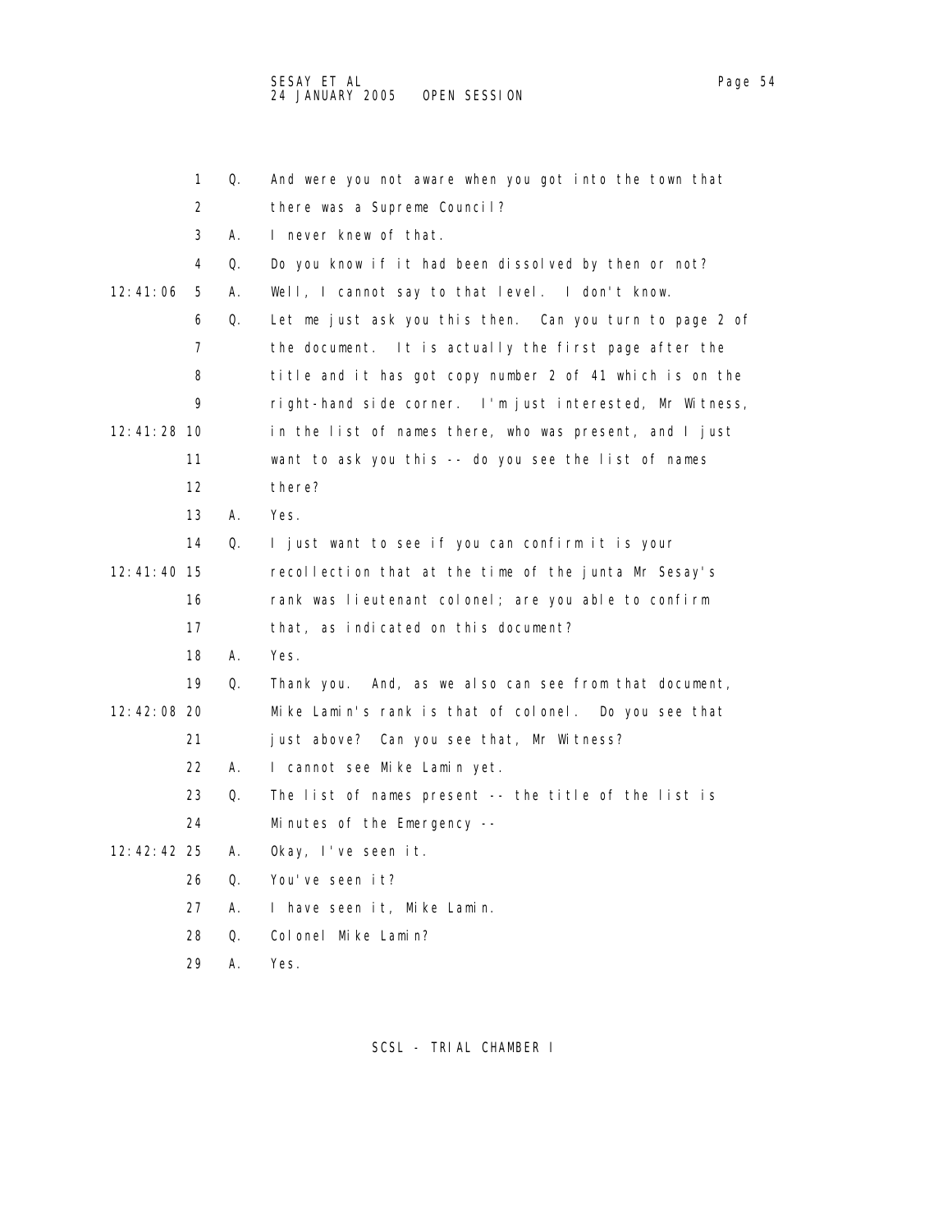1 Q. And were you not aware when you got into the town that
2 there was a Supreme Council?
3 A. I never knew of that.
4 Q. Do you know if it had been dissolved by then or not?
12:41:06 5 A. Well, I cannot say to that level. I don't know.
6 Q. Let me just ask you this then. Can you turn to page 2 of
7 the document. It is actually the first page after the
8 title and it has got copy number 2 of 41 which is on the
9 right-hand side corner. I'm just interested, Mr Witness,
12:41:28 10 in the list of names there, who was present, and I just
11 want to ask you this -- do you see the list of names
12 there?
13 A. Yes.
14 Q. I just want to see if you can confirm it is your
12:41:40 15 recollection that at the time of the junta Mr Sesay's
16 rank was lieutenant colonel; are you able to confirm
17 that, as indicated on this document?
18 A. Yes.
19 Q. Thank you. And, as we also can see from that document,
12:42:08 20 Mike Lamin's rank is that of colonel. Do you see that
21 just above? Can you see that, Mr Witness?
22 A. I cannot see Mike Lamin yet.
23 Q. The list of names present -- the title of the list is
24 Minutes of the Emergency --
12:42:42 25 A. Okay, I've seen it.
26 Q. You've seen it?
27 A. I have seen it, Mike Lamin.
28 Q. Colonel Mike Lamin?
29 A. Yes.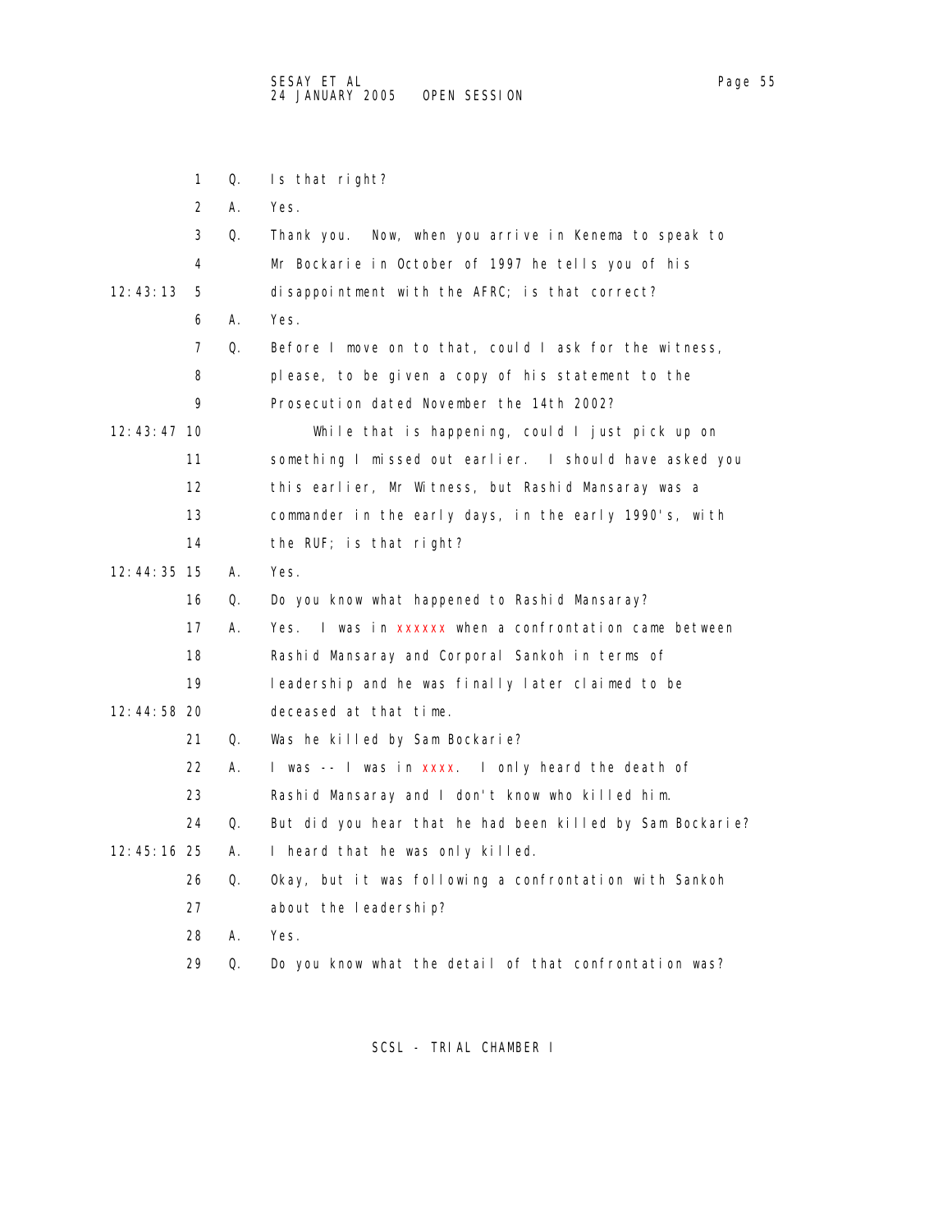1 Q. Is that right?

2 A. Yes.

3 Q. Thank you. Now, when you arrive in Kenema to speak to

4 Mr Bockarie in October of 1997 he tells you of his

12:43:13 5 disappointment with the AFRC; is that correct?

6 A. Yes.

7 Q. Before I move on to that, could I ask for the witness,

8 please, to be given a copy of his statement to the

9 Prosecution dated November the 14th 2002?

12:43:47 10 While that is happening, could I just pick up on

11 something I missed out earlier. I should have asked you

12 this earlier, Mr Witness, but Rashid Mansaray was a

13 commander in the early days, in the early 1990's, with

14 the RUF; is that right?

12:44:35 15 A. Yes.

16 Q. Do you know what happened to Rashid Mansaray?

17 A. Yes. I was in xxxxxx when a confrontation came between

18 Rashid Mansaray and Corporal Sankoh in terms of

19 leadership and he was finally later claimed to be

12:44:58 20 deceased at that time.

21 Q. Was he killed by Sam Bockarie?

22 A. I was -- I was in xxxx. I only heard the death of

23 Rashid Mansaray and I don't know who killed him.

24 Q. But did you hear that he had been killed by Sam Bockarie?

12:45:16 25 A. I heard that he was only killed.

26 Q. Okay, but it was following a confrontation with Sankoh

27 about the leadership?

28 A. Yes.

29 Q. Do you know what the detail of that confrontation was?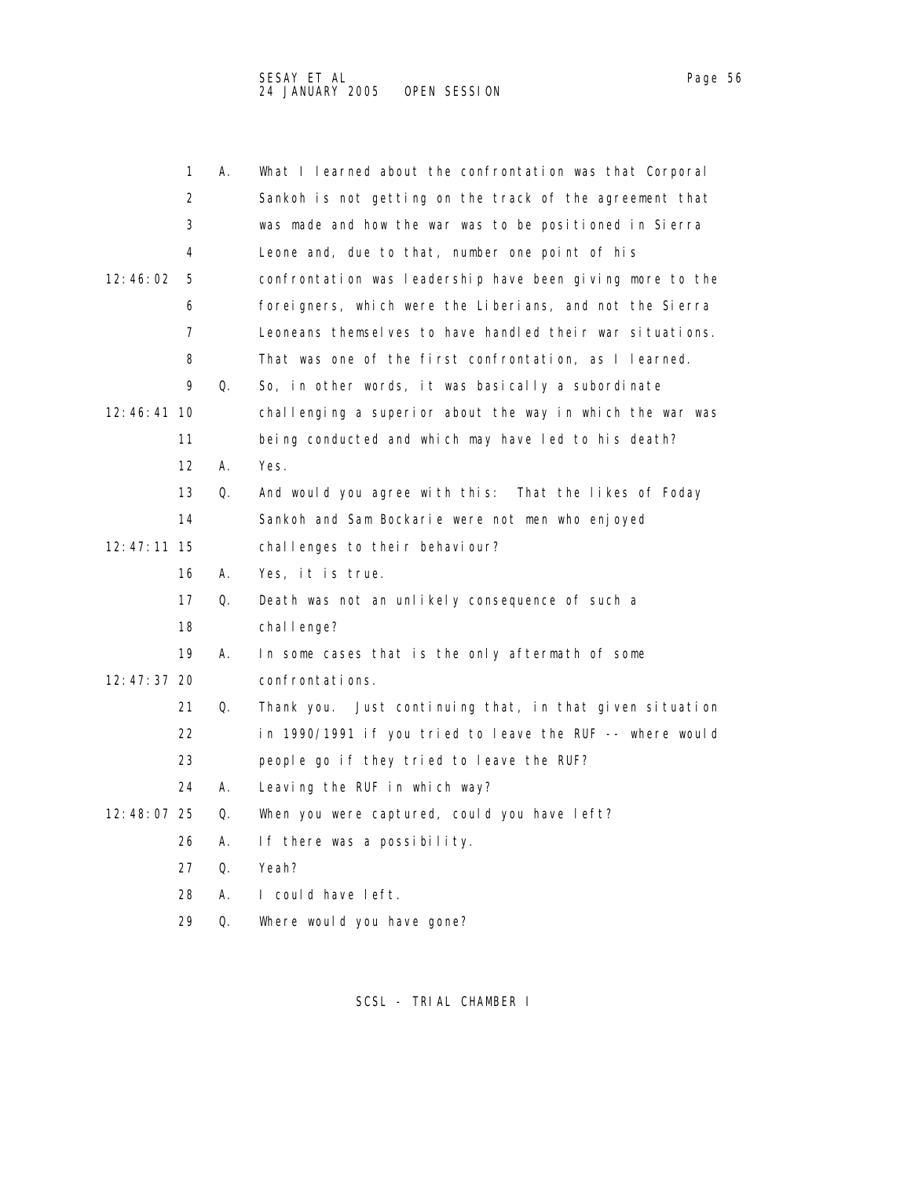1 A. What I learned about the confrontation was that Corporal
2 Sankoh is not getting on the track of the agreement that
3 was made and how the war was to be positioned in Sierra
4 Leone and, due to that, number one point of his
12:46:02 5 confrontation was leadership have been giving more to the
6 foreigners, which were the Liberians, and not the Sierra
7 Leoneans themselves to have handled their war situations.
8 That was one of the first confrontation, as I learned.
9 Q. So, in other words, it was basically a subordinate
12:46:41 10 challenging a superior about the way in which the war was
11 being conducted and which may have led to his death?
12 A. Yes.
13 Q. And would you agree with this: That the likes of Foday
14 Sankoh and Sam Bockarie were not men who enjoyed
12:47:11 15 challenges to their behaviour?
16 A. Yes, it is true.
17 Q. Death was not an unlikely consequence of such a
18 challenge?
19 A. In some cases that is the only aftermath of some
12:47:37 20 confrontations.
21 Q. Thank you. Just continuing that, in that given situation
22 in 1990/1991 if you tried to leave the RUF -- where would
23 people go if they tried to leave the RUF?
24 A. Leaving the RUF in which way?
12:48:07 25 Q. When you were captured, could you have left?
26 A. If there was a possibility.
27 Q. Yeah?
28 A. I could have left.
29 Q. Where would you have gone?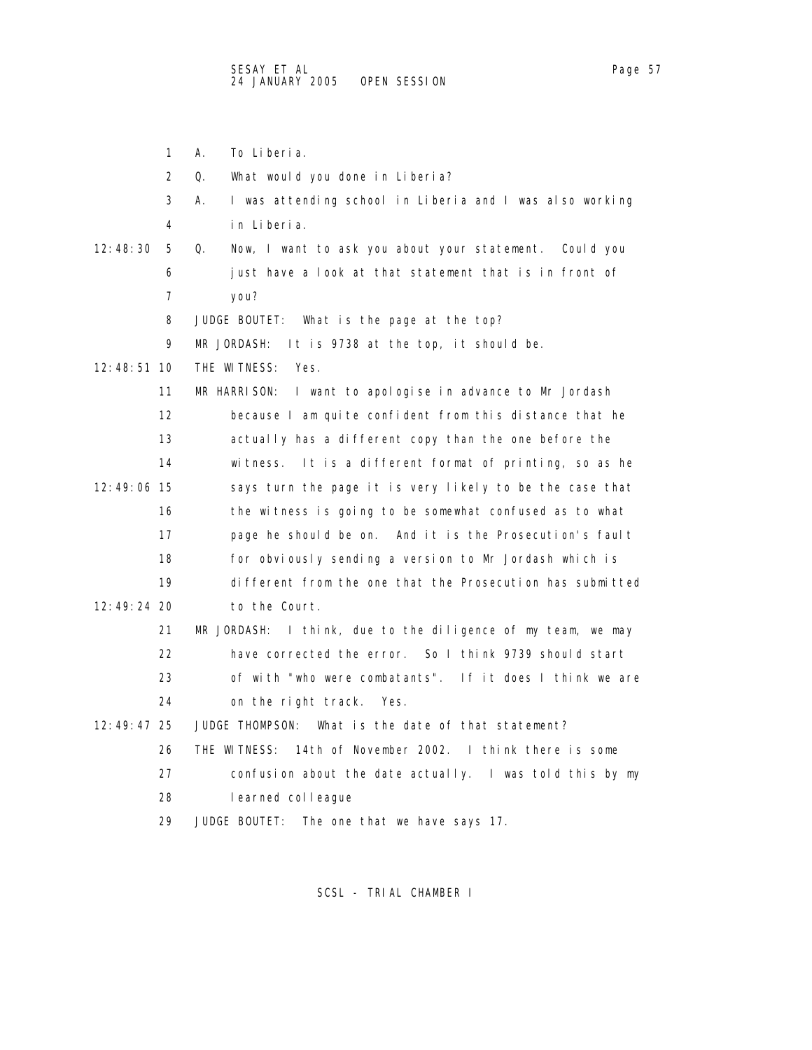1 A. To Liberia.

2 Q. What would you done in Liberia?

3 A. I was attending school in Liberia and I was also working

4 in Liberia.

12:48:30 5 Q. Now, I want to ask you about your statement. Could you

6 just have a look at that statement that is in front of

7 you?

8 JUDGE BOUTET: What is the page at the top?

9 MR JORDASH: It is 9738 at the top, it should be.

12:48:51 10 THE WITNESS: Yes.

11 MR HARRISON: I want to apologise in advance to Mr Jordash

12 because I am quite confident from this distance that he

13 actually has a different copy than the one before the

14 witness. It is a different format of printing, so as he

12:49:06 15 says turn the page it is very likely to be the case that

16 the witness is going to be somewhat confused as to what

17 page he should be on. And it is the Prosecution's fault

18 for obviously sending a version to Mr Jordash which is

19 different from the one that the Prosecution has submitted

12:49:24 20 to the Court.

21 MR JORDASH: I think, due to the diligence of my team, we may

22 have corrected the error. So I think 9739 should start

23 of with "who were combatants". If it does I think we are

24 on the right track. Yes.

12:49:47 25 JUDGE THOMPSON: What is the date of that statement?

26 THE WITNESS: 14th of November 2002. I think there is some

27 confusion about the date actually. I was told this by my

28 learned colleague

29 JUDGE BOUTET: The one that we have says 17.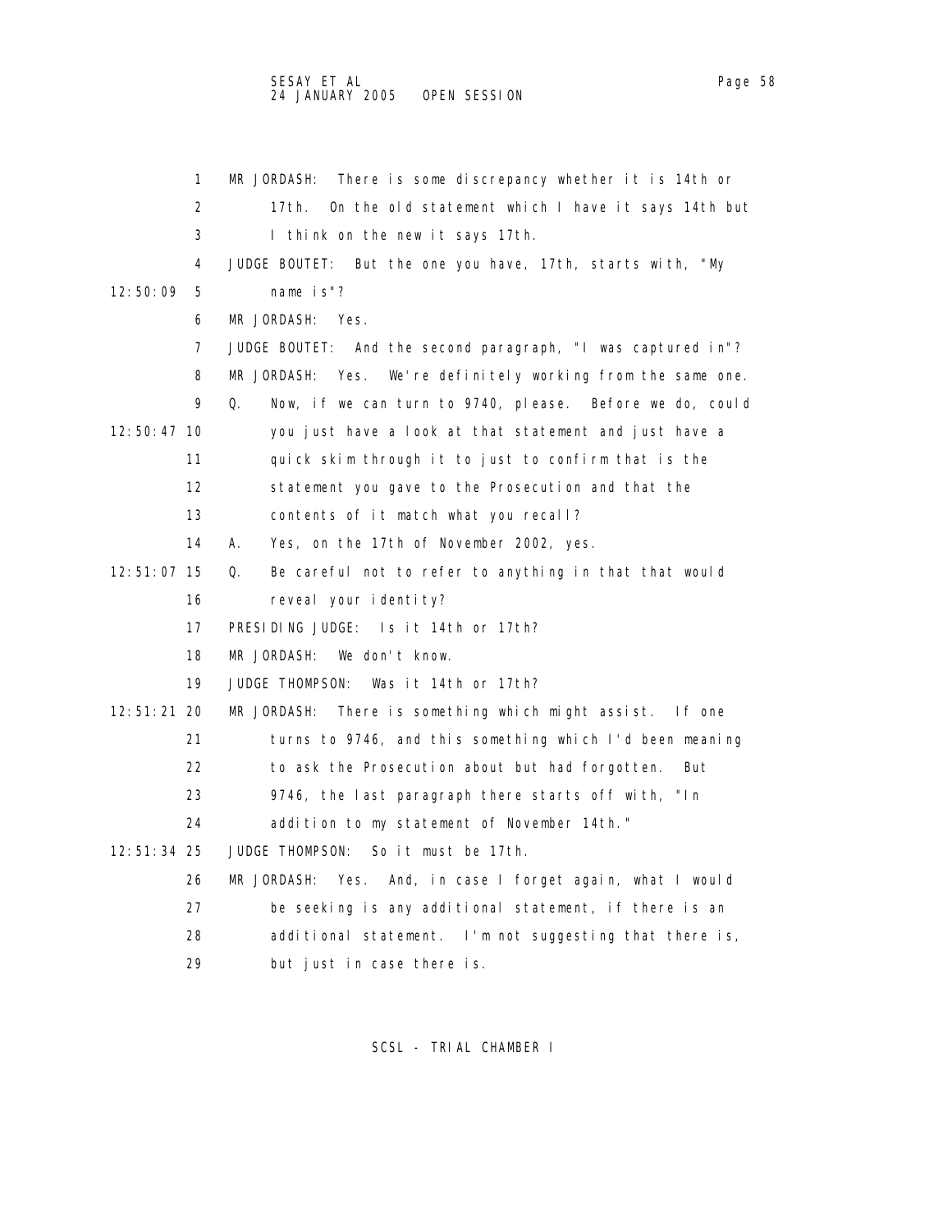1 MR JORDASH: There is some discrepancy whether it is 14th or
2 17th. On the old statement which I have it says 14th but
3 I think on the new it says 17th.
4 JUDGE BOUTET: But the one you have, 17th, starts with, "My
12:50:09 5 name is"?
6 MR JORDASH: Yes.
7 JUDGE BOUTET: And the second paragraph, "I was captured in"?
8 MR JORDASH: Yes. We're definitely working from the same one.
9 Q. Now, if we can turn to 9740, please. Before we do, could
12:50:47 10 you just have a look at that statement and just have a
11 quick skim through it to just to confirm that is the
12 statement you gave to the Prosecution and that the
13 contents of it match what you recall?
14 A. Yes, on the 17th of November 2002, yes.
12:51:07 15 Q. Be careful not to refer to anything in that that would
16 reveal your identity?
17 PRESIDING JUDGE: Is it 14th or 17th?
18 MR JORDASH: We don't know.
19 JUDGE THOMPSON: Was it 14th or 17th?
12:51:21 20 MR JORDASH: There is something which might assist. If one
21 turns to 9746, and this something which I'd been meaning
22 to ask the Prosecution about but had forgotten. But
23 9746, the last paragraph there starts off with, "In
24 addition to my statement of November 14th."
12:51:34 25 JUDGE THOMPSON: So it must be 17th.
26 MR JORDASH: Yes. And, in case I forget again, what I would
27 be seeking is any additional statement, if there is an
28 additional statement. I'm not suggesting that there is,
29 but just in case there is.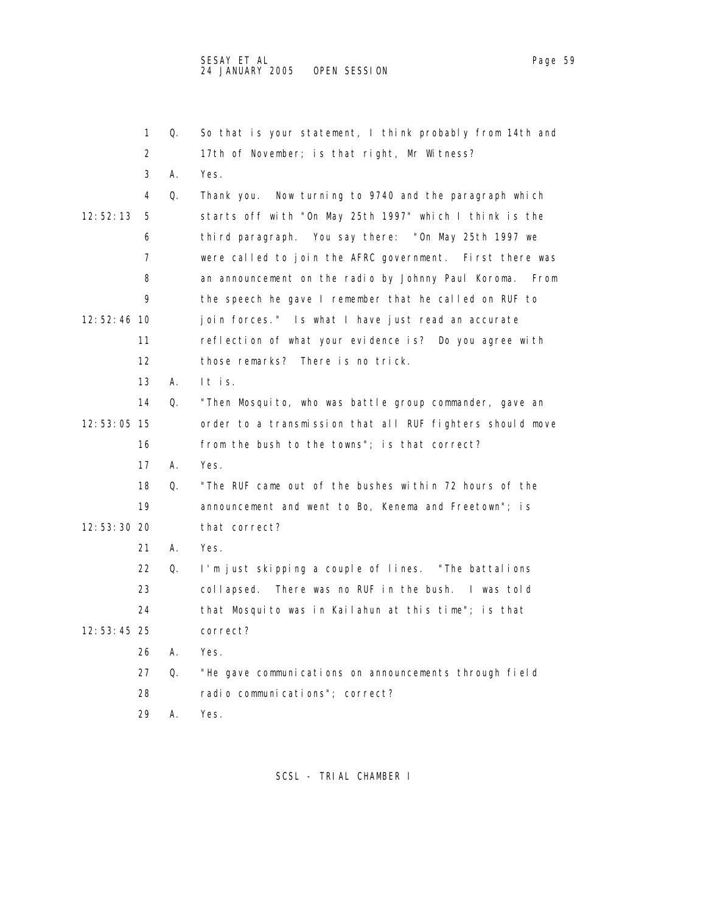1 Q. So that is your statement, I think probably from 14th and
2 17th of November; is that right, Mr Witness?
3 A. Yes.
4 Q. Thank you. Now turning to 9740 and the paragraph which
12:52:13 5 starts off with "On May 25th 1997" which I think is the
6 third paragraph. You say there: "On May 25th 1997 we
7 were called to join the AFRC government. First there was
8 an announcement on the radio by Johnny Paul Koroma. From
9 the speech he gave I remember that he called on RUF to
12:52:46 10 join forces." Is what I have just read an accurate
11 reflection of what your evidence is? Do you agree with
12 those remarks? There is no trick.
13 A. It is.
14 Q. "Then Mosquito, who was battle group commander, gave an
12:53:05 15 order to a transmission that all RUF fighters should move
16 from the bush to the towns"; is that correct?
17 A. Yes.
18 Q. "The RUF came out of the bushes within 72 hours of the
19 announcement and went to Bo, Kenema and Freetown"; is
12:53:30 20 that correct?
21 A. Yes.
22 Q. I'm just skipping a couple of lines. "The battalions
23 collapsed. There was no RUF in the bush. I was told
24 that Mosquito was in Kailahun at this time"; is that
12:53:45 25 correct?
26 A. Yes.
27 Q. "He gave communications on announcements through field
28 radio communications"; correct?
29 A. Yes.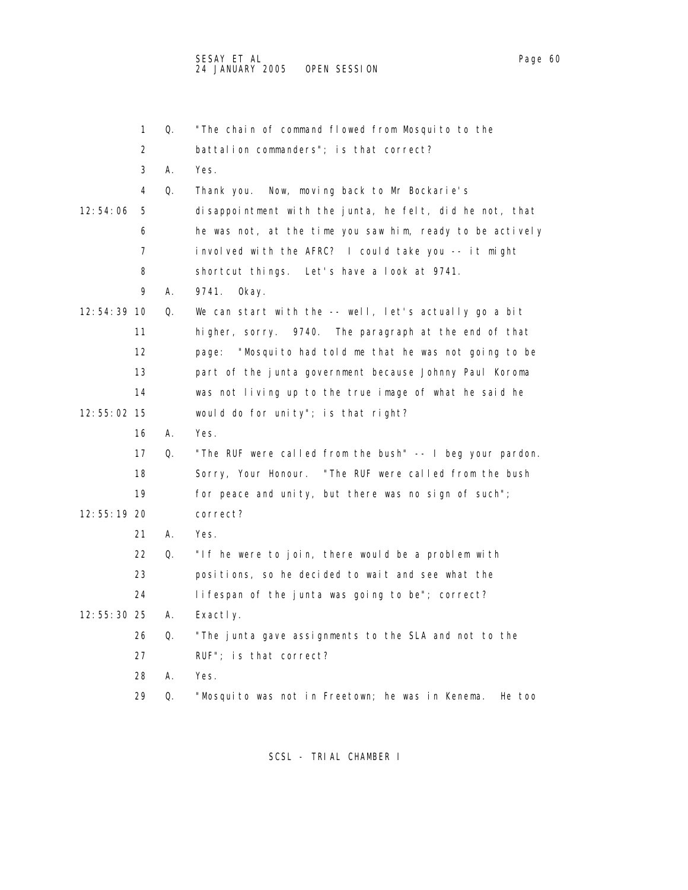1 Q. "The chain of command flowed from Mosquito to the
2 battalion commanders"; is that correct?
3 A. Yes.
4 Q. Thank you. Now, moving back to Mr Bockarie's
12:54:06 5 disappointment with the junta, he felt, did he not, that
6 he was not, at the time you saw him, ready to be actively
7 involved with the AFRC? I could take you -- it might
8 shortcut things. Let's have a look at 9741.
9 A. 9741. Okay.
12:54:39 10 Q. We can start with the -- well, let's actually go a bit
11 higher, sorry. 9740. The paragraph at the end of that
12 page: "Mosquito had told me that he was not going to be
13 part of the junta government because Johnny Paul Koroma
14 was not living up to the true image of what he said he
12:55:02 15 would do for unity"; is that right?
16 A. Yes.
17 Q. "The RUF were called from the bush" -- I beg your pardon.
18 Sorry, Your Honour. "The RUF were called from the bush
19 for peace and unity, but there was no sign of such";
12:55:19 20 correct?
21 A. Yes.
22 Q. "If he were to join, there would be a problem with
23 positions, so he decided to wait and see what the
24 lifespan of the junta was going to be"; correct?
12:55:30 25 A. Exactly.
26 Q. "The junta gave assignments to the SLA and not to the
27 RUF"; is that correct?
28 A. Yes.
29 Q. "Mosquito was not in Freetown; he was in Kenema. He too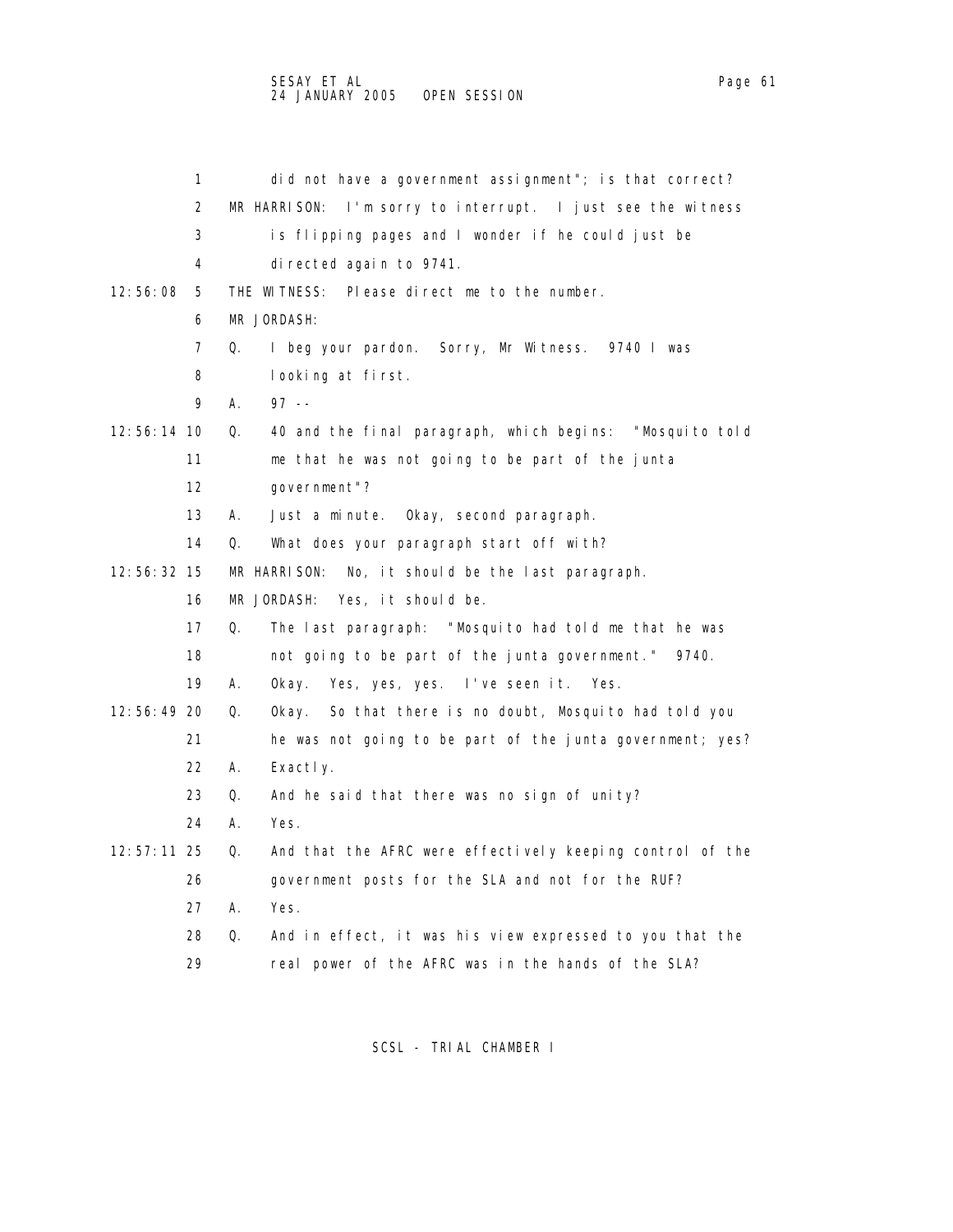1 did not have a government assignment"; is that correct?

2 MR HARRISON: I'm sorry to interrupt. I just see the witness

3 is flipping pages and I wonder if he could just be

4 directed again to 9741.

12:56:08 5 THE WITNESS: Please direct me to the number.

6 MR JORDASH:

7 Q. I beg your pardon. Sorry, Mr Witness. 9740 I was

8 looking at first.

9 A. 97 --

12:56:14 10 Q. 40 and the final paragraph, which begins: "Mosquito told

11 me that he was not going to be part of the junta

12 government"?

13 A. Just a minute. Okay, second paragraph.

14 Q. What does your paragraph start off with?

12:56:32 15 MR HARRISON: No, it should be the last paragraph.

16 MR JORDASH: Yes, it should be.

17 Q. The last paragraph: "Mosquito had told me that he was

18 not going to be part of the junta government." 9740.

19 A. Okay. Yes, yes, yes. I've seen it. Yes.

12:56:49 20 Q. Okay. So that there is no doubt, Mosquito had told you

21 he was not going to be part of the junta government; yes?

22 A. Exactly.

23 Q. And he said that there was no sign of unity?

24 A. Yes.

12:57:11 25 Q. And that the AFRC were effectively keeping control of the

26 government posts for the SLA and not for the RUF?

27 A. Yes.

28 Q. And in effect, it was his view expressed to you that the

29 real power of the AFRC was in the hands of the SLA?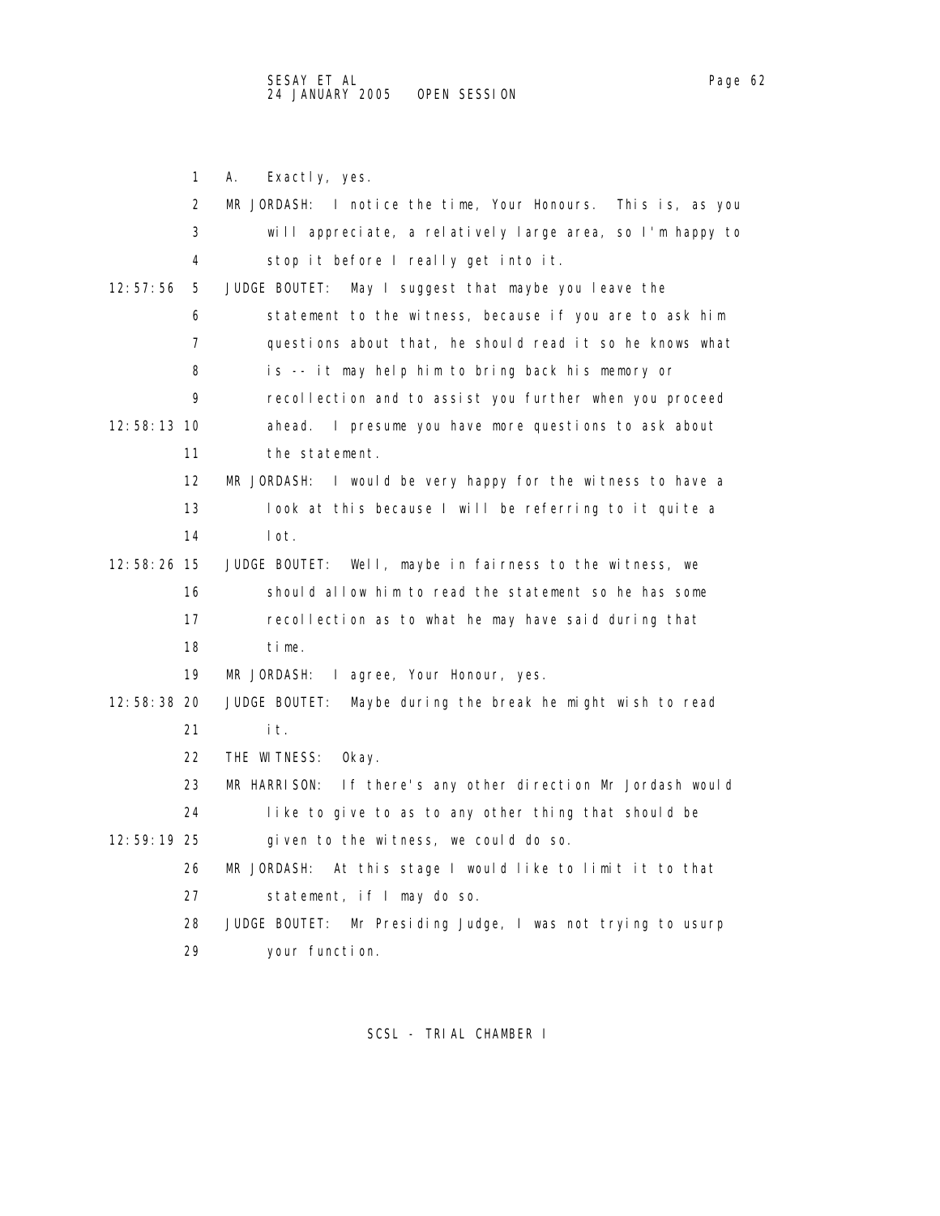1 A. Exactly, yes.

2 MR JORDASH: I notice the time, Your Honours. This is, as you

3 will appreciate, a relatively large area, so I'm happy to

4 stop it before I really get into it.

12:57:56 5 JUDGE BOUTET: May I suggest that maybe you leave the

6 statement to the witness, because if you are to ask him

7 questions about that, he should read it so he knows what

8 is -- it may help him to bring back his memory or

9 recollection and to assist you further when you proceed

12:58:13 10 ahead. I presume you have more questions to ask about

11 the statement.

12 MR JORDASH: I would be very happy for the witness to have a

13 look at this because I will be referring to it quite a

14 lot.

12:58:26 15 JUDGE BOUTET: Well, maybe in fairness to the witness, we

16 should allow him to read the statement so he has some

17 recollection as to what he may have said during that

18 time.

19 MR JORDASH: I agree, Your Honour, yes.

12:58:38 20 JUDGE BOUTET: Maybe during the break he might wish to read

21 it.

22 THE WITNESS: Okay.

23 MR HARRISON: If there's any other direction Mr Jordash would

24 like to give to as to any other thing that should be

12:59:19 25 given to the witness, we could do so.

26 MR JORDASH: At this stage I would like to limit it to that

27 statement, if I may do so.

28 JUDGE BOUTET: Mr Presiding Judge, I was not trying to usurp

29 your function.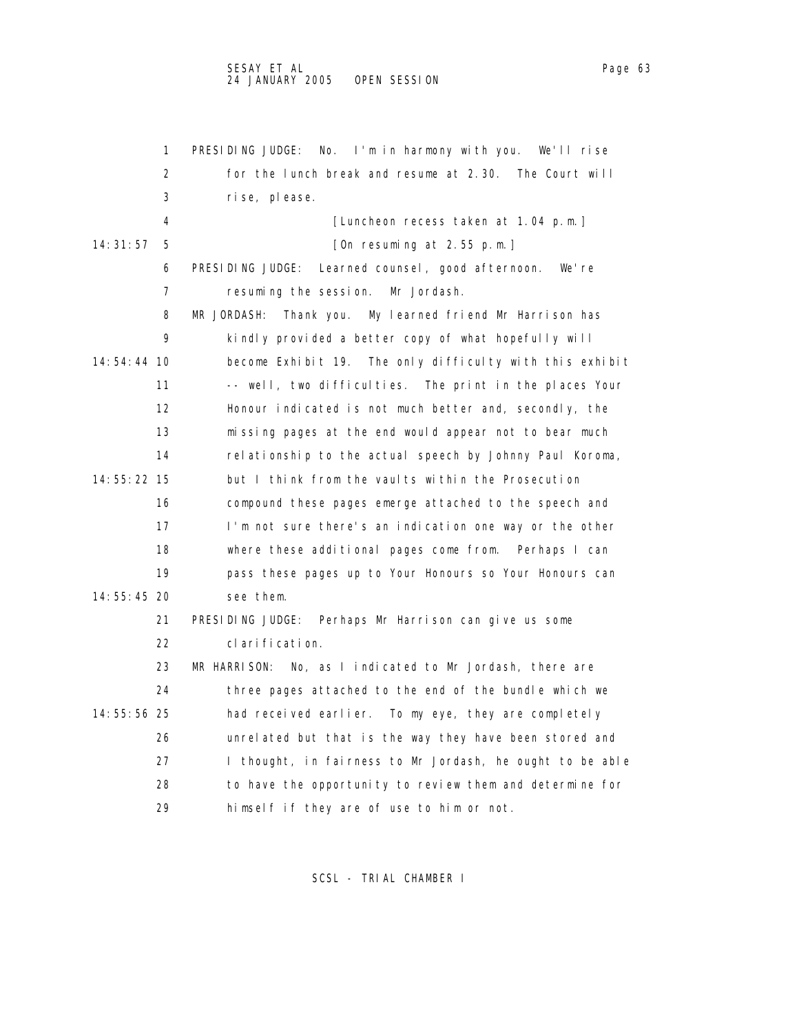PRESIDING JUDGE: No. I'm in harmony with you. We'll rise for the lunch break and resume at 2.30. The Court will rise, please.

[Luncheon recess taken at 1.04 p.m.]

[On resuming at 2.55 p.m.]

PRESIDING JUDGE: Learned counsel, good afternoon. We're resuming the session. Mr Jordash.

MR JORDASH: Thank you. My learned friend Mr Harrison has kindly provided a better copy of what hopefully will become Exhibit 19. The only difficulty with this exhibit -- well, two difficulties. The print in the places Your Honour indicated is not much better and, secondly, the missing pages at the end would appear not to bear much relationship to the actual speech by Johnny Paul Koroma, but I think from the vaults within the Prosecution compound these pages emerge attached to the speech and I'm not sure there's an indication one way or the other where these additional pages come from. Perhaps I can pass these pages up to Your Honours so Your Honours can see them.

PRESIDING JUDGE: Perhaps Mr Harrison can give us some clarification.

MR HARRISON: No, as I indicated to Mr Jordash, there are three pages attached to the end of the bundle which we had received earlier. To my eye, they are completely unrelated but that is the way they have been stored and I thought, in fairness to Mr Jordash, he ought to be able to have the opportunity to review them and determine for himself if they are of use to him or not.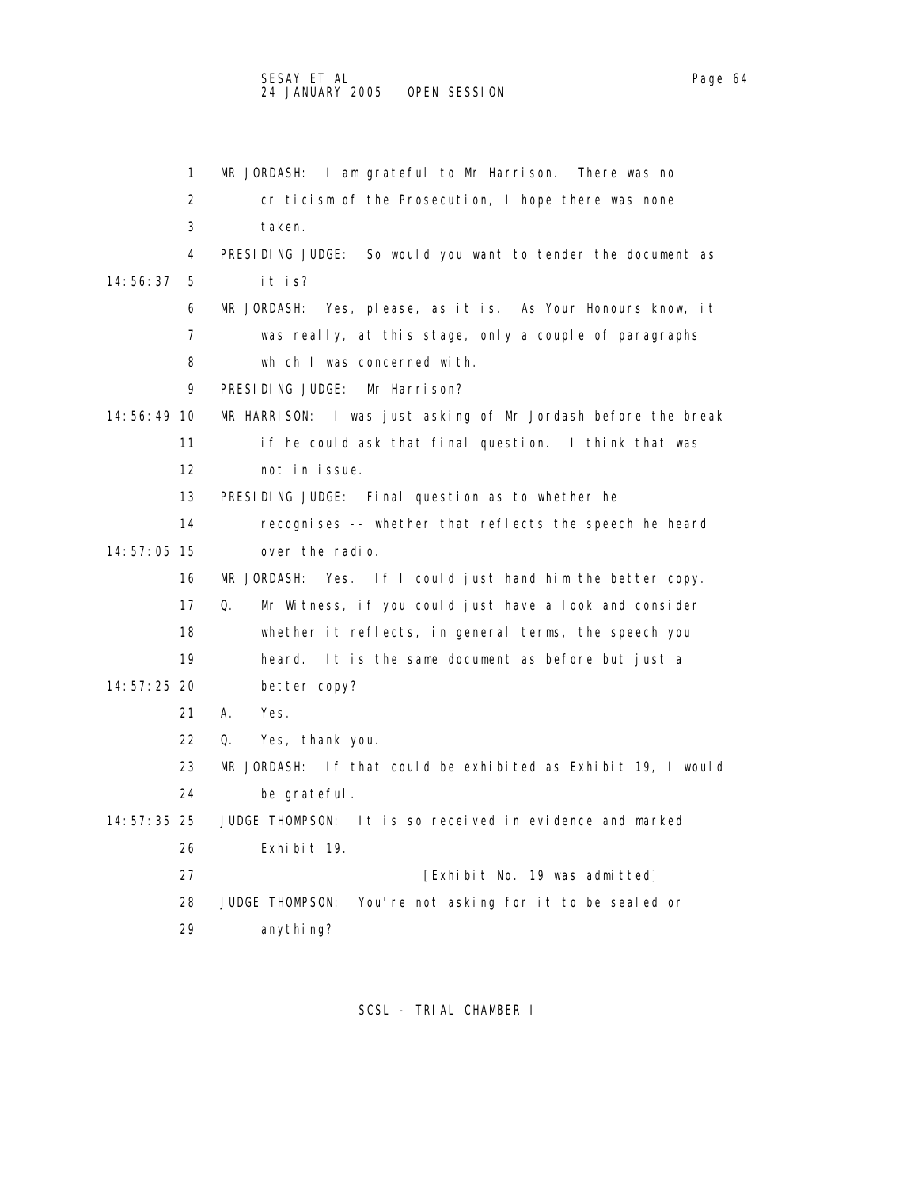1 MR JORDASH: I am grateful to Mr Harrison. There was no
2 criticism of the Prosecution, I hope there was none
3 taken.
4 PRESIDING JUDGE: So would you want to tender the document as
14:56:37 5 it is?
6 MR JORDASH: Yes, please, as it is. As Your Honours know, it
7 was really, at this stage, only a couple of paragraphs
8 which I was concerned with.
9 PRESIDING JUDGE: Mr Harrison?
14:56:49 10 MR HARRISON: I was just asking of Mr Jordash before the break
11 if he could ask that final question. I think that was
12 not in issue.
13 PRESIDING JUDGE: Final question as to whether he
14 recognises -- whether that reflects the speech he heard
14:57:05 15 over the radio.
16 MR JORDASH: Yes. If I could just hand him the better copy.
17 Q. Mr Witness, if you could just have a look and consider
18 whether it reflects, in general terms, the speech you
19 heard. It is the same document as before but just a
14:57:25 20 better copy?
21 A. Yes.
22 Q. Yes, thank you.
23 MR JORDASH: If that could be exhibited as Exhibit 19, I would
24 be grateful.
14:57:35 25 JUDGE THOMPSON: It is so received in evidence and marked
26 Exhibit 19.
27 [Exhibit No. 19 was admitted]
28 JUDGE THOMPSON: You're not asking for it to be sealed or
29 anything?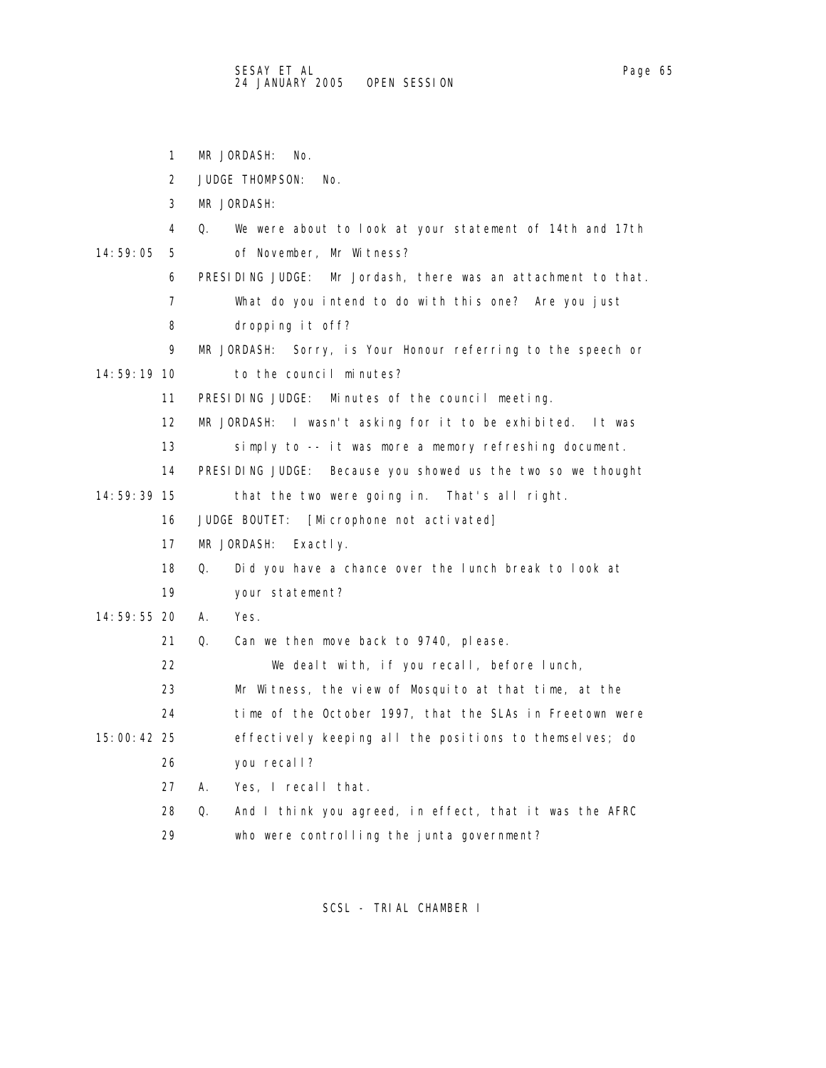MR JORDASH: No.

JUDGE THOMPSON: No.

MR JORDASH:

Q. We were about to look at your statement of 14th and 17th of November, Mr Witness?

PRESIDING JUDGE: Mr Jordash, there was an attachment to that. What do you intend to do with this one? Are you just dropping it off?

MR JORDASH: Sorry, is Your Honour referring to the speech or to the council minutes?

PRESIDING JUDGE: Minutes of the council meeting.

MR JORDASH: I wasn't asking for it to be exhibited. It was simply to -- it was more a memory refreshing document.

PRESIDING JUDGE: Because you showed us the two so we thought that the two were going in. That's all right.

JUDGE BOUTET: [Microphone not activated]

MR JORDASH: Exactly.

Q. Did you have a chance over the lunch break to look at your statement?

A. Yes.

Q. Can we then move back to 9740, please.

We dealt with, if you recall, before lunch, Mr Witness, the view of Mosquito at that time, at the time of the October 1997, that the SLAs in Freetown were effectively keeping all the positions to themselves; do you recall?

A. Yes, I recall that.

Q. And I think you agreed, in effect, that it was the AFRC who were controlling the junta government?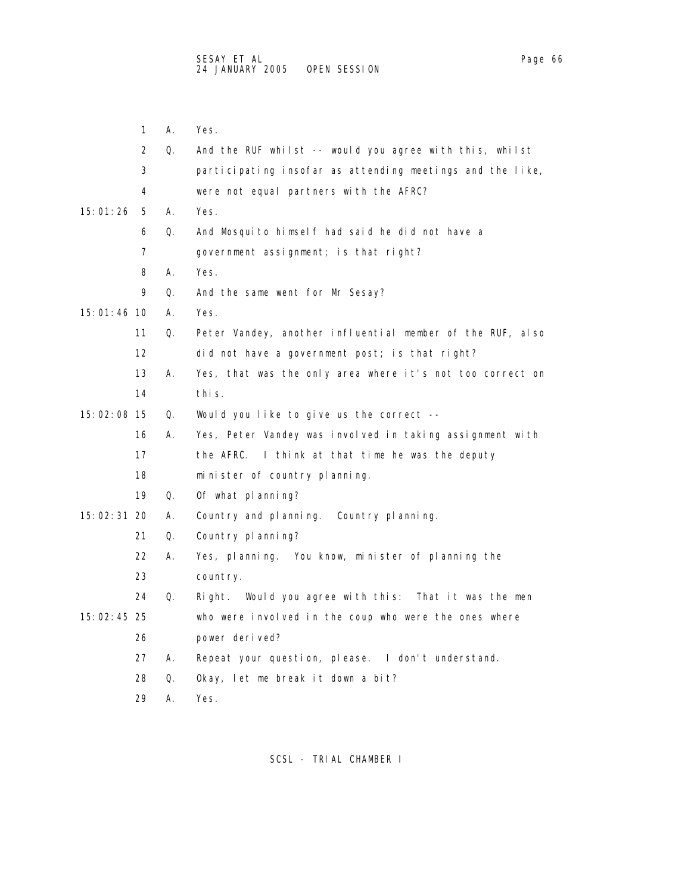1 A. Yes.

2 Q. And the RUF whilst -- would you agree with this, whilst

3 participating insofar as attending meetings and the like,

4 were not equal partners with the AFRC?

15:01:26 5 A. Yes.

6 Q. And Mosquito himself had said he did not have a

7 government assignment; is that right?

8 A. Yes.

9 Q. And the same went for Mr Sesay?

15:01:46 10 A. Yes.

11 Q. Peter Vandey, another influential member of the RUF, also

12 did not have a government post; is that right?

13 A. Yes, that was the only area where it's not too correct on

14 this.

15:02:08 15 Q. Would you like to give us the correct --

16 A. Yes, Peter Vandey was involved in taking assignment with

17 the AFRC. I think at that time he was the deputy

18 minister of country planning.

19 Q. Of what planning?

15:02:31 20 A. Country and planning. Country planning.

21 Q. Country planning?

22 A. Yes, planning. You know, minister of planning the

23 country.

24 Q. Right. Would you agree with this: That it was the men

15:02:45 25 who were involved in the coup who were the ones where

26 power derived?

27 A. Repeat your question, please. I don't understand.

28 Q. Okay, let me break it down a bit?

29 A. Yes.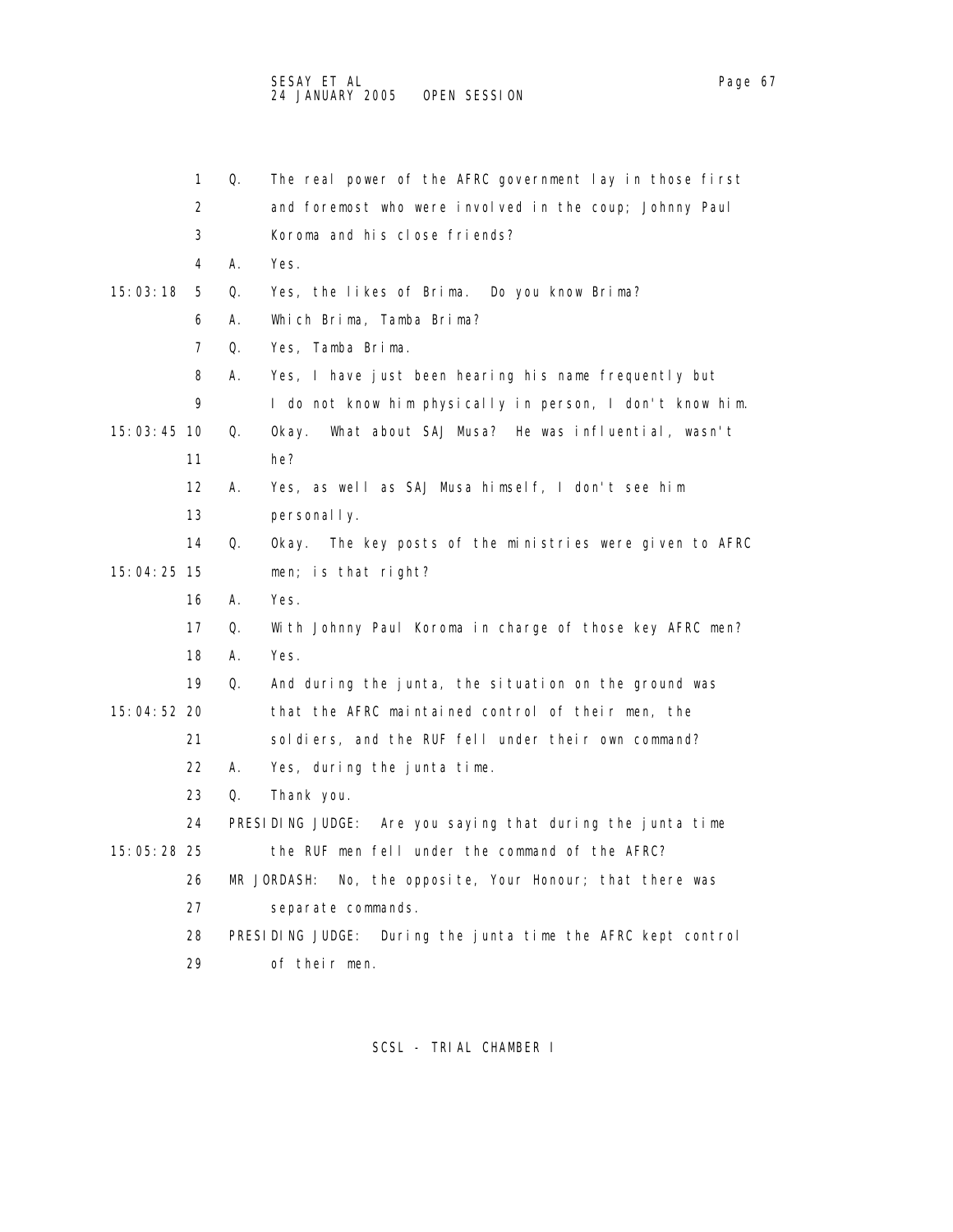1 Q. The real power of the AFRC government lay in those first
2 and foremost who were involved in the coup; Johnny Paul
3 Koroma and his close friends?
4 A. Yes.
15:03:18 5 Q. Yes, the likes of Brima. Do you know Brima?
6 A. Which Brima, Tamba Brima?
7 Q. Yes, Tamba Brima.
8 A. Yes, I have just been hearing his name frequently but
9 I do not know him physically in person, I don't know him.
15:03:45 10 Q. Okay. What about SAJ Musa? He was influential, wasn't
11 he?
12 A. Yes, as well as SAJ Musa himself, I don't see him
13 personally.
14 Q. Okay. The key posts of the ministries were given to AFRC
15:04:25 15 men; is that right?
16 A. Yes.
17 Q. With Johnny Paul Koroma in charge of those key AFRC men?
18 A. Yes.
19 Q. And during the junta, the situation on the ground was
15:04:52 20 that the AFRC maintained control of their men, the
21 soldiers, and the RUF fell under their own command?
22 A. Yes, during the junta time.
23 Q. Thank you.
24 PRESIDING JUDGE: Are you saying that during the junta time
15:05:28 25 the RUF men fell under the command of the AFRC?
26 MR JORDASH: No, the opposite, Your Honour; that there was
27 separate commands.
28 PRESIDING JUDGE: During the junta time the AFRC kept control
29 of their men.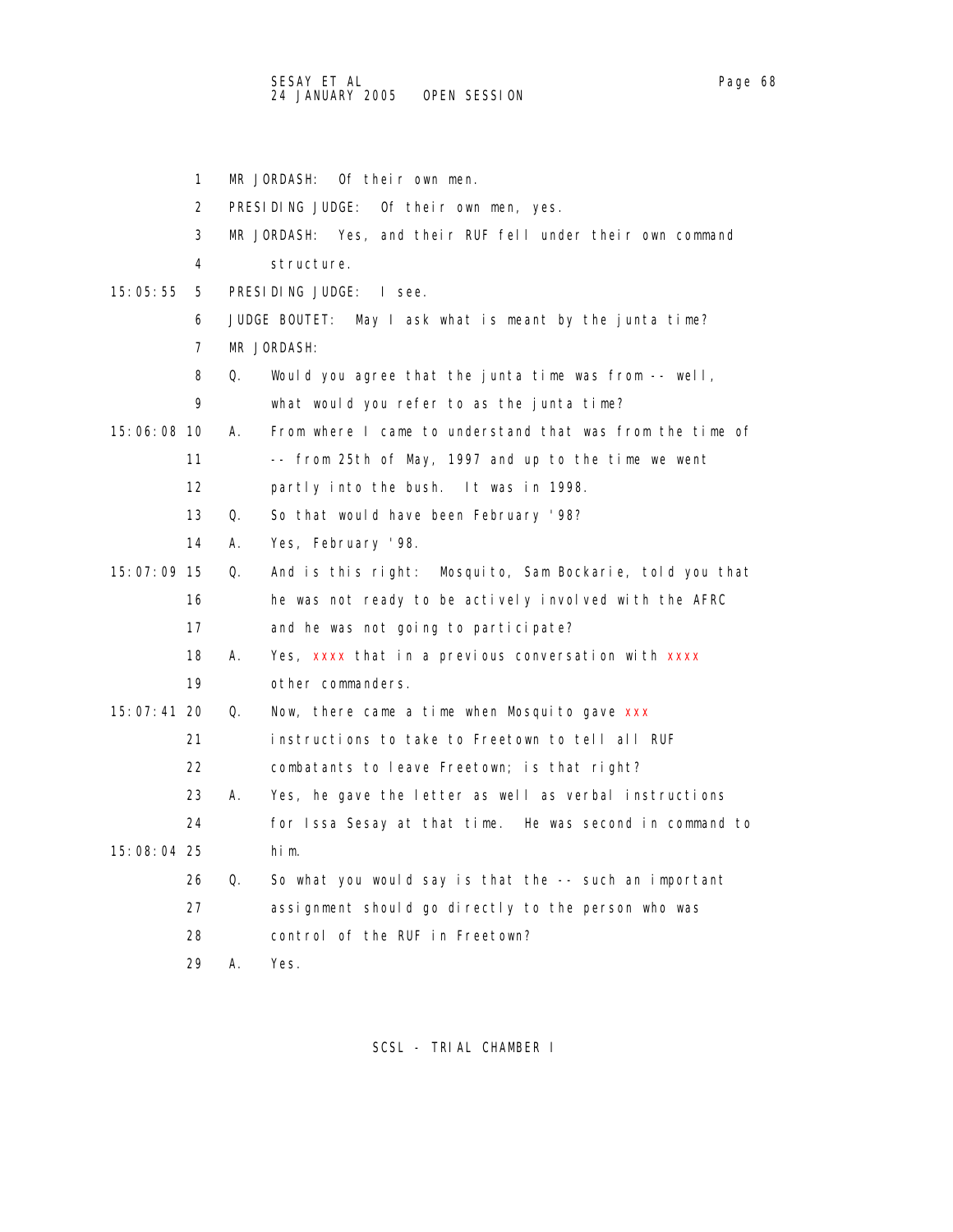1 MR JORDASH: Of their own men.

2 PRESIDING JUDGE: Of their own men, yes.

3 MR JORDASH: Yes, and their RUF fell under their own command

4 structure.

15:05:55 5 PRESIDING JUDGE: I see.

6 JUDGE BOUTET: May I ask what is meant by the junta time?

7 MR JORDASH:

8 Q. Would you agree that the junta time was from -- well,

9 what would you refer to as the junta time?

15:06:08 10 A. From where I came to understand that was from the time of

11 -- from 25th of May, 1997 and up to the time we went

12 partly into the bush. It was in 1998.

13 Q. So that would have been February '98?

14 A. Yes, February '98.

15:07:09 15 Q. And is this right: Mosquito, Sam Bockarie, told you that

16 he was not ready to be actively involved with the AFRC

17 and he was not going to participate?

18 A. Yes, xxxx that in a previous conversation with xxxx

19 other commanders.

15:07:41 20 Q. Now, there came a time when Mosquito gave xxx

21 instructions to take to Freetown to tell all RUF

22 combatants to leave Freetown; is that right?

23 A. Yes, he gave the letter as well as verbal instructions

24 for Issa Sesay at that time. He was second in command to

15:08:04 25 him.

26 Q. So what you would say is that the -- such an important

27 assignment should go directly to the person who was

28 control of the RUF in Freetown?

29 A. Yes.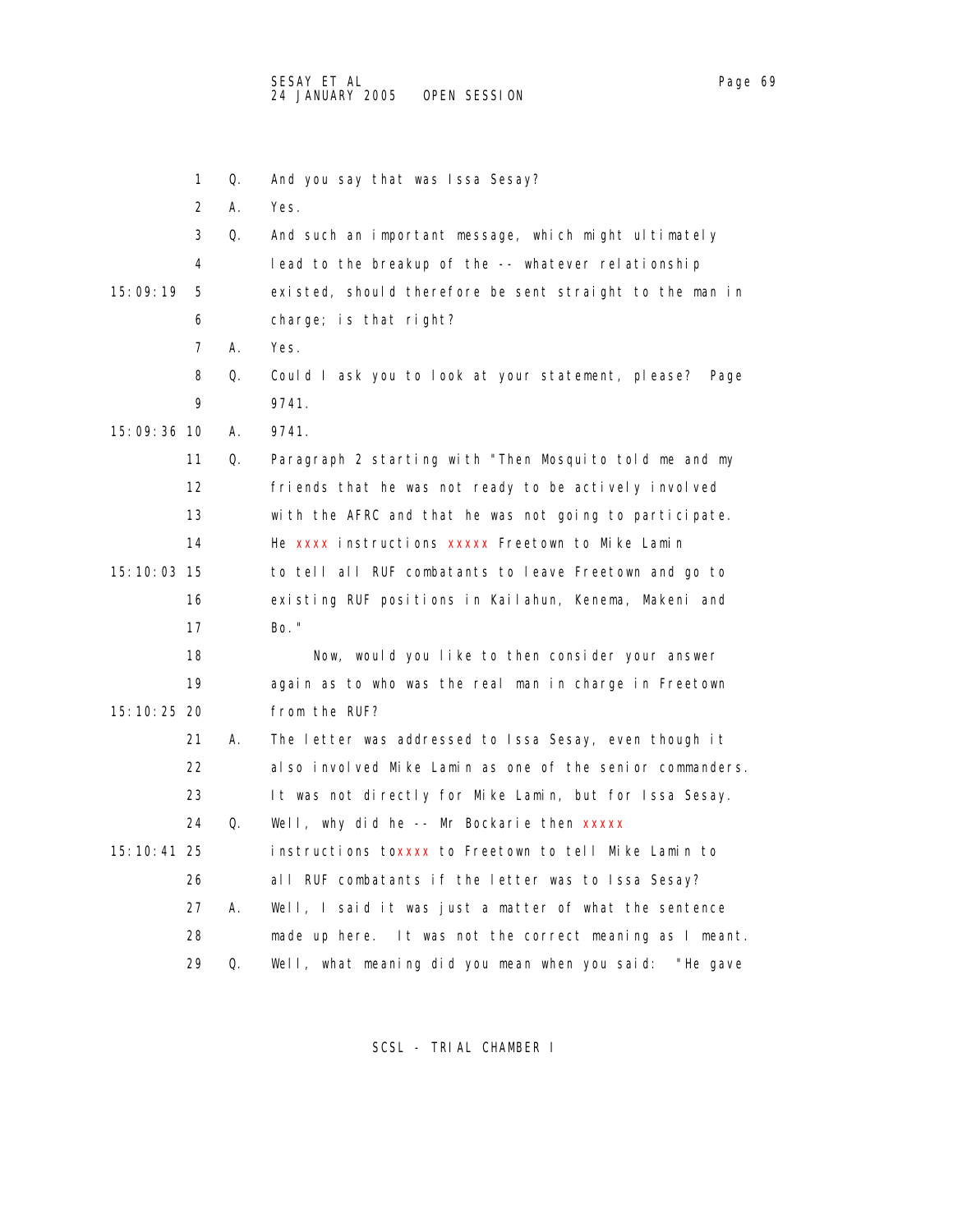1 Q. And you say that was Issa Sesay?

2 A. Yes.

3 Q. And such an important message, which might ultimately

4 lead to the breakup of the -- whatever relationship

15:09:19 5 existed, should therefore be sent straight to the man in

6 charge; is that right?

7 A. Yes.

8 Q. Could I ask you to look at your statement, please? Page

9 9741.

15:09:36 10 A. 9741.

11 Q. Paragraph 2 starting with "Then Mosquito told me and my

12 friends that he was not ready to be actively involved

13 with the AFRC and that he was not going to participate.

14 He xxxx instructions xxxxx Freetown to Mike Lamin

15:10:03 15 to tell all RUF combatants to leave Freetown and go to

16 existing RUF positions in Kailahun, Kenema, Makeni and

17 Bo."

18 Now, would you like to then consider your answer

19 again as to who was the real man in charge in Freetown

15:10:25 20 from the RUF?

21 A. The letter was addressed to Issa Sesay, even though it

22 also involved Mike Lamin as one of the senior commanders.

23 It was not directly for Mike Lamin, but for Issa Sesay.

24 Q. Well, why did he -- Mr Bockarie then xxxxx

15:10:41 25 instructions toxxxx to Freetown to tell Mike Lamin to

26 all RUF combatants if the letter was to Issa Sesay?

27 A. Well, I said it was just a matter of what the sentence

28 made up here. It was not the correct meaning as I meant.

29 Q. Well, what meaning did you mean when you said: "He gave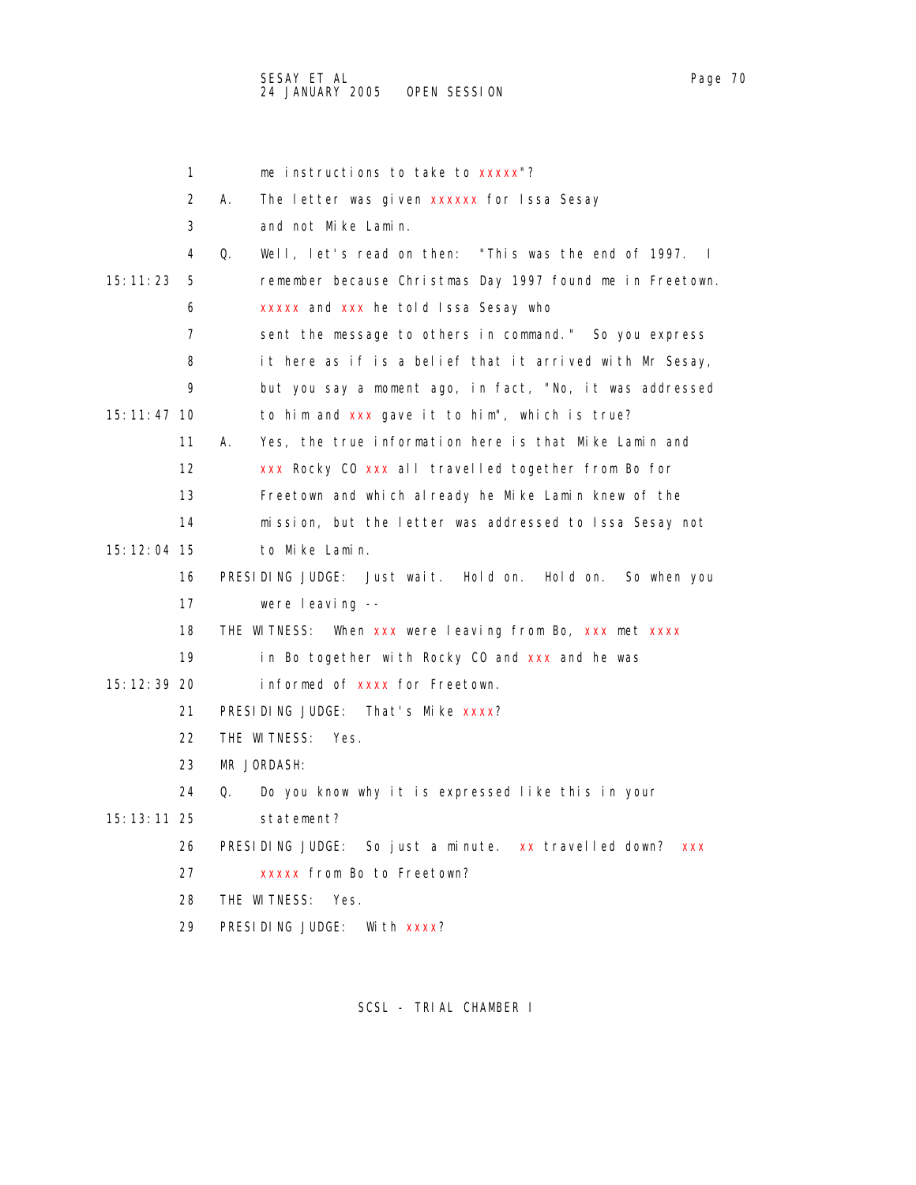1 me instructions to take to xxxxx"?

2 A. The letter was given xxxxxx for Issa Sesay

3 and not Mike Lamin.

4 Q. Well, let's read on then: "This was the end of 1997. I

15:11:23 5 remember because Christmas Day 1997 found me in Freetown.

6 xxxxx and xxx he told Issa Sesay who

7 sent the message to others in command." So you express

8 it here as if is a belief that it arrived with Mr Sesay,

9 but you say a moment ago, in fact, "No, it was addressed

15:11:47 10 to him and xxx gave it to him", which is true?

11 A. Yes, the true information here is that Mike Lamin and

12 xxx Rocky CO xxx all travelled together from Bo for

13 Freetown and which already he Mike Lamin knew of the

14 mission, but the letter was addressed to Issa Sesay not

15:12:04 15 to Mike Lamin.

16 PRESIDING JUDGE: Just wait. Hold on. Hold on. So when you

17 were leaving --

18 THE WITNESS: When xxx were leaving from Bo, xxx met xxxx

19 in Bo together with Rocky CO and xxx and he was

15:12:39 20 informed of xxxx for Freetown.

21 PRESIDING JUDGE: That's Mike xxxx?

22 THE WITNESS: Yes.

23 MR JORDASH:

24 Q. Do you know why it is expressed like this in your

15:13:11 25 statement?

26 PRESIDING JUDGE: So just a minute. xx travelled down? xxx

27 xxxxx from Bo to Freetown?

28 THE WITNESS: Yes.

29 PRESIDING JUDGE: With xxxx?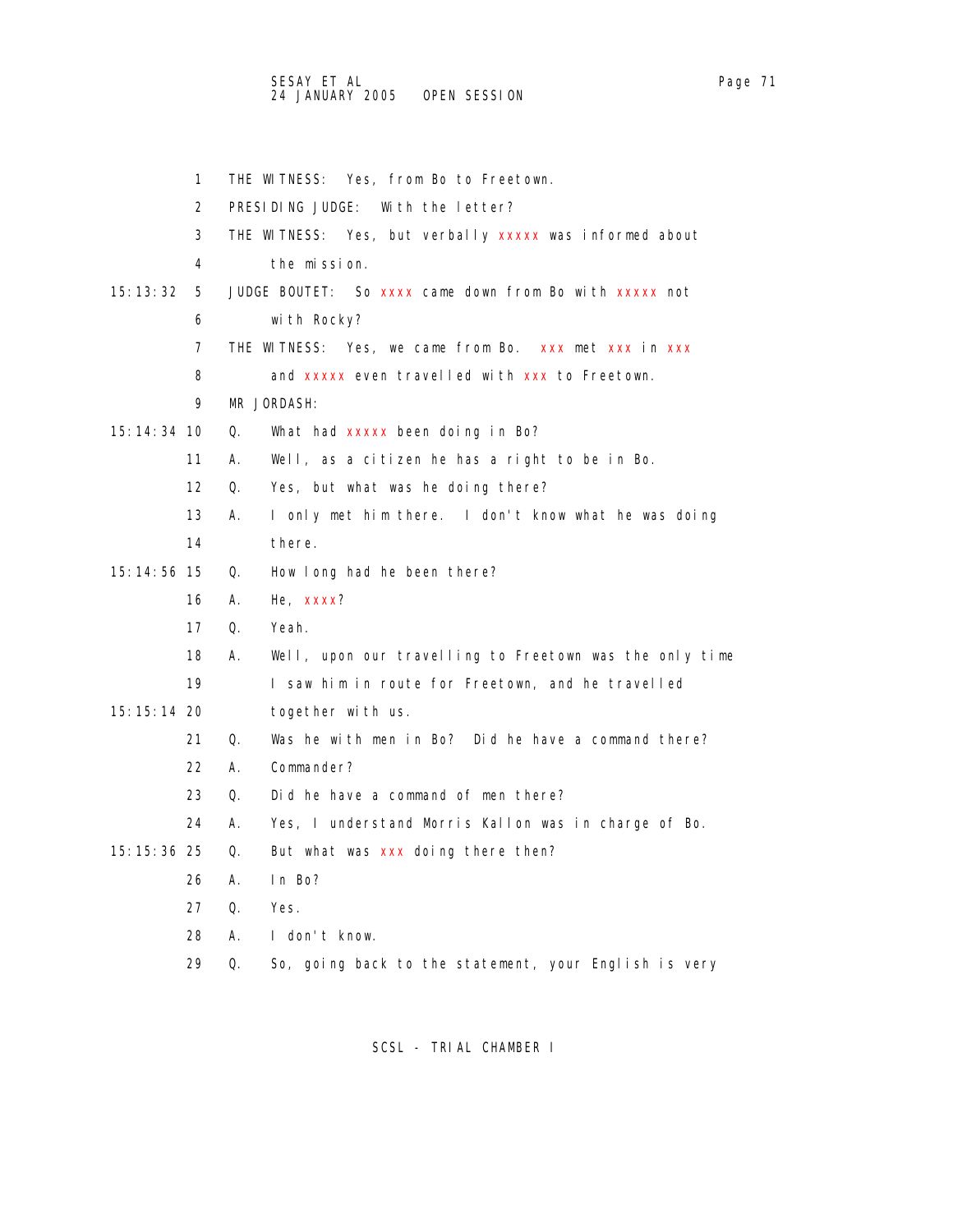1 THE WITNESS: Yes, from Bo to Freetown.

2 PRESIDING JUDGE: With the letter?

3 THE WITNESS: Yes, but verbally xxxxx was informed about

4 the mission.

15:13:32 5 JUDGE BOUTET: So xxxx came down from Bo with xxxxx not

6 with Rocky?

7 THE WITNESS: Yes, we came from Bo. xxx met xxx in xxx

8 and xxxxx even travelled with xxx to Freetown.

9 MR JORDASH:

15:14:34 10 Q. What had xxxxx been doing in Bo?

11 A. Well, as a citizen he has a right to be in Bo.

12 Q. Yes, but what was he doing there?

13 A. I only met him there. I don't know what he was doing

14 there.

15:14:56 15 Q. How long had he been there?

16 A. He, xxxx?

17 Q. Yeah.

18 A. Well, upon our travelling to Freetown was the only time

19 I saw him in route for Freetown, and he travelled

15:15:14 20 together with us.

21 Q. Was he with men in Bo? Did he have a command there?

22 A. Commander?

23 Q. Did he have a command of men there?

24 A. Yes, I understand Morris Kallon was in charge of Bo.

15:15:36 25 Q. But what was xxx doing there then?

26 A. In Bo?

27 Q. Yes.

28 A. I don't know.

29 Q. So, going back to the statement, your English is very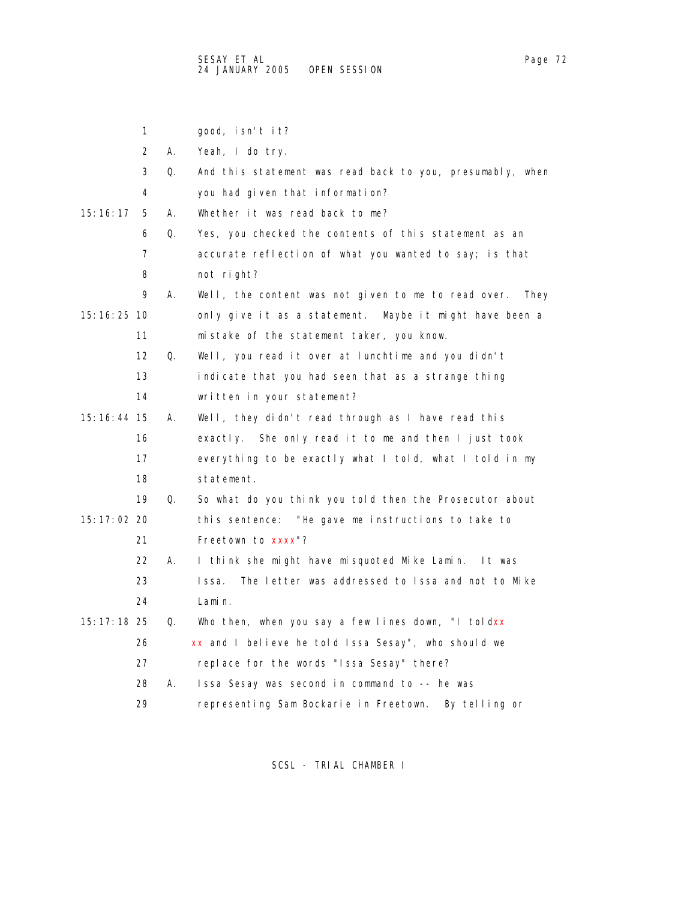1 good, isn't it?

2 A. Yeah, I do try.

3 Q. And this statement was read back to you, presumably, when

4 you had given that information?

15:16:17 5 A. Whether it was read back to me?

6 Q. Yes, you checked the contents of this statement as an

7 accurate reflection of what you wanted to say; is that

8 not right?

9 A. Well, the content was not given to me to read over. They

15:16:25 10 only give it as a statement. Maybe it might have been a

11 mistake of the statement taker, you know.

12 Q. Well, you read it over at lunchtime and you didn't

13 indicate that you had seen that as a strange thing

14 written in your statement?

15:16:44 15 A. Well, they didn't read through as I have read this

16 exactly. She only read it to me and then I just took

17 everything to be exactly what I told, what I told in my

18 statement.

19 Q. So what do you think you told then the Prosecutor about

15:17:02 20 this sentence: "He gave me instructions to take to

21 Freetown to xxxx"?

22 A. I think she might have misquoted Mike Lamin. It was

23 Issa. The letter was addressed to Issa and not to Mike

24 Lamin.

15:17:18 25 Q. Who then, when you say a few lines down, "I toldxx

26 xx and I believe he told Issa Sesay", who should we

27 replace for the words "Issa Sesay" there?

28 A. Issa Sesay was second in command to -- he was

29 representing Sam Bockarie in Freetown. By telling or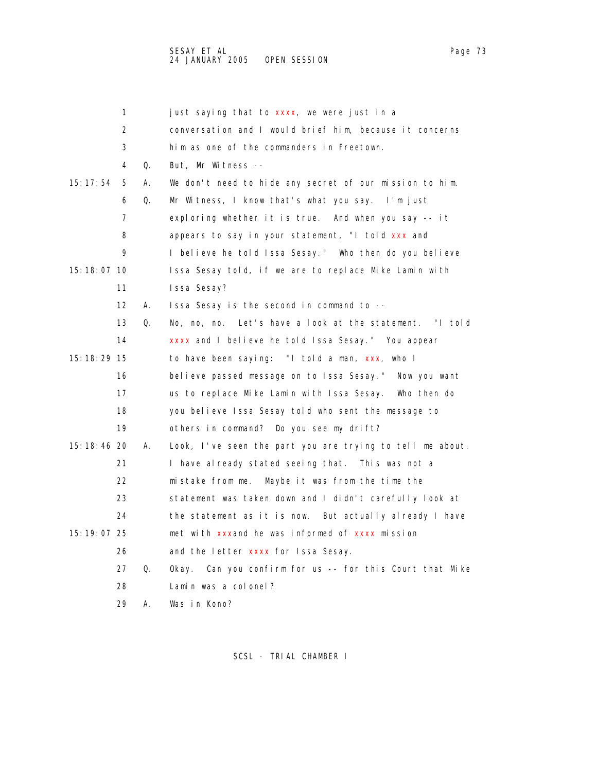1 just saying that to xxxx, we were just in a
2 conversation and I would brief him, because it concerns
3 him as one of the commanders in Freetown.
4 Q. But, Mr Witness --
15:17:54 5 A. We don't need to hide any secret of our mission to him.
6 Q. Mr Witness, I know that's what you say. I'm just
7 exploring whether it is true. And when you say -- it
8 appears to say in your statement, "I told xxx and
9 I believe he told Issa Sesay." Who then do you believe
15:18:07 10 Issa Sesay told, if we are to replace Mike Lamin with
11 Issa Sesay?
12 A. Issa Sesay is the second in command to --
13 Q. No, no, no. Let's have a look at the statement. "I told
14 xxxx and I believe he told Issa Sesay." You appear
15:18:29 15 to have been saying: "I told a man, xxx, who I
16 believe passed message on to Issa Sesay." Now you want
17 us to replace Mike Lamin with Issa Sesay. Who then do
18 you believe Issa Sesay told who sent the message to
19 others in command? Do you see my drift?
15:18:46 20 A. Look, I've seen the part you are trying to tell me about.
21 I have already stated seeing that. This was not a
22 mistake from me. Maybe it was from the time the
23 statement was taken down and I didn't carefully look at
24 the statement as it is now. But actually already I have
15:19:07 25 met with xxxand he was informed of xxxx mission
26 and the letter xxxx for Issa Sesay.
27 Q. Okay. Can you confirm for us -- for this Court that Mike
28 Lamin was a colonel?
29 A. Was in Kono?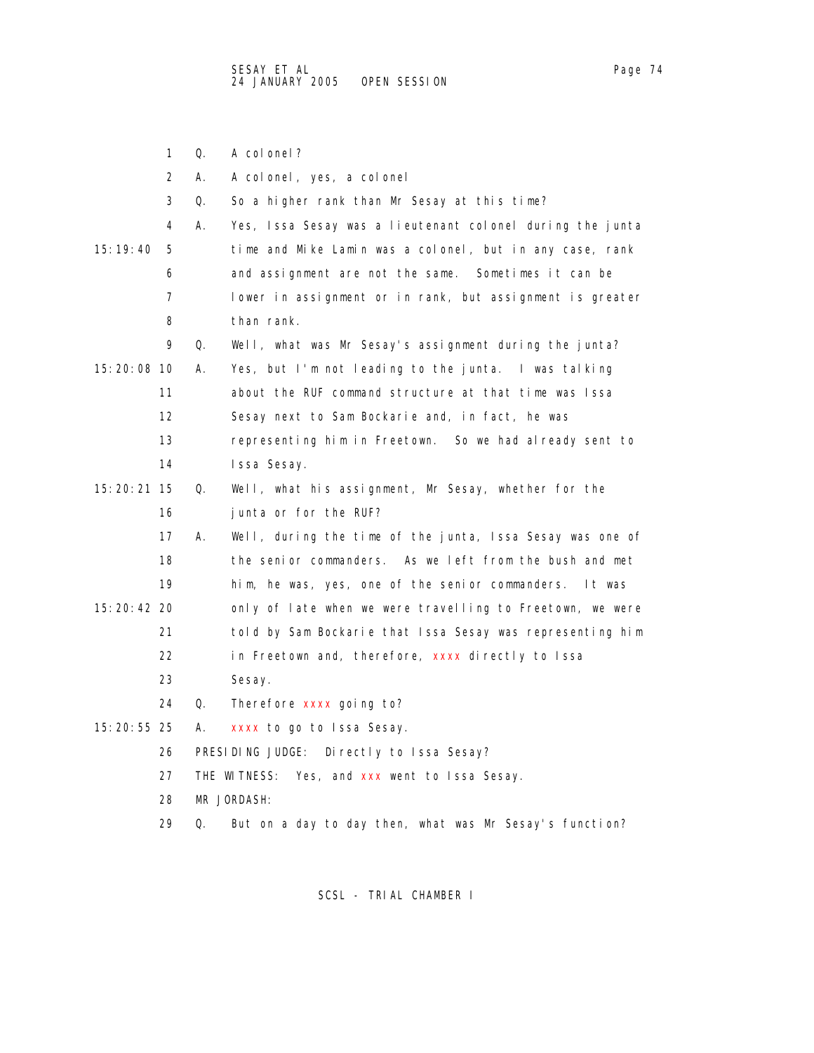1 Q. A colonel?

2 A. A colonel, yes, a colonel

3 Q. So a higher rank than Mr Sesay at this time?

4 A. Yes, Issa Sesay was a lieutenant colonel during the junta

15:19:40 5 time and Mike Lamin was a colonel, but in any case, rank

6 and assignment are not the same. Sometimes it can be

7 lower in assignment or in rank, but assignment is greater

8 than rank.

9 Q. Well, what was Mr Sesay's assignment during the junta?

15:20:08 10 A. Yes, but I'm not leading to the junta. I was talking

11 about the RUF command structure at that time was Issa

12 Sesay next to Sam Bockarie and, in fact, he was

13 representing him in Freetown. So we had already sent to

14 Issa Sesay.

15:20:21 15 Q. Well, what his assignment, Mr Sesay, whether for the

16 junta or for the RUF?

17 A. Well, during the time of the junta, Issa Sesay was one of

18 the senior commanders. As we left from the bush and met

19 him, he was, yes, one of the senior commanders. It was

15:20:42 20 only of late when we were travelling to Freetown, we were

21 told by Sam Bockarie that Issa Sesay was representing him

22 in Freetown and, therefore, xxxx directly to Issa

23 Sesay.

24 Q. Therefore xxxx going to?

15:20:55 25 A. xxxx to go to Issa Sesay.

26 PRESIDING JUDGE: Directly to Issa Sesay?

27 THE WITNESS: Yes, and xxx went to Issa Sesay.

28 MR JORDASH:

29 Q. But on a day to day then, what was Mr Sesay's function?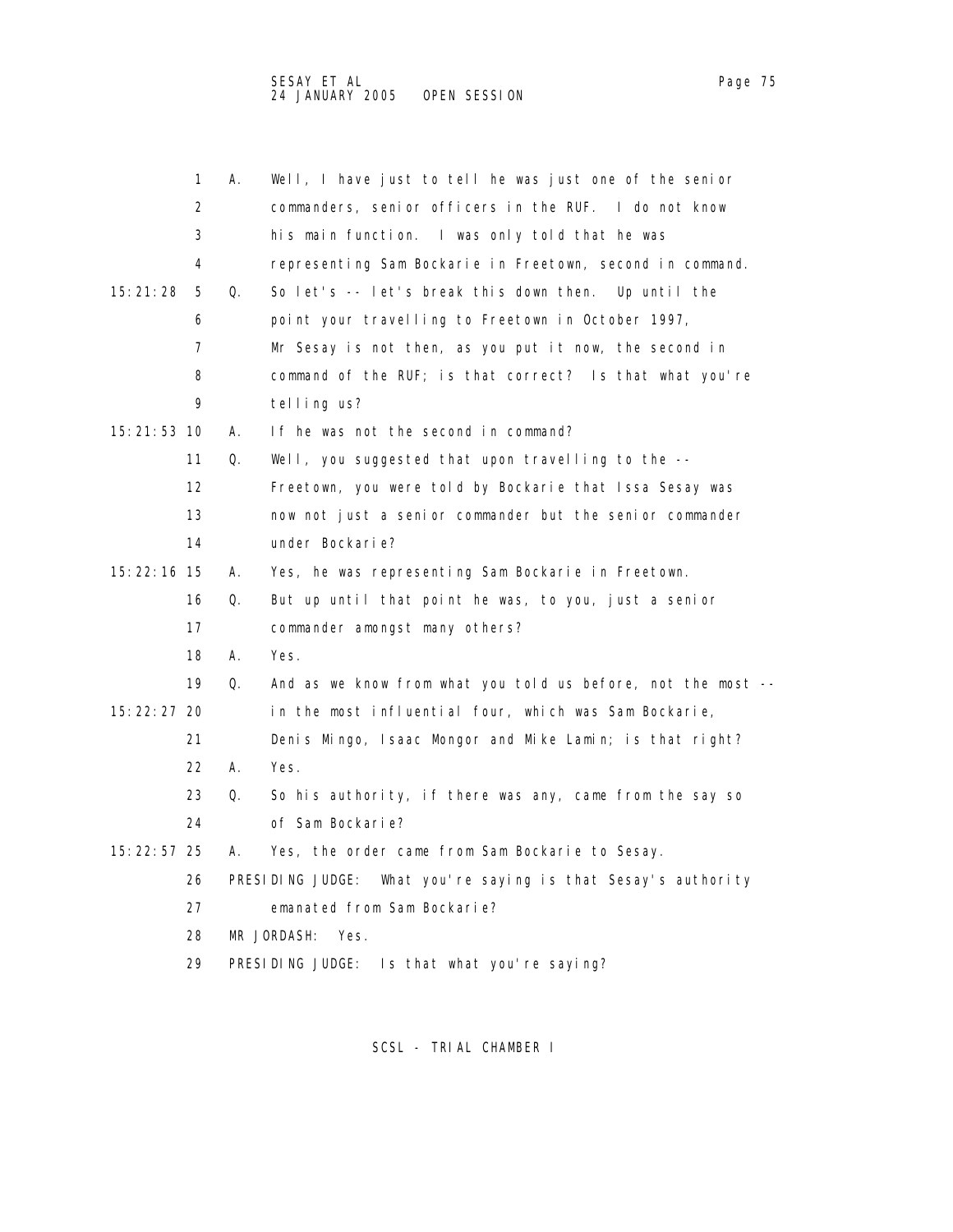1 A. Well, I have just to tell he was just one of the senior
2 commanders, senior officers in the RUF. I do not know
3 his main function. I was only told that he was
4 representing Sam Bockarie in Freetown, second in command.

15:21:28 5 Q. So let's -- let's break this down then. Up until the
6 point your travelling to Freetown in October 1997,
7 Mr Sesay is not then, as you put it now, the second in
8 command of the RUF; is that correct? Is that what you're
9 telling us?

15:21:53 10 A. If he was not the second in command?
11 Q. Well, you suggested that upon travelling to the --
12 Freetown, you were told by Bockarie that Issa Sesay was
13 now not just a senior commander but the senior commander
14 under Bockarie?

15:22:16 15 A. Yes, he was representing Sam Bockarie in Freetown.
16 Q. But up until that point he was, to you, just a senior
17 commander amongst many others?
18 A. Yes.
19 Q. And as we know from what you told us before, not the most --

15:22:27 20 in the most influential four, which was Sam Bockarie,
21 Denis Mingo, Isaac Mongor and Mike Lamin; is that right?
22 A. Yes.
23 Q. So his authority, if there was any, came from the say so
24 of Sam Bockarie?

15:22:57 25 A. Yes, the order came from Sam Bockarie to Sesay.
26 PRESIDING JUDGE: What you're saying is that Sesay's authority
27 emanated from Sam Bockarie?
28 MR JORDASH: Yes.
29 PRESIDING JUDGE: Is that what you're saying?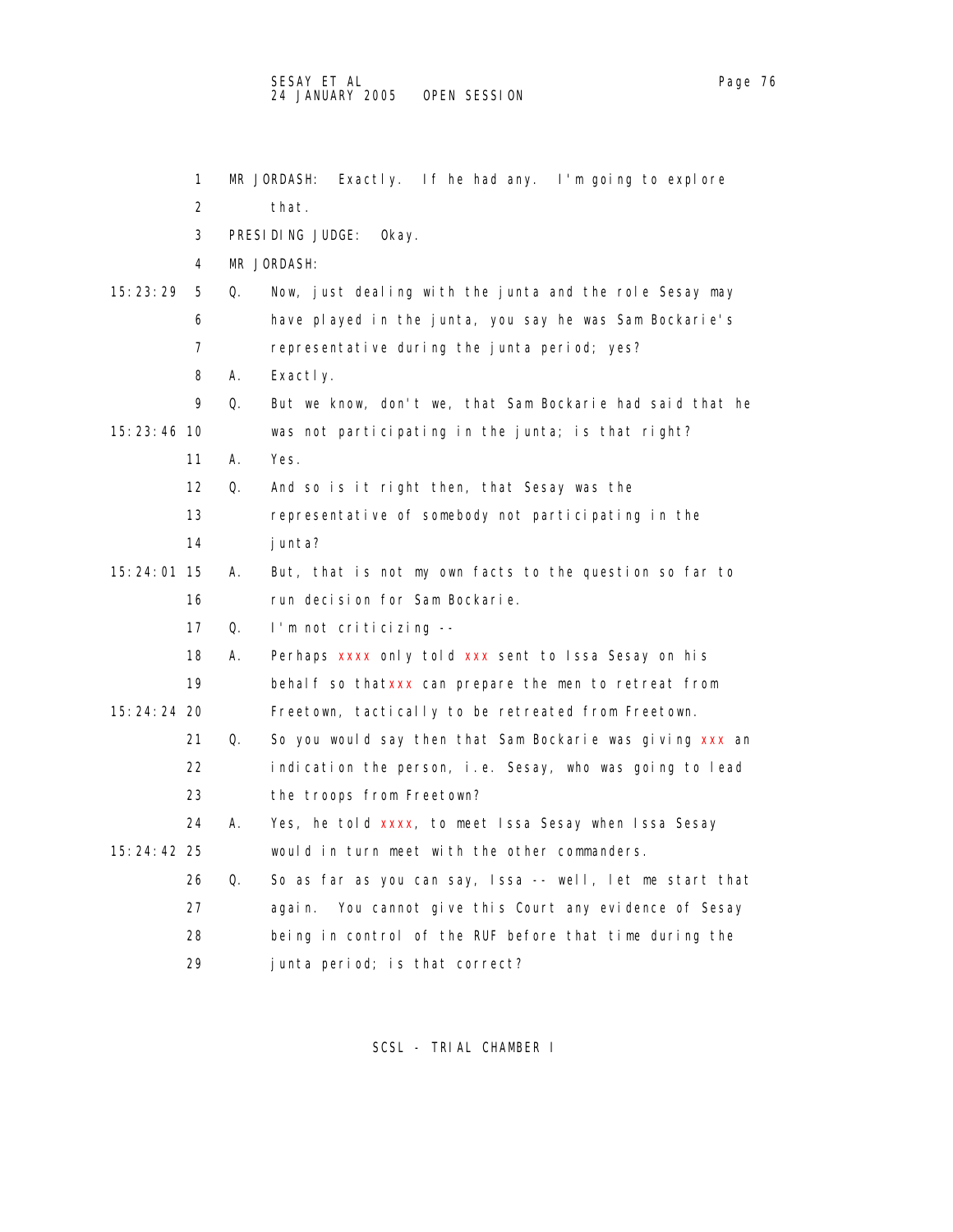1 MR JORDASH: Exactly. If he had any. I'm going to explore
2 that.
3 PRESIDING JUDGE: Okay.
4 MR JORDASH:
15:23:29 5 Q. Now, just dealing with the junta and the role Sesay may
6 have played in the junta, you say he was Sam Bockarie's
7 representative during the junta period; yes?
8 A. Exactly.
9 Q. But we know, don't we, that Sam Bockarie had said that he
15:23:46 10 was not participating in the junta; is that right?
11 A. Yes.
12 Q. And so is it right then, that Sesay was the
13 representative of somebody not participating in the
14 junta?
15:24:01 15 A. But, that is not my own facts to the question so far to
16 run decision for Sam Bockarie.
17 Q. I'm not criticizing --
18 A. Perhaps xxxx only told xxx sent to Issa Sesay on his
19 behalf so thatxxx can prepare the men to retreat from
15:24:24 20 Freetown, tactically to be retreated from Freetown.
21 Q. So you would say then that Sam Bockarie was giving xxx an
22 indication the person, i.e. Sesay, who was going to lead
23 the troops from Freetown?
24 A. Yes, he told xxxx, to meet Issa Sesay when Issa Sesay
15:24:42 25 would in turn meet with the other commanders.
26 Q. So as far as you can say, Issa -- well, let me start that
27 again. You cannot give this Court any evidence of Sesay
28 being in control of the RUF before that time during the
29 junta period; is that correct?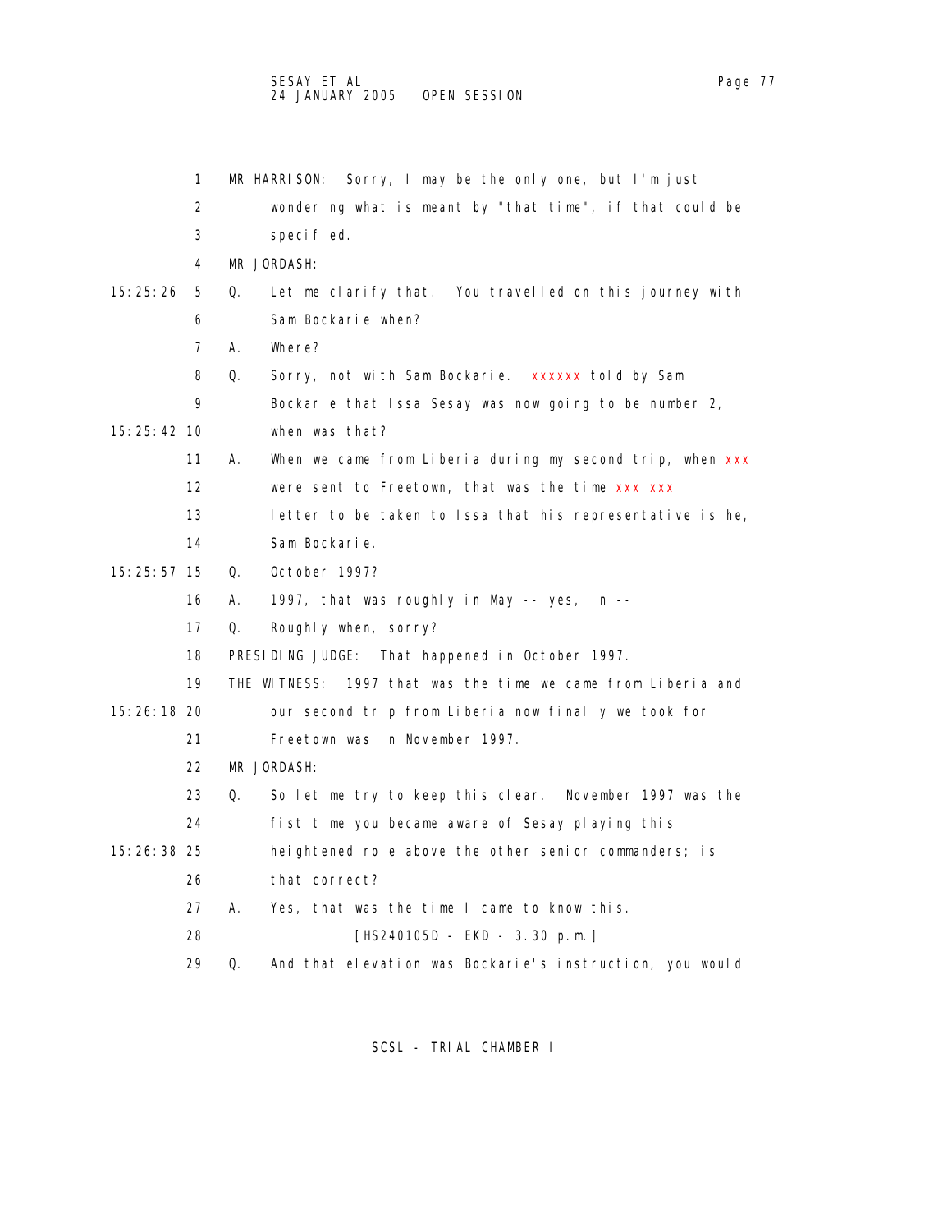1 MR HARRISON: Sorry, I may be the only one, but I'm just
2 wondering what is meant by "that time", if that could be
3 specified.
4 MR JORDASH:
15:25:26 5 Q. Let me clarify that. You travelled on this journey with
6 Sam Bockarie when?
7 A. Where?
8 Q. Sorry, not with Sam Bockarie. xxxxxx told by Sam
9 Bockarie that Issa Sesay was now going to be number 2,
15:25:42 10 when was that?
11 A. When we came from Liberia during my second trip, when xxx
12 were sent to Freetown, that was the time xxx xxx
13 letter to be taken to Issa that his representative is he,
14 Sam Bockarie.
15:25:57 15 Q. October 1997?
16 A. 1997, that was roughly in May -- yes, in --
17 Q. Roughly when, sorry?
18 PRESIDING JUDGE: That happened in October 1997.
19 THE WITNESS: 1997 that was the time we came from Liberia and
15:26:18 20 our second trip from Liberia now finally we took for
21 Freetown was in November 1997.
22 MR JORDASH:
23 Q. So let me try to keep this clear. November 1997 was the
24 fist time you became aware of Sesay playing this
15:26:38 25 heightened role above the other senior commanders; is
26 that correct?
27 A. Yes, that was the time I came to know this.
28 [HS240105D - EKD - 3.30 p.m.]
29 Q. And that elevation was Bockarie's instruction, you would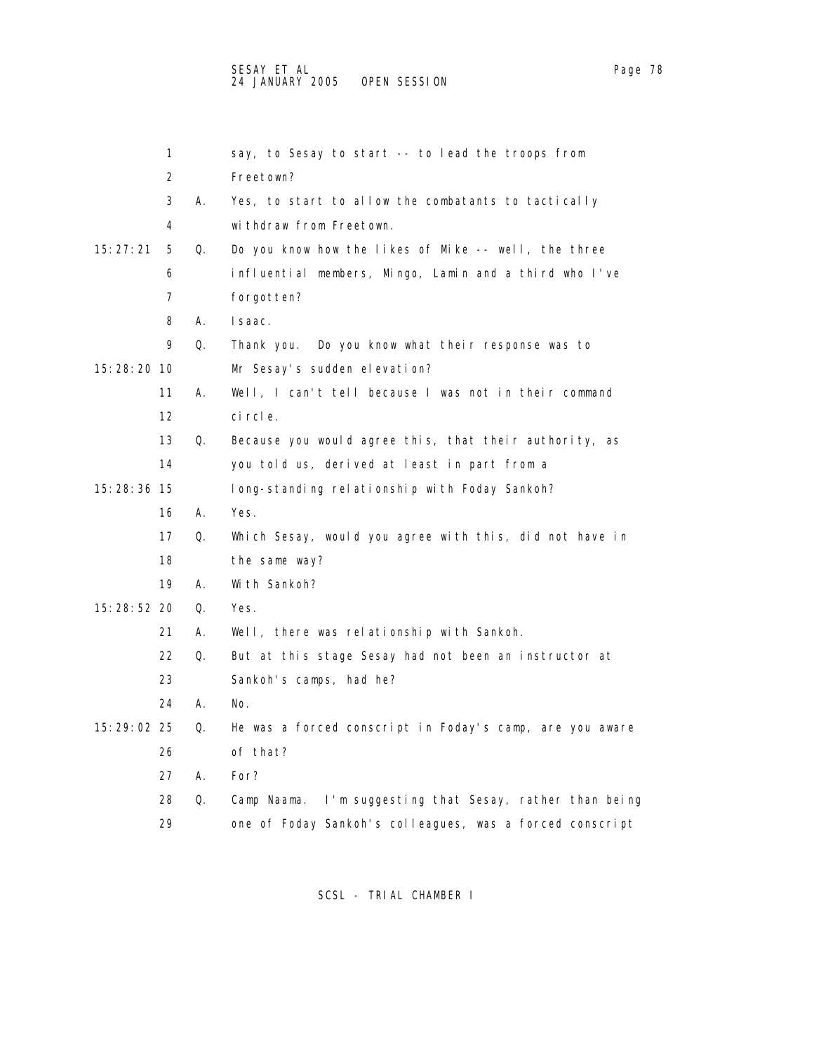1 say, to Sesay to start -- to lead the troops from
2 Freetown?
3 A. Yes, to start to allow the combatants to tactically
4 withdraw from Freetown.
15:27:21 5 Q. Do you know how the likes of Mike -- well, the three
6 influential members, Mingo, Lamin and a third who I've
7 forgotten?
8 A. Isaac.
9 Q. Thank you. Do you know what their response was to
15:28:20 10 Mr Sesay's sudden elevation?
11 A. Well, I can't tell because I was not in their command
12 circle.
13 Q. Because you would agree this, that their authority, as
14 you told us, derived at least in part from a
15:28:36 15 long-standing relationship with Foday Sankoh?
16 A. Yes.
17 Q. Which Sesay, would you agree with this, did not have in
18 the same way?
19 A. With Sankoh?
15:28:52 20 Q. Yes.
21 A. Well, there was relationship with Sankoh.
22 Q. But at this stage Sesay had not been an instructor at
23 Sankoh's camps, had he?
24 A. No.
15:29:02 25 Q. He was a forced conscript in Foday's camp, are you aware
26 of that?
27 A. For?
28 Q. Camp Naama. I'm suggesting that Sesay, rather than being
29 one of Foday Sankoh's colleagues, was a forced conscript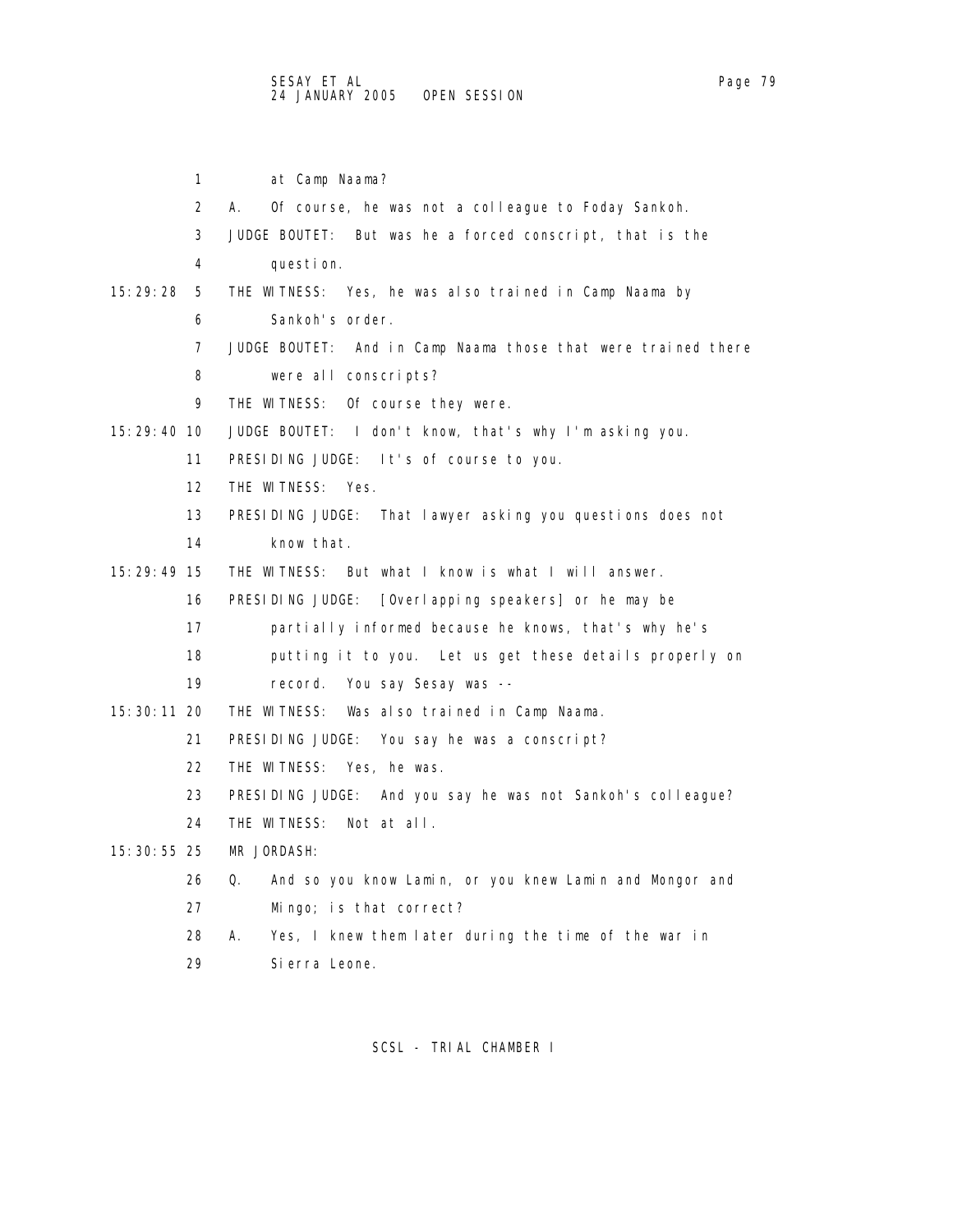1 at Camp Naama?

2 A. Of course, he was not a colleague to Foday Sankoh.

3 JUDGE BOUTET: But was he a forced conscript, that is the

4 question.

15:29:28 5 THE WITNESS: Yes, he was also trained in Camp Naama by

6 Sankoh's order.

7 JUDGE BOUTET: And in Camp Naama those that were trained there

8 were all conscripts?

9 THE WITNESS: Of course they were.

15:29:40 10 JUDGE BOUTET: I don't know, that's why I'm asking you.

11 PRESIDING JUDGE: It's of course to you.

12 THE WITNESS: Yes.

13 PRESIDING JUDGE: That lawyer asking you questions does not

14 know that.

15:29:49 15 THE WITNESS: But what I know is what I will answer.

16 PRESIDING JUDGE: [Overlapping speakers] or he may be

17 partially informed because he knows, that's why he's

18 putting it to you. Let us get these details properly on

19 record. You say Sesay was --

15:30:11 20 THE WITNESS: Was also trained in Camp Naama.

21 PRESIDING JUDGE: You say he was a conscript?

22 THE WITNESS: Yes, he was.

23 PRESIDING JUDGE: And you say he was not Sankoh's colleague?

24 THE WITNESS: Not at all.

15:30:55 25 MR JORDASH:

26 Q. And so you know Lamin, or you knew Lamin and Mongor and

27 Mingo; is that correct?

28 A. Yes, I knew them later during the time of the war in

29 Sierra Leone.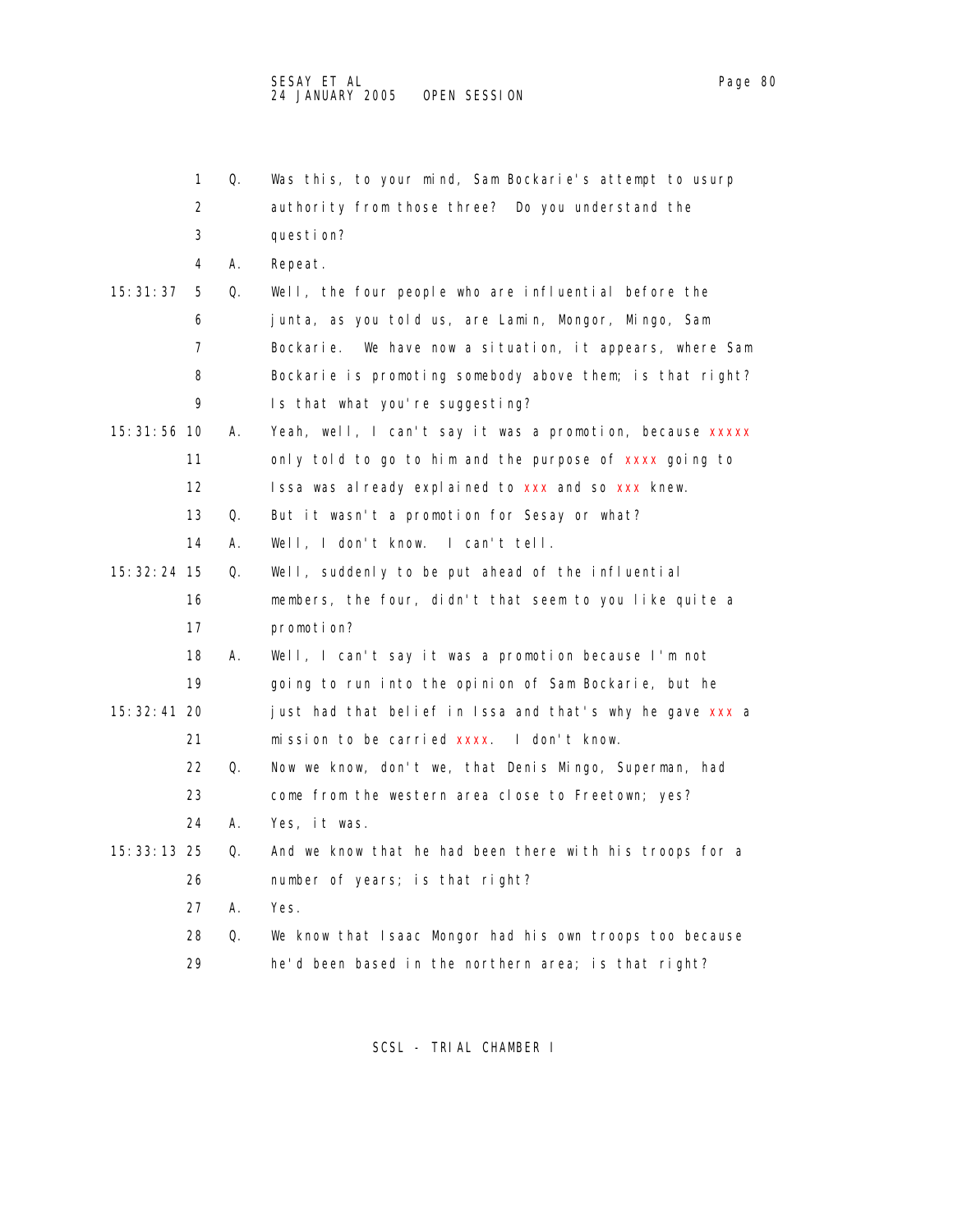1 Q. Was this, to your mind, Sam Bockarie's attempt to usurp
2 authority from those three? Do you understand the
3 question?
4 A. Repeat.
15:31:37 5 Q. Well, the four people who are influential before the
6 junta, as you told us, are Lamin, Mongor, Mingo, Sam
7 Bockarie. We have now a situation, it appears, where Sam
8 Bockarie is promoting somebody above them; is that right?
9 Is that what you're suggesting?
15:31:56 10 A. Yeah, well, I can't say it was a promotion, because xxxxx
11 only told to go to him and the purpose of xxxx going to
12 Issa was already explained to xxx and so xxx knew.
13 Q. But it wasn't a promotion for Sesay or what?
14 A. Well, I don't know. I can't tell.
15:32:24 15 Q. Well, suddenly to be put ahead of the influential
16 members, the four, didn't that seem to you like quite a
17 promotion?
18 A. Well, I can't say it was a promotion because I'm not
19 going to run into the opinion of Sam Bockarie, but he
15:32:41 20 just had that belief in Issa and that's why he gave xxx a
21 mission to be carried xxxx. I don't know.
22 Q. Now we know, don't we, that Denis Mingo, Superman, had
23 come from the western area close to Freetown; yes?
24 A. Yes, it was.
15:33:13 25 Q. And we know that he had been there with his troops for a
26 number of years; is that right?
27 A. Yes.
28 Q. We know that Isaac Mongor had his own troops too because
29 he'd been based in the northern area; is that right?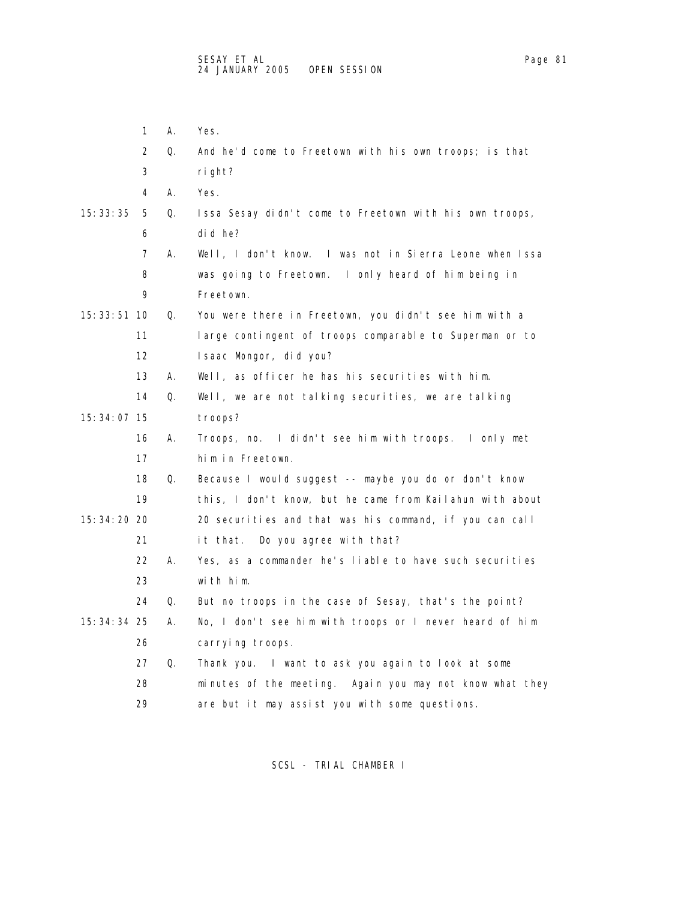1 A. Yes.

2 Q. And he'd come to Freetown with his own troops; is that

3 right?

4 A. Yes.

15:33:35 5 Q. Issa Sesay didn't come to Freetown with his own troops,

6 did he?

7 A. Well, I don't know. I was not in Sierra Leone when Issa

8 was going to Freetown. I only heard of him being in

9 Freetown.

15:33:51 10 Q. You were there in Freetown, you didn't see him with a

11 large contingent of troops comparable to Superman or to

12 Isaac Mongor, did you?

13 A. Well, as officer he has his securities with him.

14 Q. Well, we are not talking securities, we are talking

15:34:07 15 troops?

16 A. Troops, no. I didn't see him with troops. I only met

17 him in Freetown.

18 Q. Because I would suggest -- maybe you do or don't know

19 this, I don't know, but he came from Kailahun with about

15:34:20 20 20 securities and that was his command, if you can call

21 it that. Do you agree with that?

22 A. Yes, as a commander he's liable to have such securities

23 with him.

24 Q. But no troops in the case of Sesay, that's the point?

15:34:34 25 A. No, I don't see him with troops or I never heard of him

26 carrying troops.

27 Q. Thank you. I want to ask you again to look at some

28 minutes of the meeting. Again you may not know what they

29 are but it may assist you with some questions.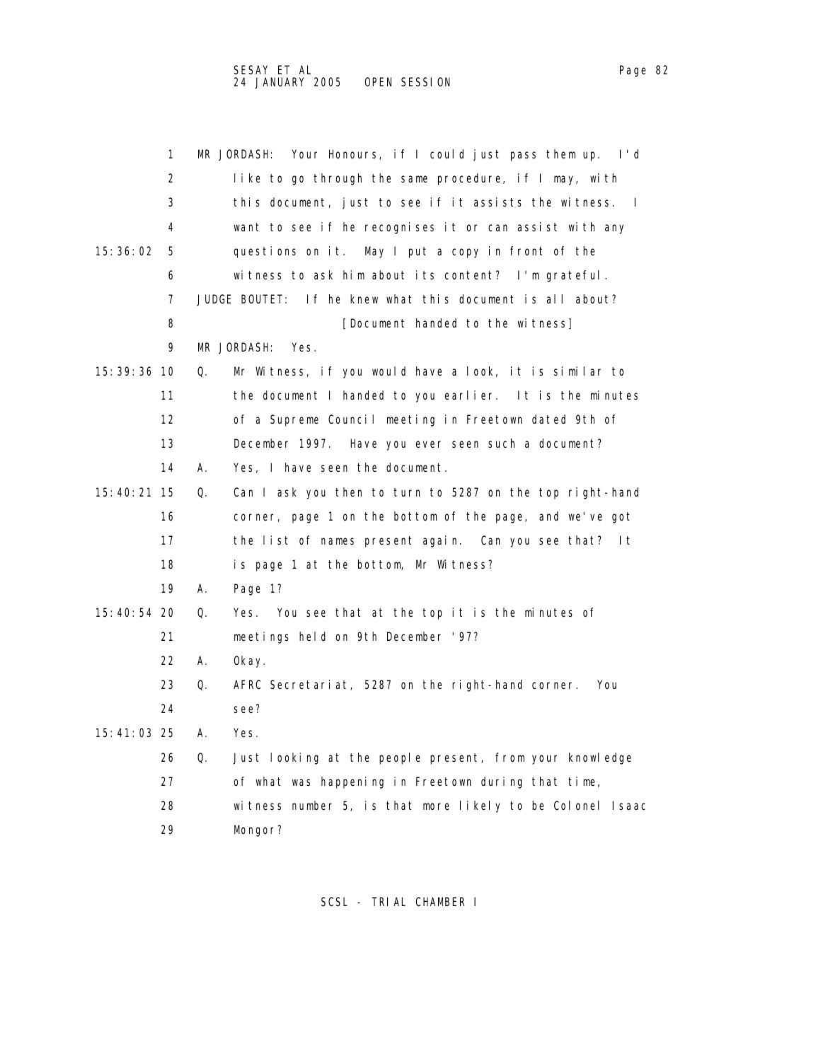1 MR JORDASH: Your Honours, if I could just pass them up. I'd
2 like to go through the same procedure, if I may, with
3 this document, just to see if it assists the witness. I
4 want to see if he recognises it or can assist with any
15:36:02 5 questions on it. May I put a copy in front of the
6 witness to ask him about its content? I'm grateful.
7 JUDGE BOUTET: If he knew what this document is all about?
8 [Document handed to the witness]
9 MR JORDASH: Yes.
15:39:36 10 Q. Mr Witness, if you would have a look, it is similar to
11 the document I handed to you earlier. It is the minutes
12 of a Supreme Council meeting in Freetown dated 9th of
13 December 1997. Have you ever seen such a document?
14 A. Yes, I have seen the document.
15:40:21 15 Q. Can I ask you then to turn to 5287 on the top right-hand
16 corner, page 1 on the bottom of the page, and we've got
17 the list of names present again. Can you see that? It
18 is page 1 at the bottom, Mr Witness?
19 A. Page 1?
15:40:54 20 Q. Yes. You see that at the top it is the minutes of
21 meetings held on 9th December '97?
22 A. Okay.
23 Q. AFRC Secretariat, 5287 on the right-hand corner. You
24 see?
15:41:03 25 A. Yes.
26 Q. Just looking at the people present, from your knowledge
27 of what was happening in Freetown during that time,
28 witness number 5, is that more likely to be Colonel Isaac
29 Mongor?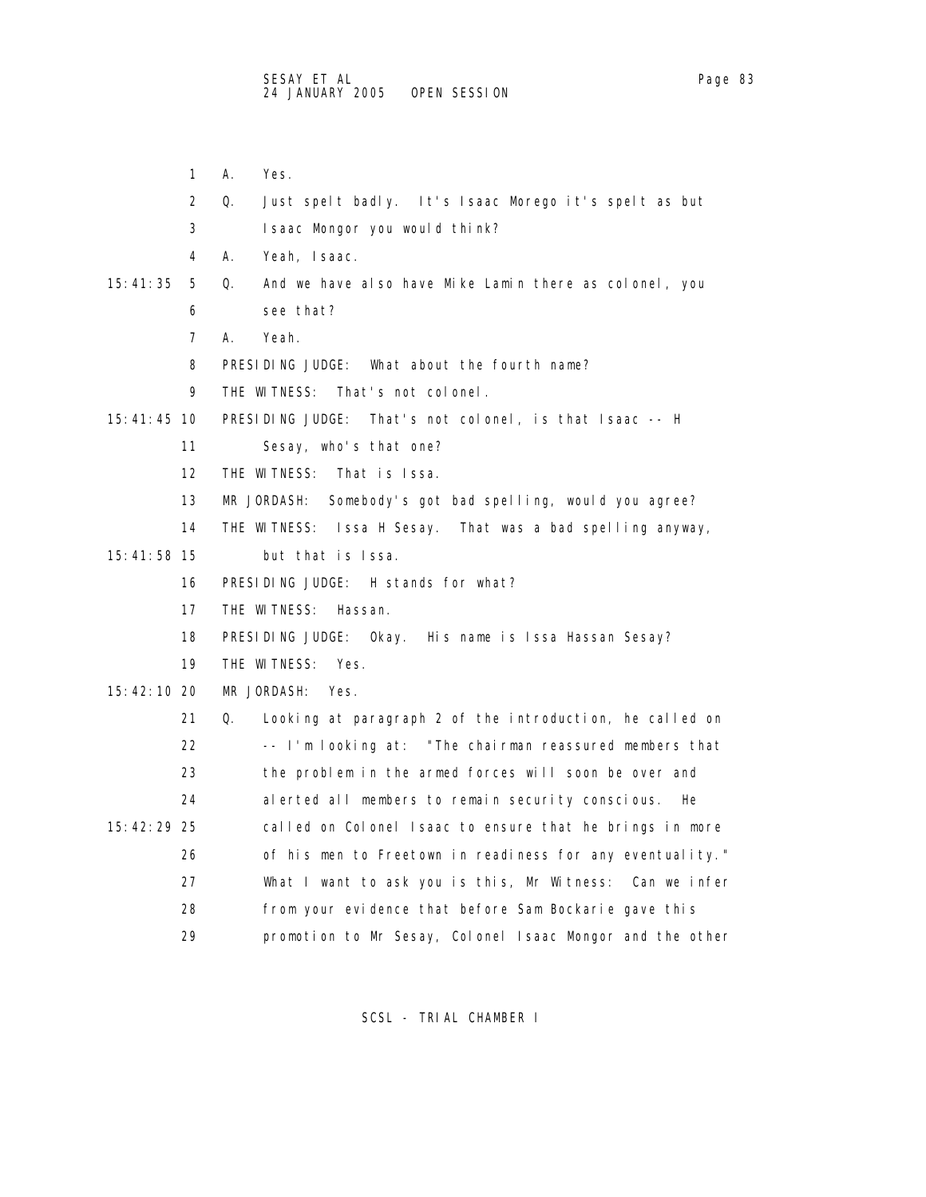1 A. Yes.

2 Q. Just spelt badly. It's Isaac Morego it's spelt as but

3 Isaac Mongor you would think?

4 A. Yeah, Isaac.

15:41:35 5 Q. And we have also have Mike Lamin there as colonel, you

6 see that?

7 A. Yeah.

8 PRESIDING JUDGE: What about the fourth name?

9 THE WITNESS: That's not colonel.

15:41:45 10 PRESIDING JUDGE: That's not colonel, is that Isaac -- H

11 Sesay, who's that one?

12 THE WITNESS: That is Issa.

13 MR JORDASH: Somebody's got bad spelling, would you agree?

14 THE WITNESS: Issa H Sesay. That was a bad spelling anyway,

15:41:58 15 but that is Issa.

16 PRESIDING JUDGE: H stands for what?

17 THE WITNESS: Hassan.

18 PRESIDING JUDGE: Okay. His name is Issa Hassan Sesay?

19 THE WITNESS: Yes.

15:42:10 20 MR JORDASH: Yes.

21 Q. Looking at paragraph 2 of the introduction, he called on

22 -- I'm looking at: "The chairman reassured members that

23 the problem in the armed forces will soon be over and

24 alerted all members to remain security conscious. He

15:42:29 25 called on Colonel Isaac to ensure that he brings in more

26 of his men to Freetown in readiness for any eventuality."

27 What I want to ask you is this, Mr Witness: Can we infer

28 from your evidence that before Sam Bockarie gave this

29 promotion to Mr Sesay, Colonel Isaac Mongor and the other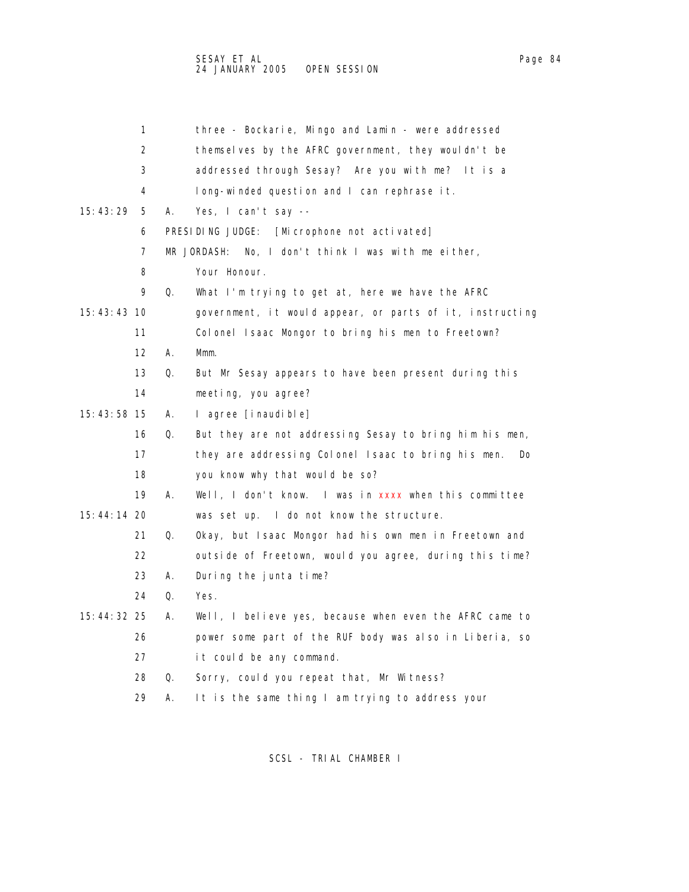1 three - Bockarie, Mingo and Lamin - were addressed
2 themselves by the AFRC government, they wouldn't be
3 addressed through Sesay? Are you with me? It is a
4 long-winded question and I can rephrase it.

15:43:29 5 A. Yes, I can't say --

6 PRESIDING JUDGE: [Microphone not activated]

7 MR JORDASH: No, I don't think I was with me either,
8 Your Honour.

9 Q. What I'm trying to get at, here we have the AFRC

15:43:43 10 government, it would appear, or parts of it, instructing
11 Colonel Isaac Mongor to bring his men to Freetown?

12 A. Mmm.

13 Q. But Mr Sesay appears to have been present during this
14 meeting, you agree?

15:43:58 15 A. I agree [inaudible]

16 Q. But they are not addressing Sesay to bring him his men,
17 they are addressing Colonel Isaac to bring his men. Do
18 you know why that would be so?

19 A. Well, I don't know. I was in xxxx when this committee

15:44:14 20 was set up. I do not know the structure.

21 Q. Okay, but Isaac Mongor had his own men in Freetown and
22 outside of Freetown, would you agree, during this time?

23 A. During the junta time?

24 Q. Yes.

15:44:32 25 A. Well, I believe yes, because when even the AFRC came to
26 power some part of the RUF body was also in Liberia, so
27 it could be any command.

28 Q. Sorry, could you repeat that, Mr Witness?

29 A. It is the same thing I am trying to address your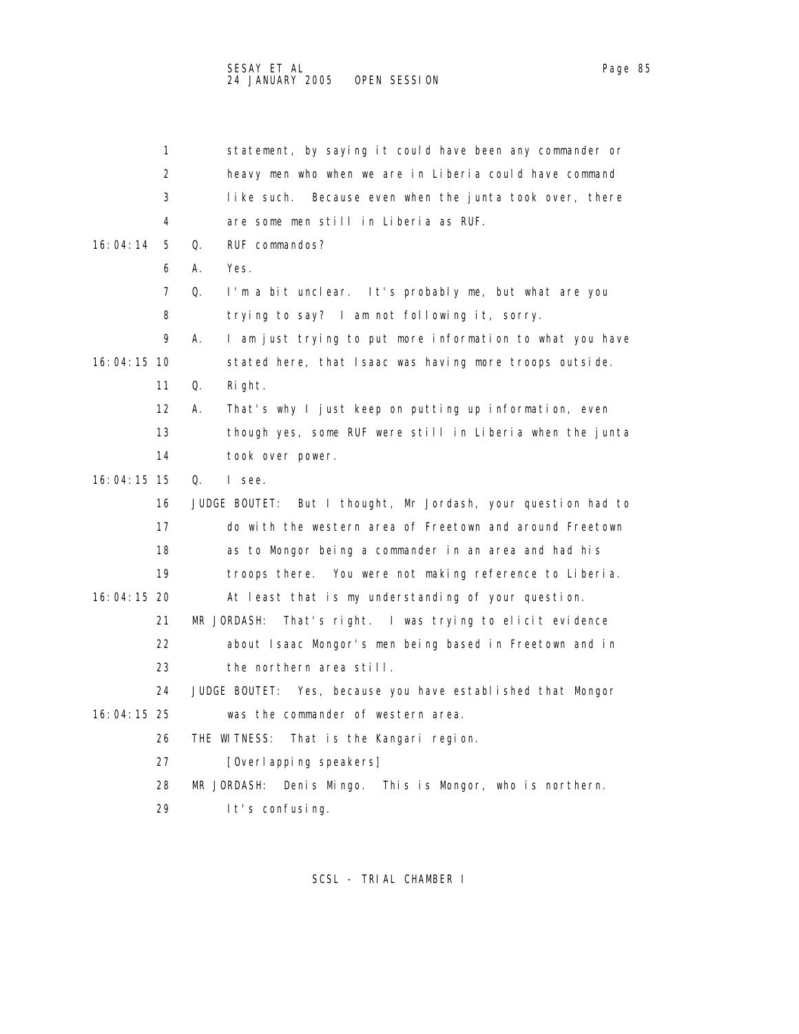1 statement, by saying it could have been any commander or
2 heavy men who when we are in Liberia could have command
3 like such. Because even when the junta took over, there
4 are some men still in Liberia as RUF.

16:04:14 5 Q. RUF commandos?

6 A. Yes.

7 Q. I'm a bit unclear. It's probably me, but what are you
8 trying to say? I am not following it, sorry.

9 A. I am just trying to put more information to what you have
16:04:15 10 stated here, that Isaac was having more troops outside.

11 Q. Right.

12 A. That's why I just keep on putting up information, even
13 though yes, some RUF were still in Liberia when the junta
14 took over power.

16:04:15 15 Q. I see.

16 JUDGE BOUTET: But I thought, Mr Jordash, your question had to
17 do with the western area of Freetown and around Freetown
18 as to Mongor being a commander in an area and had his
19 troops there. You were not making reference to Liberia.
16:04:15 20 At least that is my understanding of your question.

21 MR JORDASH: That's right. I was trying to elicit evidence
22 about Isaac Mongor's men being based in Freetown and in
23 the northern area still.

24 JUDGE BOUTET: Yes, because you have established that Mongor
16:04:15 25 was the commander of western area.

26 THE WITNESS: That is the Kangari region.

27 [Overlapping speakers]

28 MR JORDASH: Denis Mingo. This is Mongor, who is northern.
29 It's confusing.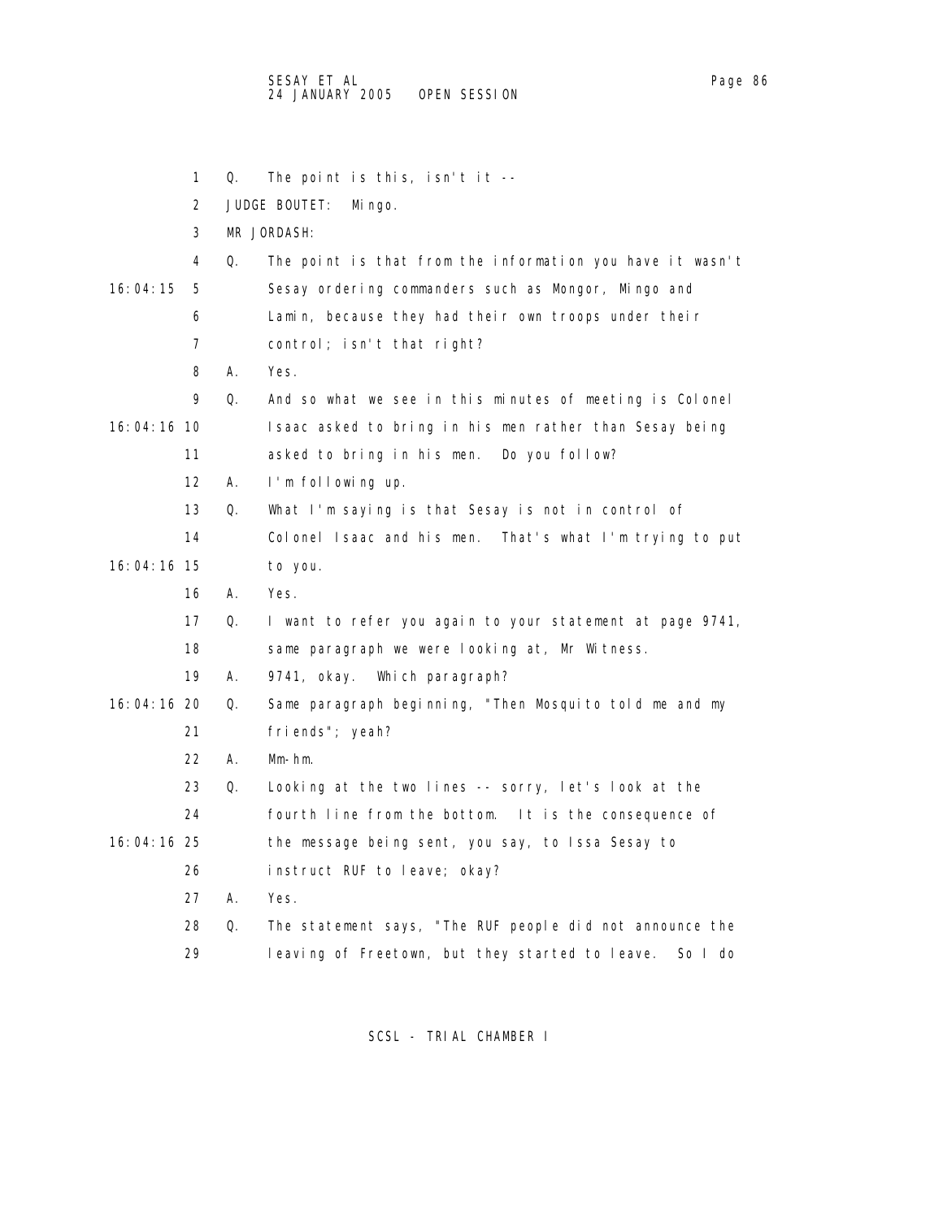1 Q. The point is this, isn't it --

2 JUDGE BOUTET: Mingo.

3 MR JORDASH:

4 Q. The point is that from the information you have it wasn't

16:04:15 5 Sesay ordering commanders such as Mongor, Mingo and

6 Lamin, because they had their own troops under their

7 control; isn't that right?

8 A. Yes.

9 Q. And so what we see in this minutes of meeting is Colonel

16:04:16 10 Isaac asked to bring in his men rather than Sesay being

11 asked to bring in his men. Do you follow?

12 A. I'm following up.

13 Q. What I'm saying is that Sesay is not in control of

14 Colonel Isaac and his men. That's what I'm trying to put

16:04:16 15 to you.

16 A. Yes.

17 Q. I want to refer you again to your statement at page 9741,

18 same paragraph we were looking at, Mr Witness.

19 A. 9741, okay. Which paragraph?

16:04:16 20 Q. Same paragraph beginning, "Then Mosquito told me and my

21 friends"; yeah?

22 A. Mm-hm.

23 Q. Looking at the two lines -- sorry, let's look at the

24 fourth line from the bottom. It is the consequence of

16:04:16 25 the message being sent, you say, to Issa Sesay to

26 instruct RUF to leave; okay?

27 A. Yes.

28 Q. The statement says, "The RUF people did not announce the

29 leaving of Freetown, but they started to leave. So I do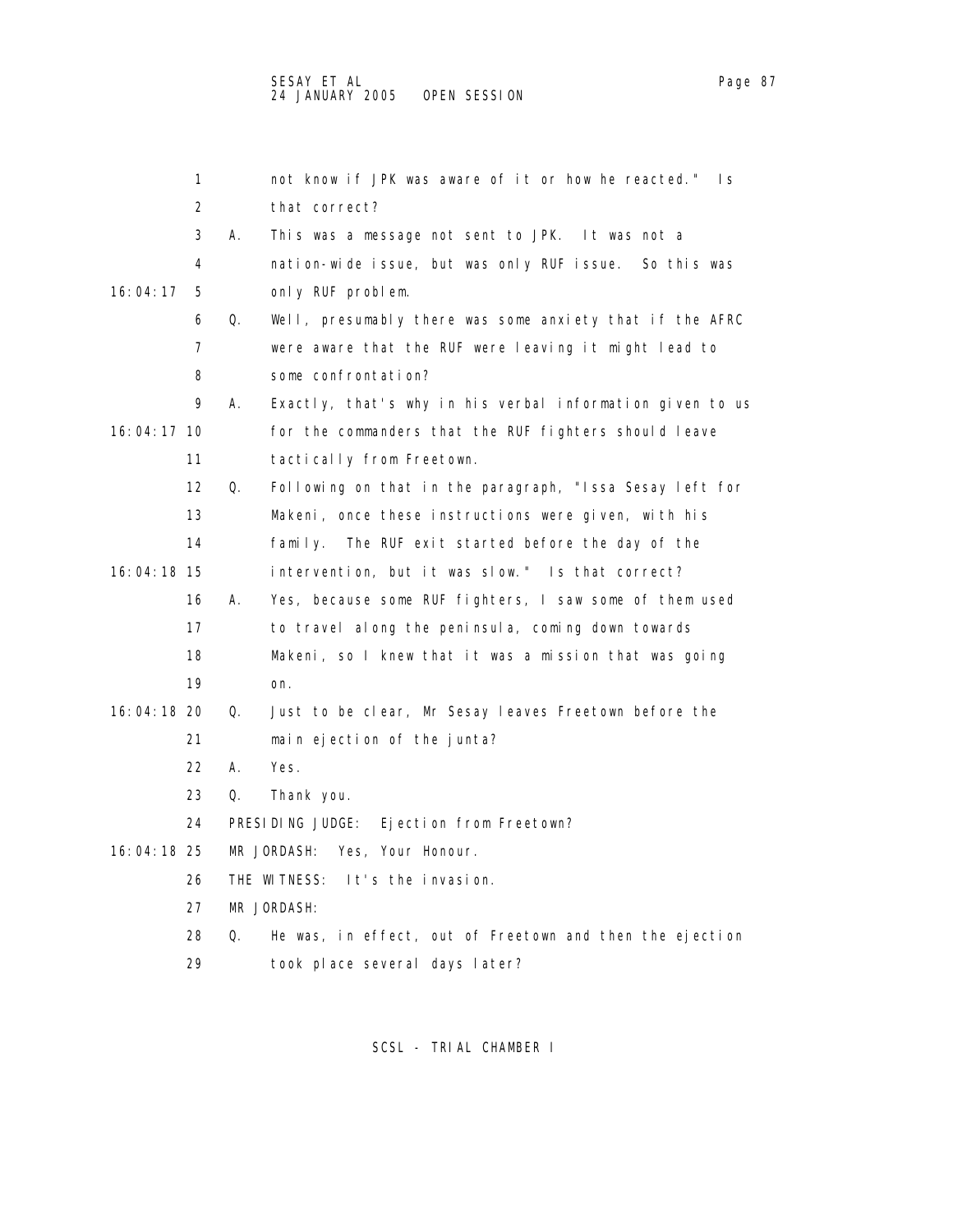not know if JPK was aware of it or how he reacted." Is that correct?

A. This was a message not sent to JPK. It was not a nation-wide issue, but was only RUF issue. So this was only RUF problem.

Q. Well, presumably there was some anxiety that if the AFRC were aware that the RUF were leaving it might lead to some confrontation?

A. Exactly, that's why in his verbal information given to us for the commanders that the RUF fighters should leave tactically from Freetown.

Q. Following on that in the paragraph, "Issa Sesay left for Makeni, once these instructions were given, with his family. The RUF exit started before the day of the intervention, but it was slow." Is that correct?

A. Yes, because some RUF fighters, I saw some of them used to travel along the peninsula, coming down towards Makeni, so I knew that it was a mission that was going on.

Q. Just to be clear, Mr Sesay leaves Freetown before the main ejection of the junta?

A. Yes.

Q. Thank you.

PRESIDING JUDGE: Ejection from Freetown?

MR JORDASH: Yes, Your Honour.

THE WITNESS: It's the invasion.

MR JORDASH:

Q. He was, in effect, out of Freetown and then the ejection took place several days later?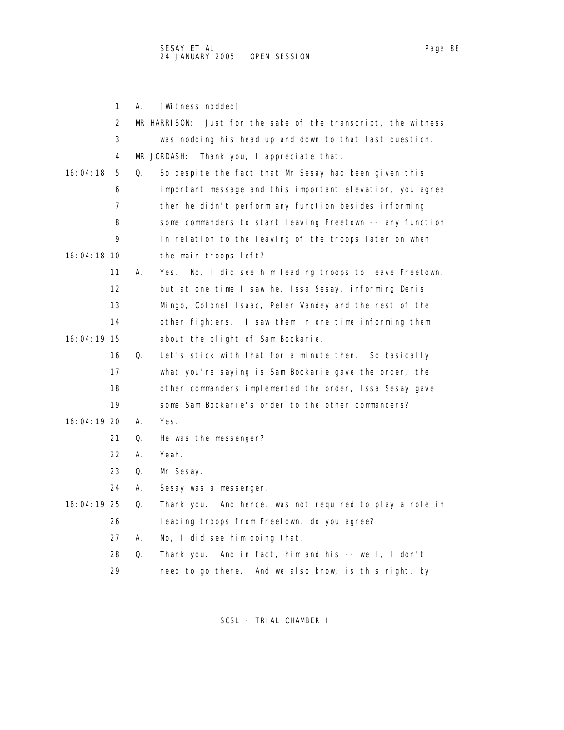1 A. [Witness nodded]

2 MR HARRISON: Just for the sake of the transcript, the witness

3 was nodding his head up and down to that last question.

4 MR JORDASH: Thank you, I appreciate that.

16:04:18 5 Q. So despite the fact that Mr Sesay had been given this

6 important message and this important elevation, you agree

7 then he didn't perform any function besides informing

8 some commanders to start leaving Freetown -- any function

9 in relation to the leaving of the troops later on when

16:04:18 10 the main troops left?

11 A. Yes. No, I did see him leading troops to leave Freetown,

12 but at one time I saw he, Issa Sesay, informing Denis

13 Mingo, Colonel Isaac, Peter Vandey and the rest of the

14 other fighters. I saw them in one time informing them

16:04:19 15 about the plight of Sam Bockarie.

16 Q. Let's stick with that for a minute then. So basically

17 what you're saying is Sam Bockarie gave the order, the

18 other commanders implemented the order, Issa Sesay gave

19 some Sam Bockarie's order to the other commanders?

16:04:19 20 A. Yes.

21 Q. He was the messenger?

22 A. Yeah.

23 Q. Mr Sesay.

24 A. Sesay was a messenger.

16:04:19 25 Q. Thank you. And hence, was not required to play a role in

26 leading troops from Freetown, do you agree?

27 A. No, I did see him doing that.

28 Q. Thank you. And in fact, him and his -- well, I don't

29 need to go there. And we also know, is this right, by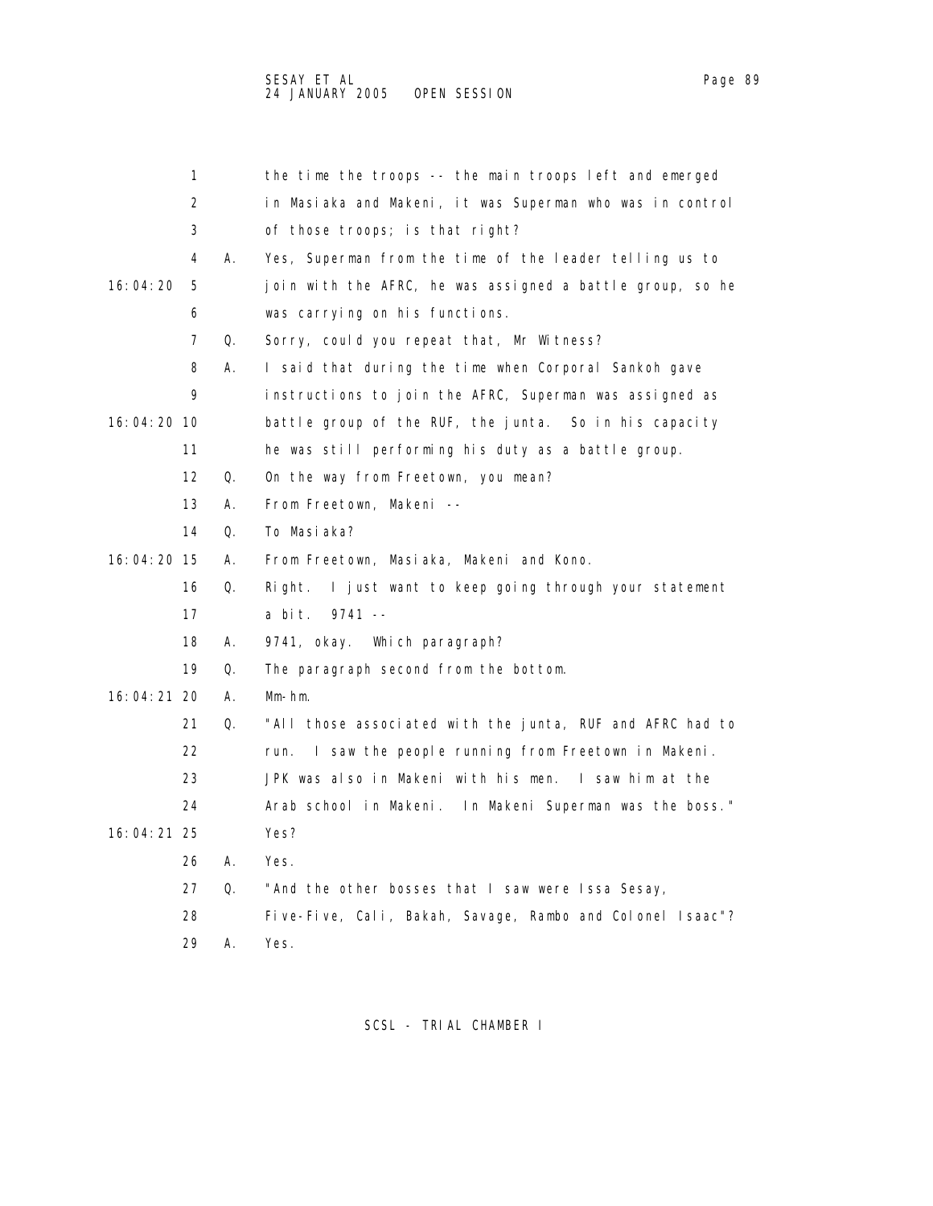1 the time the troops -- the main troops left and emerged
2 in Masiaka and Makeni, it was Superman who was in control
3 of those troops; is that right?
4 A. Yes, Superman from the time of the leader telling us to
16:04:20 5 join with the AFRC, he was assigned a battle group, so he
6 was carrying on his functions.
7 Q. Sorry, could you repeat that, Mr Witness?
8 A. I said that during the time when Corporal Sankoh gave
9 instructions to join the AFRC, Superman was assigned as
16:04:20 10 battle group of the RUF, the junta. So in his capacity
11 he was still performing his duty as a battle group.
12 Q. On the way from Freetown, you mean?
13 A. From Freetown, Makeni --
14 Q. To Masiaka?
16:04:20 15 A. From Freetown, Masiaka, Makeni and Kono.
16 Q. Right. I just want to keep going through your statement
17 a bit. 9741 --
18 A. 9741, okay. Which paragraph?
19 Q. The paragraph second from the bottom.
16:04:21 20 A. Mm-hm.
21 Q. "All those associated with the junta, RUF and AFRC had to
22 run. I saw the people running from Freetown in Makeni.
23 JPK was also in Makeni with his men. I saw him at the
24 Arab school in Makeni. In Makeni Superman was the boss."
16:04:21 25 Yes?
26 A. Yes.
27 Q. "And the other bosses that I saw were Issa Sesay,
28 Five-Five, Cali, Bakah, Savage, Rambo and Colonel Isaac"?
29 A. Yes.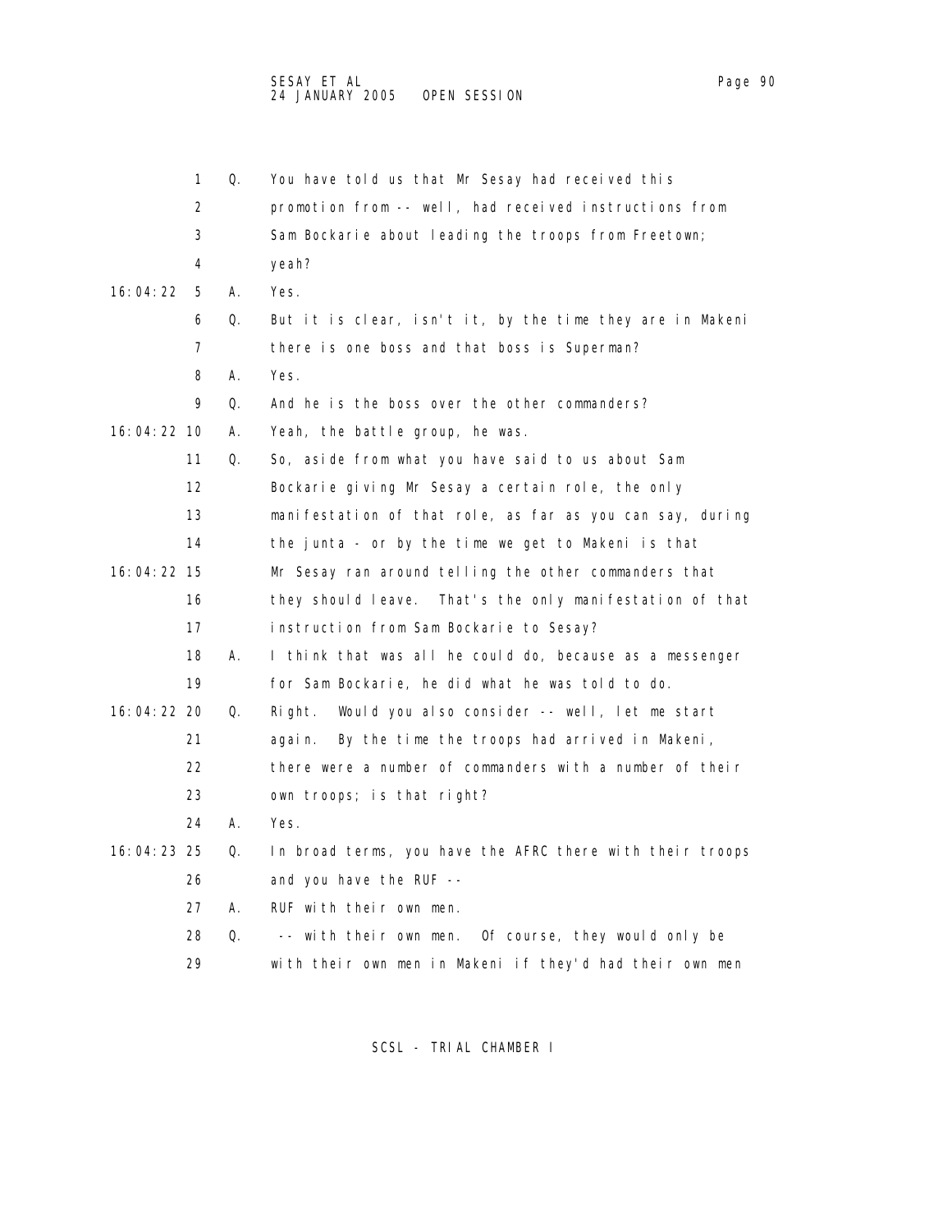1 Q. You have told us that Mr Sesay had received this
2 promotion from -- well, had received instructions from
3 Sam Bockarie about leading the troops from Freetown;
4 yeah?

16:04:22 5 A. Yes.

6 Q. But it is clear, isn't it, by the time they are in Makeni
7 there is one boss and that boss is Superman?

8 A. Yes.

9 Q. And he is the boss over the other commanders?

16:04:22 10 A. Yeah, the battle group, he was.

11 Q. So, aside from what you have said to us about Sam
12 Bockarie giving Mr Sesay a certain role, the only
13 manifestation of that role, as far as you can say, during
14 the junta - or by the time we get to Makeni is that
16:04:22 15 Mr Sesay ran around telling the other commanders that
16 they should leave. That's the only manifestation of that
17 instruction from Sam Bockarie to Sesay?

18 A. I think that was all he could do, because as a messenger
19 for Sam Bockarie, he did what he was told to do.

16:04:22 20 Q. Right. Would you also consider -- well, let me start
21 again. By the time the troops had arrived in Makeni,
22 there were a number of commanders with a number of their
23 own troops; is that right?

24 A. Yes.

16:04:23 25 Q. In broad terms, you have the AFRC there with their troops
26 and you have the RUF --

27 A. RUF with their own men.

28 Q. -- with their own men. Of course, they would only be
29 with their own men in Makeni if they'd had their own men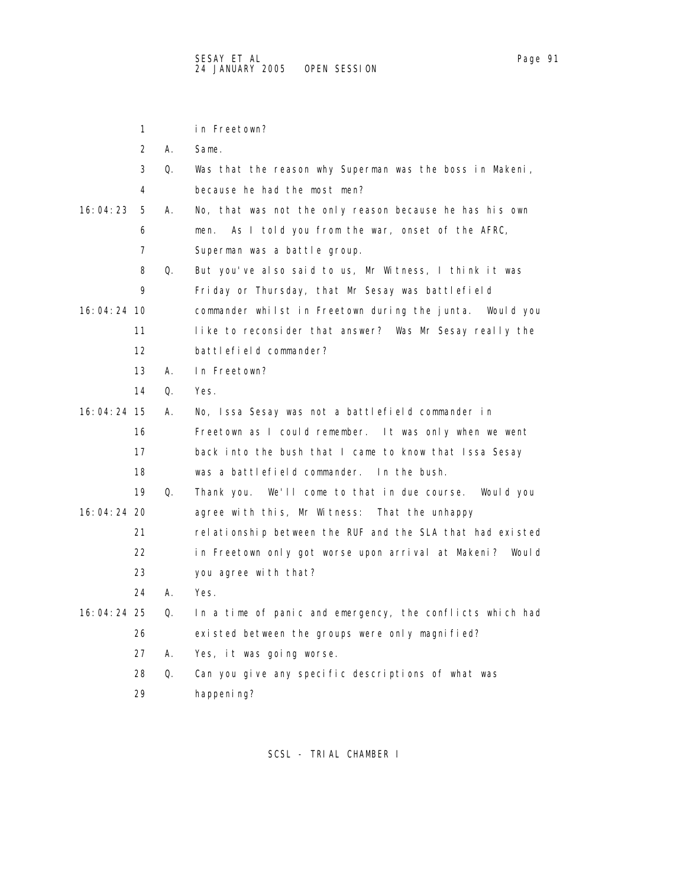1 in Freetown?

2 A. Same.

3 Q. Was that the reason why Superman was the boss in Makeni,

4 because he had the most men?

16:04:23 5 A. No, that was not the only reason because he has his own

6 men. As I told you from the war, onset of the AFRC,

7 Superman was a battle group.

8 Q. But you've also said to us, Mr Witness, I think it was

9 Friday or Thursday, that Mr Sesay was battlefield

16:04:24 10 commander whilst in Freetown during the junta. Would you

11 like to reconsider that answer? Was Mr Sesay really the

12 battlefield commander?

13 A. In Freetown?

14 Q. Yes.

16:04:24 15 A. No, Issa Sesay was not a battlefield commander in

16 Freetown as I could remember. It was only when we went

17 back into the bush that I came to know that Issa Sesay

18 was a battlefield commander. In the bush.

19 Q. Thank you. We'll come to that in due course. Would you

16:04:24 20 agree with this, Mr Witness: That the unhappy

21 relationship between the RUF and the SLA that had existed

22 in Freetown only got worse upon arrival at Makeni? Would

23 you agree with that?

24 A. Yes.

16:04:24 25 Q. In a time of panic and emergency, the conflicts which had

26 existed between the groups were only magnified?

27 A. Yes, it was going worse.

28 Q. Can you give any specific descriptions of what was

29 happening?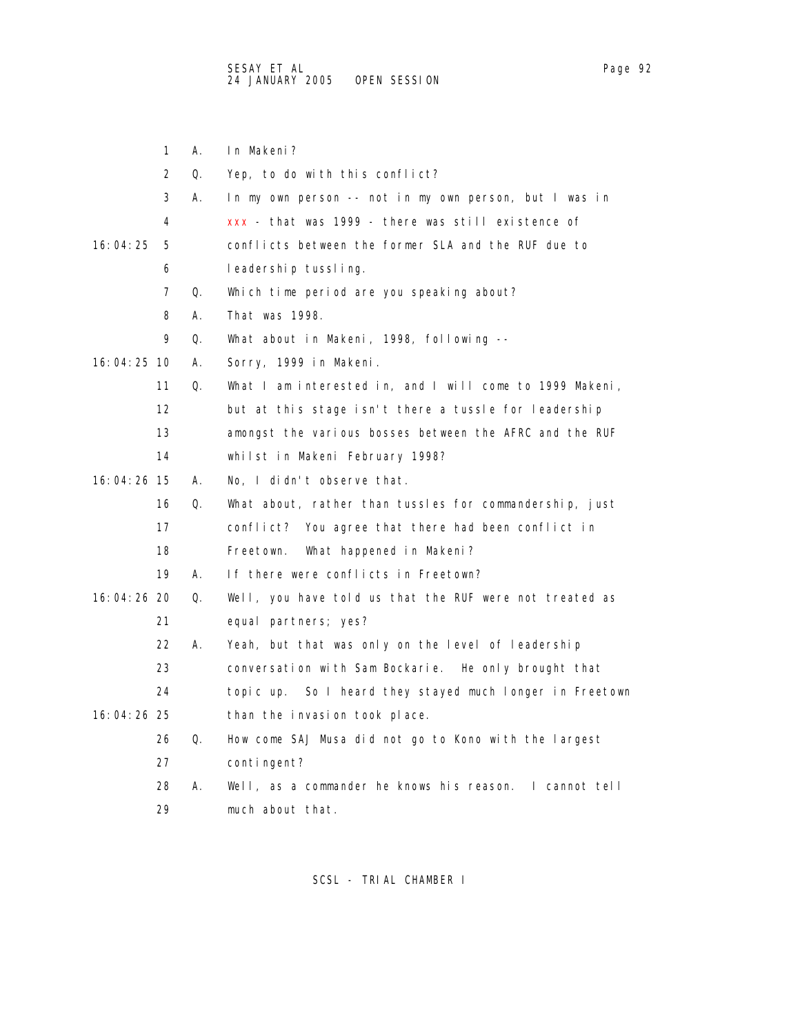1 A. In Makeni?

2 Q. Yep, to do with this conflict?

3 A. In my own person -- not in my own person, but I was in

4 xxx - that was 1999 - there was still existence of

16:04:25 5 conflicts between the former SLA and the RUF due to

6 leadership tussling.

7 Q. Which time period are you speaking about?

8 A. That was 1998.

9 Q. What about in Makeni, 1998, following --

16:04:25 10 A. Sorry, 1999 in Makeni.

11 Q. What I am interested in, and I will come to 1999 Makeni,

12 but at this stage isn't there a tussle for leadership

13 amongst the various bosses between the AFRC and the RUF

14 whilst in Makeni February 1998?

16:04:26 15 A. No, I didn't observe that.

16 Q. What about, rather than tussles for commandership, just

17 conflict? You agree that there had been conflict in

18 Freetown. What happened in Makeni?

19 A. If there were conflicts in Freetown?

16:04:26 20 Q. Well, you have told us that the RUF were not treated as

21 equal partners; yes?

22 A. Yeah, but that was only on the level of leadership

23 conversation with Sam Bockarie. He only brought that

24 topic up. So I heard they stayed much longer in Freetown

16:04:26 25 than the invasion took place.

26 Q. How come SAJ Musa did not go to Kono with the largest

27 contingent?

28 A. Well, as a commander he knows his reason. I cannot tell

29 much about that.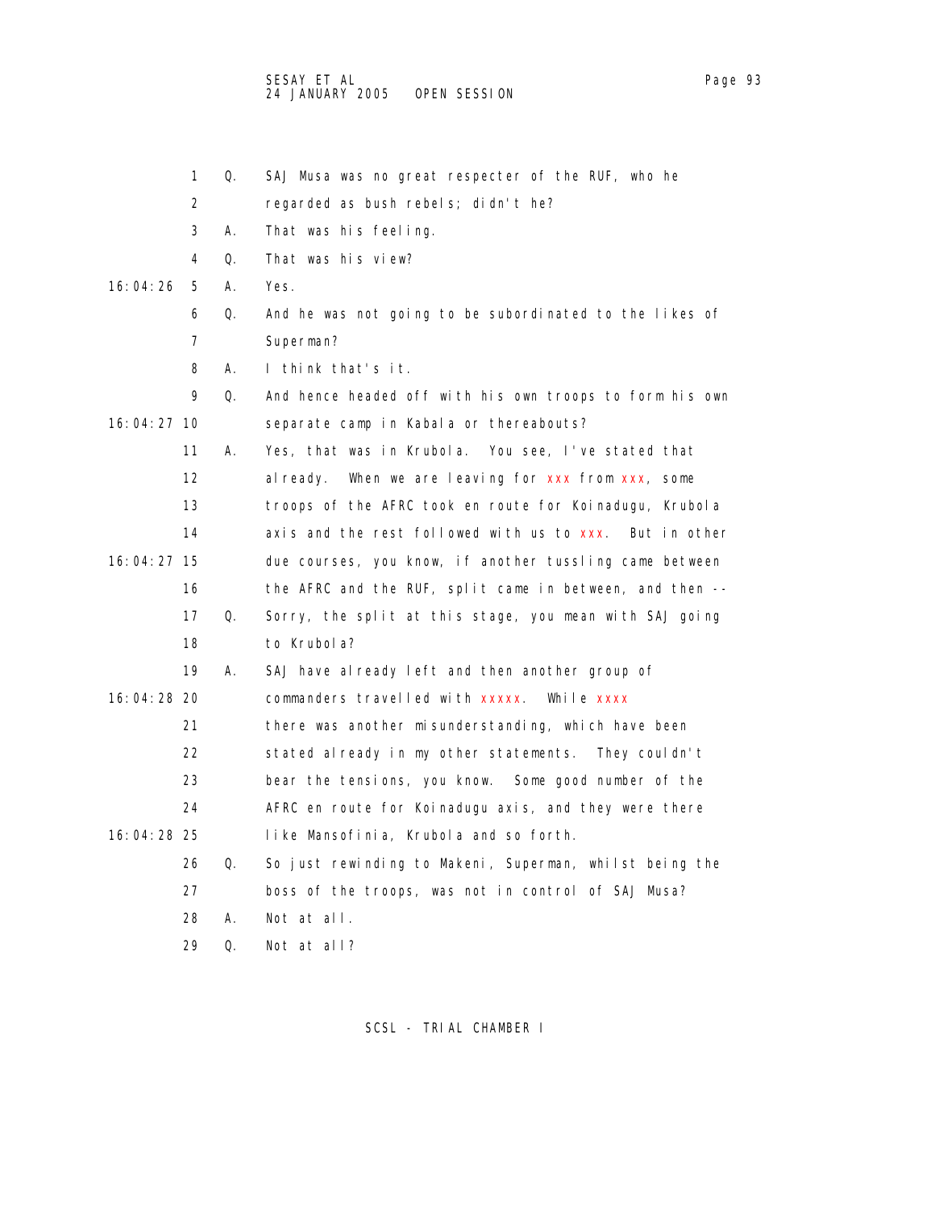1 Q. SAJ Musa was no great respecter of the RUF, who he
2 regarded as bush rebels; didn't he?
3 A. That was his feeling.
4 Q. That was his view?
16:04:26 5 A. Yes.
6 Q. And he was not going to be subordinated to the likes of
7 Superman?
8 A. I think that's it.
9 Q. And hence headed off with his own troops to form his own
16:04:27 10 separate camp in Kabala or thereabouts?
11 A. Yes, that was in Krubola. You see, I've stated that
12 already. When we are leaving for xxx from xxx, some
13 troops of the AFRC took en route for Koinadugu, Krubola
14 axis and the rest followed with us to xxx. But in other
16:04:27 15 due courses, you know, if another tussling came between
16 the AFRC and the RUF, split came in between, and then --
17 Q. Sorry, the split at this stage, you mean with SAJ going
18 to Krubola?
19 A. SAJ have already left and then another group of
16:04:28 20 commanders travelled with xxxxx. While xxxx
21 there was another misunderstanding, which have been
22 stated already in my other statements. They couldn't
23 bear the tensions, you know. Some good number of the
24 AFRC en route for Koinadugu axis, and they were there
16:04:28 25 like Mansofinia, Krubola and so forth.
26 Q. So just rewinding to Makeni, Superman, whilst being the
27 boss of the troops, was not in control of SAJ Musa?
28 A. Not at all.
29 Q. Not at all?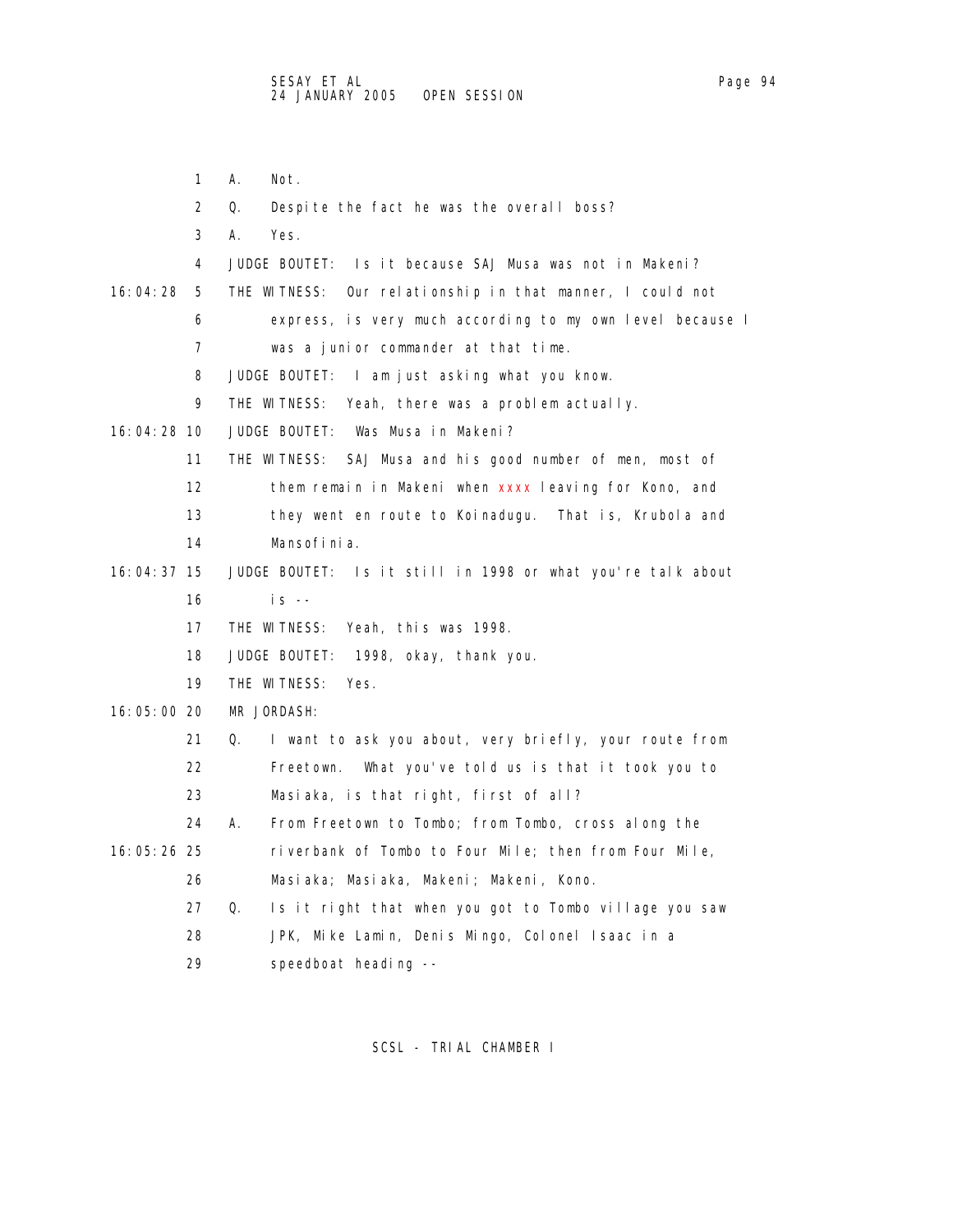1 A. Not.

2 Q. Despite the fact he was the overall boss?

3 A. Yes.

4 JUDGE BOUTET: Is it because SAJ Musa was not in Makeni?

16:04:28 5 THE WITNESS: Our relationship in that manner, I could not

6 express, is very much according to my own level because I

7 was a junior commander at that time.

8 JUDGE BOUTET: I am just asking what you know.

9 THE WITNESS: Yeah, there was a problem actually.

16:04:28 10 JUDGE BOUTET: Was Musa in Makeni?

11 THE WITNESS: SAJ Musa and his good number of men, most of

12 them remain in Makeni when xxxx leaving for Kono, and

13 they went en route to Koinadugu. That is, Krubola and

14 Mansofinia.

16:04:37 15 JUDGE BOUTET: Is it still in 1998 or what you're talk about

16 is --

17 THE WITNESS: Yeah, this was 1998.

18 JUDGE BOUTET: 1998, okay, thank you.

19 THE WITNESS: Yes.

16:05:00 20 MR JORDASH:

21 Q. I want to ask you about, very briefly, your route from

22 Freetown. What you've told us is that it took you to

23 Masiaka, is that right, first of all?

24 A. From Freetown to Tombo; from Tombo, cross along the

16:05:26 25 riverbank of Tombo to Four Mile; then from Four Mile,

26 Masiaka; Masiaka, Makeni; Makeni, Kono.

27 Q. Is it right that when you got to Tombo village you saw

28 JPK, Mike Lamin, Denis Mingo, Colonel Isaac in a

29 speedboat heading --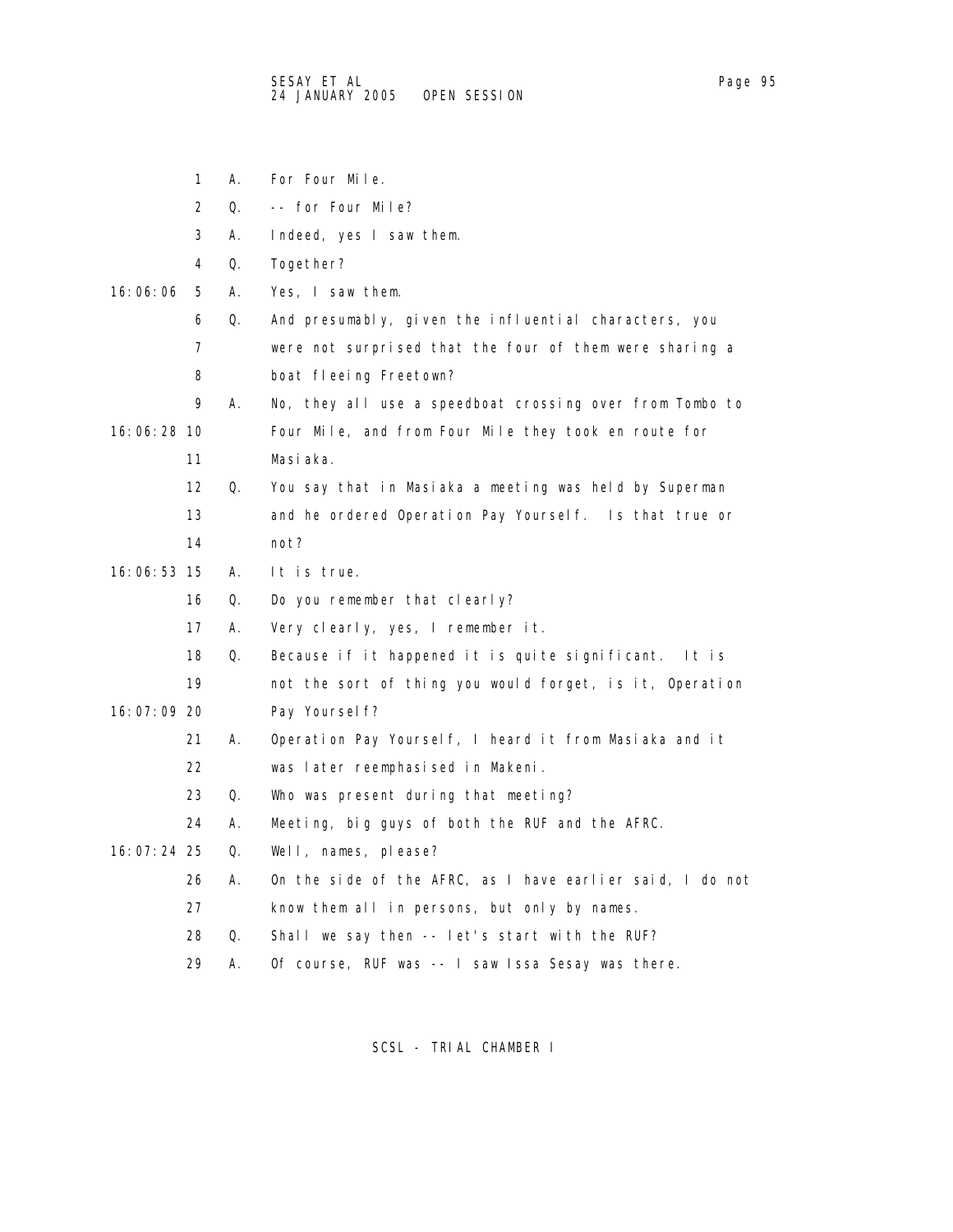1 A. For Four Mile.

2 Q. -- for Four Mile?

3 A. Indeed, yes I saw them.

4 Q. Together?

16:06:06 5 A. Yes, I saw them.

6 Q. And presumably, given the influential characters, you

7 were not surprised that the four of them were sharing a

8 boat fleeing Freetown?

9 A. No, they all use a speedboat crossing over from Tombo to

16:06:28 10 Four Mile, and from Four Mile they took en route for

11 Masiaka.

12 Q. You say that in Masiaka a meeting was held by Superman

13 and he ordered Operation Pay Yourself. Is that true or

14 not?

16:06:53 15 A. It is true.

16 Q. Do you remember that clearly?

17 A. Very clearly, yes, I remember it.

18 Q. Because if it happened it is quite significant. It is

19 not the sort of thing you would forget, is it, Operation

16:07:09 20 Pay Yourself?

21 A. Operation Pay Yourself, I heard it from Masiaka and it

22 was later reemphasised in Makeni.

23 Q. Who was present during that meeting?

24 A. Meeting, big guys of both the RUF and the AFRC.

16:07:24 25 Q. Well, names, please?

26 A. On the side of the AFRC, as I have earlier said, I do not

27 know them all in persons, but only by names.

28 Q. Shall we say then -- let's start with the RUF?

29 A. Of course, RUF was -- I saw Issa Sesay was there.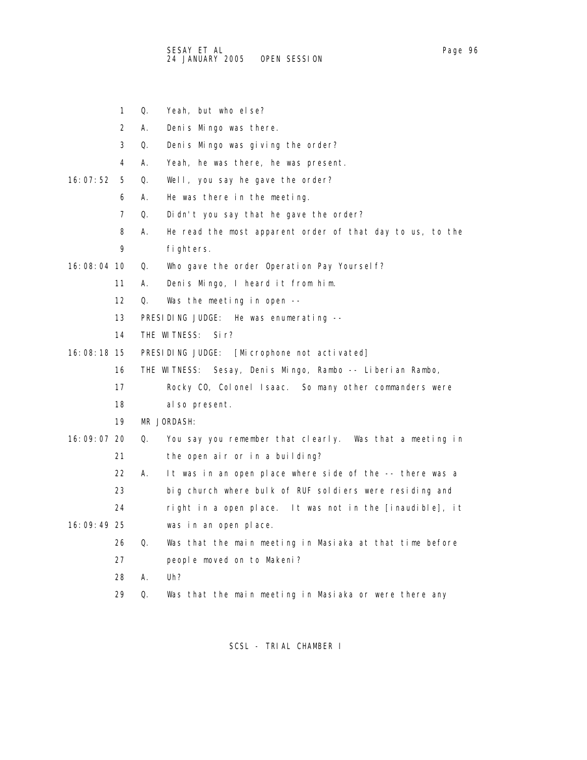1 Q. Yeah, but who else?

2 A. Denis Mingo was there.

3 Q. Denis Mingo was giving the order?

4 A. Yeah, he was there, he was present.

16:07:52 5 Q. Well, you say he gave the order?

6 A. He was there in the meeting.

7 Q. Didn't you say that he gave the order?

8 A. He read the most apparent order of that day to us, to the

9 fighters.

16:08:04 10 Q. Who gave the order Operation Pay Yourself?

11 A. Denis Mingo, I heard it from him.

12 Q. Was the meeting in open --

13 PRESIDING JUDGE: He was enumerating --

14 THE WITNESS: Sir?

16:08:18 15 PRESIDING JUDGE: [Microphone not activated]

16 THE WITNESS: Sesay, Denis Mingo, Rambo -- Liberian Rambo,

17 Rocky CO, Colonel Isaac. So many other commanders were

18 also present.

19 MR JORDASH:

16:09:07 20 Q. You say you remember that clearly. Was that a meeting in

21 the open air or in a building?

22 A. It was in an open place where side of the -- there was a

23 big church where bulk of RUF soldiers were residing and

24 right in a open place. It was not in the [inaudible], it

16:09:49 25 was in an open place.

26 Q. Was that the main meeting in Masiaka at that time before

27 people moved on to Makeni?

28 A. Uh?

29 Q. Was that the main meeting in Masiaka or were there any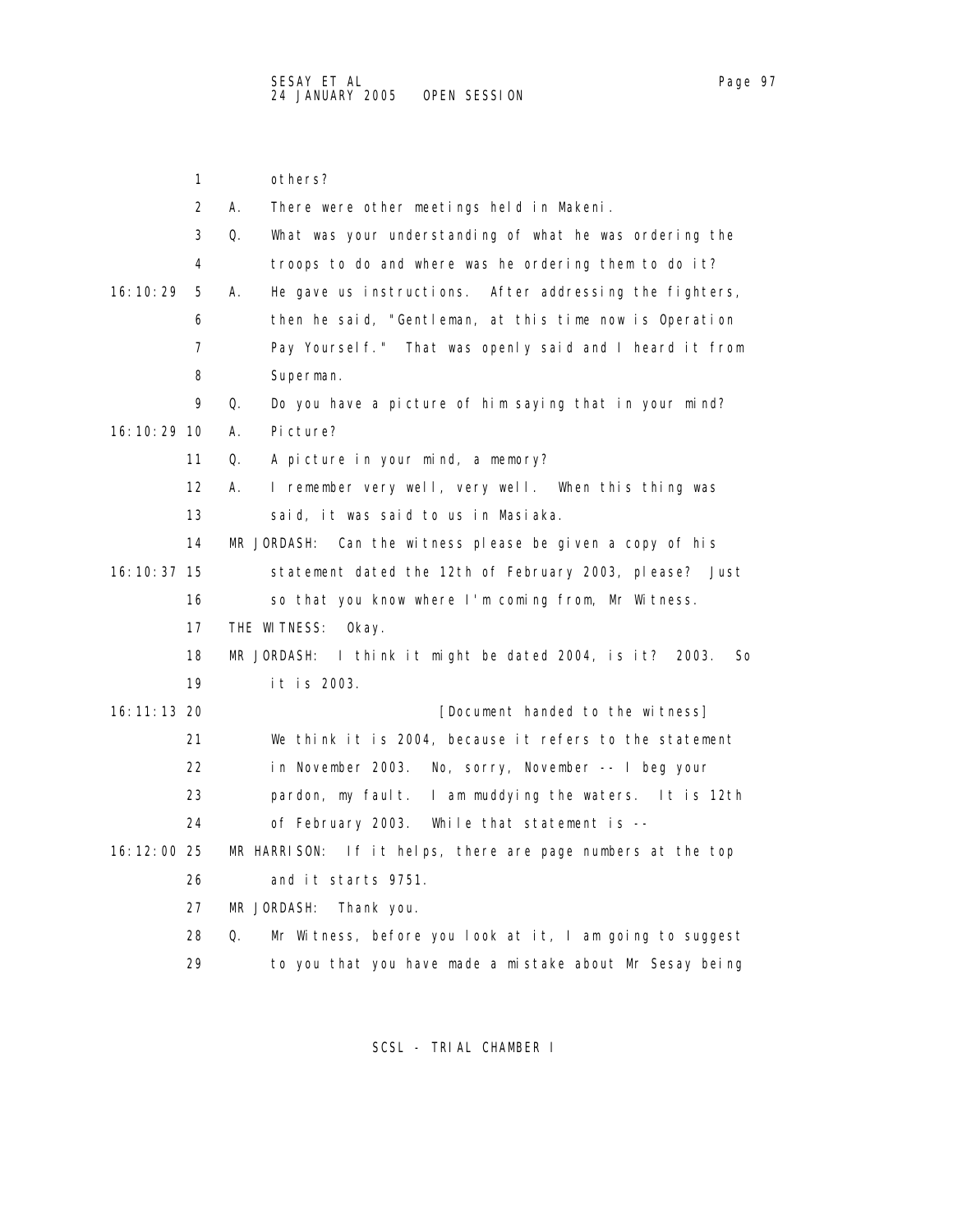1 others?

2 A. There were other meetings held in Makeni.

3 Q. What was your understanding of what he was ordering the

4 troops to do and where was he ordering them to do it?

16:10:29 5 A. He gave us instructions. After addressing the fighters,

6 then he said, "Gentleman, at this time now is Operation

7 Pay Yourself." That was openly said and I heard it from

8 Superman.

9 Q. Do you have a picture of him saying that in your mind?

16:10:29 10 A. Picture?

11 Q. A picture in your mind, a memory?

12 A. I remember very well, very well. When this thing was

13 said, it was said to us in Masiaka.

14 MR JORDASH: Can the witness please be given a copy of his

16:10:37 15 statement dated the 12th of February 2003, please? Just

16 so that you know where I'm coming from, Mr Witness.

17 THE WITNESS: Okay.

18 MR JORDASH: I think it might be dated 2004, is it? 2003. So

19 it is 2003.

16:11:13 20 [Document handed to the witness]

21 We think it is 2004, because it refers to the statement

22 in November 2003. No, sorry, November -- I beg your

23 pardon, my fault. I am muddying the waters. It is 12th

24 of February 2003. While that statement is --

16:12:00 25 MR HARRISON: If it helps, there are page numbers at the top

26 and it starts 9751.

27 MR JORDASH: Thank you.

28 Q. Mr Witness, before you look at it, I am going to suggest

29 to you that you have made a mistake about Mr Sesay being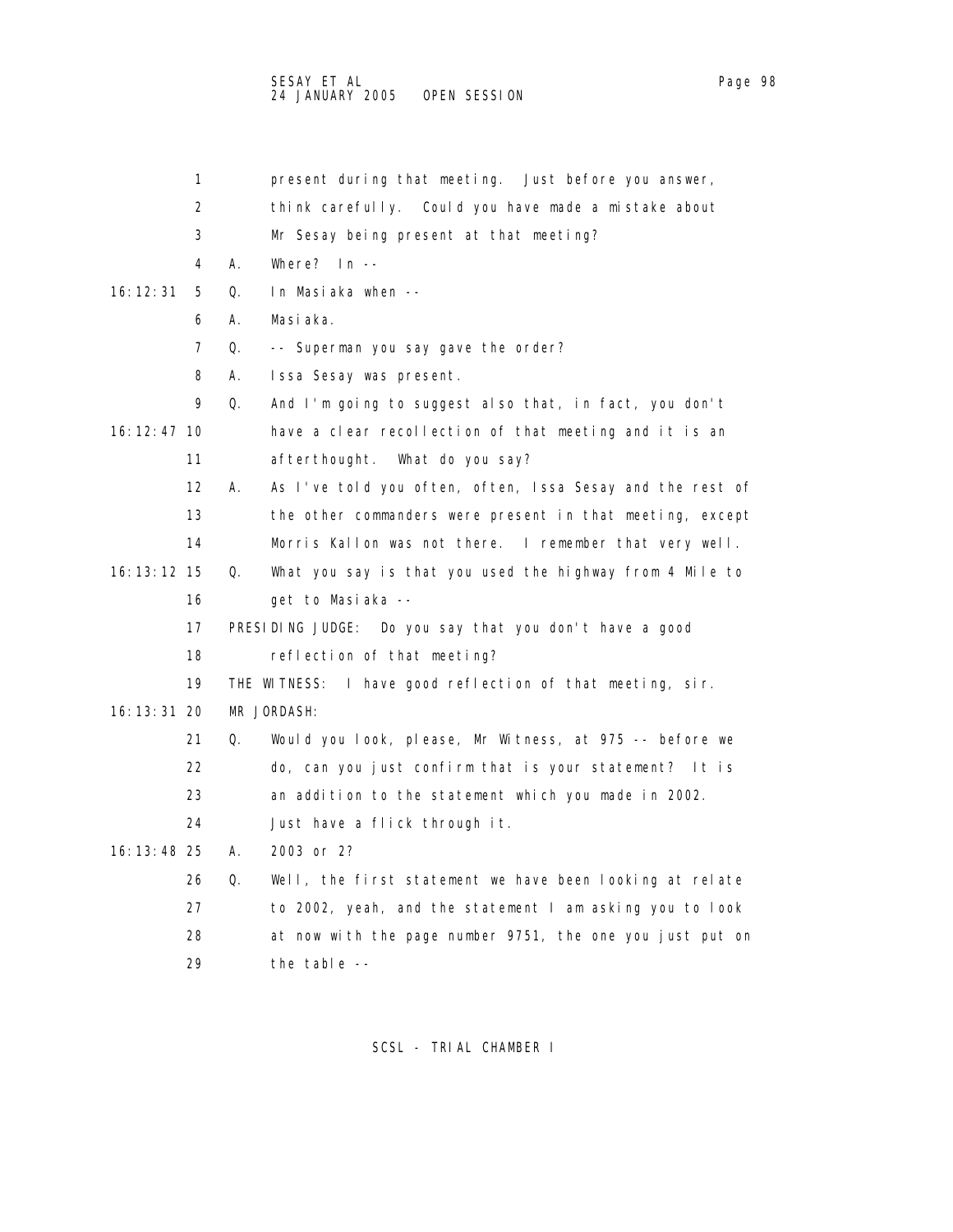1 present during that meeting. Just before you answer,
2 think carefully. Could you have made a mistake about
3 Mr Sesay being present at that meeting?
4 A. Where? In --
16:12:31 5 Q. In Masiaka when --
6 A. Masiaka.
7 Q. -- Superman you say gave the order?
8 A. Issa Sesay was present.
9 Q. And I'm going to suggest also that, in fact, you don't
16:12:47 10 have a clear recollection of that meeting and it is an
11 afterthought. What do you say?
12 A. As I've told you often, often, Issa Sesay and the rest of
13 the other commanders were present in that meeting, except
14 Morris Kallon was not there. I remember that very well.
16:13:12 15 Q. What you say is that you used the highway from 4 Mile to
16 get to Masiaka --
17 PRESIDING JUDGE: Do you say that you don't have a good
18 reflection of that meeting?
19 THE WITNESS: I have good reflection of that meeting, sir.
16:13:31 20 MR JORDASH:
21 Q. Would you look, please, Mr Witness, at 975 -- before we
22 do, can you just confirm that is your statement? It is
23 an addition to the statement which you made in 2002.
24 Just have a flick through it.
16:13:48 25 A. 2003 or 2?
26 Q. Well, the first statement we have been looking at relate
27 to 2002, yeah, and the statement I am asking you to look
28 at now with the page number 9751, the one you just put on
29 the table --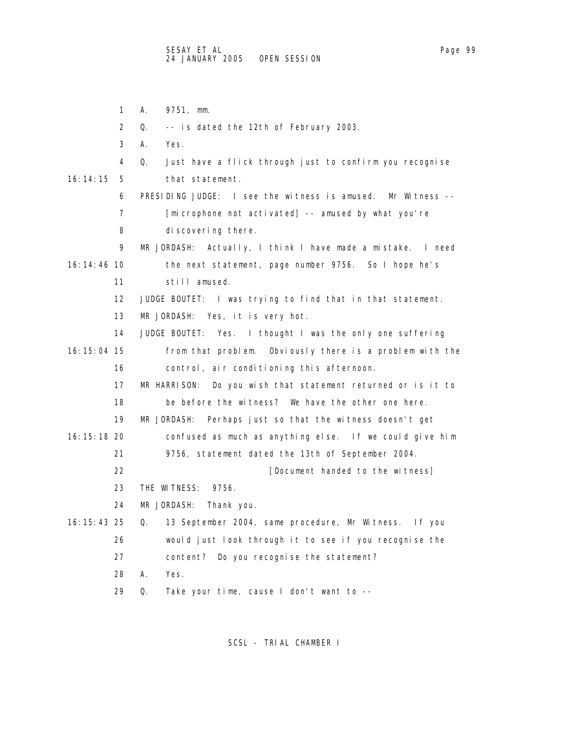A. 9751, mm.

Q. -- is dated the 12th of February 2003.

A. Yes.

Q. Just have a flick through just to confirm you recognise that statement.

PRESIDING JUDGE: I see the witness is amused. Mr Witness -- [microphone not activated] -- amused by what you're discovering there.

MR JORDASH: Actually, I think I have made a mistake. I need the next statement, page number 9756. So I hope he's still amused.

JUDGE BOUTET: I was trying to find that in that statement.

MR JORDASH: Yes, it is very hot.

JUDGE BOUTET: Yes. I thought I was the only one suffering from that problem. Obviously there is a problem with the control, air conditioning this afternoon.

MR HARRISON: Do you wish that statement returned or is it to be before the witness? We have the other one here.

MR JORDASH: Perhaps just so that the witness doesn't get confused as much as anything else. If we could give him 9756, statement dated the 13th of September 2004.

[Document handed to the witness]

THE WITNESS: 9756.

MR JORDASH: Thank you.

Q. 13 September 2004, same procedure, Mr Witness. If you would just look through it to see if you recognise the content? Do you recognise the statement?

A. Yes.

Q. Take your time, cause I don't want to --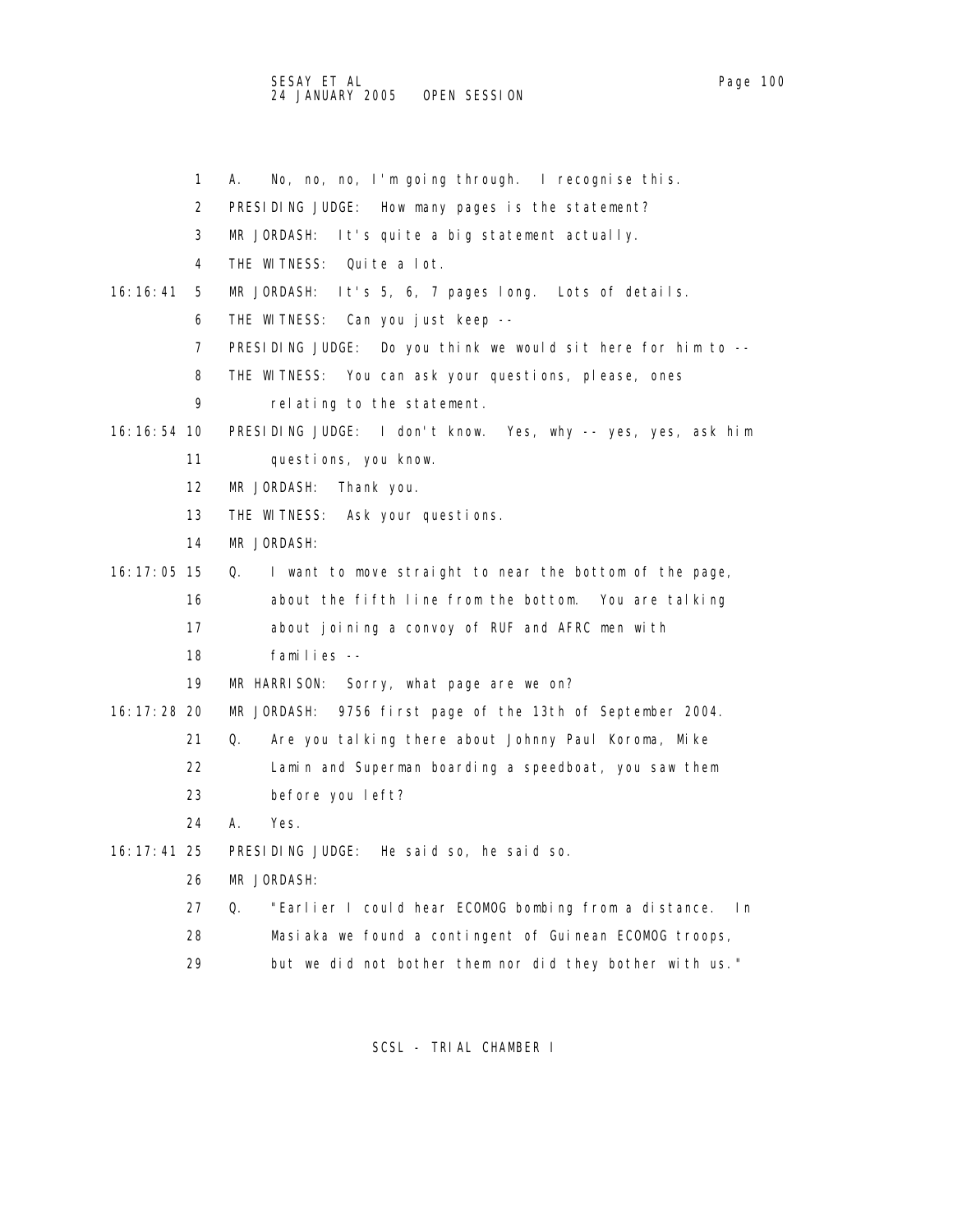1 A. No, no, no, I'm going through. I recognise this.

2 PRESIDING JUDGE: How many pages is the statement?

3 MR JORDASH: It's quite a big statement actually.

4 THE WITNESS: Quite a lot.

16:16:41 5 MR JORDASH: It's 5, 6, 7 pages long. Lots of details.

6 THE WITNESS: Can you just keep --

7 PRESIDING JUDGE: Do you think we would sit here for him to --

8 THE WITNESS: You can ask your questions, please, ones

9 relating to the statement.

16:16:54 10 PRESIDING JUDGE: I don't know. Yes, why -- yes, yes, ask him

11 questions, you know.

12 MR JORDASH: Thank you.

13 THE WITNESS: Ask your questions.

14 MR JORDASH:

16:17:05 15 Q. I want to move straight to near the bottom of the page,

16 about the fifth line from the bottom. You are talking

17 about joining a convoy of RUF and AFRC men with

18 families --

19 MR HARRISON: Sorry, what page are we on?

16:17:28 20 MR JORDASH: 9756 first page of the 13th of September 2004.

21 Q. Are you talking there about Johnny Paul Koroma, Mike

22 Lamin and Superman boarding a speedboat, you saw them

23 before you left?

24 A. Yes.

16:17:41 25 PRESIDING JUDGE: He said so, he said so.

26 MR JORDASH:

27 Q. "Earlier I could hear ECOMOG bombing from a distance. In

28 Masiaka we found a contingent of Guinean ECOMOG troops,

29 but we did not bother them nor did they bother with us."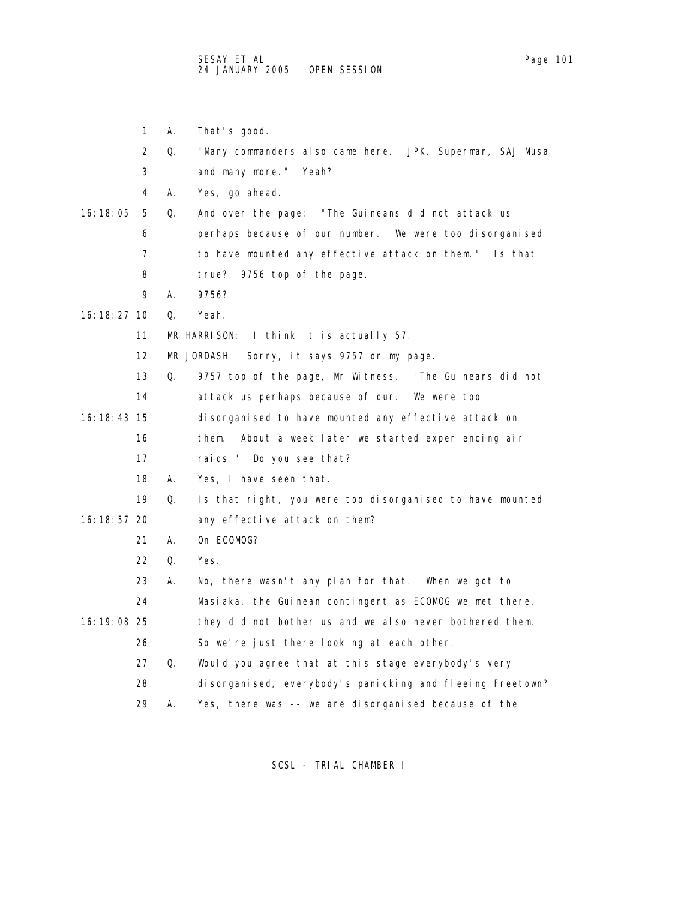1 A. That's good.

2 Q. "Many commanders also came here. JPK, Superman, SAJ Musa

3 and many more." Yeah?

4 A. Yes, go ahead.

16:18:05 5 Q. And over the page: "The Guineans did not attack us

6 perhaps because of our number. We were too disorganised

7 to have mounted any effective attack on them." Is that

8 true? 9756 top of the page.

9 A. 9756?

16:18:27 10 Q. Yeah.

11 MR HARRISON: I think it is actually 57.

12 MR JORDASH: Sorry, it says 9757 on my page.

13 Q. 9757 top of the page, Mr Witness. "The Guineans did not

14 attack us perhaps because of our. We were too

16:18:43 15 disorganised to have mounted any effective attack on

16 them. About a week later we started experiencing air

17 raids." Do you see that?

18 A. Yes, I have seen that.

19 Q. Is that right, you were too disorganised to have mounted

16:18:57 20 any effective attack on them?

21 A. On ECOMOG?

22 Q. Yes.

23 A. No, there wasn't any plan for that. When we got to

24 Masiaka, the Guinean contingent as ECOMOG we met there,

16:19:08 25 they did not bother us and we also never bothered them.

26 So we're just there looking at each other.

27 Q. Would you agree that at this stage everybody's very

28 disorganised, everybody's panicking and fleeing Freetown?

29 A. Yes, there was -- we are disorganised because of the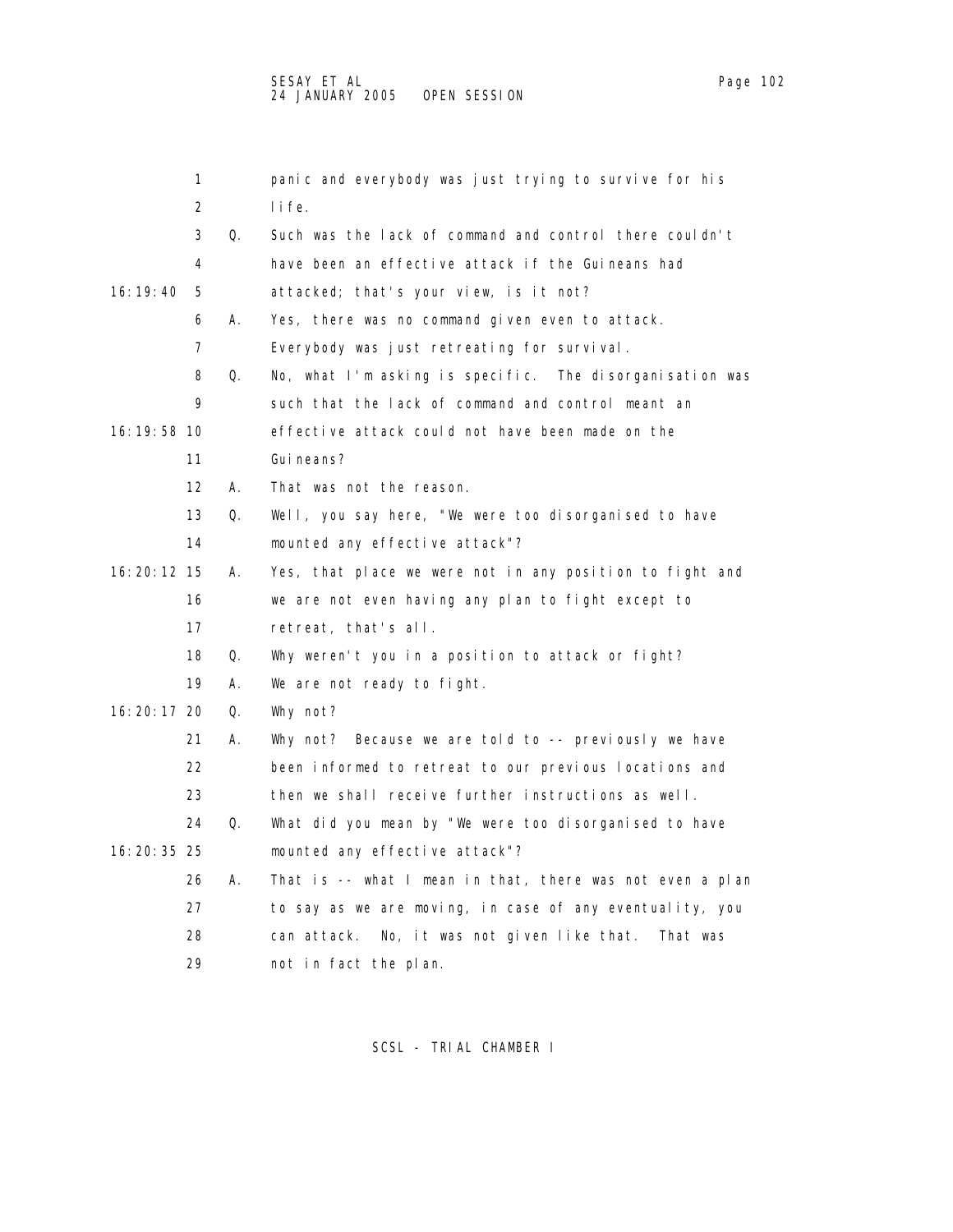panic and everybody was just trying to survive for his life.

Q. Such was the lack of command and control there couldn't have been an effective attack if the Guineans had attacked; that's your view, is it not?

A. Yes, there was no command given even to attack. Everybody was just retreating for survival.

Q. No, what I'm asking is specific. The disorganisation was such that the lack of command and control meant an effective attack could not have been made on the Guineans?

A. That was not the reason.

Q. Well, you say here, "We were too disorganised to have mounted any effective attack"?

A. Yes, that place we were not in any position to fight and we are not even having any plan to fight except to retreat, that's all.

Q. Why weren't you in a position to attack or fight?

A. We are not ready to fight.

Q. Why not?

A. Why not? Because we are told to -- previously we have been informed to retreat to our previous locations and then we shall receive further instructions as well.

Q. What did you mean by "We were too disorganised to have mounted any effective attack"?

A. That is -- what I mean in that, there was not even a plan to say as we are moving, in case of any eventuality, you can attack. No, it was not given like that. That was not in fact the plan.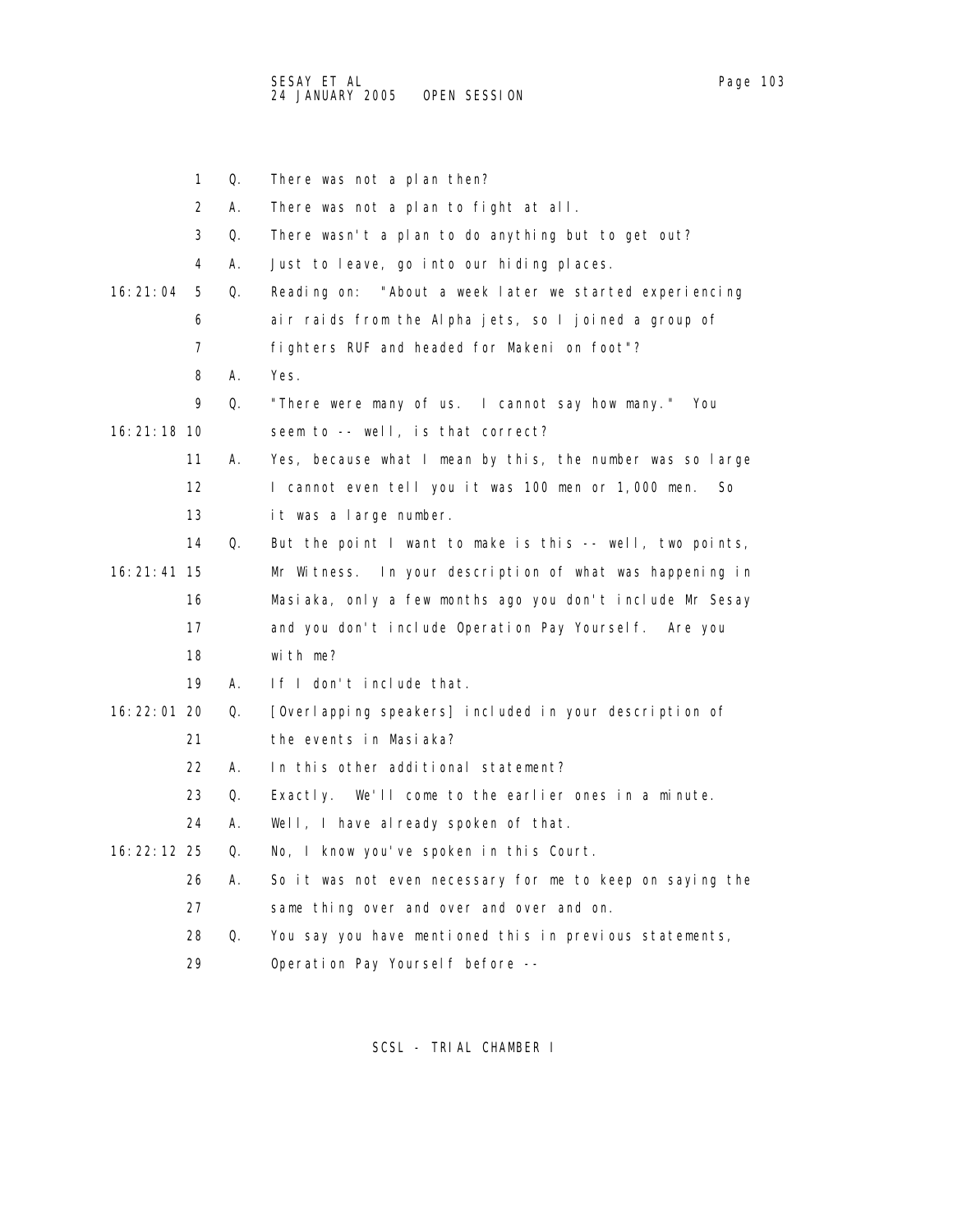1 Q. There was not a plan then?

2 A. There was not a plan to fight at all.

3 Q. There wasn't a plan to do anything but to get out?

4 A. Just to leave, go into our hiding places.

16:21:04 5 Q. Reading on: "About a week later we started experiencing

6 air raids from the Alpha jets, so I joined a group of

7 fighters RUF and headed for Makeni on foot"?

8 A. Yes.

9 Q. "There were many of us. I cannot say how many." You

16:21:18 10 seem to -- well, is that correct?

11 A. Yes, because what I mean by this, the number was so large

12 I cannot even tell you it was 100 men or 1,000 men. So

13 it was a large number.

14 Q. But the point I want to make is this -- well, two points,

16:21:41 15 Mr Witness. In your description of what was happening in

16 Masiaka, only a few months ago you don't include Mr Sesay

17 and you don't include Operation Pay Yourself. Are you

18 with me?

19 A. If I don't include that.

16:22:01 20 Q. [Overlapping speakers] included in your description of

21 the events in Masiaka?

22 A. In this other additional statement?

23 Q. Exactly. We'll come to the earlier ones in a minute.

24 A. Well, I have already spoken of that.

16:22:12 25 Q. No, I know you've spoken in this Court.

26 A. So it was not even necessary for me to keep on saying the

27 same thing over and over and over and on.

28 Q. You say you have mentioned this in previous statements,

29 Operation Pay Yourself before --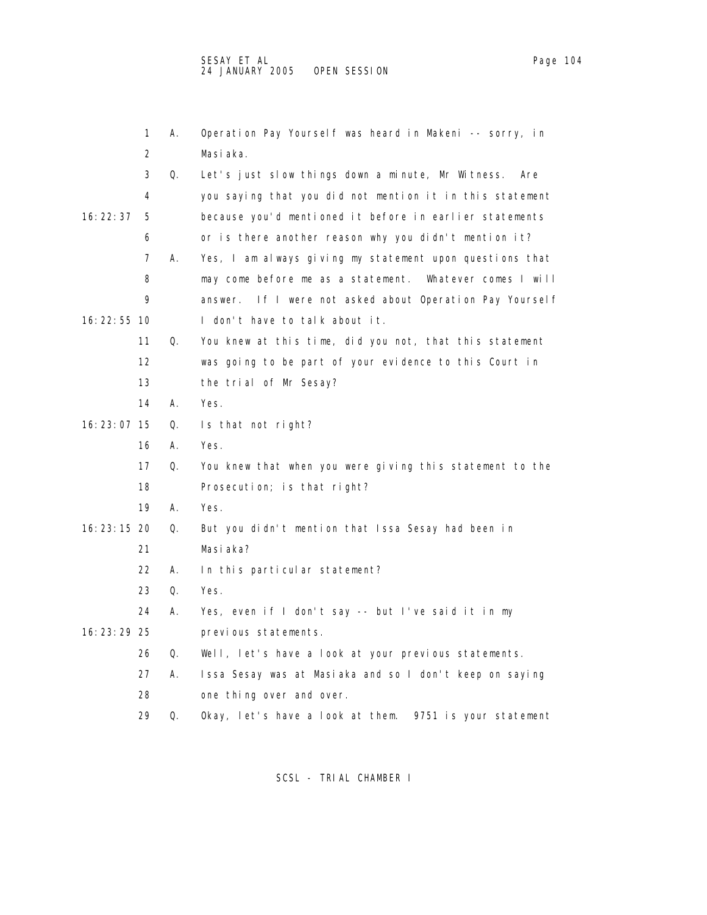1 A. Operation Pay Yourself was heard in Makeni -- sorry, in
2 Masiaka.
3 Q. Let's just slow things down a minute, Mr Witness. Are
4 you saying that you did not mention it in this statement
16:22:37 5 because you'd mentioned it before in earlier statements
6 or is there another reason why you didn't mention it?
7 A. Yes, I am always giving my statement upon questions that
8 may come before me as a statement. Whatever comes I will
9 answer. If I were not asked about Operation Pay Yourself
16:22:55 10 I don't have to talk about it.
11 Q. You knew at this time, did you not, that this statement
12 was going to be part of your evidence to this Court in
13 the trial of Mr Sesay?
14 A. Yes.
16:23:07 15 Q. Is that not right?
16 A. Yes.
17 Q. You knew that when you were giving this statement to the
18 Prosecution; is that right?
19 A. Yes.
16:23:15 20 Q. But you didn't mention that Issa Sesay had been in
21 Masiaka?
22 A. In this particular statement?
23 Q. Yes.
24 A. Yes, even if I don't say -- but I've said it in my
16:23:29 25 previous statements.
26 Q. Well, let's have a look at your previous statements.
27 A. Issa Sesay was at Masiaka and so I don't keep on saying
28 one thing over and over.
29 Q. Okay, let's have a look at them. 9751 is your statement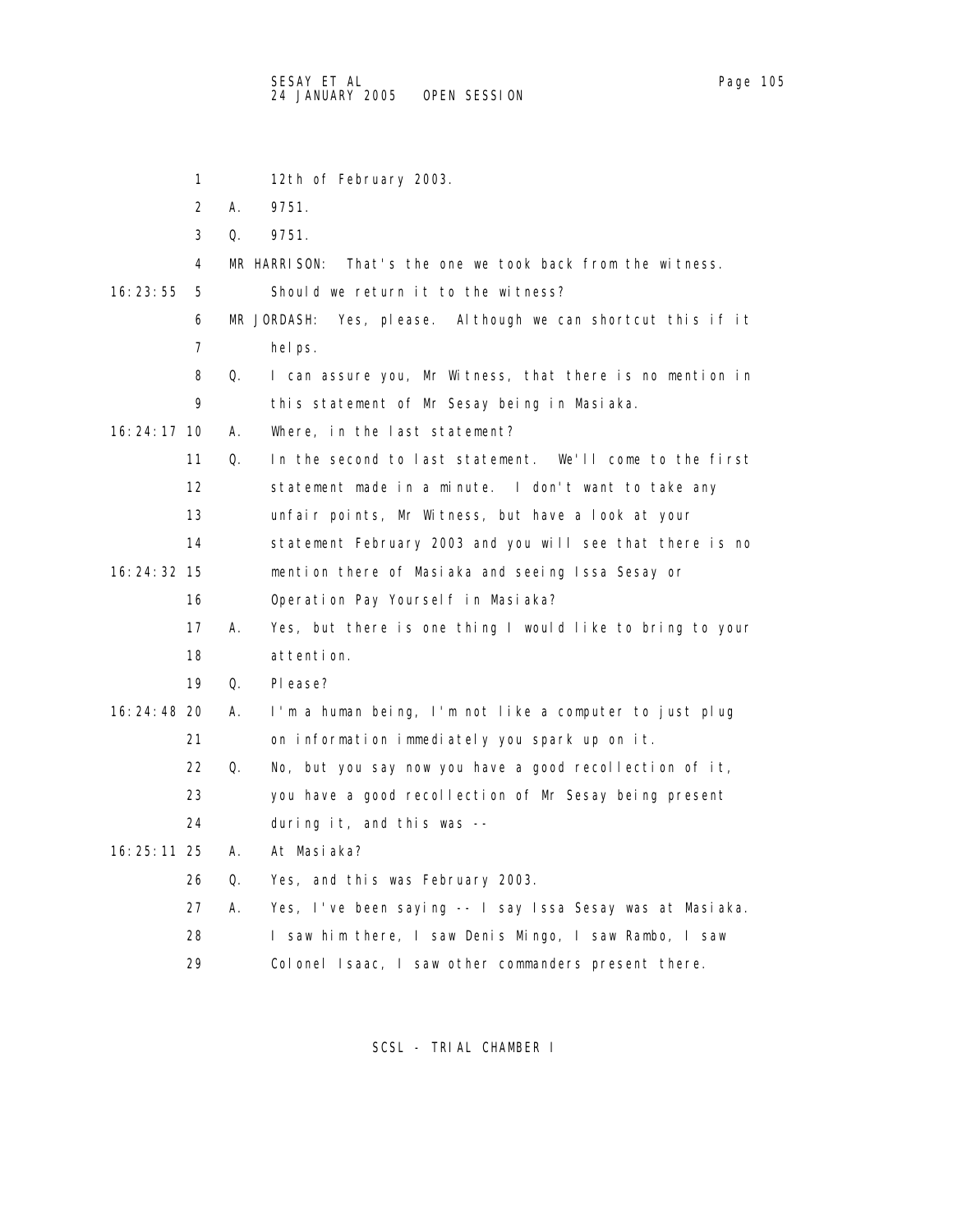1 12th of February 2003.

2 A. 9751.

3 Q. 9751.

4 MR HARRISON: That's the one we took back from the witness.

16:23:55 5 Should we return it to the witness?

6 MR JORDASH: Yes, please. Although we can shortcut this if it

7 helps.

8 Q. I can assure you, Mr Witness, that there is no mention in

9 this statement of Mr Sesay being in Masiaka.

16:24:17 10 A. Where, in the last statement?

11 Q. In the second to last statement. We'll come to the first

12 statement made in a minute. I don't want to take any

13 unfair points, Mr Witness, but have a look at your

14 statement February 2003 and you will see that there is no

16:24:32 15 mention there of Masiaka and seeing Issa Sesay or

16 Operation Pay Yourself in Masiaka?

17 A. Yes, but there is one thing I would like to bring to your

18 attention.

19 Q. Please?

16:24:48 20 A. I'm a human being, I'm not like a computer to just plug

21 on information immediately you spark up on it.

22 Q. No, but you say now you have a good recollection of it,

23 you have a good recollection of Mr Sesay being present

24 during it, and this was --

16:25:11 25 A. At Masiaka?

26 Q. Yes, and this was February 2003.

27 A. Yes, I've been saying -- I say Issa Sesay was at Masiaka.

28 I saw him there, I saw Denis Mingo, I saw Rambo, I saw

29 Colonel Isaac, I saw other commanders present there.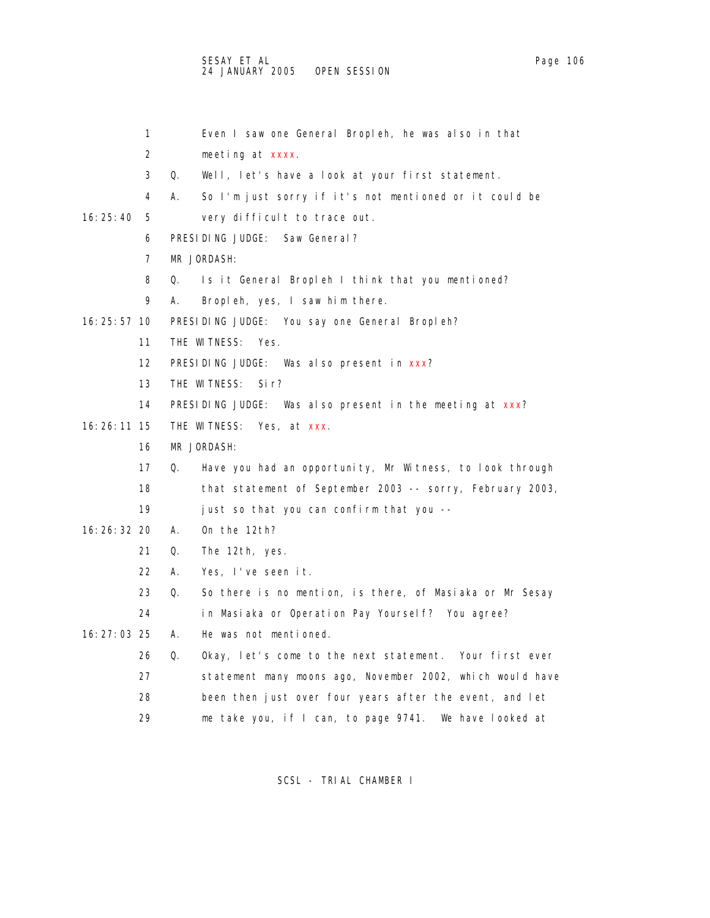1 Even I saw one General Bropleh, he was also in that
2 meeting at xxxx.
3 Q. Well, let's have a look at your first statement.
4 A. So I'm just sorry if it's not mentioned or it could be
16:25:40 5 very difficult to trace out.
6 PRESIDING JUDGE: Saw General?
7 MR JORDASH:
8 Q. Is it General Bropleh I think that you mentioned?
9 A. Bropleh, yes, I saw him there.
16:25:57 10 PRESIDING JUDGE: You say one General Bropleh?
11 THE WITNESS: Yes.
12 PRESIDING JUDGE: Was also present in xxx?
13 THE WITNESS: Sir?
14 PRESIDING JUDGE: Was also present in the meeting at xxx?
16:26:11 15 THE WITNESS: Yes, at xxx.
16 MR JORDASH:
17 Q. Have you had an opportunity, Mr Witness, to look through
18 that statement of September 2003 -- sorry, February 2003,
19 just so that you can confirm that you --
16:26:32 20 A. On the 12th?
21 Q. The 12th, yes.
22 A. Yes, I've seen it.
23 Q. So there is no mention, is there, of Masiaka or Mr Sesay
24 in Masiaka or Operation Pay Yourself? You agree?
16:27:03 25 A. He was not mentioned.
26 Q. Okay, let's come to the next statement. Your first ever
27 statement many moons ago, November 2002, which would have
28 been then just over four years after the event, and let
29 me take you, if I can, to page 9741. We have looked at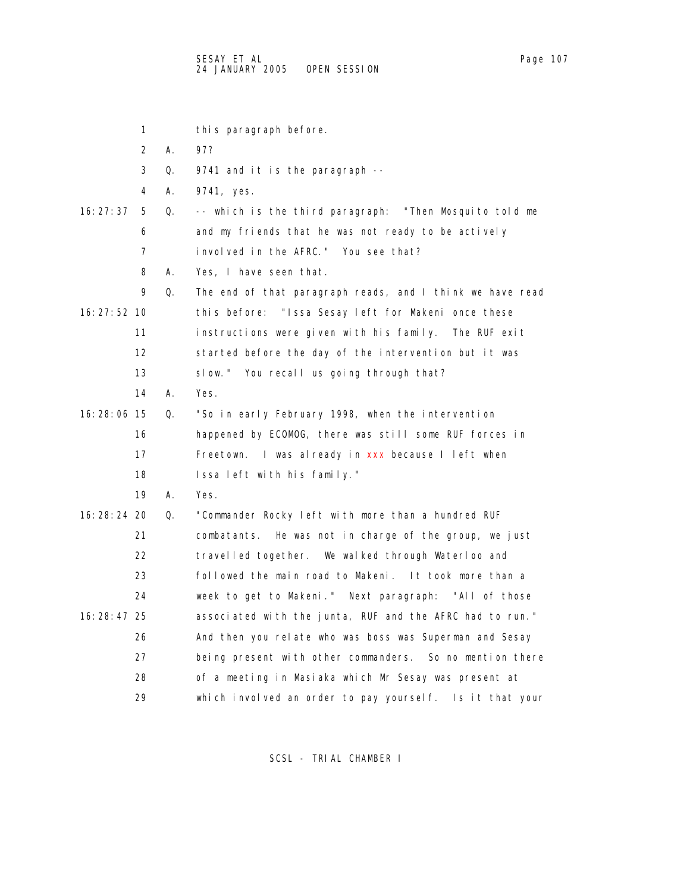1 this paragraph before.

2 A. 97?

3 Q. 9741 and it is the paragraph --

4 A. 9741, yes.

16:27:37 5 Q. -- which is the third paragraph: "Then Mosquito told me

6 and my friends that he was not ready to be actively

7 involved in the AFRC." You see that?

8 A. Yes, I have seen that.

9 Q. The end of that paragraph reads, and I think we have read

16:27:52 10 this before: "Issa Sesay left for Makeni once these

11 instructions were given with his family. The RUF exit

12 started before the day of the intervention but it was

13 slow." You recall us going through that?

14 A. Yes.

16:28:06 15 Q. "So in early February 1998, when the intervention

16 happened by ECOMOG, there was still some RUF forces in

17 Freetown. I was already in xxx because I left when

18 Issa left with his family."

19 A. Yes.

16:28:24 20 Q. "Commander Rocky left with more than a hundred RUF

21 combatants. He was not in charge of the group, we just

22 travelled together. We walked through Waterloo and

23 followed the main road to Makeni. It took more than a

24 week to get to Makeni." Next paragraph: "All of those

16:28:47 25 associated with the junta, RUF and the AFRC had to run."

26 And then you relate who was boss was Superman and Sesay

27 being present with other commanders. So no mention there

28 of a meeting in Masiaka which Mr Sesay was present at

29 which involved an order to pay yourself. Is it that your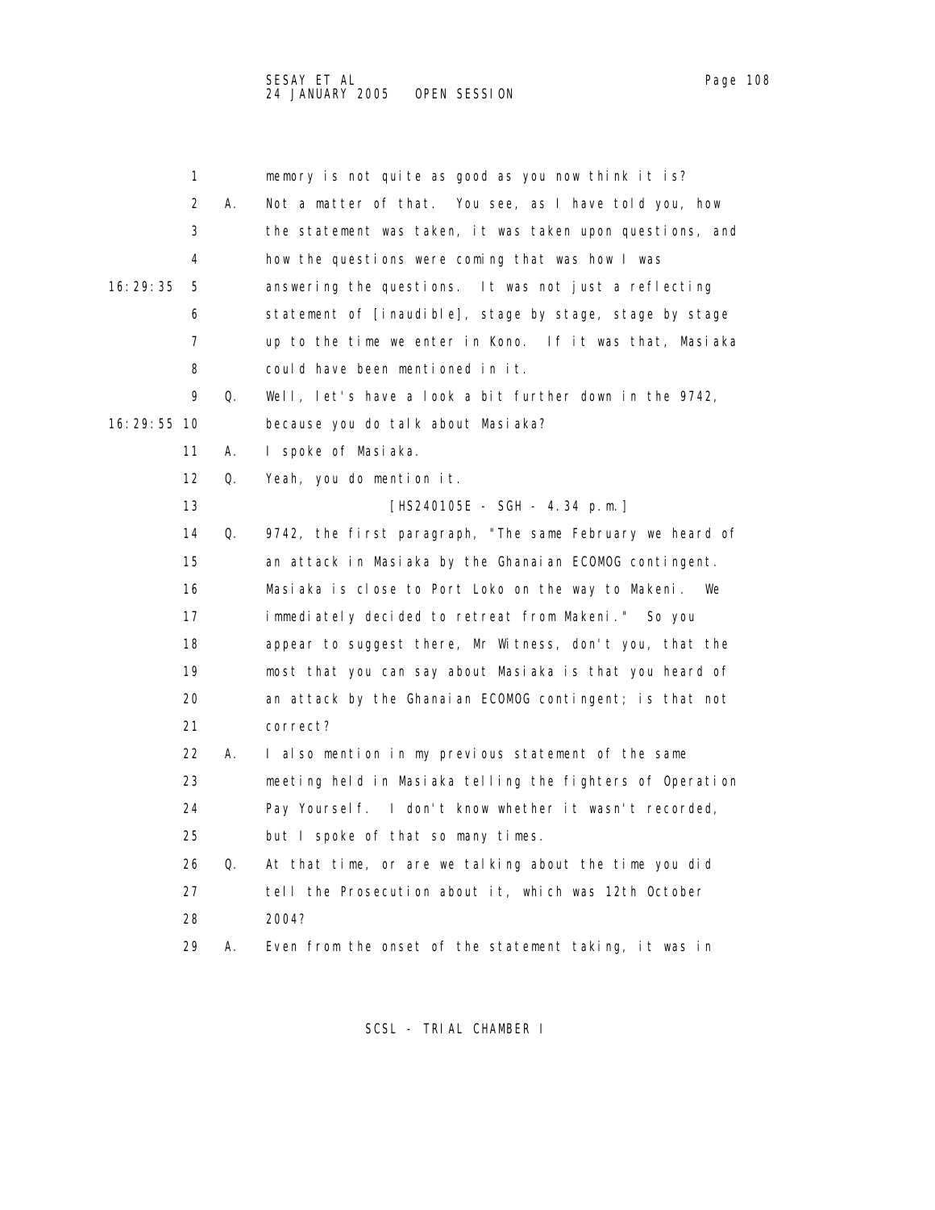1 memory is not quite as good as you now think it is?

2 A. Not a matter of that. You see, as I have told you, how

3 the statement was taken, it was taken upon questions, and

4 how the questions were coming that was how I was

16:29:35 5 answering the questions. It was not just a reflecting

6 statement of [inaudible], stage by stage, stage by stage

7 up to the time we enter in Kono. If it was that, Masiaka

8 could have been mentioned in it.

9 Q. Well, let's have a look a bit further down in the 9742,

16:29:55 10 because you do talk about Masiaka?

11 A. I spoke of Masiaka.

12 Q. Yeah, you do mention it.

13 [HS240105E - SGH - 4.34 p.m.]

14 Q. 9742, the first paragraph, "The same February we heard of

15 an attack in Masiaka by the Ghanaian ECOMOG contingent.

16 Masiaka is close to Port Loko on the way to Makeni. We

17 immediately decided to retreat from Makeni." So you

18 appear to suggest there, Mr Witness, don't you, that the

19 most that you can say about Masiaka is that you heard of

20 an attack by the Ghanaian ECOMOG contingent; is that not

21 correct?

22 A. I also mention in my previous statement of the same

23 meeting held in Masiaka telling the fighters of Operation

24 Pay Yourself. I don't know whether it wasn't recorded,

25 but I spoke of that so many times.

26 Q. At that time, or are we talking about the time you did

27 tell the Prosecution about it, which was 12th October

28 2004?

29 A. Even from the onset of the statement taking, it was in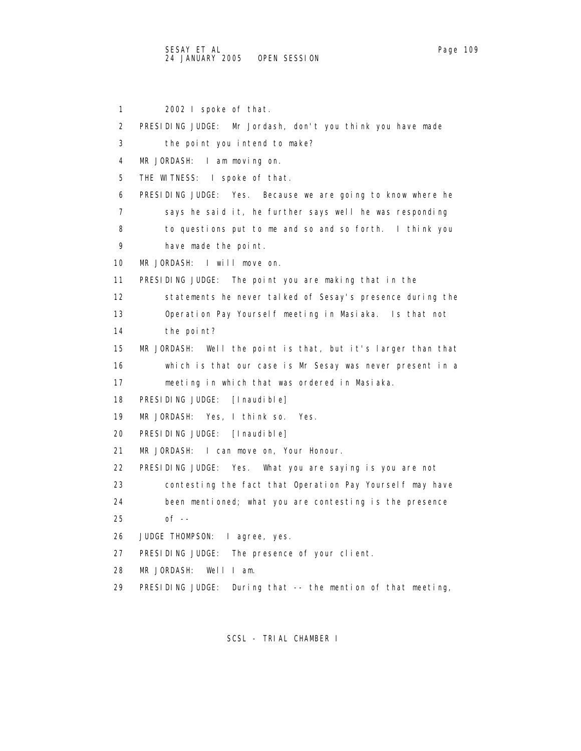1 2002 I spoke of that.

2 PRESIDING JUDGE: Mr Jordash, don't you think you have made

3 the point you intend to make?

4 MR JORDASH: I am moving on.

5 THE WITNESS: I spoke of that.

6 PRESIDING JUDGE: Yes. Because we are going to know where he

7 says he said it, he further says well he was responding

8 to questions put to me and so and so forth. I think you

9 have made the point.

10 MR JORDASH: I will move on.

11 PRESIDING JUDGE: The point you are making that in the

12 statements he never talked of Sesay's presence during the

13 Operation Pay Yourself meeting in Masiaka. Is that not

14 the point?

15 MR JORDASH: Well the point is that, but it's larger than that

16 which is that our case is Mr Sesay was never present in a

17 meeting in which that was ordered in Masiaka.

18 PRESIDING JUDGE: [Inaudible]

19 MR JORDASH: Yes, I think so. Yes.

20 PRESIDING JUDGE: [Inaudible]

21 MR JORDASH: I can move on, Your Honour.

22 PRESIDING JUDGE: Yes. What you are saying is you are not

23 contesting the fact that Operation Pay Yourself may have

24 been mentioned; what you are contesting is the presence

25 of --

26 JUDGE THOMPSON: I agree, yes.

27 PRESIDING JUDGE: The presence of your client.

28 MR JORDASH: Well I am.

29 PRESIDING JUDGE: During that -- the mention of that meeting,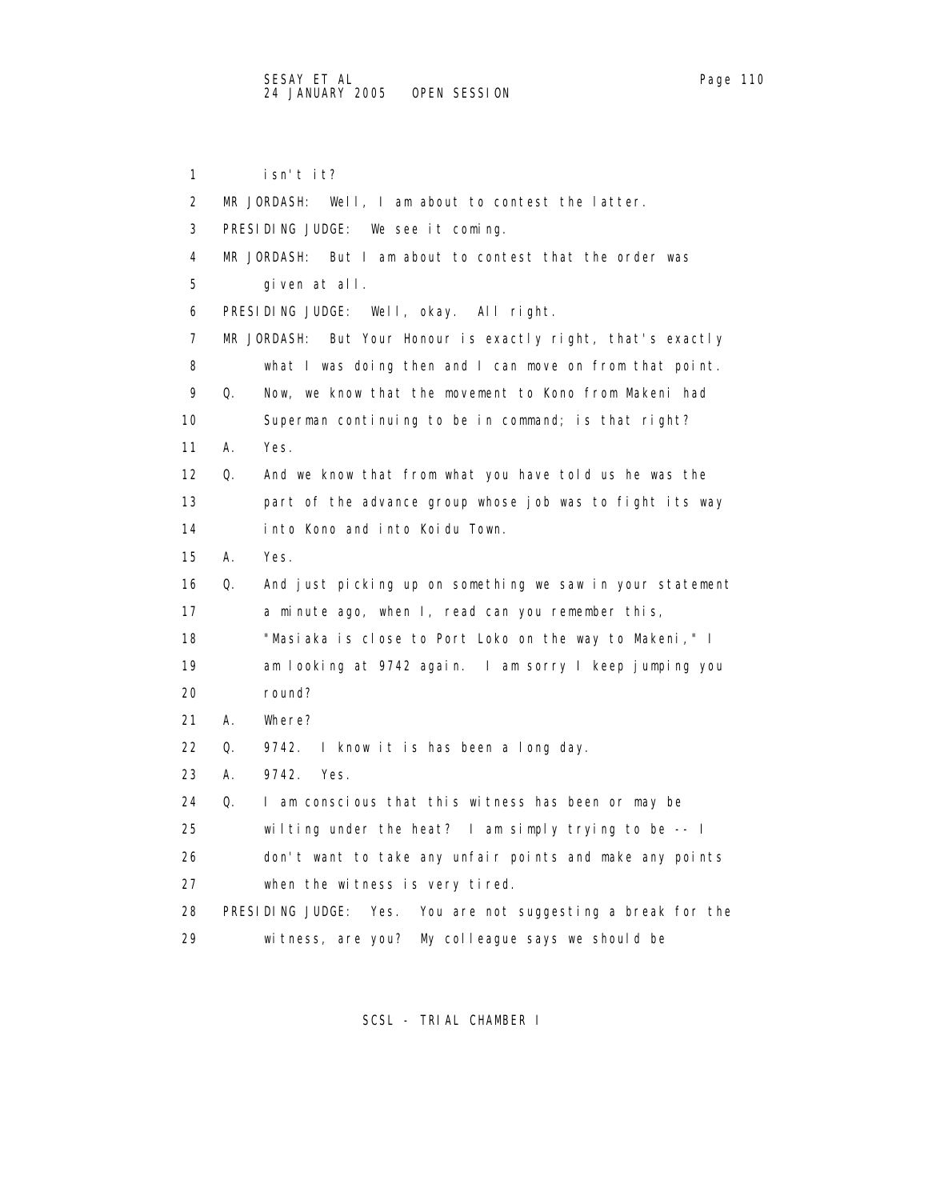1 isn't it?

2 MR JORDASH: Well, I am about to contest the latter.

3 PRESIDING JUDGE: We see it coming.

4 MR JORDASH: But I am about to contest that the order was

5 given at all.

6 PRESIDING JUDGE: Well, okay. All right.

7 MR JORDASH: But Your Honour is exactly right, that's exactly

8 what I was doing then and I can move on from that point.

9 Q. Now, we know that the movement to Kono from Makeni had

10 Superman continuing to be in command; is that right?

11 A. Yes.

12 Q. And we know that from what you have told us he was the

13 part of the advance group whose job was to fight its way

14 into Kono and into Koidu Town.

15 A. Yes.

16 Q. And just picking up on something we saw in your statement

17 a minute ago, when I, read can you remember this,

18 "Masiaka is close to Port Loko on the way to Makeni," I

19 am looking at 9742 again. I am sorry I keep jumping you

20 round?

21 A. Where?

22 Q. 9742. I know it is has been a long day.

23 A. 9742. Yes.

24 Q. I am conscious that this witness has been or may be

25 wilting under the heat? I am simply trying to be -- I

26 don't want to take any unfair points and make any points

27 when the witness is very tired.

28 PRESIDING JUDGE: Yes. You are not suggesting a break for the

29 witness, are you? My colleague says we should be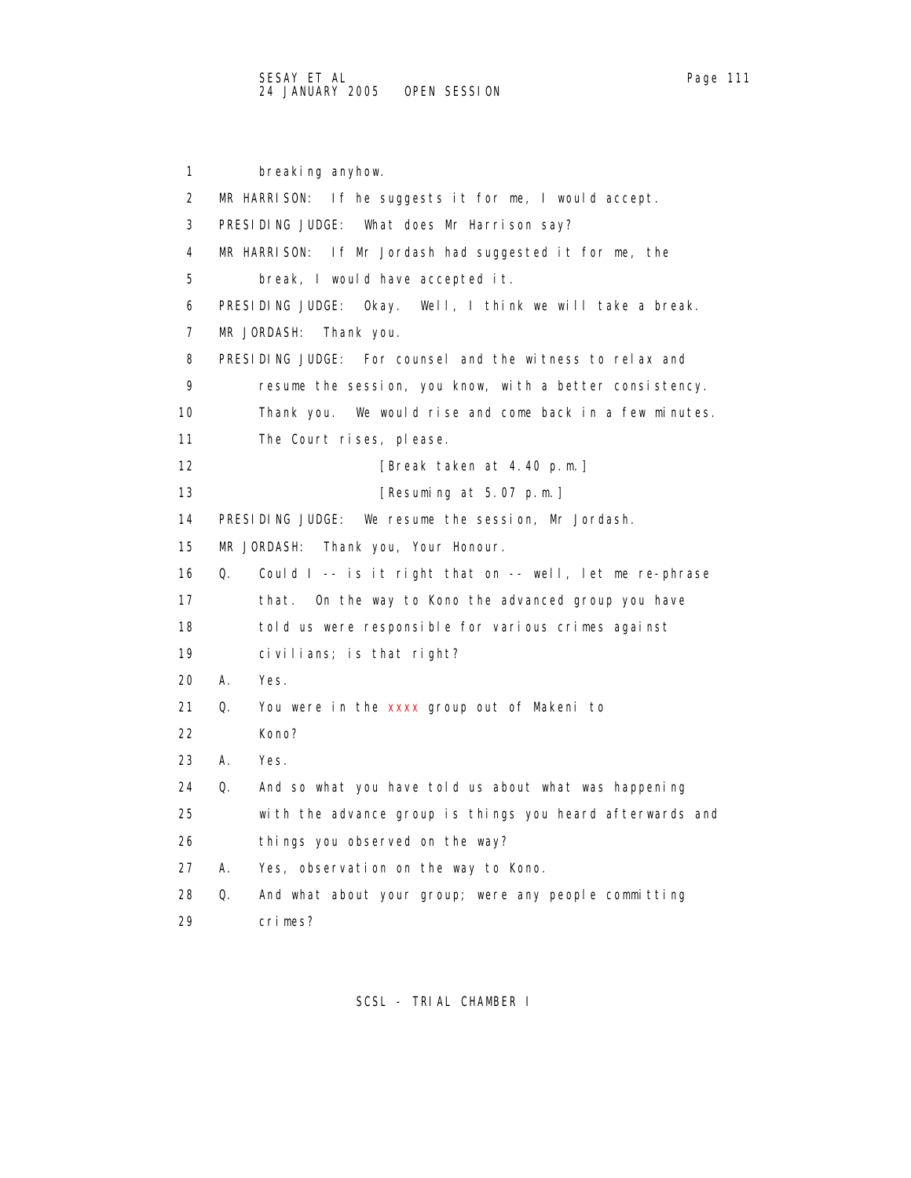1 breaking anyhow.

2 MR HARRISON: If he suggests it for me, I would accept.

3 PRESIDING JUDGE: What does Mr Harrison say?

4 MR HARRISON: If Mr Jordash had suggested it for me, the

5 break, I would have accepted it.

6 PRESIDING JUDGE: Okay. Well, I think we will take a break.

7 MR JORDASH: Thank you.

8 PRESIDING JUDGE: For counsel and the witness to relax and

9 resume the session, you know, with a better consistency.

10 Thank you. We would rise and come back in a few minutes.

11 The Court rises, please.

12 [Break taken at 4.40 p.m.]

13 [Resuming at 5.07 p.m.]

14 PRESIDING JUDGE: We resume the session, Mr Jordash.

15 MR JORDASH: Thank you, Your Honour.

16 Q. Could I -- is it right that on -- well, let me re-phrase

17 that. On the way to Kono the advanced group you have

18 told us were responsible for various crimes against

19 civilians; is that right?

20 A. Yes.

21 Q. You were in the xxxx group out of Makeni to

22 Kono?

23 A. Yes.

24 Q. And so what you have told us about what was happening

25 with the advance group is things you heard afterwards and

26 things you observed on the way?

27 A. Yes, observation on the way to Kono.

28 Q. And what about your group; were any people committing

29 crimes?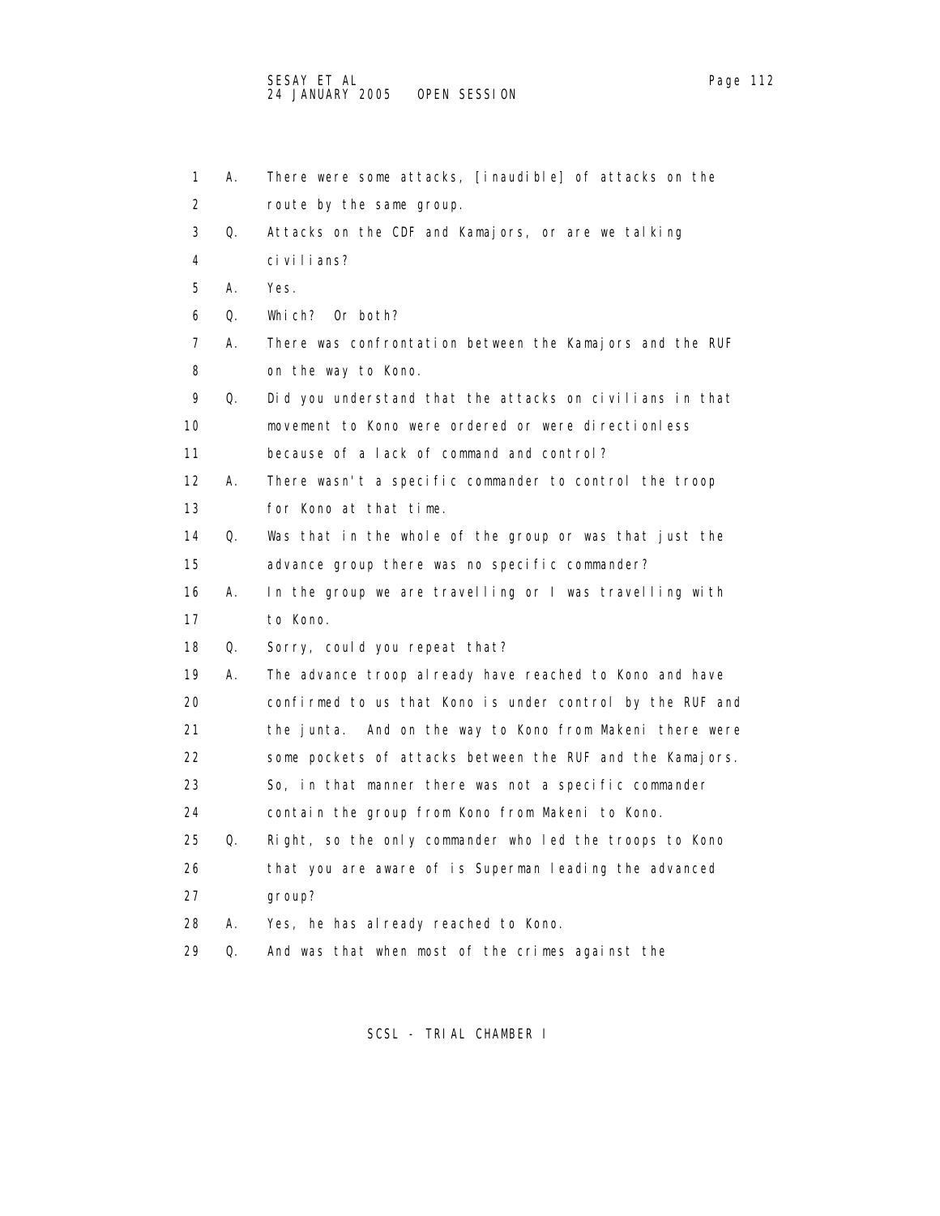1 A. There were some attacks, [inaudible] of attacks on the
2 route by the same group.
3 Q. Attacks on the CDF and Kamajors, or are we talking
4 civilians?
5 A. Yes.
6 Q. Which? Or both?
7 A. There was confrontation between the Kamajors and the RUF
8 on the way to Kono.
9 Q. Did you understand that the attacks on civilians in that
10 movement to Kono were ordered or were directionless
11 because of a lack of command and control?
12 A. There wasn't a specific commander to control the troop
13 for Kono at that time.
14 Q. Was that in the whole of the group or was that just the
15 advance group there was no specific commander?
16 A. In the group we are travelling or I was travelling with
17 to Kono.
18 Q. Sorry, could you repeat that?
19 A. The advance troop already have reached to Kono and have
20 confirmed to us that Kono is under control by the RUF and
21 the junta. And on the way to Kono from Makeni there were
22 some pockets of attacks between the RUF and the Kamajors.
23 So, in that manner there was not a specific commander
24 contain the group from Kono from Makeni to Kono.
25 Q. Right, so the only commander who led the troops to Kono
26 that you are aware of is Superman leading the advanced
27 group?
28 A. Yes, he has already reached to Kono.
29 Q. And was that when most of the crimes against the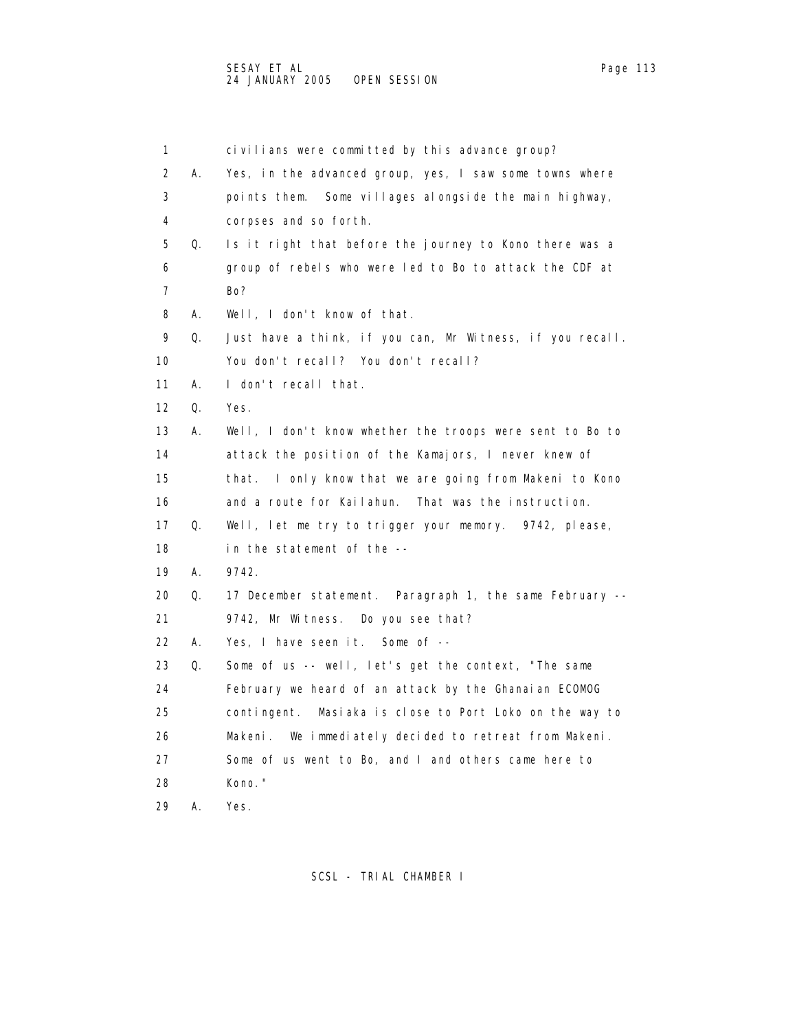1 civilians were committed by this advance group?

2 A. Yes, in the advanced group, yes, I saw some towns where

3 points them. Some villages alongside the main highway,

4 corpses and so forth.

5 Q. Is it right that before the journey to Kono there was a

6 group of rebels who were led to Bo to attack the CDF at

7 Bo?

8 A. Well, I don't know of that.

9 Q. Just have a think, if you can, Mr Witness, if you recall.

10 You don't recall? You don't recall?

11 A. I don't recall that.

12 Q. Yes.

13 A. Well, I don't know whether the troops were sent to Bo to

14 attack the position of the Kamajors, I never knew of

15 that. I only know that we are going from Makeni to Kono

16 and a route for Kailahun. That was the instruction.

17 Q. Well, let me try to trigger your memory. 9742, please,

18 in the statement of the --

19 A. 9742.

20 Q. 17 December statement. Paragraph 1, the same February --

21 9742, Mr Witness. Do you see that?

22 A. Yes, I have seen it. Some of --

23 Q. Some of us -- well, let's get the context, "The same

24 February we heard of an attack by the Ghanaian ECOMOG

25 contingent. Masiaka is close to Port Loko on the way to

26 Makeni. We immediately decided to retreat from Makeni.

27 Some of us went to Bo, and I and others came here to

28 Kono."

29 A. Yes.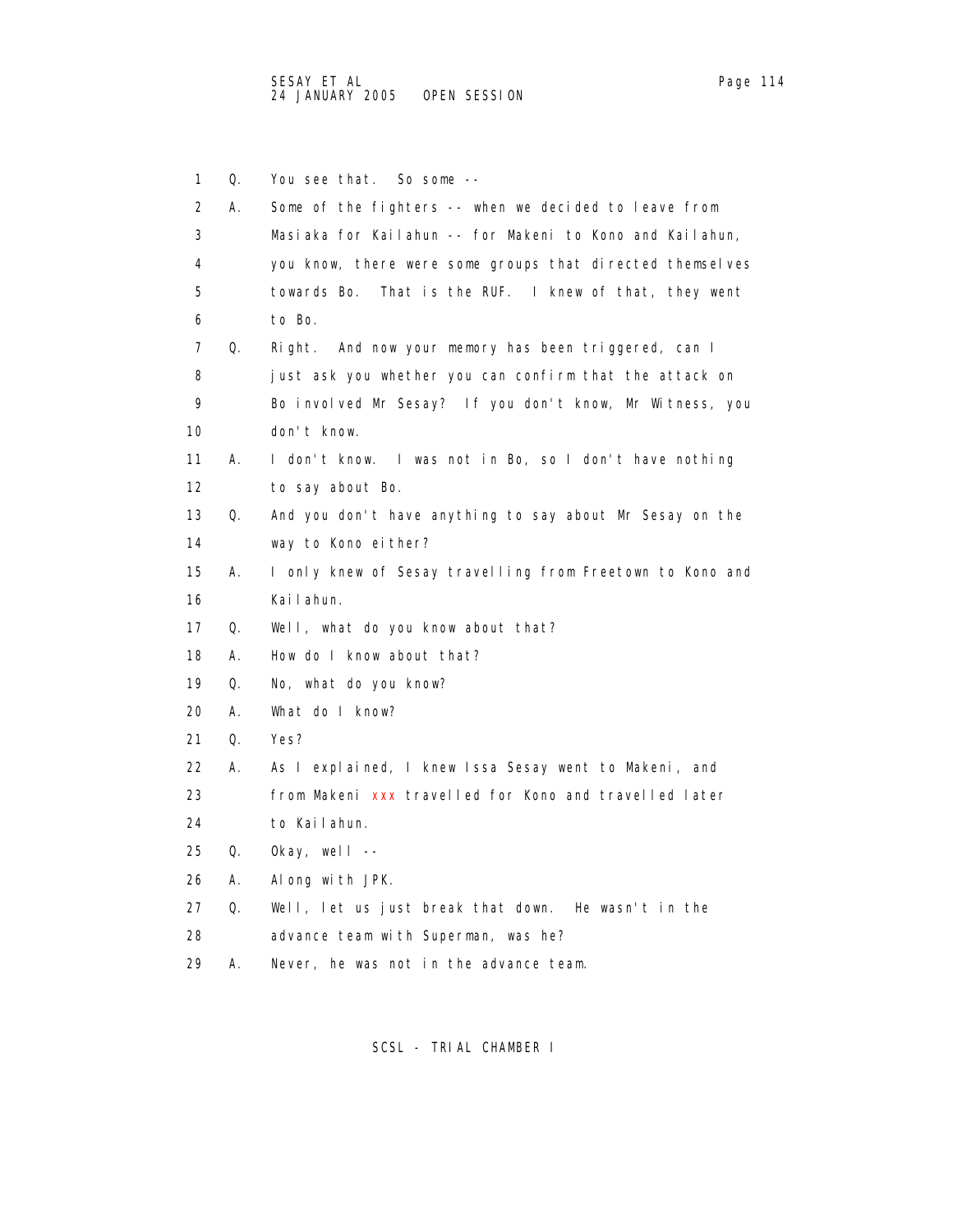1 Q. You see that. So some --

2 A. Some of the fighters -- when we decided to leave from
3 Masiaka for Kailahun -- for Makeni to Kono and Kailahun,
4 you know, there were some groups that directed themselves
5 towards Bo. That is the RUF. I knew of that, they went
6 to Bo.

7 Q. Right. And now your memory has been triggered, can I
8 just ask you whether you can confirm that the attack on
9 Bo involved Mr Sesay? If you don't know, Mr Witness, you
10 don't know.

11 A. I don't know. I was not in Bo, so I don't have nothing
12 to say about Bo.

13 Q. And you don't have anything to say about Mr Sesay on the
14 way to Kono either?

15 A. I only knew of Sesay travelling from Freetown to Kono and
16 Kailahun.

17 Q. Well, what do you know about that?

18 A. How do I know about that?

19 Q. No, what do you know?

20 A. What do I know?

21 Q. Yes?

22 A. As I explained, I knew Issa Sesay went to Makeni, and
23 from Makeni xxx travelled for Kono and travelled later
24 to Kailahun.

25 Q. Okay, well --

26 A. Along with JPK.

27 Q. Well, let us just break that down. He wasn't in the
28 advance team with Superman, was he?

29 A. Never, he was not in the advance team.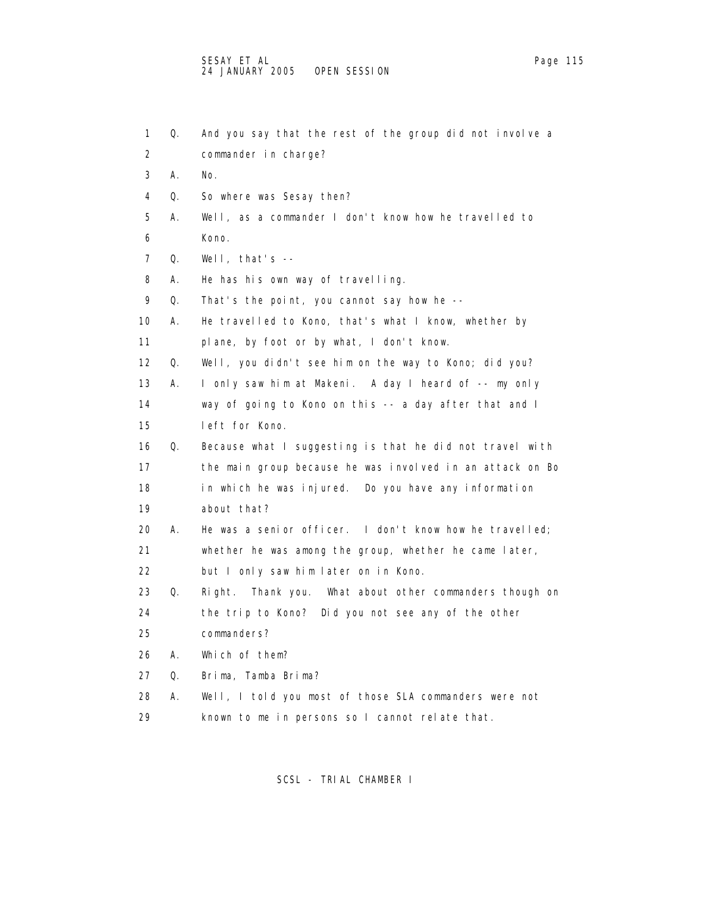1 Q. And you say that the rest of the group did not involve a commander in charge?

3 A. No.

4 Q. So where was Sesay then?

5 A. Well, as a commander I don't know how he travelled to Kono.

7 Q. Well, that's --

8 A. He has his own way of travelling.

9 Q. That's the point, you cannot say how he --

10 A. He travelled to Kono, that's what I know, whether by plane, by foot or by what, I don't know.

12 Q. Well, you didn't see him on the way to Kono; did you?

13 A. I only saw him at Makeni. A day I heard of -- my only way of going to Kono on this -- a day after that and I left for Kono.

16 Q. Because what I suggesting is that he did not travel with the main group because he was involved in an attack on Bo in which he was injured. Do you have any information about that?

20 A. He was a senior officer. I don't know how he travelled; whether he was among the group, whether he came later, but I only saw him later on in Kono.

23 Q. Right. Thank you. What about other commanders though on the trip to Kono? Did you not see any of the other commanders?

26 A. Which of them?

27 Q. Brima, Tamba Brima?

28 A. Well, I told you most of those SLA commanders were not known to me in persons so I cannot relate that.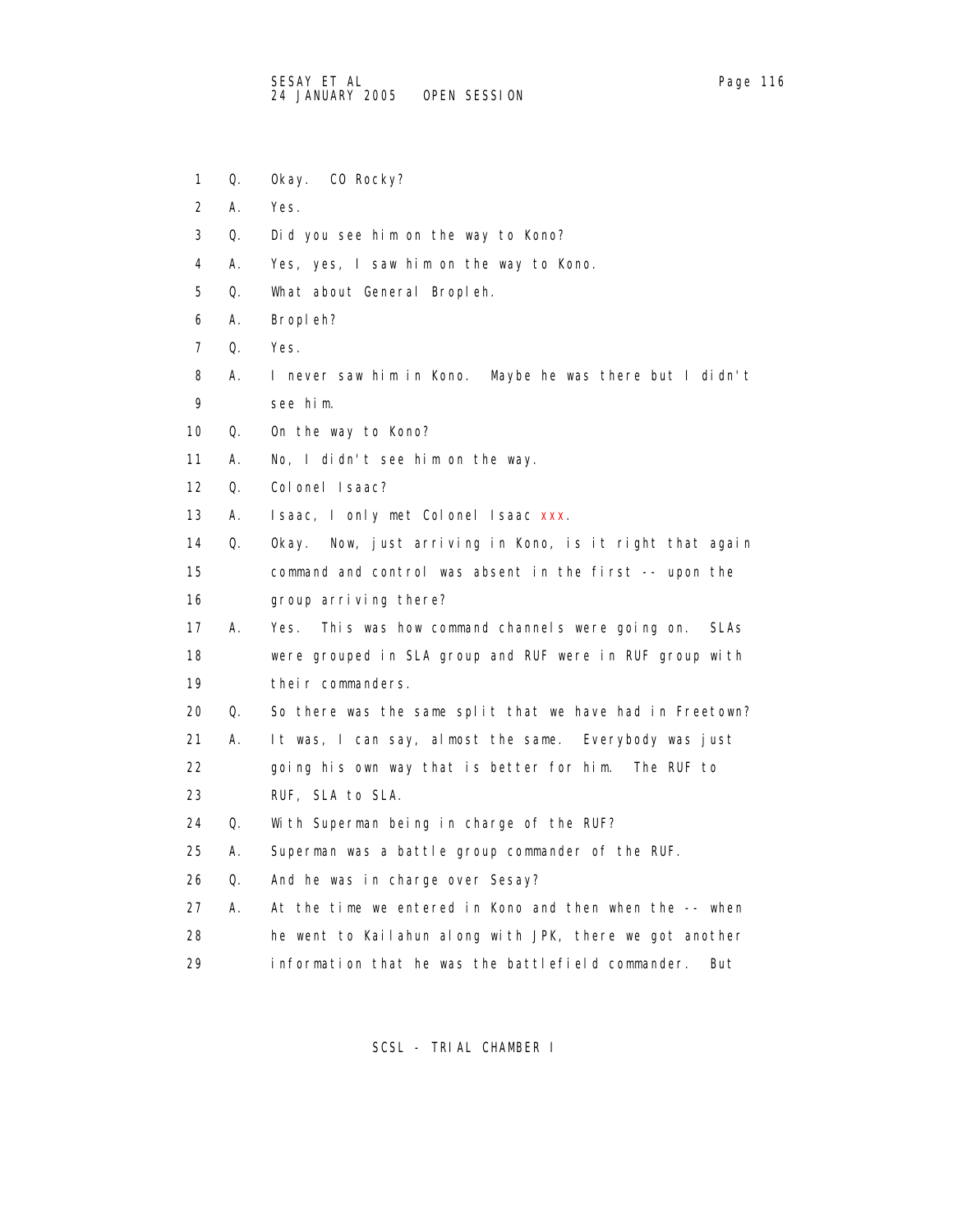1 Q. Okay. CO Rocky?

2 A. Yes.

3 Q. Did you see him on the way to Kono?

4 A. Yes, yes, I saw him on the way to Kono.

5 Q. What about General Bropleh.

6 A. Bropleh?

7 Q. Yes.

8 A. I never saw him in Kono. Maybe he was there but I didn't
9 see him.

10 Q. On the way to Kono?

11 A. No, I didn't see him on the way.

12 Q. Colonel Isaac?

13 A. Isaac, I only met Colonel Isaac xxx.

14 Q. Okay. Now, just arriving in Kono, is it right that again
15 command and control was absent in the first -- upon the
16 group arriving there?

17 A. Yes. This was how command channels were going on. SLAs
18 were grouped in SLA group and RUF were in RUF group with
19 their commanders.

20 Q. So there was the same split that we have had in Freetown?

21 A. It was, I can say, almost the same. Everybody was just
22 going his own way that is better for him. The RUF to
23 RUF, SLA to SLA.

24 Q. With Superman being in charge of the RUF?

25 A. Superman was a battle group commander of the RUF.

26 Q. And he was in charge over Sesay?

27 A. At the time we entered in Kono and then when the -- when
28 he went to Kailahun along with JPK, there we got another
29 information that he was the battlefield commander. But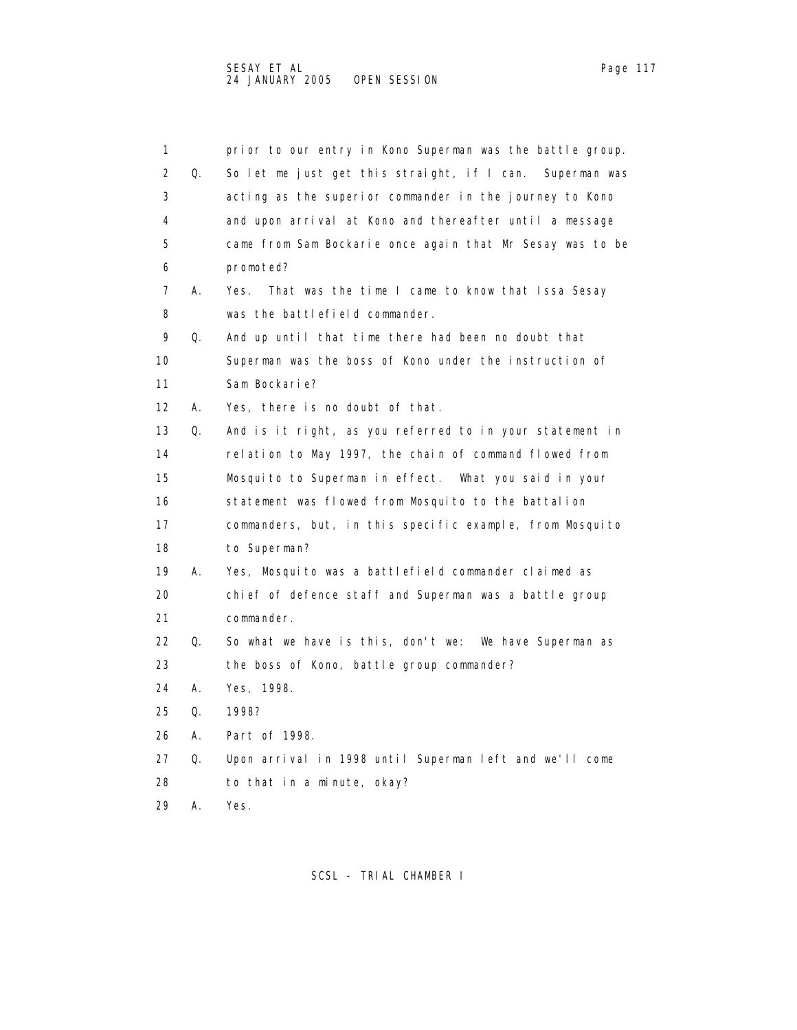1 prior to our entry in Kono Superman was the battle group.

2 Q. So let me just get this straight, if I can. Superman was

3 acting as the superior commander in the journey to Kono

4 and upon arrival at Kono and thereafter until a message

5 came from Sam Bockarie once again that Mr Sesay was to be

6 promoted?

7 A. Yes. That was the time I came to know that Issa Sesay

8 was the battlefield commander.

9 Q. And up until that time there had been no doubt that

10 Superman was the boss of Kono under the instruction of

11 Sam Bockarie?

12 A. Yes, there is no doubt of that.

13 Q. And is it right, as you referred to in your statement in

14 relation to May 1997, the chain of command flowed from

15 Mosquito to Superman in effect. What you said in your

16 statement was flowed from Mosquito to the battalion

17 commanders, but, in this specific example, from Mosquito

18 to Superman?

19 A. Yes, Mosquito was a battlefield commander claimed as

20 chief of defence staff and Superman was a battle group

21 commander.

22 Q. So what we have is this, don't we: We have Superman as

23 the boss of Kono, battle group commander?

24 A. Yes, 1998.

25 Q. 1998?

26 A. Part of 1998.

27 Q. Upon arrival in 1998 until Superman left and we'll come

28 to that in a minute, okay?

29 A. Yes.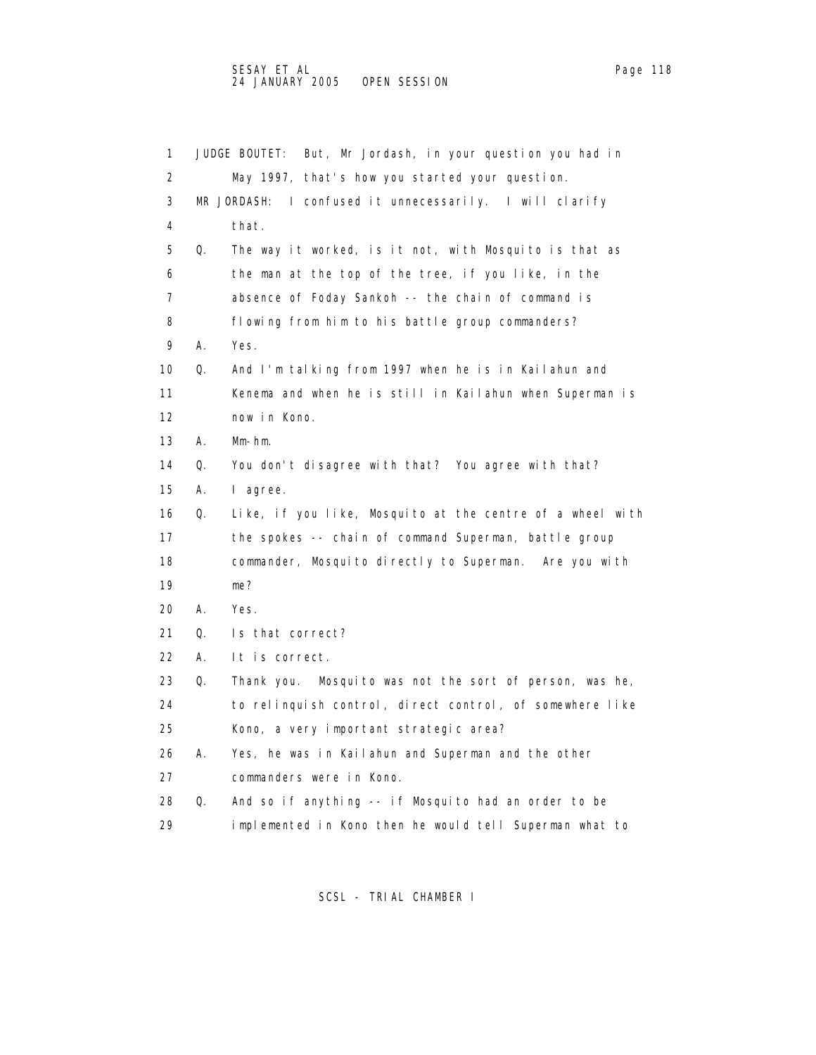1 JUDGE BOUTET: But, Mr Jordash, in your question you had in
2 May 1997, that's how you started your question.
3 MR JORDASH: I confused it unnecessarily. I will clarify
4 that.
5 Q. The way it worked, is it not, with Mosquito is that as
6 the man at the top of the tree, if you like, in the
7 absence of Foday Sankoh -- the chain of command is
8 flowing from him to his battle group commanders?
9 A. Yes.
10 Q. And I'm talking from 1997 when he is in Kailahun and
11 Kenema and when he is still in Kailahun when Superman is
12 now in Kono.
13 A. Mm-hm.
14 Q. You don't disagree with that? You agree with that?
15 A. I agree.
16 Q. Like, if you like, Mosquito at the centre of a wheel with
17 the spokes -- chain of command Superman, battle group
18 commander, Mosquito directly to Superman. Are you with
19 me?
20 A. Yes.
21 Q. Is that correct?
22 A. It is correct.
23 Q. Thank you. Mosquito was not the sort of person, was he,
24 to relinquish control, direct control, of somewhere like
25 Kono, a very important strategic area?
26 A. Yes, he was in Kailahun and Superman and the other
27 commanders were in Kono.
28 Q. And so if anything -- if Mosquito had an order to be
29 implemented in Kono then he would tell Superman what to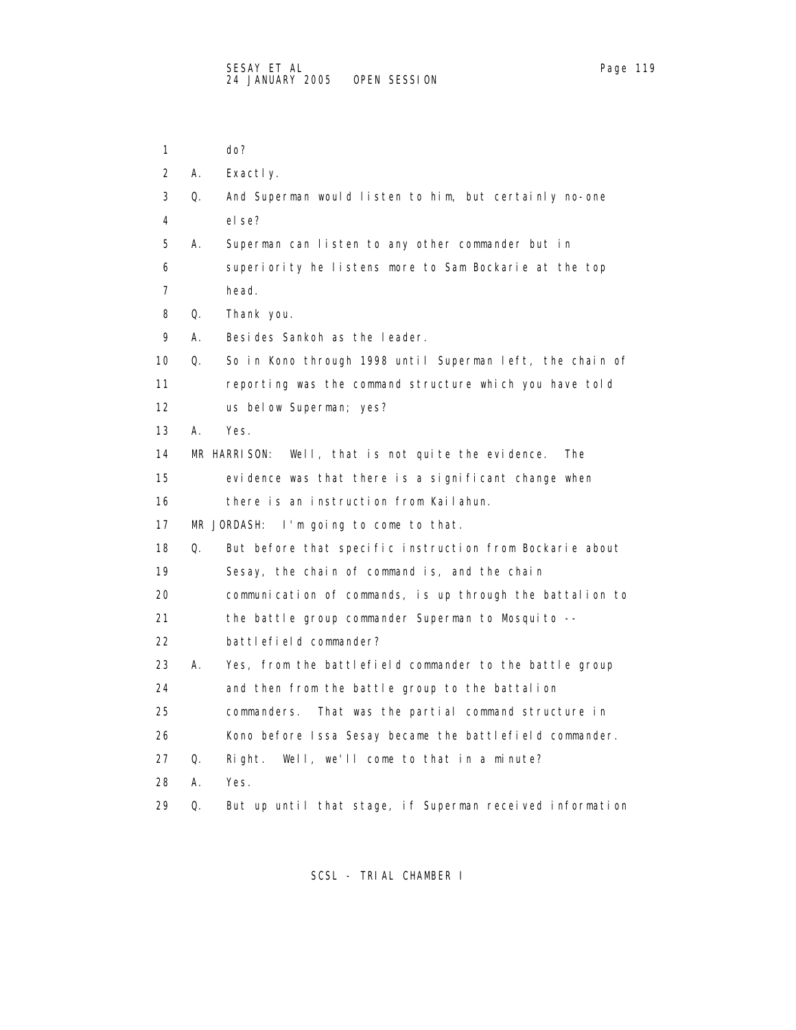do?

A. Exactly.

Q. And Superman would listen to him, but certainly no-one else?

A. Superman can listen to any other commander but in superiority he listens more to Sam Bockarie at the top head.

Q. Thank you.

A. Besides Sankoh as the leader.

Q. So in Kono through 1998 until Superman left, the chain of reporting was the command structure which you have told us below Superman; yes?

A. Yes.

MR HARRISON: Well, that is not quite the evidence. The evidence was that there is a significant change when there is an instruction from Kailahun.

MR JORDASH: I'm going to come to that.

Q. But before that specific instruction from Bockarie about Sesay, the chain of command is, and the chain communication of commands, is up through the battalion to the battle group commander Superman to Mosquito -- battlefield commander?

A. Yes, from the battlefield commander to the battle group and then from the battle group to the battalion commanders. That was the partial command structure in Kono before Issa Sesay became the battlefield commander.

Q. Right. Well, we'll come to that in a minute?

A. Yes.

Q. But up until that stage, if Superman received information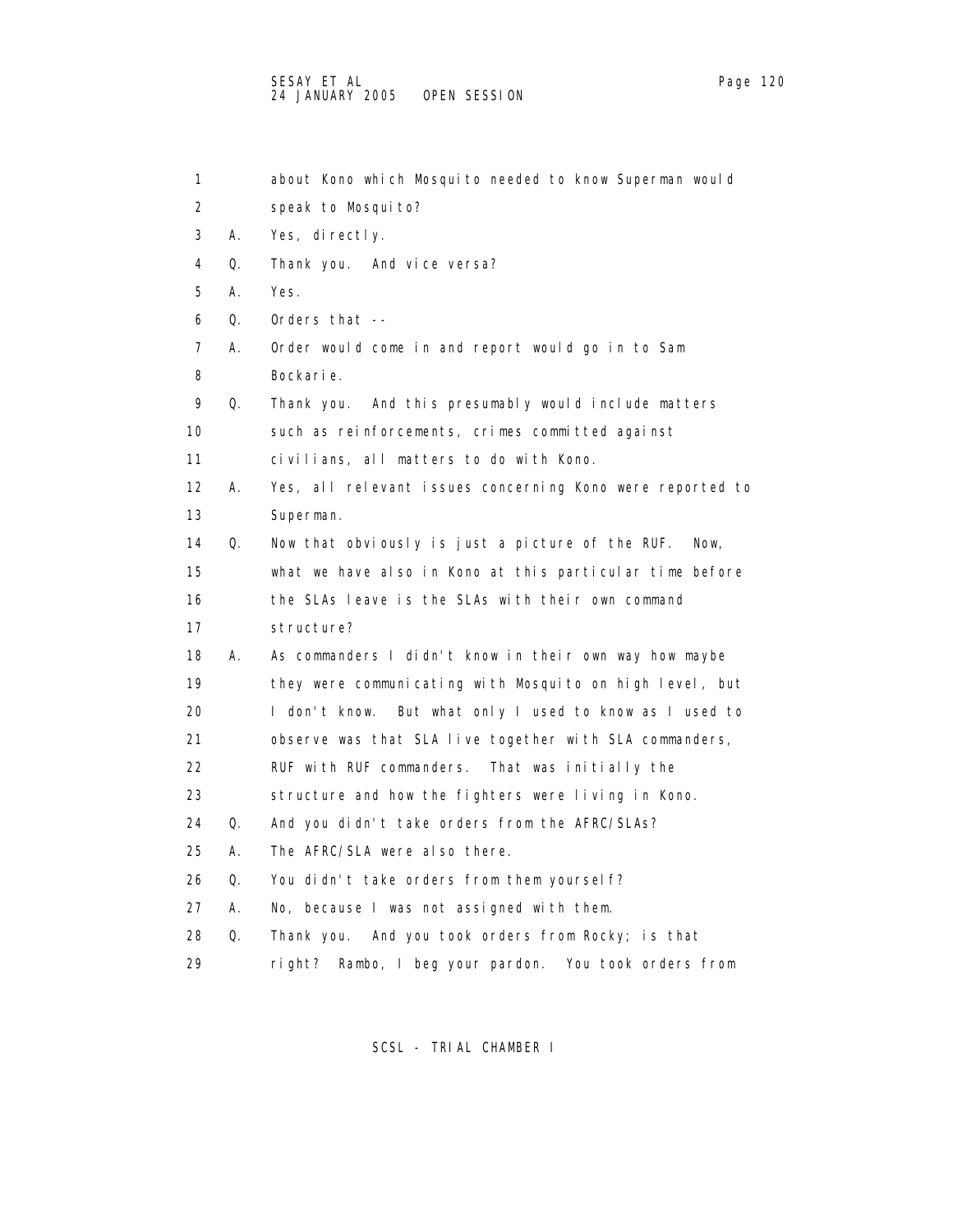1 about Kono which Mosquito needed to know Superman would
2 speak to Mosquito?
3 A. Yes, directly.
4 Q. Thank you. And vice versa?
5 A. Yes.
6 Q. Orders that --
7 A. Order would come in and report would go in to Sam
8 Bockarie.
9 Q. Thank you. And this presumably would include matters
10 such as reinforcements, crimes committed against
11 civilians, all matters to do with Kono.
12 A. Yes, all relevant issues concerning Kono were reported to
13 Superman.
14 Q. Now that obviously is just a picture of the RUF. Now,
15 what we have also in Kono at this particular time before
16 the SLAs leave is the SLAs with their own command
17 structure?
18 A. As commanders I didn't know in their own way how maybe
19 they were communicating with Mosquito on high level, but
20 I don't know. But what only I used to know as I used to
21 observe was that SLA live together with SLA commanders,
22 RUF with RUF commanders. That was initially the
23 structure and how the fighters were living in Kono.
24 Q. And you didn't take orders from the AFRC/SLAs?
25 A. The AFRC/SLA were also there.
26 Q. You didn't take orders from them yourself?
27 A. No, because I was not assigned with them.
28 Q. Thank you. And you took orders from Rocky; is that
29 right? Rambo, I beg your pardon. You took orders from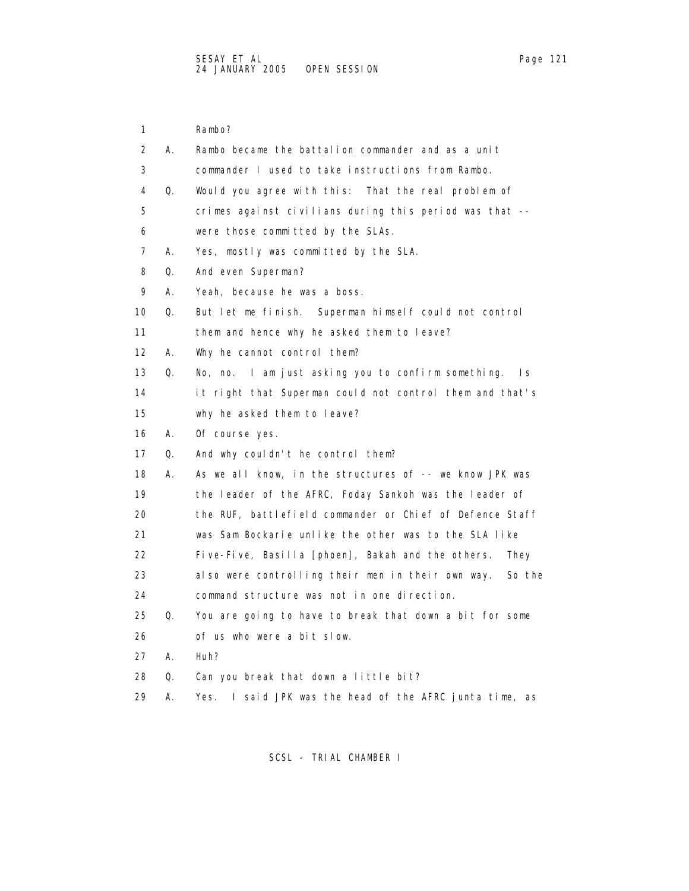1 Rambo?

2 A. Rambo became the battalion commander and as a unit

3 commander I used to take instructions from Rambo.

4 Q. Would you agree with this: That the real problem of

5 crimes against civilians during this period was that --

6 were those committed by the SLAs.

7 A. Yes, mostly was committed by the SLA.

8 Q. And even Superman?

9 A. Yeah, because he was a boss.

10 Q. But let me finish. Superman himself could not control

11 them and hence why he asked them to leave?

12 A. Why he cannot control them?

13 Q. No, no. I am just asking you to confirm something. Is

14 it right that Superman could not control them and that's

15 why he asked them to leave?

16 A. Of course yes.

17 Q. And why couldn't he control them?

18 A. As we all know, in the structures of -- we know JPK was

19 the leader of the AFRC, Foday Sankoh was the leader of

20 the RUF, battlefield commander or Chief of Defence Staff

21 was Sam Bockarie unlike the other was to the SLA like

22 Five-Five, Basilla [phoen], Bakah and the others. They

23 also were controlling their men in their own way. So the

24 command structure was not in one direction.

25 Q. You are going to have to break that down a bit for some

26 of us who were a bit slow.

27 A. Huh?

28 Q. Can you break that down a little bit?

29 A. Yes. I said JPK was the head of the AFRC junta time, as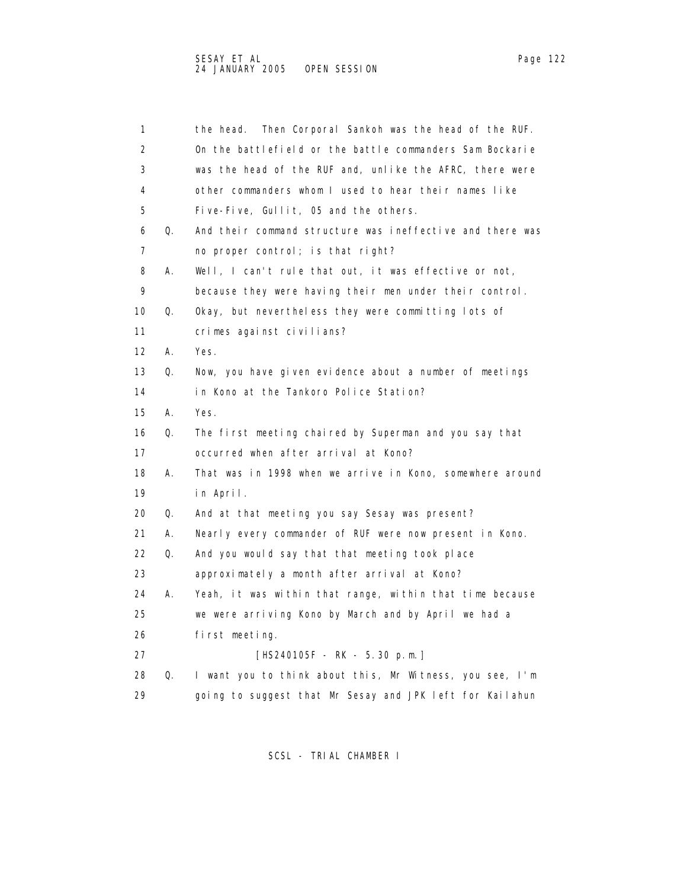1 the head. Then Corporal Sankoh was the head of the RUF.
2 On the battlefield or the battle commanders Sam Bockarie
3 was the head of the RUF and, unlike the AFRC, there were
4 other commanders whom I used to hear their names like
5 Five-Five, Gullit, 05 and the others.
6 Q. And their command structure was ineffective and there was
7 no proper control; is that right?
8 A. Well, I can't rule that out, it was effective or not,
9 because they were having their men under their control.
10 Q. Okay, but nevertheless they were committing lots of
11 crimes against civilians?
12 A. Yes.
13 Q. Now, you have given evidence about a number of meetings
14 in Kono at the Tankoro Police Station?
15 A. Yes.
16 Q. The first meeting chaired by Superman and you say that
17 occurred when after arrival at Kono?
18 A. That was in 1998 when we arrive in Kono, somewhere around
19 in April.
20 Q. And at that meeting you say Sesay was present?
21 A. Nearly every commander of RUF were now present in Kono.
22 Q. And you would say that that meeting took place
23 approximately a month after arrival at Kono?
24 A. Yeah, it was within that range, within that time because
25 we were arriving Kono by March and by April we had a
26 first meeting.
27 [HS240105F - RK - 5.30 p.m.]
28 Q. I want you to think about this, Mr Witness, you see, I'm
29 going to suggest that Mr Sesay and JPK left for Kailahun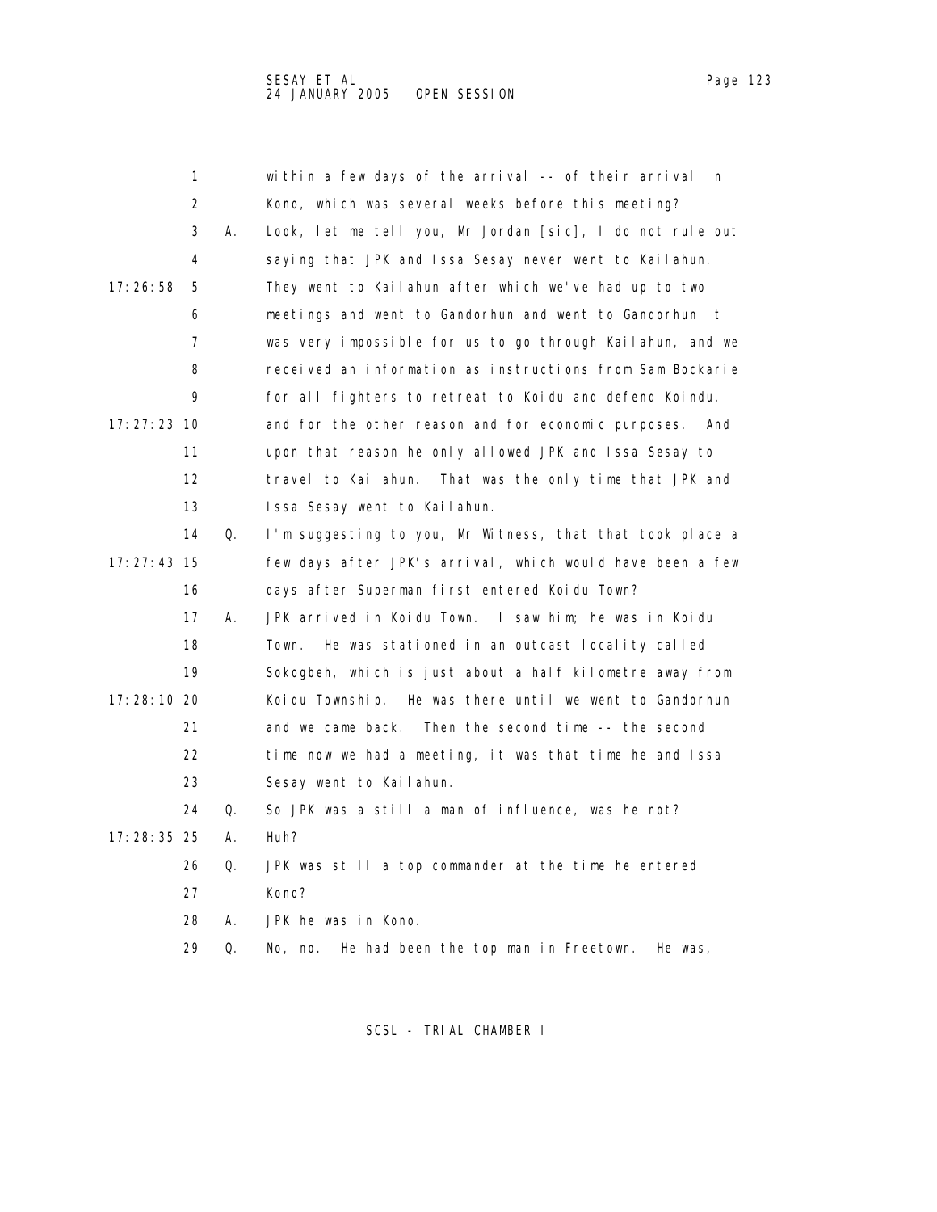1 within a few days of the arrival -- of their arrival in
2 Kono, which was several weeks before this meeting?
3 A. Look, let me tell you, Mr Jordan [sic], I do not rule out
4 saying that JPK and Issa Sesay never went to Kailahun.
17:26:58 5 They went to Kailahun after which we've had up to two
6 meetings and went to Gandorhun and went to Gandorhun it
7 was very impossible for us to go through Kailahun, and we
8 received an information as instructions from Sam Bockarie
9 for all fighters to retreat to Koidu and defend Koindu,
17:27:23 10 and for the other reason and for economic purposes. And
11 upon that reason he only allowed JPK and Issa Sesay to
12 travel to Kailahun. That was the only time that JPK and
13 Issa Sesay went to Kailahun.
14 Q. I'm suggesting to you, Mr Witness, that that took place a
17:27:43 15 few days after JPK's arrival, which would have been a few
16 days after Superman first entered Koidu Town?
17 A. JPK arrived in Koidu Town. I saw him; he was in Koidu
18 Town. He was stationed in an outcast locality called
19 Sokogbeh, which is just about a half kilometre away from
17:28:10 20 Koidu Township. He was there until we went to Gandorhun
21 and we came back. Then the second time -- the second
22 time now we had a meeting, it was that time he and Issa
23 Sesay went to Kailahun.
24 Q. So JPK was a still a man of influence, was he not?
17:28:35 25 A. Huh?
26 Q. JPK was still a top commander at the time he entered
27 Kono?
28 A. JPK he was in Kono.
29 Q. No, no. He had been the top man in Freetown. He was,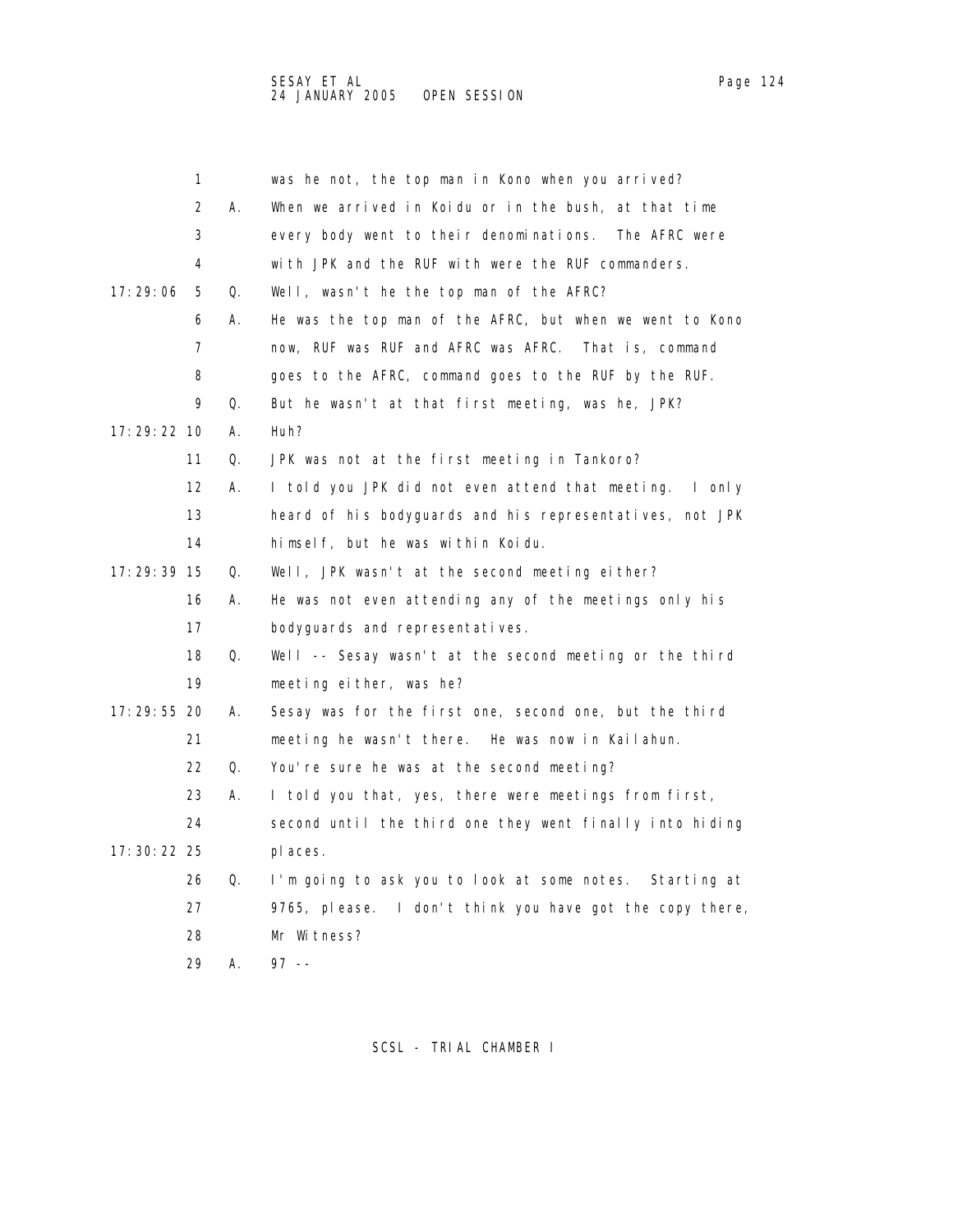1 was he not, the top man in Kono when you arrived?

2 A. When we arrived in Koidu or in the bush, at that time

3 every body went to their denominations. The AFRC were

4 with JPK and the RUF with were the RUF commanders.

17:29:06 5 Q. Well, wasn't he the top man of the AFRC?

6 A. He was the top man of the AFRC, but when we went to Kono

7 now, RUF was RUF and AFRC was AFRC. That is, command

8 goes to the AFRC, command goes to the RUF by the RUF.

9 Q. But he wasn't at that first meeting, was he, JPK?

17:29:22 10 A. Huh?

11 Q. JPK was not at the first meeting in Tankoro?

12 A. I told you JPK did not even attend that meeting. I only

13 heard of his bodyguards and his representatives, not JPK

14 himself, but he was within Koidu.

17:29:39 15 Q. Well, JPK wasn't at the second meeting either?

16 A. He was not even attending any of the meetings only his

17 bodyguards and representatives.

18 Q. Well -- Sesay wasn't at the second meeting or the third

19 meeting either, was he?

17:29:55 20 A. Sesay was for the first one, second one, but the third

21 meeting he wasn't there. He was now in Kailahun.

22 Q. You're sure he was at the second meeting?

23 A. I told you that, yes, there were meetings from first,

24 second until the third one they went finally into hiding

17:30:22 25 places.

26 Q. I'm going to ask you to look at some notes. Starting at

27 9765, please. I don't think you have got the copy there,

28 Mr Witness?

29 A. 97 --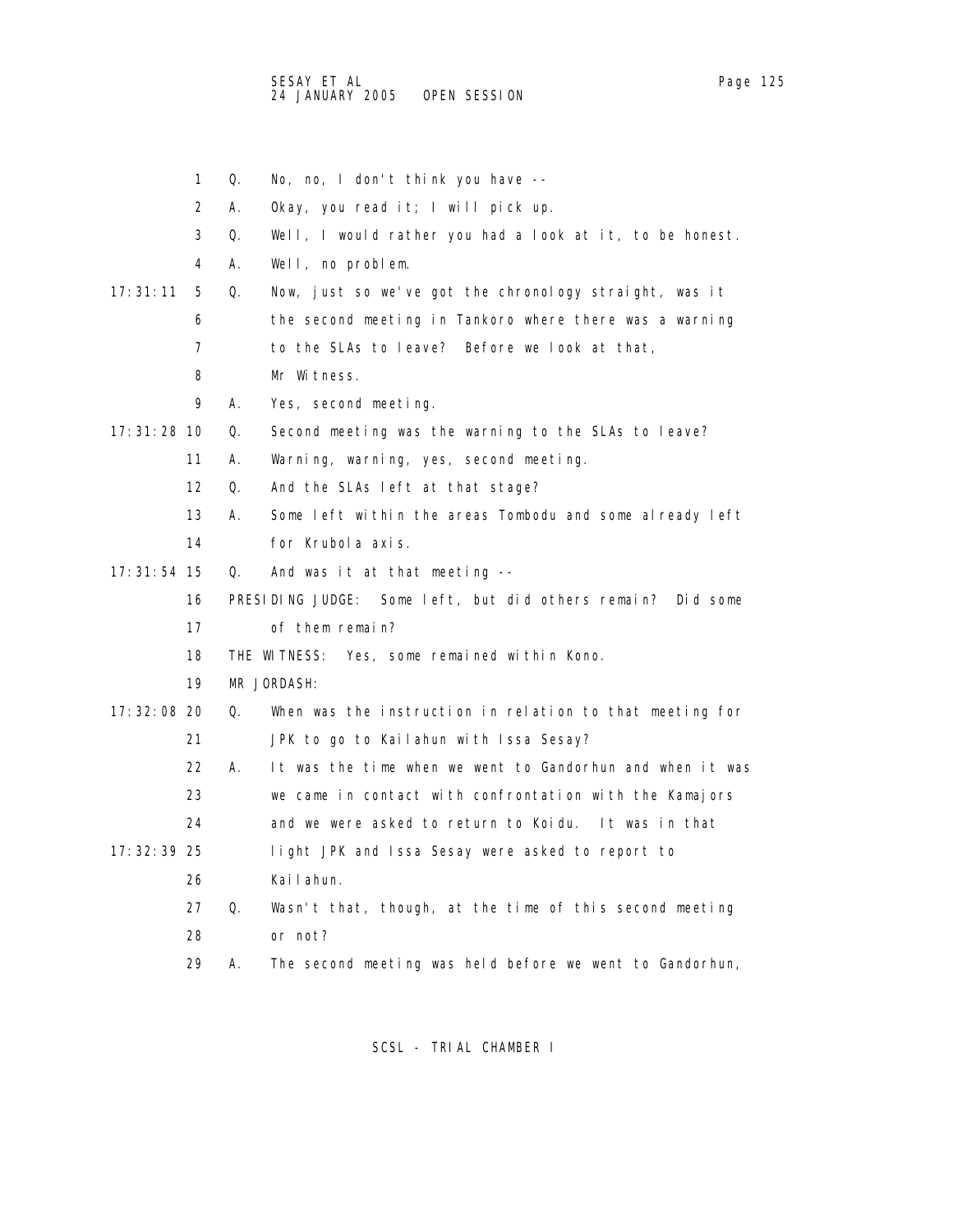1 Q. No, no, I don't think you have --

2 A. Okay, you read it; I will pick up.

3 Q. Well, I would rather you had a look at it, to be honest.

4 A. Well, no problem.

17:31:11 5 Q. Now, just so we've got the chronology straight, was it

6 the second meeting in Tankoro where there was a warning

7 to the SLAs to leave? Before we look at that,

8 Mr Witness.

9 A. Yes, second meeting.

17:31:28 10 Q. Second meeting was the warning to the SLAs to leave?

11 A. Warning, warning, yes, second meeting.

12 Q. And the SLAs left at that stage?

13 A. Some left within the areas Tombodu and some already left

14 for Krubola axis.

17:31:54 15 Q. And was it at that meeting --

16 PRESIDING JUDGE: Some left, but did others remain? Did some

17 of them remain?

18 THE WITNESS: Yes, some remained within Kono.

19 MR JORDASH:

17:32:08 20 Q. When was the instruction in relation to that meeting for

21 JPK to go to Kailahun with Issa Sesay?

22 A. It was the time when we went to Gandorhun and when it was

23 we came in contact with confrontation with the Kamajors

24 and we were asked to return to Koidu. It was in that

17:32:39 25 light JPK and Issa Sesay were asked to report to

26 Kailahun.

27 Q. Wasn't that, though, at the time of this second meeting

28 or not?

29 A. The second meeting was held before we went to Gandorhun,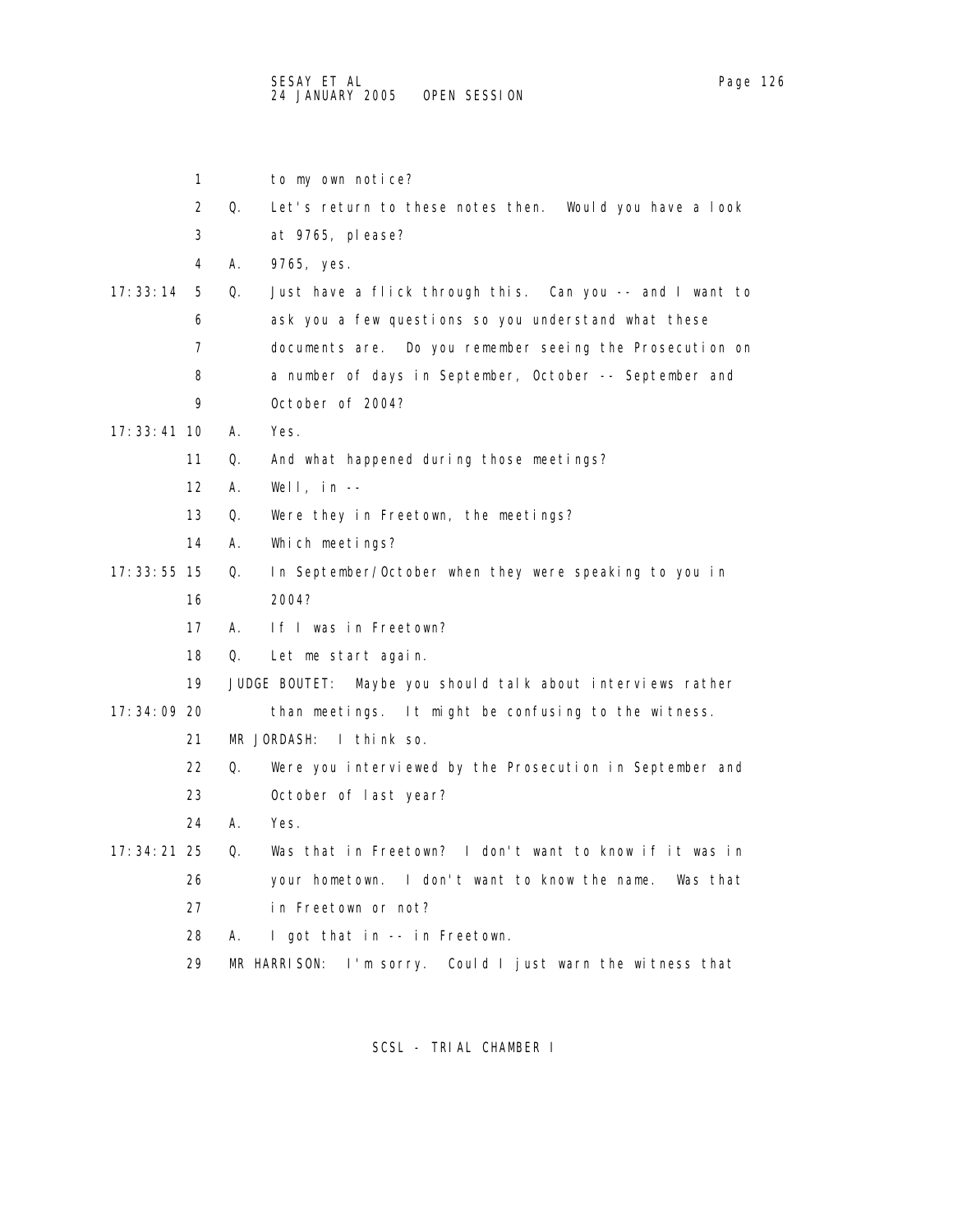1 to my own notice?

2 Q. Let's return to these notes then. Would you have a look

3 at 9765, please?

4 A. 9765, yes.

17:33:14 5 Q. Just have a flick through this. Can you -- and I want to

6 ask you a few questions so you understand what these

7 documents are. Do you remember seeing the Prosecution on

8 a number of days in September, October -- September and

9 October of 2004?

17:33:41 10 A. Yes.

11 Q. And what happened during those meetings?

12 A. Well, in --

13 Q. Were they in Freetown, the meetings?

14 A. Which meetings?

17:33:55 15 Q. In September/October when they were speaking to you in

16 2004?

17 A. If I was in Freetown?

18 Q. Let me start again.

19 JUDGE BOUTET: Maybe you should talk about interviews rather

17:34:09 20 than meetings. It might be confusing to the witness.

21 MR JORDASH: I think so.

22 Q. Were you interviewed by the Prosecution in September and

23 October of last year?

24 A. Yes.

17:34:21 25 Q. Was that in Freetown? I don't want to know if it was in

26 your hometown. I don't want to know the name. Was that

27 in Freetown or not?

28 A. I got that in -- in Freetown.

29 MR HARRISON: I'm sorry. Could I just warn the witness that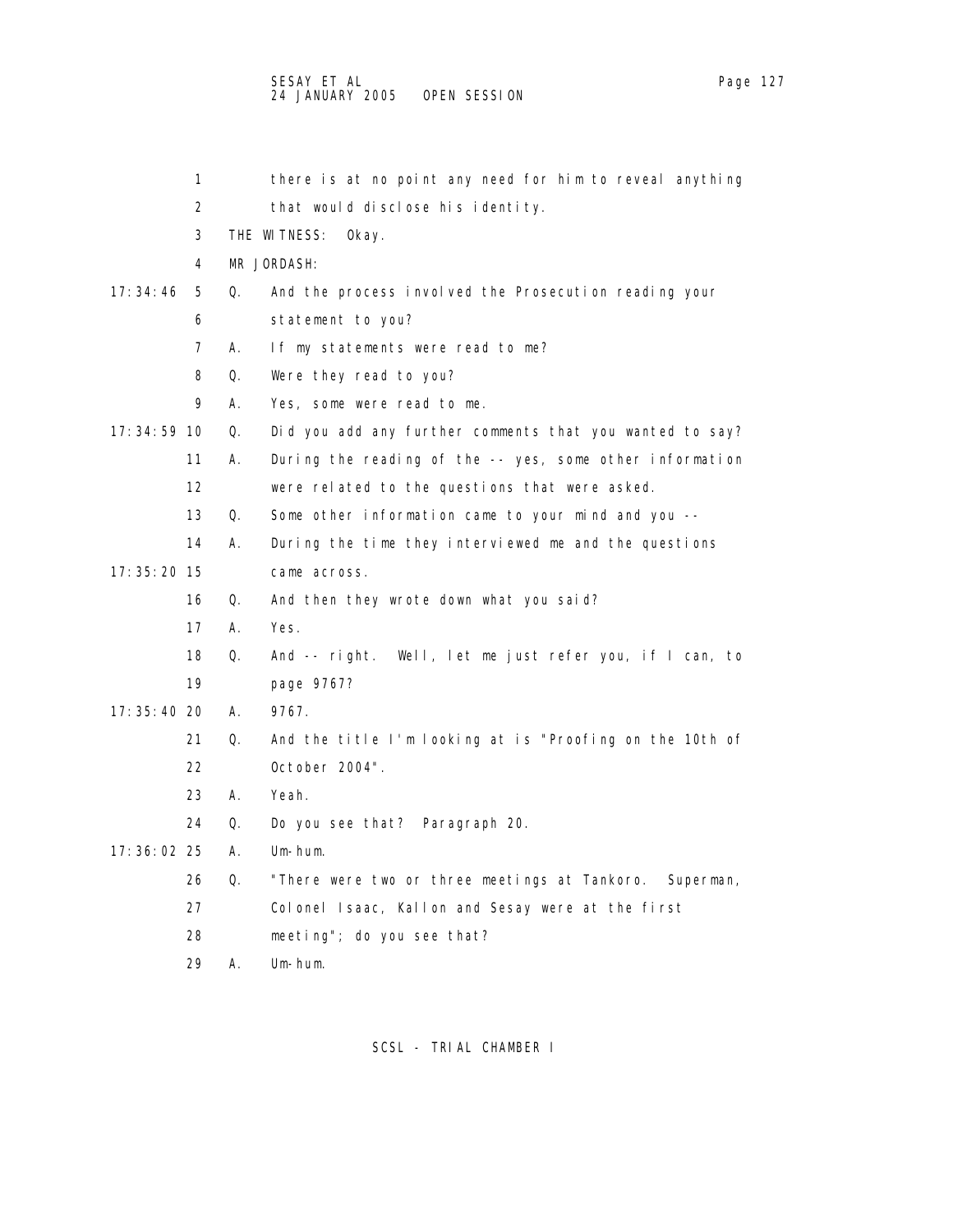1 there is at no point any need for him to reveal anything
2 that would disclose his identity.
3 THE WITNESS: Okay.
4 MR JORDASH:
17:34:46 5 Q. And the process involved the Prosecution reading your
6 statement to you?
7 A. If my statements were read to me?
8 Q. Were they read to you?
9 A. Yes, some were read to me.
17:34:59 10 Q. Did you add any further comments that you wanted to say?
11 A. During the reading of the -- yes, some other information
12 were related to the questions that were asked.
13 Q. Some other information came to your mind and you --
14 A. During the time they interviewed me and the questions
17:35:20 15 came across.
16 Q. And then they wrote down what you said?
17 A. Yes.
18 Q. And -- right. Well, let me just refer you, if I can, to
19 page 9767?
17:35:40 20 A. 9767.
21 Q. And the title I'm looking at is "Proofing on the 10th of
22 October 2004".
23 A. Yeah.
24 Q. Do you see that? Paragraph 20.
17:36:02 25 A. Um-hum.
26 Q. "There were two or three meetings at Tankoro. Superman,
27 Colonel Isaac, Kallon and Sesay were at the first
28 meeting"; do you see that?
29 A. Um-hum.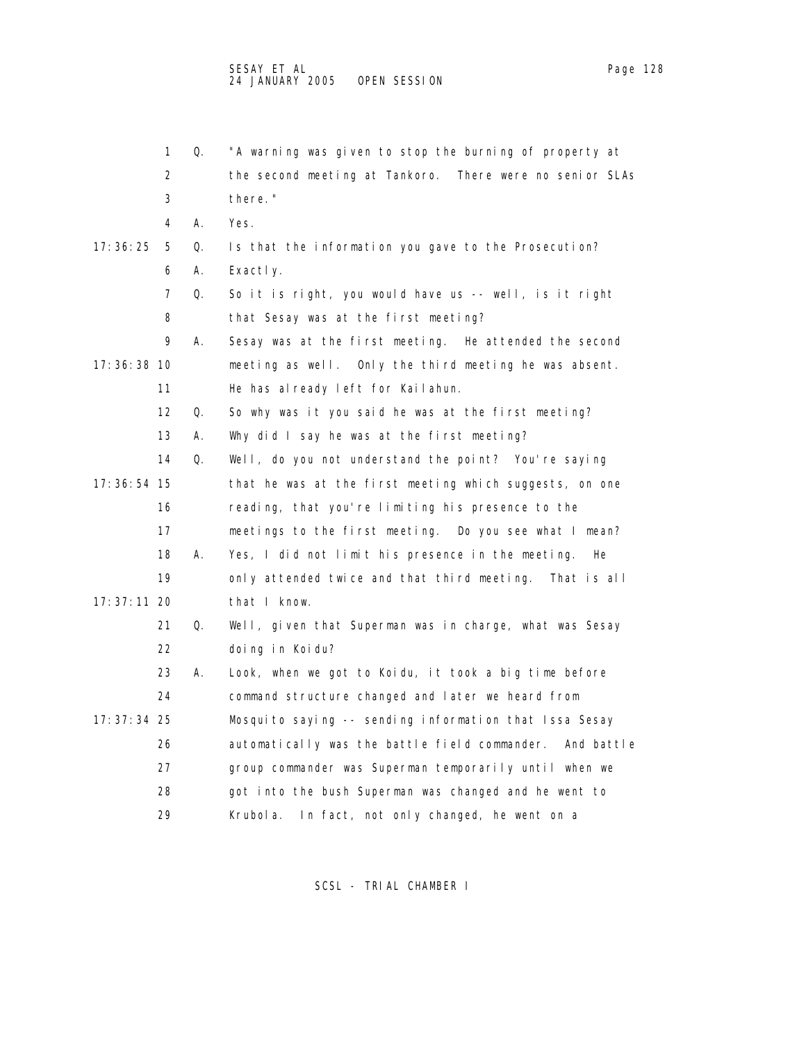1 Q. "A warning was given to stop the burning of property at
2 the second meeting at Tankoro. There were no senior SLAs
3 there."
4 A. Yes.
17:36:25 5 Q. Is that the information you gave to the Prosecution?
6 A. Exactly.
7 Q. So it is right, you would have us -- well, is it right
8 that Sesay was at the first meeting?
9 A. Sesay was at the first meeting. He attended the second
17:36:38 10 meeting as well. Only the third meeting he was absent.
11 He has already left for Kailahun.
12 Q. So why was it you said he was at the first meeting?
13 A. Why did I say he was at the first meeting?
14 Q. Well, do you not understand the point? You're saying
17:36:54 15 that he was at the first meeting which suggests, on one
16 reading, that you're limiting his presence to the
17 meetings to the first meeting. Do you see what I mean?
18 A. Yes, I did not limit his presence in the meeting. He
19 only attended twice and that third meeting. That is all
17:37:11 20 that I know.
21 Q. Well, given that Superman was in charge, what was Sesay
22 doing in Koidu?
23 A. Look, when we got to Koidu, it took a big time before
24 command structure changed and later we heard from
17:37:34 25 Mosquito saying -- sending information that Issa Sesay
26 automatically was the battle field commander. And battle
27 group commander was Superman temporarily until when we
28 got into the bush Superman was changed and he went to
29 Krubola. In fact, not only changed, he went on a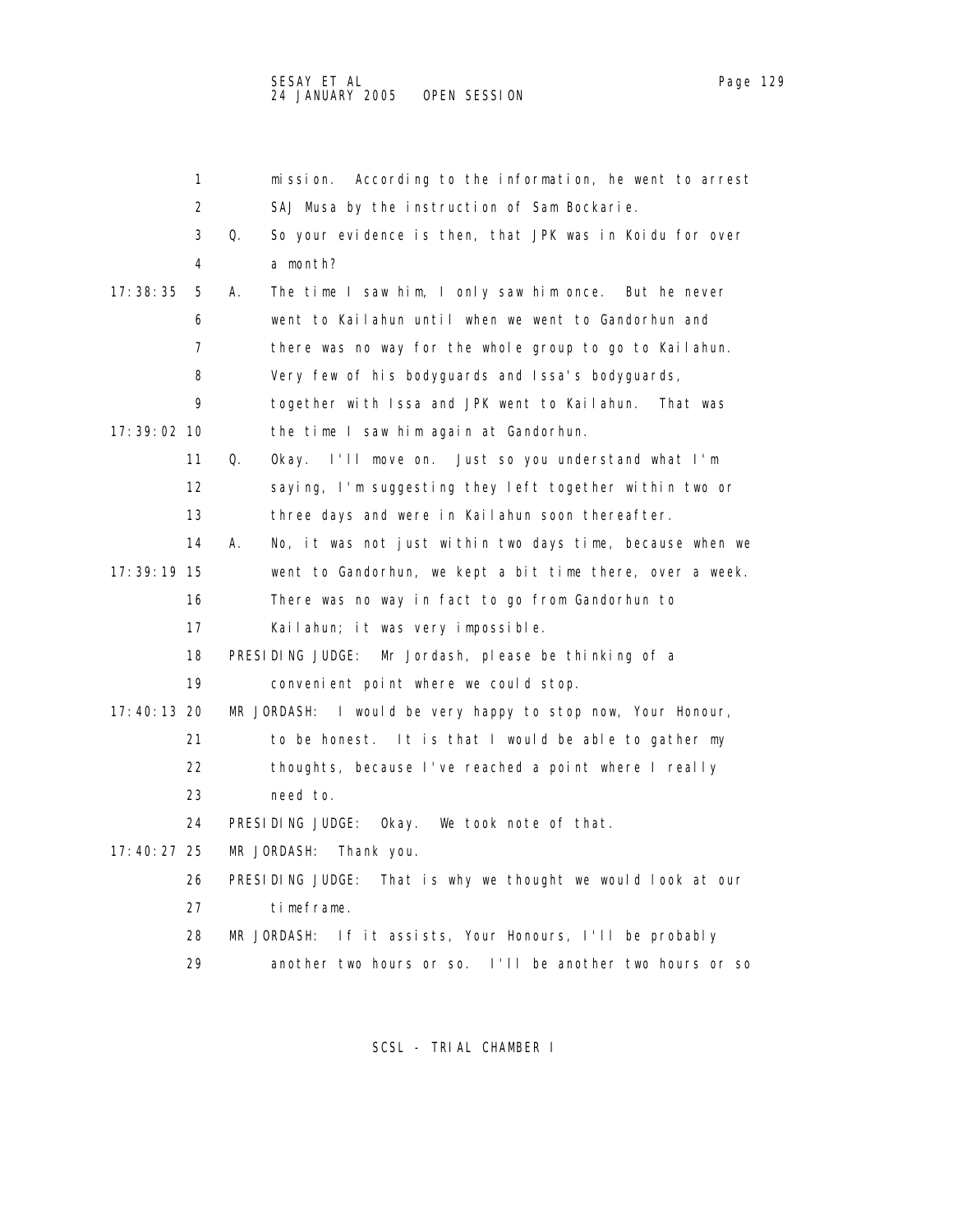1 mission. According to the information, he went to arrest
2 SAJ Musa by the instruction of Sam Bockarie.
3 Q. So your evidence is then, that JPK was in Koidu for over
4 a month?

17:38:35 5 A. The time I saw him, I only saw him once. But he never
6 went to Kailahun until when we went to Gandorhun and
7 there was no way for the whole group to go to Kailahun.
8 Very few of his bodyguards and Issa's bodyguards,
9 together with Issa and JPK went to Kailahun. That was

17:39:02 10 the time I saw him again at Gandorhun.
11 Q. Okay. I'll move on. Just so you understand what I'm
12 saying, I'm suggesting they left together within two or
13 three days and were in Kailahun soon thereafter.
14 A. No, it was not just within two days time, because when we

17:39:19 15 went to Gandorhun, we kept a bit time there, over a week.
16 There was no way in fact to go from Gandorhun to
17 Kailahun; it was very impossible.
18 PRESIDING JUDGE: Mr Jordash, please be thinking of a
19 convenient point where we could stop.

17:40:13 20 MR JORDASH: I would be very happy to stop now, Your Honour,
21 to be honest. It is that I would be able to gather my
22 thoughts, because I've reached a point where I really
23 need to.
24 PRESIDING JUDGE: Okay. We took note of that.

17:40:27 25 MR JORDASH: Thank you.
26 PRESIDING JUDGE: That is why we thought we would look at our
27 timeframe.
28 MR JORDASH: If it assists, Your Honours, I'll be probably
29 another two hours or so. I'll be another two hours or so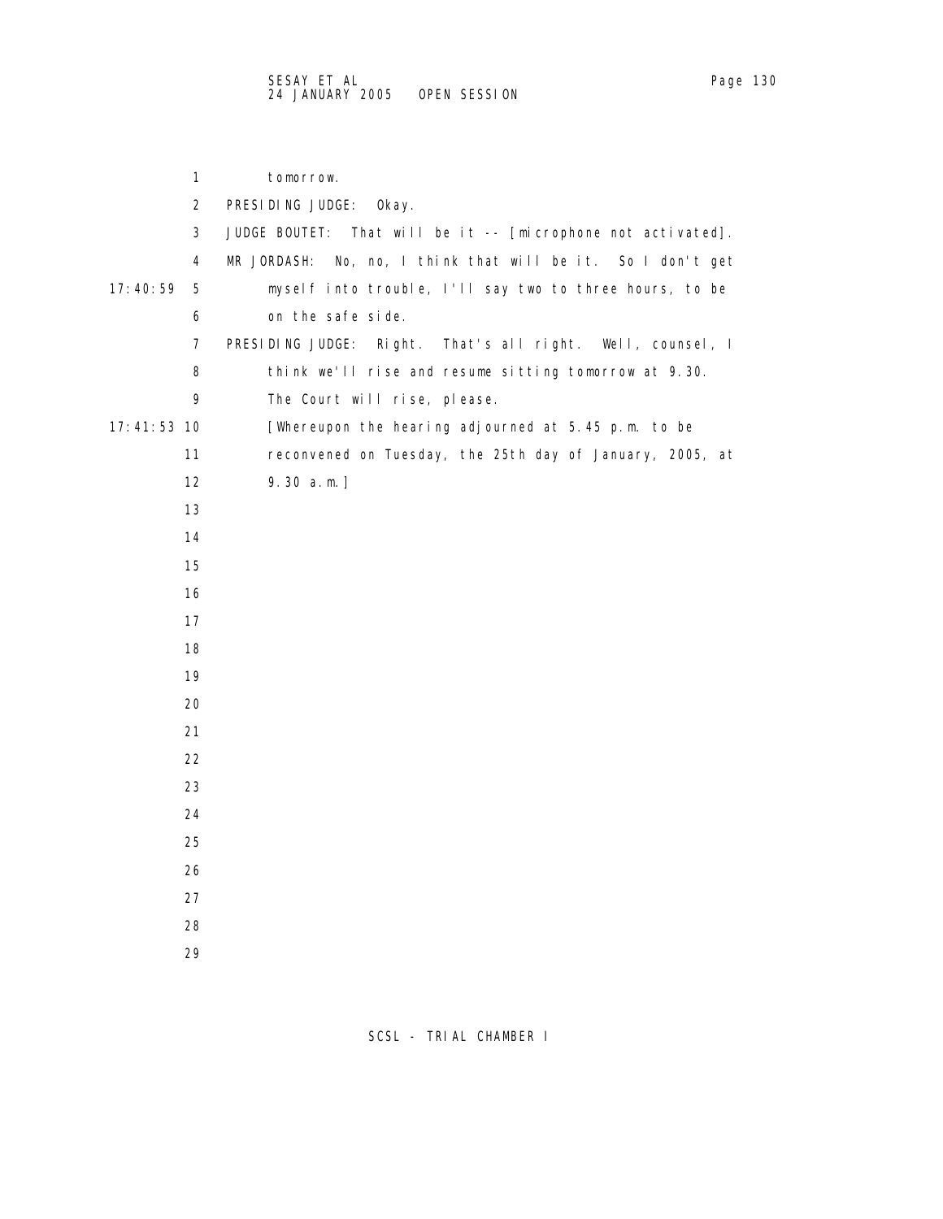tomorrow.

PRESIDING JUDGE: Okay.

JUDGE BOUTET: That will be it -- [microphone not activated].

MR JORDASH: No, no, I think that will be it. So I don't get myself into trouble, I'll say two to three hours, to be on the safe side.

PRESIDING JUDGE: Right. That's all right. Well, counsel, I think we'll rise and resume sitting tomorrow at 9.30. The Court will rise, please.

[Whereupon the hearing adjourned at 5.45 p.m. to be reconvened on Tuesday, the 25th day of January, 2005, at 9.30 a.m.]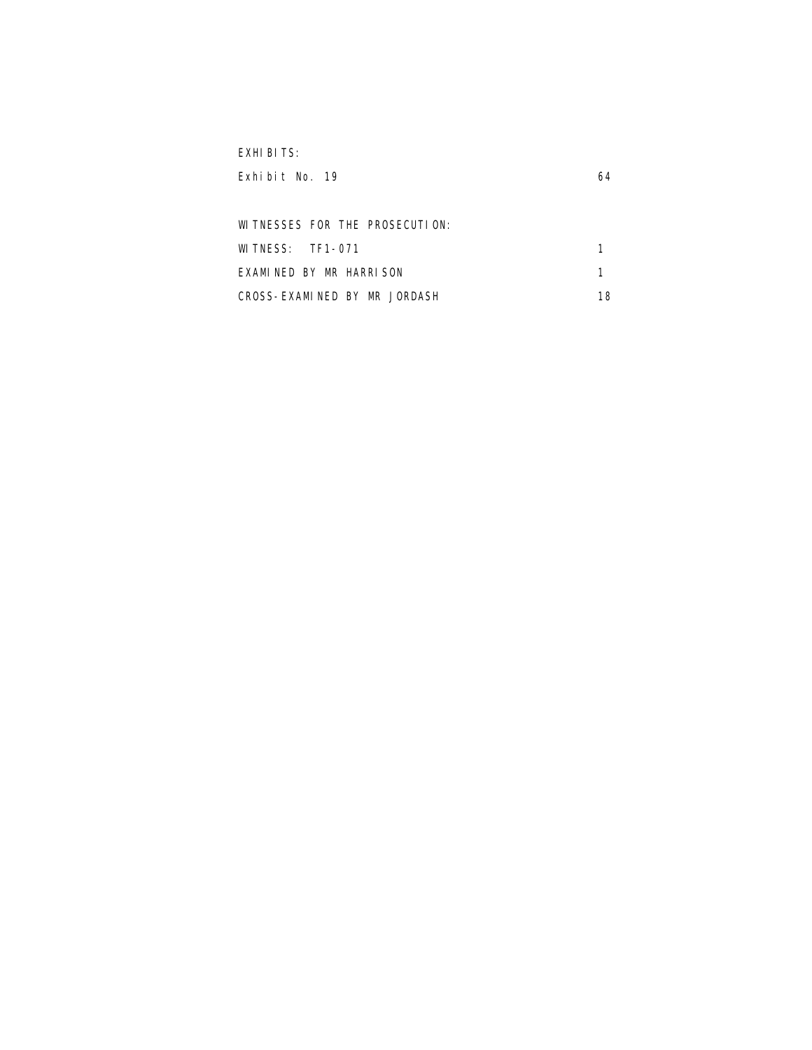EXHIBITS:

| | |
|---|---|
| Exhibit No. 19 | 64 |

WITNESSES FOR THE PROSECUTION:

| | |
|---|---|
| WITNESS: TF1-071 | 1 |
| EXAMINED BY MR HARRISON | 1 |
| CROSS-EXAMINED BY MR JORDASH | 18 |